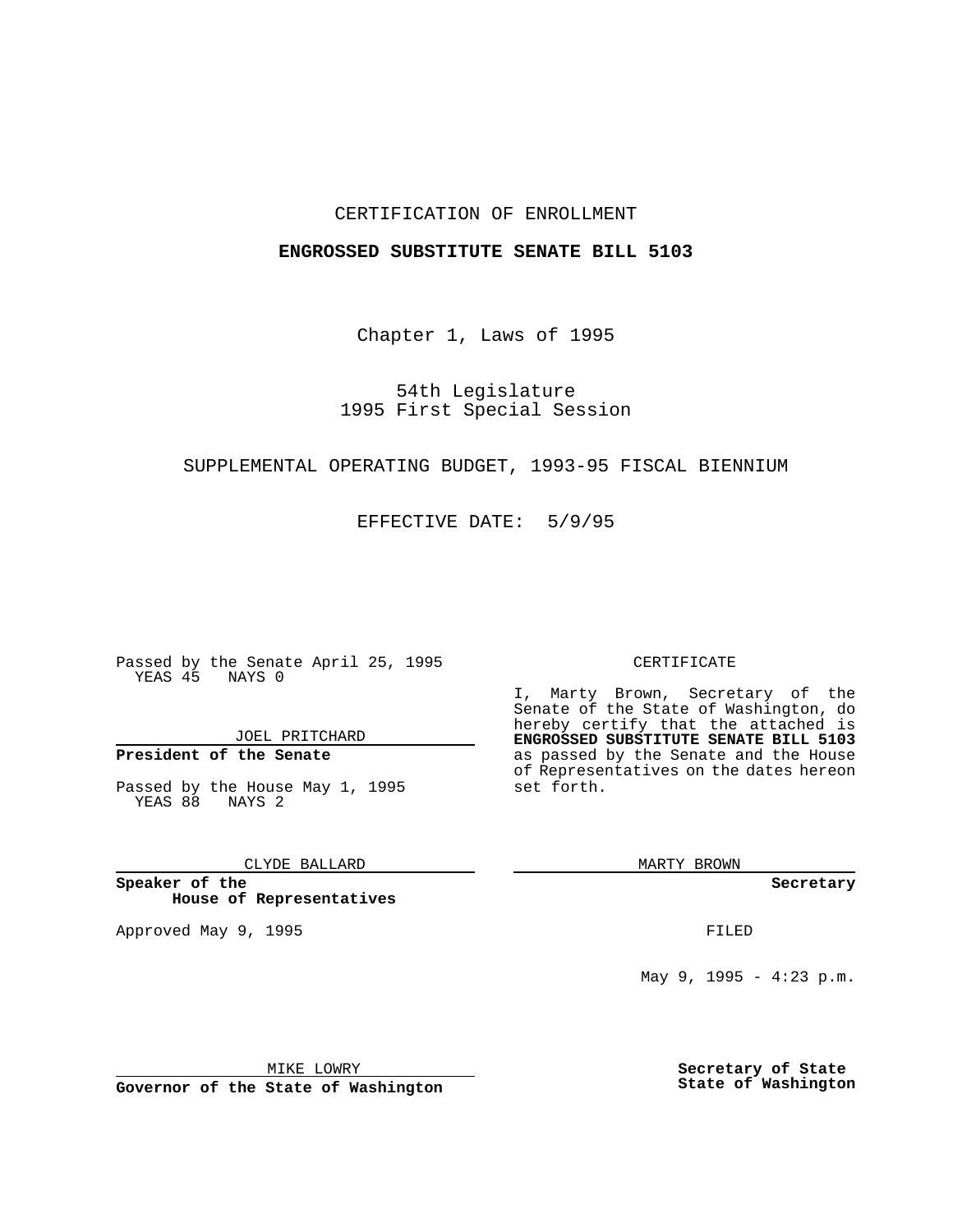CERTIFICATION OF ENROLLMENT

**ENGROSSED SUBSTITUTE SENATE BILL 5103**

Chapter 1, Laws of 1995

54th Legislature
1995 First Special Session

SUPPLEMENTAL OPERATING BUDGET, 1993-95 FISCAL BIENNIUM

EFFECTIVE DATE: 5/9/95

Passed by the Senate April 25, 1995
YEAS 45 NAYS 0

JOEL PRITCHARD

**President of the Senate**

Passed by the House May 1, 1995
YEAS 88 NAYS 2

CLYDE BALLARD

**Speaker of the House of Representatives**

Approved May 9, 1995

MIKE LOWRY

**Governor of the State of Washington**

CERTIFICATE

I, Marty Brown, Secretary of the Senate of the State of Washington, do hereby certify that the attached is **ENGROSSED SUBSTITUTE SENATE BILL 5103** as passed by the Senate and the House of Representatives on the dates hereon set forth.

MARTY BROWN

**Secretary**

FILED

May 9, 1995 - 4:23 p.m.

**Secretary of State**
**State of Washington**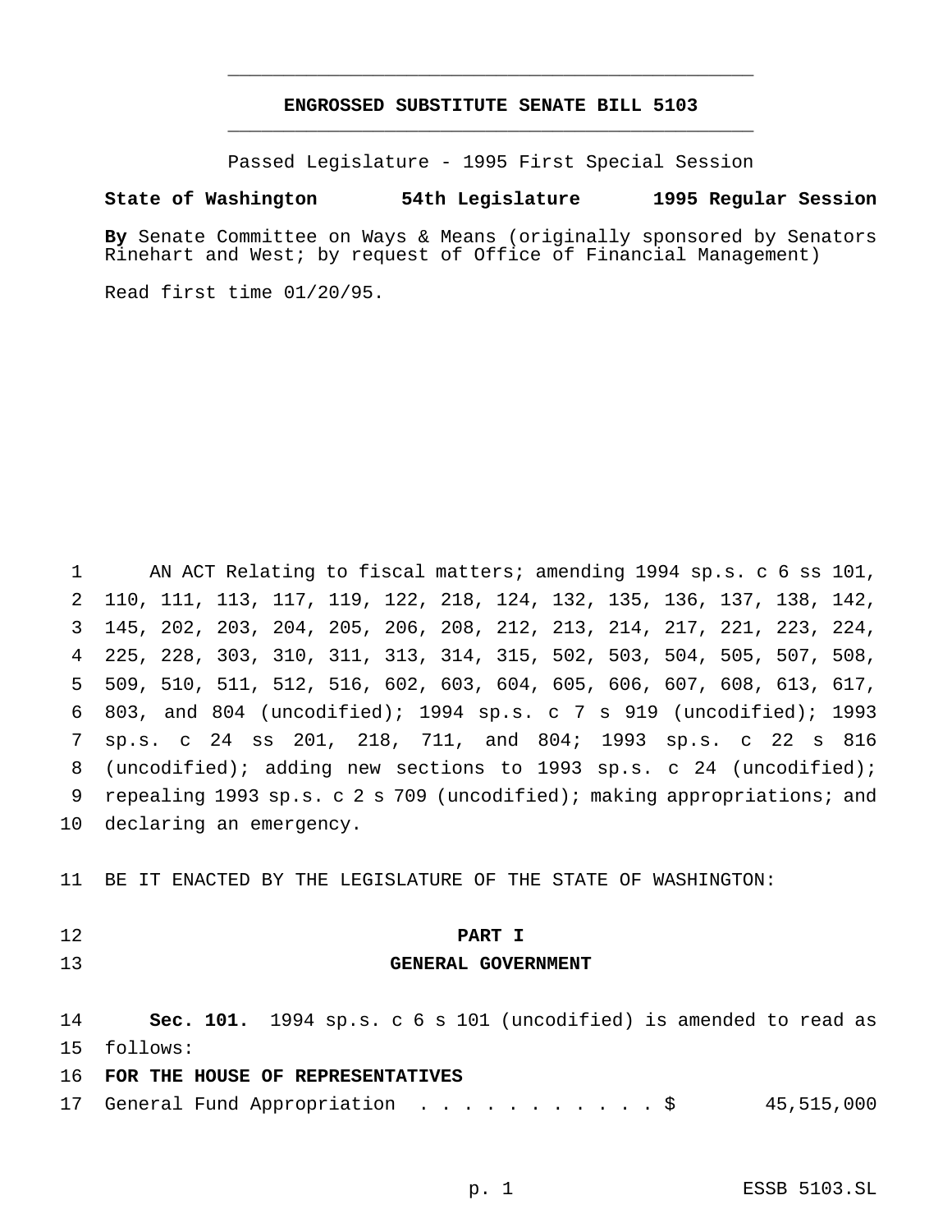**ENGROSSED SUBSTITUTE SENATE BILL 5103**

Passed Legislature - 1995 First Special Session

**State of Washington 54th Legislature 1995 Regular Session**

**By** Senate Committee on Ways & Means (originally sponsored by Senators Rinehart and West; by request of Office of Financial Management)

Read first time 01/20/95.

AN ACT Relating to fiscal matters; amending 1994 sp.s. c 6 ss 101, 110, 111, 113, 117, 119, 122, 218, 124, 132, 135, 136, 137, 138, 142, 145, 202, 203, 204, 205, 206, 208, 212, 213, 214, 217, 221, 223, 224, 225, 228, 303, 310, 311, 313, 314, 315, 502, 503, 504, 505, 507, 508, 509, 510, 511, 512, 516, 602, 603, 604, 605, 606, 607, 608, 613, 617, 803, and 804 (uncodified); 1994 sp.s. c 7 s 919 (uncodified); 1993 sp.s. c 24 ss 201, 218, 711, and 804; 1993 sp.s. c 22 s 816 (uncodified); adding new sections to 1993 sp.s. c 24 (uncodified); repealing 1993 sp.s. c 2 s 709 (uncodified); making appropriations; and declaring an emergency.

BE IT ENACTED BY THE LEGISLATURE OF THE STATE OF WASHINGTON:

**PART I**
**GENERAL GOVERNMENT**

**Sec. 101.** 1994 sp.s. c 6 s 101 (uncodified) is amended to read as follows:

**FOR THE HOUSE OF REPRESENTATIVES**

General Fund Appropriation . . . . . . . . . . . $ 45,515,000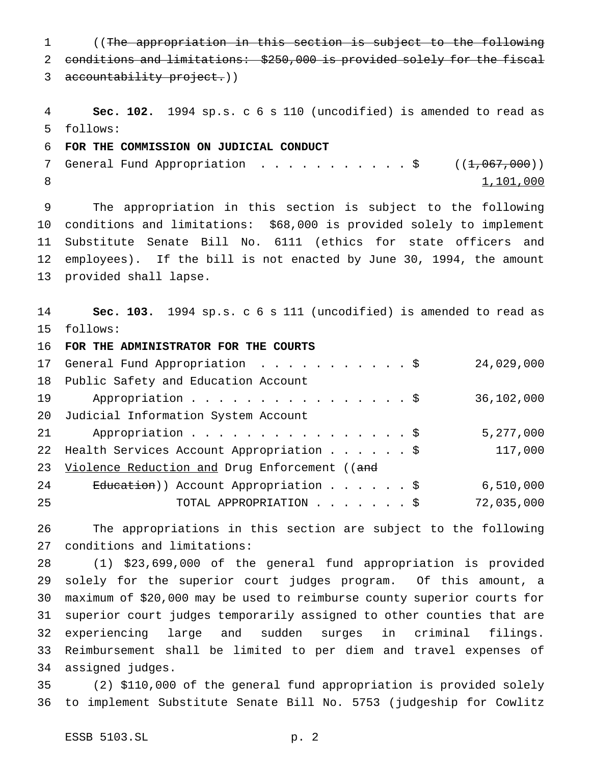((~~The appropriation in this section is subject to the following conditions and limitations: $250,000 is provided solely for the fiscal accountability project.~~))

**Sec. 102.** 1994 sp.s. c 6 s 110 (uncodified) is amended to read as follows:

**FOR THE COMMISSION ON JUDICIAL CONDUCT**

| | |
|---|---|
| General Fund Appropriation . . . . . . . . . . . $ | ((~~1,067,000~~)) <u>1,101,000</u> |

The appropriation in this section is subject to the following conditions and limitations: $68,000 is provided solely to implement Substitute Senate Bill No. 6111 (ethics for state officers and employees). If the bill is not enacted by June 30, 1994, the amount provided shall lapse.

**Sec. 103.** 1994 sp.s. c 6 s 111 (uncodified) is amended to read as follows:

**FOR THE ADMINISTRATOR FOR THE COURTS**

| | |
|---|---|
| General Fund Appropriation . . . . . . . . . . . $ | 24,029,000 |
| Public Safety and Education Account Appropriation . . . . . . . . . . . . . . . . $ | 36,102,000 |
| Judicial Information System Account Appropriation . . . . . . . . . . . . . . . . $ | 5,277,000 |
| Health Services Account Appropriation . . . . . . $ | 117,000 |
| <u>Violence Reduction and</u> Drug Enforcement ((~~and Education~~)) Account Appropriation . . . . . . $ | 6,510,000 |
| TOTAL APPROPRIATION . . . . . . . $ | 72,035,000 |

The appropriations in this section are subject to the following conditions and limitations:

(1) $23,699,000 of the general fund appropriation is provided solely for the superior court judges program. Of this amount, a maximum of $20,000 may be used to reimburse county superior courts for superior court judges temporarily assigned to other counties that are experiencing large and sudden surges in criminal filings. Reimbursement shall be limited to per diem and travel expenses of assigned judges.

(2) $110,000 of the general fund appropriation is provided solely to implement Substitute Senate Bill No. 5753 (judgeship for Cowlitz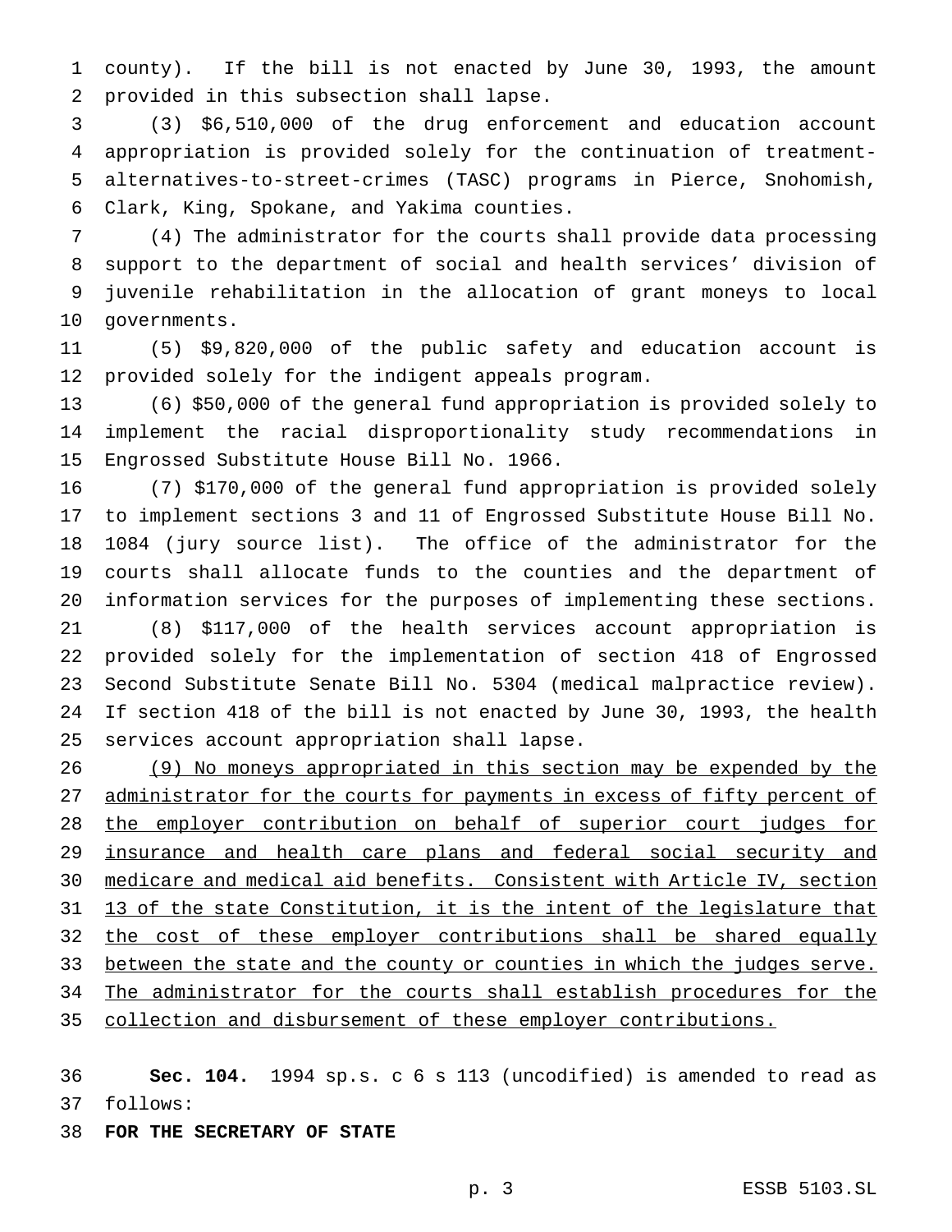county). If the bill is not enacted by June 30, 1993, the amount provided in this subsection shall lapse.

(3) $6,510,000 of the drug enforcement and education account appropriation is provided solely for the continuation of treatment-alternatives-to-street-crimes (TASC) programs in Pierce, Snohomish, Clark, King, Spokane, and Yakima counties.

(4) The administrator for the courts shall provide data processing support to the department of social and health services' division of juvenile rehabilitation in the allocation of grant moneys to local governments.

(5) $9,820,000 of the public safety and education account is provided solely for the indigent appeals program.

(6) $50,000 of the general fund appropriation is provided solely to implement the racial disproportionality study recommendations in Engrossed Substitute House Bill No. 1966.

(7) $170,000 of the general fund appropriation is provided solely to implement sections 3 and 11 of Engrossed Substitute House Bill No. 1084 (jury source list). The office of the administrator for the courts shall allocate funds to the counties and the department of information services for the purposes of implementing these sections.

(8) $117,000 of the health services account appropriation is provided solely for the implementation of section 418 of Engrossed Second Substitute Senate Bill No. 5304 (medical malpractice review). If section 418 of the bill is not enacted by June 30, 1993, the health services account appropriation shall lapse.

<u>(9) No moneys appropriated in this section may be expended by the administrator for the courts for payments in excess of fifty percent of the employer contribution on behalf of superior court judges for insurance and health care plans and federal social security and medicare and medical aid benefits. Consistent with Article IV, section 13 of the state Constitution, it is the intent of the legislature that the cost of these employer contributions shall be shared equally between the state and the county or counties in which the judges serve. The administrator for the courts shall establish procedures for the collection and disbursement of these employer contributions.</u>

**Sec. 104.** 1994 sp.s. c 6 s 113 (uncodified) is amended to read as follows:

**FOR THE SECRETARY OF STATE**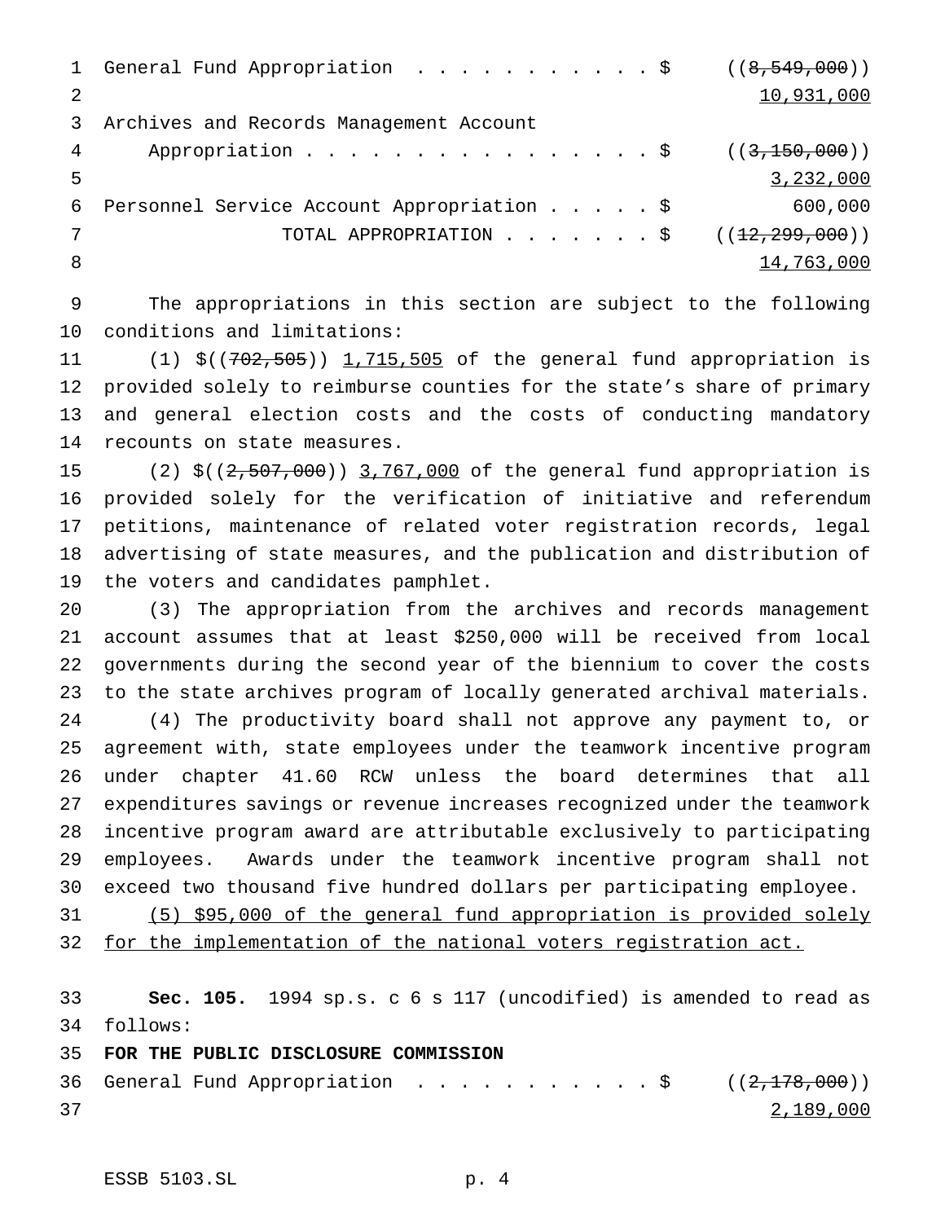General Fund Appropriation . . . . . . . . . . . $ ((~~8,549,000~~))
10,931,000

Archives and Records Management Account
Appropriation . . . . . . . . . . . . . . . . . $ ((~~3,150,000~~))
3,232,000

Personnel Service Account Appropriation . . . . . $ 600,000

TOTAL APPROPRIATION . . . . . . . $ ((~~12,299,000~~))
14,763,000

The appropriations in this section are subject to the following conditions and limitations:

(1) $((~~702,505~~)) 1,715,505 of the general fund appropriation is provided solely to reimburse counties for the state's share of primary and general election costs and the costs of conducting mandatory recounts on state measures.

(2) $((~~2,507,000~~)) 3,767,000 of the general fund appropriation is provided solely for the verification of initiative and referendum petitions, maintenance of related voter registration records, legal advertising of state measures, and the publication and distribution of the voters and candidates pamphlet.

(3) The appropriation from the archives and records management account assumes that at least $250,000 will be received from local governments during the second year of the biennium to cover the costs to the state archives program of locally generated archival materials.

(4) The productivity board shall not approve any payment to, or agreement with, state employees under the teamwork incentive program under chapter 41.60 RCW unless the board determines that all expenditures savings or revenue increases recognized under the teamwork incentive program award are attributable exclusively to participating employees. Awards under the teamwork incentive program shall not exceed two thousand five hundred dollars per participating employee.

(5) $95,000 of the general fund appropriation is provided solely for the implementation of the national voters registration act.

**Sec. 105.** 1994 sp.s. c 6 s 117 (uncodified) is amended to read as follows:

**FOR THE PUBLIC DISCLOSURE COMMISSION**

General Fund Appropriation . . . . . . . . . . . $ ((~~2,178,000~~))
2,189,000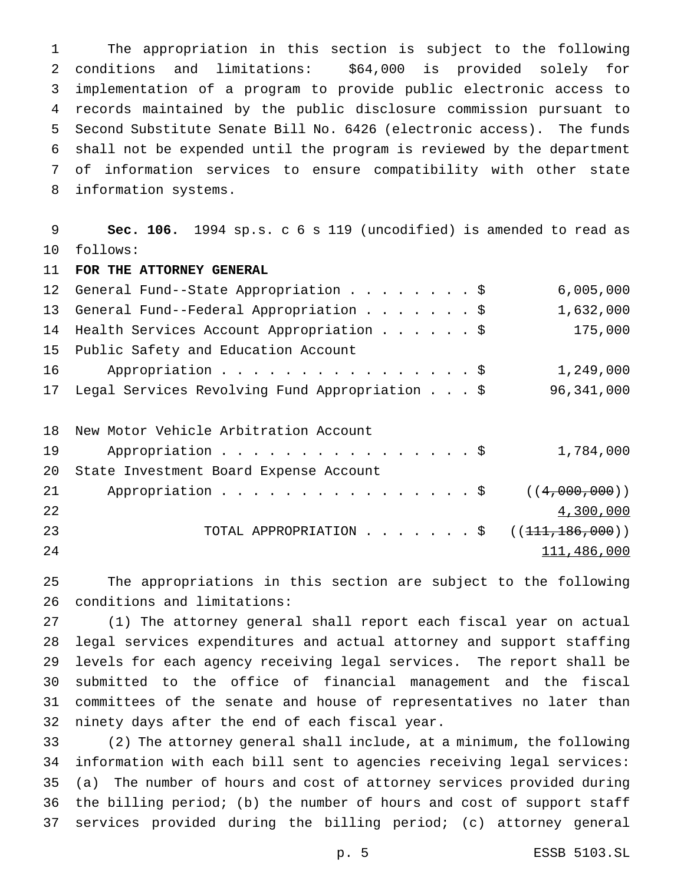The appropriation in this section is subject to the following conditions and limitations: $64,000 is provided solely for implementation of a program to provide public electronic access to records maintained by the public disclosure commission pursuant to Second Substitute Senate Bill No. 6426 (electronic access). The funds shall not be expended until the program is reviewed by the department of information services to ensure compatibility with other state information systems.

**Sec. 106.** 1994 sp.s. c 6 s 119 (uncodified) is amended to read as follows:

**FOR THE ATTORNEY GENERAL**

| | |
|---|---|
| General Fund--State Appropriation . . . . . . . . $ | 6,005,000 |
| General Fund--Federal Appropriation . . . . . . . $ | 1,632,000 |
| Health Services Account Appropriation . . . . . . $ | 175,000 |
| Public Safety and Education Account Appropriation . . . . . . . . . . . . . . . . $ | 1,249,000 |
| Legal Services Revolving Fund Appropriation . . . $ | 96,341,000 |
| New Motor Vehicle Arbitration Account Appropriation . . . . . . . . . . . . . . . . $ | 1,784,000 |
| State Investment Board Expense Account Appropriation . . . . . . . . . . . . . . . . $ | ((~~4,000,000~~)) <u>4,300,000</u> |
| TOTAL APPROPRIATION . . . . . . . $ | ((~~111,186,000~~)) <u>111,486,000</u> |

The appropriations in this section are subject to the following conditions and limitations:

(1) The attorney general shall report each fiscal year on actual legal services expenditures and actual attorney and support staffing levels for each agency receiving legal services. The report shall be submitted to the office of financial management and the fiscal committees of the senate and house of representatives no later than ninety days after the end of each fiscal year.

(2) The attorney general shall include, at a minimum, the following information with each bill sent to agencies receiving legal services: (a) The number of hours and cost of attorney services provided during the billing period; (b) the number of hours and cost of support staff services provided during the billing period; (c) attorney general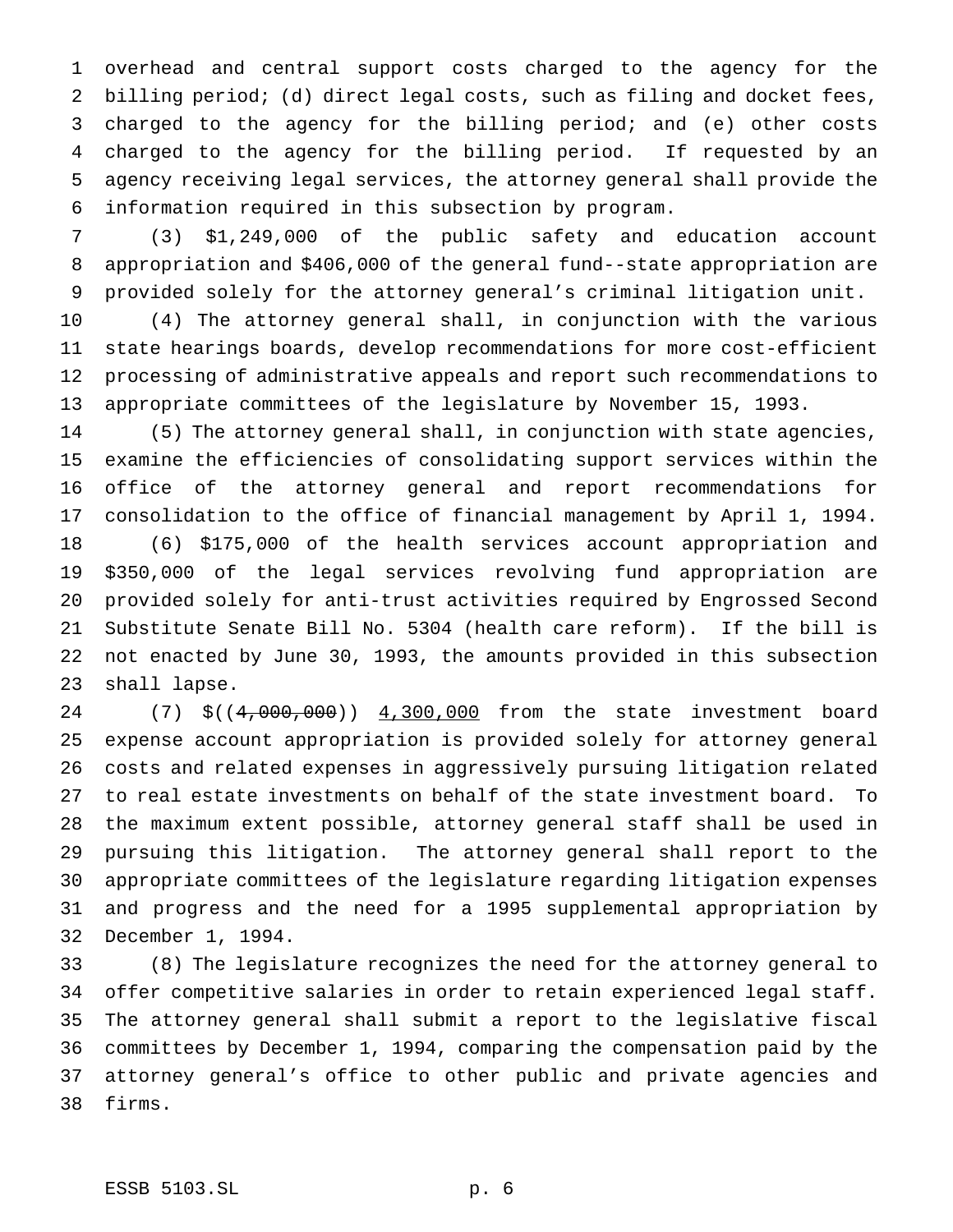overhead and central support costs charged to the agency for the billing period; (d) direct legal costs, such as filing and docket fees, charged to the agency for the billing period; and (e) other costs charged to the agency for the billing period. If requested by an agency receiving legal services, the attorney general shall provide the information required in this subsection by program.

(3) $1,249,000 of the public safety and education account appropriation and $406,000 of the general fund--state appropriation are provided solely for the attorney general's criminal litigation unit.

(4) The attorney general shall, in conjunction with the various state hearings boards, develop recommendations for more cost-efficient processing of administrative appeals and report such recommendations to appropriate committees of the legislature by November 15, 1993.

(5) The attorney general shall, in conjunction with state agencies, examine the efficiencies of consolidating support services within the office of the attorney general and report recommendations for consolidation to the office of financial management by April 1, 1994.

(6) $175,000 of the health services account appropriation and $350,000 of the legal services revolving fund appropriation are provided solely for anti-trust activities required by Engrossed Second Substitute Senate Bill No. 5304 (health care reform). If the bill is not enacted by June 30, 1993, the amounts provided in this subsection shall lapse.

(7) $((~~4,000,000~~)) <u>4,300,000</u> from the state investment board expense account appropriation is provided solely for attorney general costs and related expenses in aggressively pursuing litigation related to real estate investments on behalf of the state investment board. To the maximum extent possible, attorney general staff shall be used in pursuing this litigation. The attorney general shall report to the appropriate committees of the legislature regarding litigation expenses and progress and the need for a 1995 supplemental appropriation by December 1, 1994.

(8) The legislature recognizes the need for the attorney general to offer competitive salaries in order to retain experienced legal staff. The attorney general shall submit a report to the legislative fiscal committees by December 1, 1994, comparing the compensation paid by the attorney general's office to other public and private agencies and firms.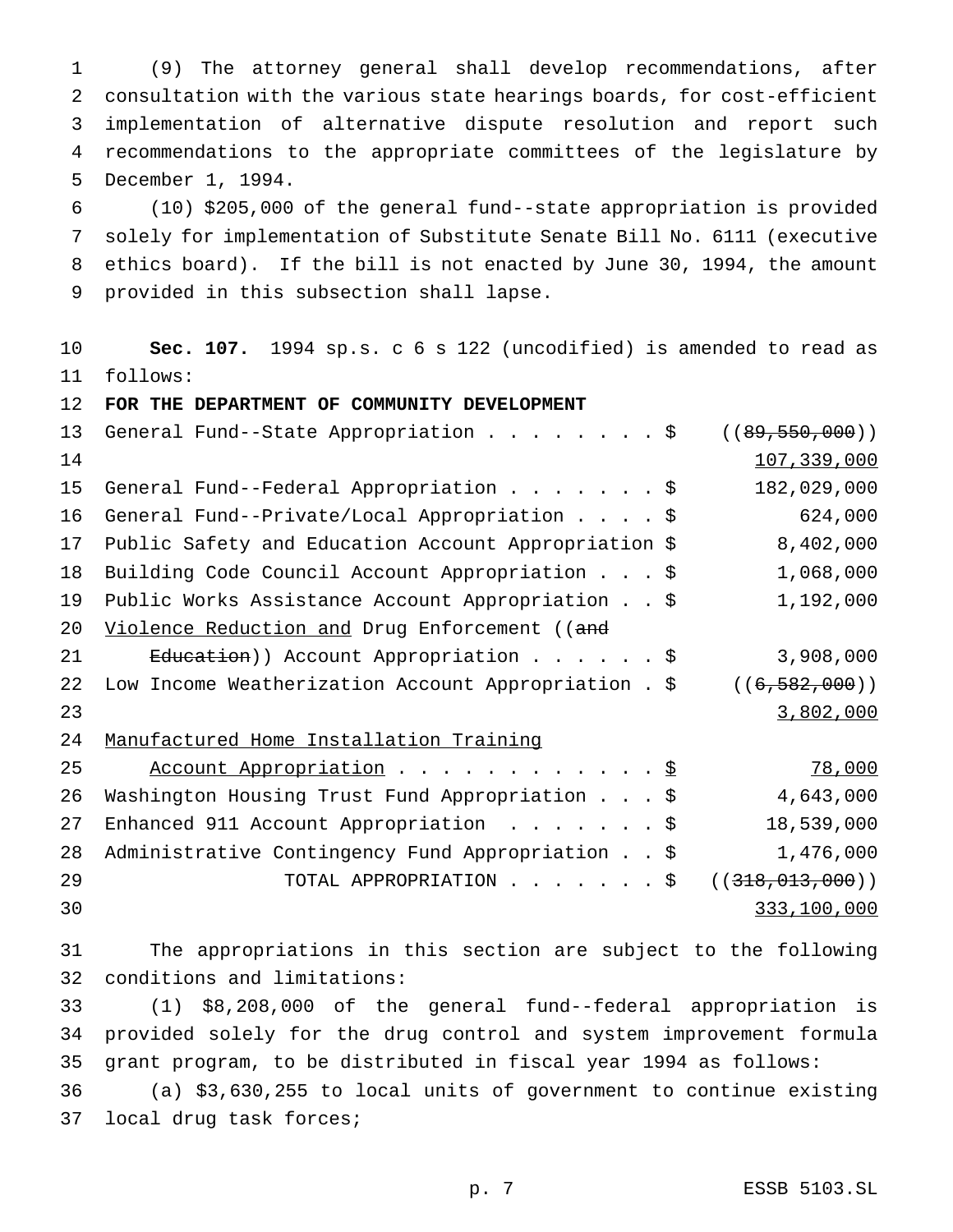(9) The attorney general shall develop recommendations, after consultation with the various state hearings boards, for cost-efficient implementation of alternative dispute resolution and report such recommendations to the appropriate committees of the legislature by December 1, 1994.

(10) $205,000 of the general fund--state appropriation is provided solely for implementation of Substitute Senate Bill No. 6111 (executive ethics board). If the bill is not enacted by June 30, 1994, the amount provided in this subsection shall lapse.

**Sec. 107.** 1994 sp.s. c 6 s 122 (uncodified) is amended to read as follows:

**FOR THE DEPARTMENT OF COMMUNITY DEVELOPMENT**

| | |
|---|---|
| General Fund--State Appropriation . . . . . . . . $ | ((~~89,550,000~~)) <u>107,339,000</u> |
| General Fund--Federal Appropriation . . . . . . . $ | 182,029,000 |
| General Fund--Private/Local Appropriation . . . . $ | 624,000 |
| Public Safety and Education Account Appropriation $ | 8,402,000 |
| Building Code Council Account Appropriation . . . $ | 1,068,000 |
| Public Works Assistance Account Appropriation . . $ | 1,192,000 |
| <u>Violence Reduction and</u> Drug Enforcement ((~~and Education~~)) Account Appropriation . . . . . . $ | 3,908,000 |
| Low Income Weatherization Account Appropriation . $ | ((~~6,582,000~~)) <u>3,802,000</u> |
| <u>Manufactured Home Installation Training Account Appropriation . . . . . . . . . . . . . $</u> | <u>78,000</u> |
| Washington Housing Trust Fund Appropriation . . . $ | 4,643,000 |
| Enhanced 911 Account Appropriation . . . . . . . $ | 18,539,000 |
| Administrative Contingency Fund Appropriation . . $ | 1,476,000 |
| TOTAL APPROPRIATION . . . . . . . $ | ((~~318,013,000~~)) <u>333,100,000</u> |

The appropriations in this section are subject to the following conditions and limitations:

(1) $8,208,000 of the general fund--federal appropriation is provided solely for the drug control and system improvement formula grant program, to be distributed in fiscal year 1994 as follows:

(a) $3,630,255 to local units of government to continue existing local drug task forces;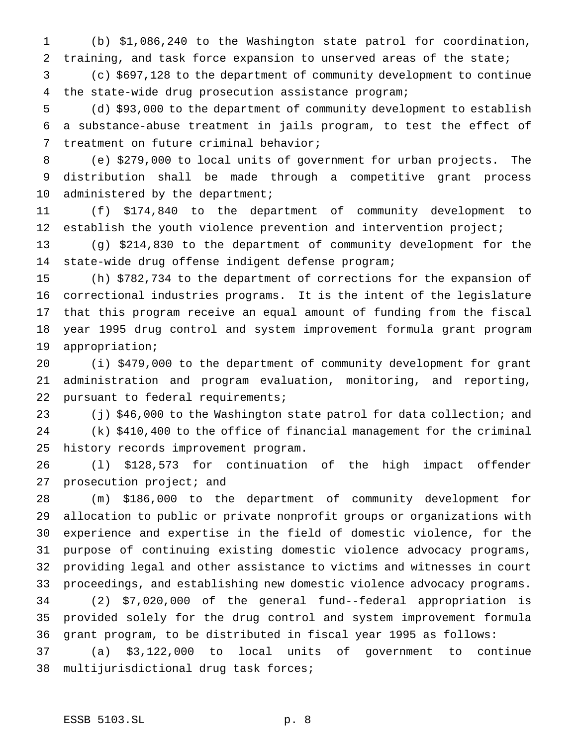(b) $1,086,240 to the Washington state patrol for coordination, training, and task force expansion to unserved areas of the state;

(c) $697,128 to the department of community development to continue the state-wide drug prosecution assistance program;

(d) $93,000 to the department of community development to establish a substance-abuse treatment in jails program, to test the effect of treatment on future criminal behavior;

(e) $279,000 to local units of government for urban projects. The distribution shall be made through a competitive grant process administered by the department;

(f) $174,840 to the department of community development to establish the youth violence prevention and intervention project;

(g) $214,830 to the department of community development for the state-wide drug offense indigent defense program;

(h) $782,734 to the department of corrections for the expansion of correctional industries programs. It is the intent of the legislature that this program receive an equal amount of funding from the fiscal year 1995 drug control and system improvement formula grant program appropriation;

(i) $479,000 to the department of community development for grant administration and program evaluation, monitoring, and reporting, pursuant to federal requirements;

(j) $46,000 to the Washington state patrol for data collection; and

(k) $410,400 to the office of financial management for the criminal history records improvement program.

(l) $128,573 for continuation of the high impact offender prosecution project; and

(m) $186,000 to the department of community development for allocation to public or private nonprofit groups or organizations with experience and expertise in the field of domestic violence, for the purpose of continuing existing domestic violence advocacy programs, providing legal and other assistance to victims and witnesses in court proceedings, and establishing new domestic violence advocacy programs.

(2) $7,020,000 of the general fund--federal appropriation is provided solely for the drug control and system improvement formula grant program, to be distributed in fiscal year 1995 as follows:

(a) $3,122,000 to local units of government to continue multijurisdictional drug task forces;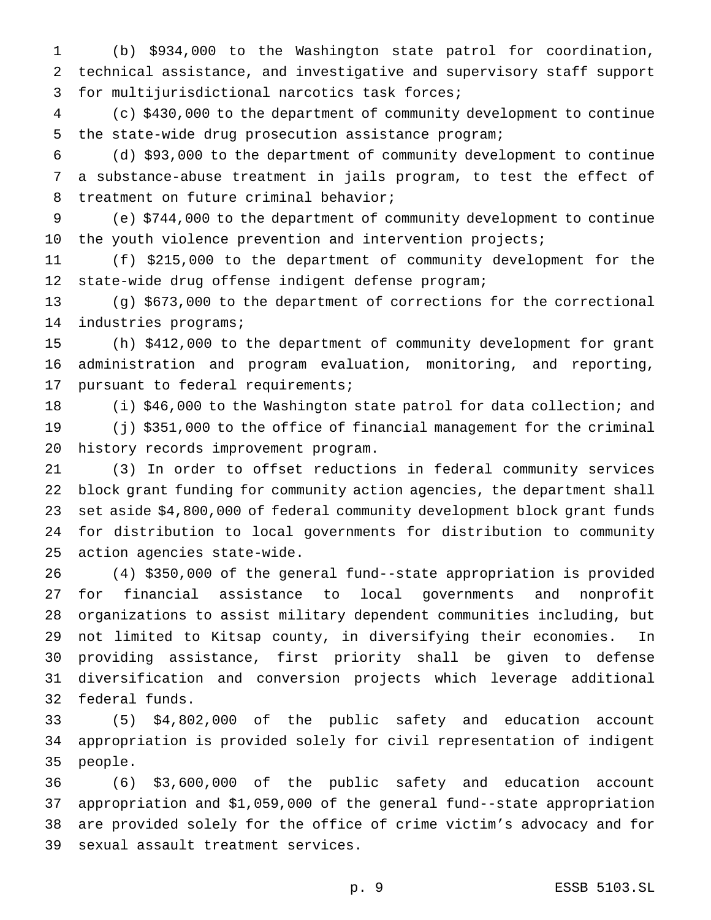(b) $934,000 to the Washington state patrol for coordination, technical assistance, and investigative and supervisory staff support for multijurisdictional narcotics task forces;

(c) $430,000 to the department of community development to continue the state-wide drug prosecution assistance program;

(d) $93,000 to the department of community development to continue a substance-abuse treatment in jails program, to test the effect of treatment on future criminal behavior;

(e) $744,000 to the department of community development to continue the youth violence prevention and intervention projects;

(f) $215,000 to the department of community development for the state-wide drug offense indigent defense program;

(g) $673,000 to the department of corrections for the correctional industries programs;

(h) $412,000 to the department of community development for grant administration and program evaluation, monitoring, and reporting, pursuant to federal requirements;

(i) $46,000 to the Washington state patrol for data collection; and

(j) $351,000 to the office of financial management for the criminal history records improvement program.

(3) In order to offset reductions in federal community services block grant funding for community action agencies, the department shall set aside $4,800,000 of federal community development block grant funds for distribution to local governments for distribution to community action agencies state-wide.

(4) $350,000 of the general fund--state appropriation is provided for financial assistance to local governments and nonprofit organizations to assist military dependent communities including, but not limited to Kitsap county, in diversifying their economies. In providing assistance, first priority shall be given to defense diversification and conversion projects which leverage additional federal funds.

(5) $4,802,000 of the public safety and education account appropriation is provided solely for civil representation of indigent people.

(6) $3,600,000 of the public safety and education account appropriation and $1,059,000 of the general fund--state appropriation are provided solely for the office of crime victim's advocacy and for sexual assault treatment services.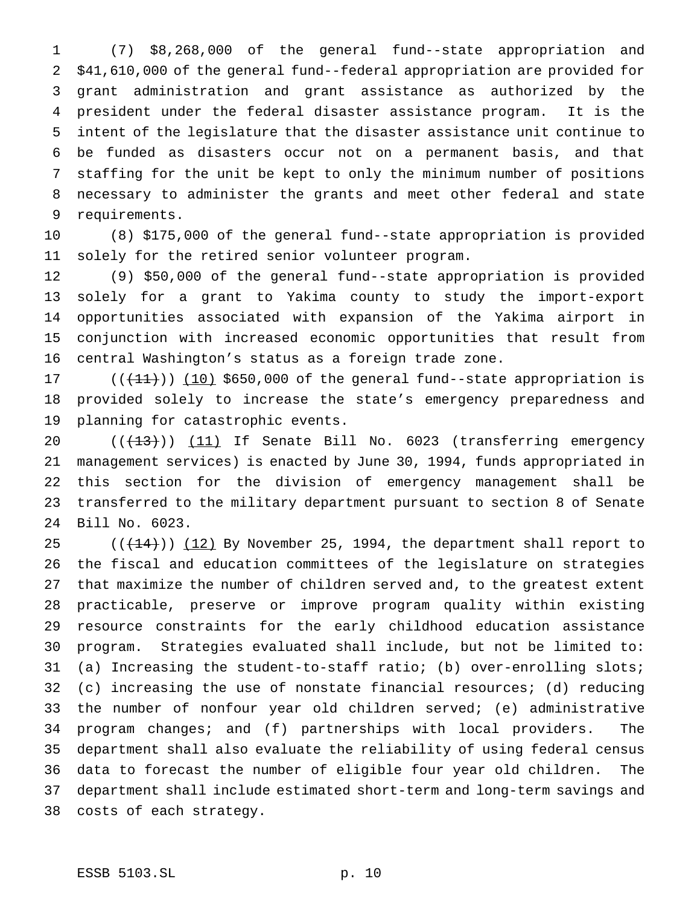(7) $8,268,000 of the general fund--state appropriation and $41,610,000 of the general fund--federal appropriation are provided for grant administration and grant assistance as authorized by the president under the federal disaster assistance program. It is the intent of the legislature that the disaster assistance unit continue to be funded as disasters occur not on a permanent basis, and that staffing for the unit be kept to only the minimum number of positions necessary to administer the grants and meet other federal and state requirements.

(8) $175,000 of the general fund--state appropriation is provided solely for the retired senior volunteer program.

(9) $50,000 of the general fund--state appropriation is provided solely for a grant to Yakima county to study the import-export opportunities associated with expansion of the Yakima airport in conjunction with increased economic opportunities that result from central Washington's status as a foreign trade zone.

((~~(11)~~)) (10) $650,000 of the general fund--state appropriation is provided solely to increase the state's emergency preparedness and planning for catastrophic events.

((~~(13)~~)) (11) If Senate Bill No. 6023 (transferring emergency management services) is enacted by June 30, 1994, funds appropriated in this section for the division of emergency management shall be transferred to the military department pursuant to section 8 of Senate Bill No. 6023.

((~~(14)~~)) (12) By November 25, 1994, the department shall report to the fiscal and education committees of the legislature on strategies that maximize the number of children served and, to the greatest extent practicable, preserve or improve program quality within existing resource constraints for the early childhood education assistance program. Strategies evaluated shall include, but not be limited to: (a) Increasing the student-to-staff ratio; (b) over-enrolling slots; (c) increasing the use of nonstate financial resources; (d) reducing the number of nonfour year old children served; (e) administrative program changes; and (f) partnerships with local providers. The department shall also evaluate the reliability of using federal census data to forecast the number of eligible four year old children. The department shall include estimated short-term and long-term savings and costs of each strategy.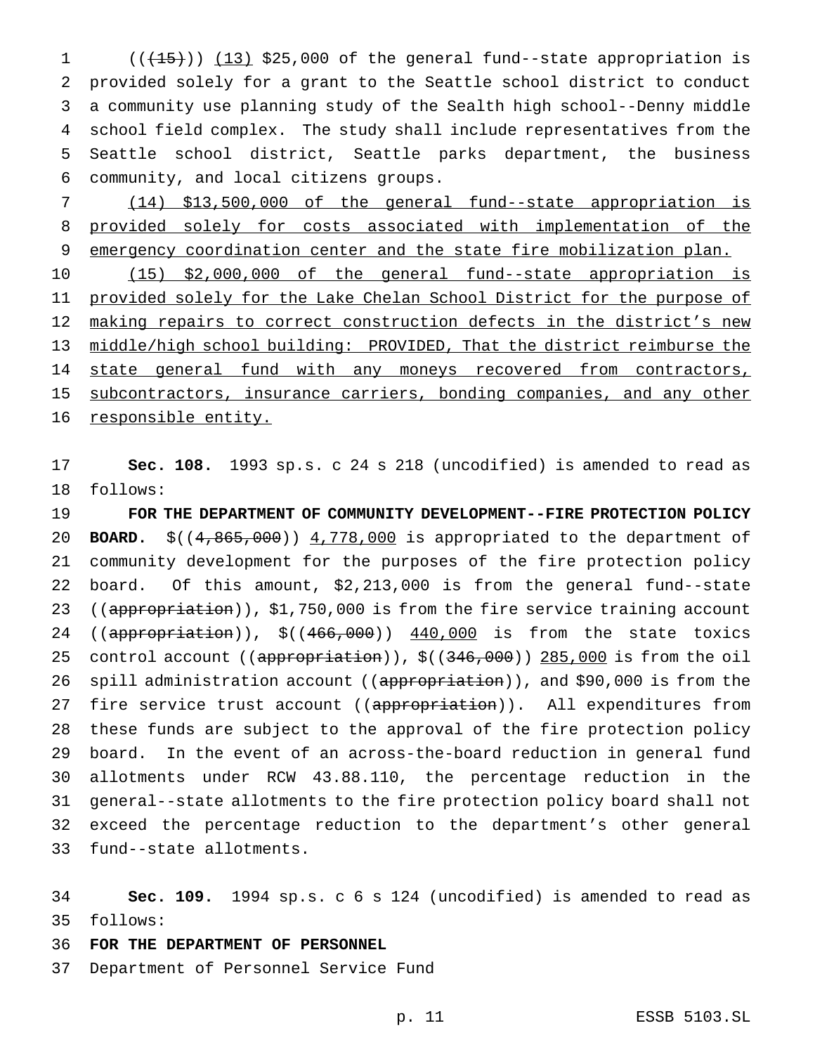(((15))) (13) $25,000 of the general fund--state appropriation is provided solely for a grant to the Seattle school district to conduct a community use planning study of the Sealth high school--Denny middle school field complex. The study shall include representatives from the Seattle school district, Seattle parks department, the business community, and local citizens groups.

(14) $13,500,000 of the general fund--state appropriation is provided solely for costs associated with implementation of the emergency coordination center and the state fire mobilization plan.

(15) $2,000,000 of the general fund--state appropriation is provided solely for the Lake Chelan School District for the purpose of making repairs to correct construction defects in the district's new middle/high school building: PROVIDED, That the district reimburse the state general fund with any moneys recovered from contractors, subcontractors, insurance carriers, bonding companies, and any other responsible entity.

**Sec. 108.** 1993 sp.s. c 24 s 218 (uncodified) is amended to read as follows:

**FOR THE DEPARTMENT OF COMMUNITY DEVELOPMENT--FIRE PROTECTION POLICY BOARD.** $((4,865,000)) 4,778,000 is appropriated to the department of community development for the purposes of the fire protection policy board. Of this amount, $2,213,000 is from the general fund--state ((appropriation)), $1,750,000 is from the fire service training account ((appropriation)), $((466,000)) 440,000 is from the state toxics control account ((appropriation)), $((346,000)) 285,000 is from the oil spill administration account ((appropriation)), and $90,000 is from the fire service trust account ((appropriation)). All expenditures from these funds are subject to the approval of the fire protection policy board. In the event of an across-the-board reduction in general fund allotments under RCW 43.88.110, the percentage reduction in the general--state allotments to the fire protection policy board shall not exceed the percentage reduction to the department's other general fund--state allotments.

**Sec. 109.** 1994 sp.s. c 6 s 124 (uncodified) is amended to read as follows:

**FOR THE DEPARTMENT OF PERSONNEL**

Department of Personnel Service Fund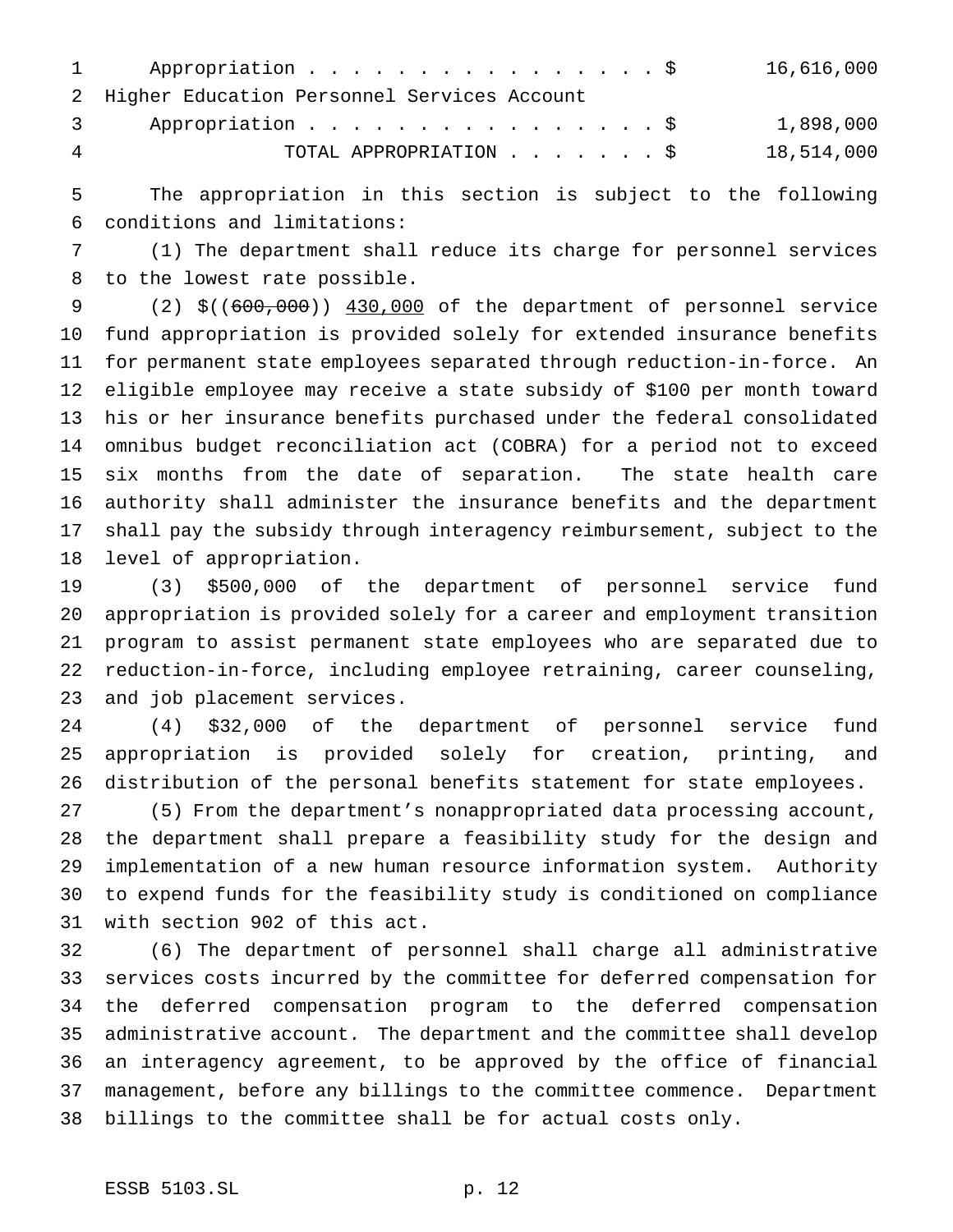Appropriation . . . . . . . . . . . . . . . . . $ 16,616,000

Higher Education Personnel Services Account

Appropriation . . . . . . . . . . . . . . . . . $ 1,898,000

TOTAL APPROPRIATION . . . . . . . $ 18,514,000

The appropriation in this section is subject to the following conditions and limitations:

(1) The department shall reduce its charge for personnel services to the lowest rate possible.

(2) $((~~600,000~~)) 430,000 of the department of personnel service fund appropriation is provided solely for extended insurance benefits for permanent state employees separated through reduction-in-force. An eligible employee may receive a state subsidy of $100 per month toward his or her insurance benefits purchased under the federal consolidated omnibus budget reconciliation act (COBRA) for a period not to exceed six months from the date of separation. The state health care authority shall administer the insurance benefits and the department shall pay the subsidy through interagency reimbursement, subject to the level of appropriation.

(3) $500,000 of the department of personnel service fund appropriation is provided solely for a career and employment transition program to assist permanent state employees who are separated due to reduction-in-force, including employee retraining, career counseling, and job placement services.

(4) $32,000 of the department of personnel service fund appropriation is provided solely for creation, printing, and distribution of the personal benefits statement for state employees.

(5) From the department's nonappropriated data processing account, the department shall prepare a feasibility study for the design and implementation of a new human resource information system. Authority to expend funds for the feasibility study is conditioned on compliance with section 902 of this act.

(6) The department of personnel shall charge all administrative services costs incurred by the committee for deferred compensation for the deferred compensation program to the deferred compensation administrative account. The department and the committee shall develop an interagency agreement, to be approved by the office of financial management, before any billings to the committee commence. Department billings to the committee shall be for actual costs only.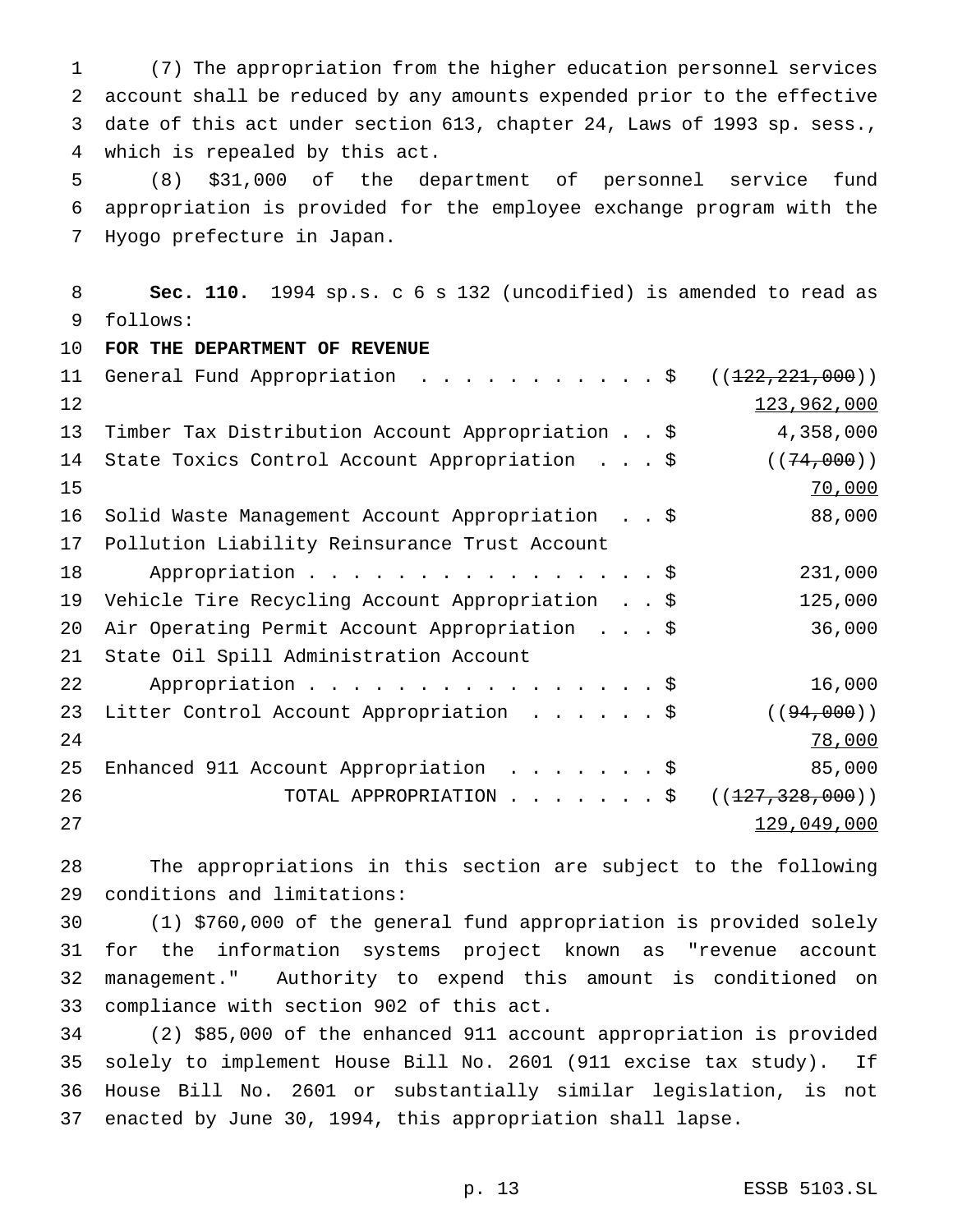(7) The appropriation from the higher education personnel services account shall be reduced by any amounts expended prior to the effective date of this act under section 613, chapter 24, Laws of 1993 sp. sess., which is repealed by this act.

(8) $31,000 of the department of personnel service fund appropriation is provided for the employee exchange program with the Hyogo prefecture in Japan.

**Sec. 110.** 1994 sp.s. c 6 s 132 (uncodified) is amended to read as follows:

**FOR THE DEPARTMENT OF REVENUE**

| | |
|---|---|
| General Fund Appropriation . . . . . . . . . . . $ | ((~~122,221,000~~)) 123,962,000 |
| Timber Tax Distribution Account Appropriation . . $ | 4,358,000 |
| State Toxics Control Account Appropriation . . . $ | ((~~74,000~~)) 70,000 |
| Solid Waste Management Account Appropriation . . $ | 88,000 |
| Pollution Liability Reinsurance Trust Account Appropriation . . . . . . . . . . . . . . . . $ | 231,000 |
| Vehicle Tire Recycling Account Appropriation . . $ | 125,000 |
| Air Operating Permit Account Appropriation . . . $ | 36,000 |
| State Oil Spill Administration Account Appropriation . . . . . . . . . . . . . . . . $ | 16,000 |
| Litter Control Account Appropriation . . . . . . $ | ((~~94,000~~)) 78,000 |
| Enhanced 911 Account Appropriation . . . . . . . $ | 85,000 |
| TOTAL APPROPRIATION . . . . . . . $ | ((~~127,328,000~~)) 129,049,000 |

The appropriations in this section are subject to the following conditions and limitations:

(1) $760,000 of the general fund appropriation is provided solely for the information systems project known as "revenue account management." Authority to expend this amount is conditioned on compliance with section 902 of this act.

(2) $85,000 of the enhanced 911 account appropriation is provided solely to implement House Bill No. 2601 (911 excise tax study). If House Bill No. 2601 or substantially similar legislation, is not enacted by June 30, 1994, this appropriation shall lapse.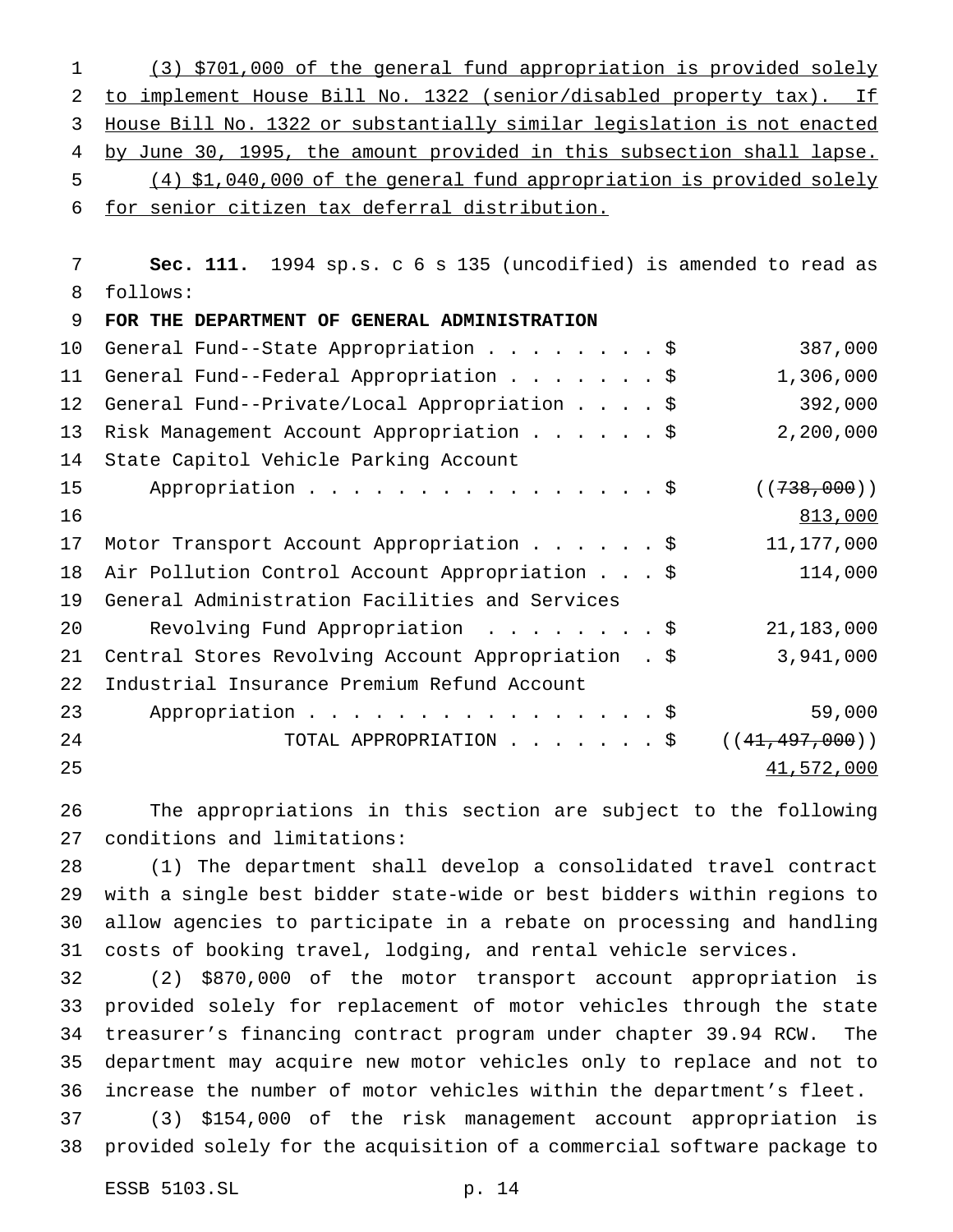(3) $701,000 of the general fund appropriation is provided solely to implement House Bill No. 1322 (senior/disabled property tax). If House Bill No. 1322 or substantially similar legislation is not enacted by June 30, 1995, the amount provided in this subsection shall lapse.

(4) $1,040,000 of the general fund appropriation is provided solely for senior citizen tax deferral distribution.

**Sec. 111.** 1994 sp.s. c 6 s 135 (uncodified) is amended to read as follows:

**FOR THE DEPARTMENT OF GENERAL ADMINISTRATION**

| | |
|---|---|
| General Fund--State Appropriation . . . . . . . . $ | 387,000 |
| General Fund--Federal Appropriation . . . . . . . $ | 1,306,000 |
| General Fund--Private/Local Appropriation . . . . $ | 392,000 |
| Risk Management Account Appropriation . . . . . . $ | 2,200,000 |
| State Capitol Vehicle Parking Account Appropriation . . . . . . . . . . . . . . . . . $ | ((~~738,000~~)) 813,000 |
| Motor Transport Account Appropriation . . . . . . $ | 11,177,000 |
| Air Pollution Control Account Appropriation . . . $ | 114,000 |
| General Administration Facilities and Services Revolving Fund Appropriation . . . . . . . . $ | 21,183,000 |
| Central Stores Revolving Account Appropriation . $ | 3,941,000 |
| Industrial Insurance Premium Refund Account Appropriation . . . . . . . . . . . . . . . . . $ | 59,000 |
| TOTAL APPROPRIATION . . . . . . . $ | ((~~41,497,000~~)) 41,572,000 |

The appropriations in this section are subject to the following conditions and limitations:

(1) The department shall develop a consolidated travel contract with a single best bidder state-wide or best bidders within regions to allow agencies to participate in a rebate on processing and handling costs of booking travel, lodging, and rental vehicle services.

(2) $870,000 of the motor transport account appropriation is provided solely for replacement of motor vehicles through the state treasurer's financing contract program under chapter 39.94 RCW. The department may acquire new motor vehicles only to replace and not to increase the number of motor vehicles within the department's fleet.

(3) $154,000 of the risk management account appropriation is provided solely for the acquisition of a commercial software package to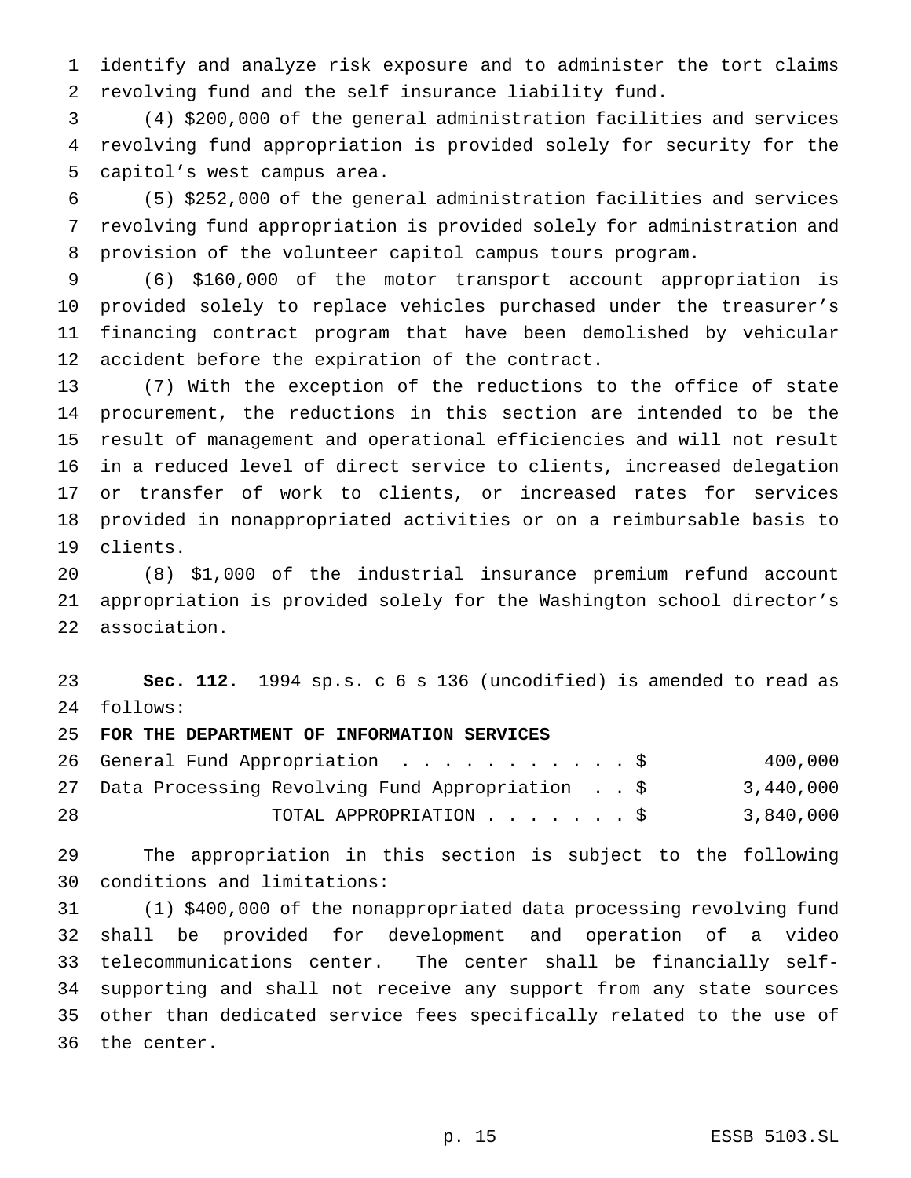identify and analyze risk exposure and to administer the tort claims revolving fund and the self insurance liability fund.

(4) $200,000 of the general administration facilities and services revolving fund appropriation is provided solely for security for the capitol's west campus area.

(5) $252,000 of the general administration facilities and services revolving fund appropriation is provided solely for administration and provision of the volunteer capitol campus tours program.

(6) $160,000 of the motor transport account appropriation is provided solely to replace vehicles purchased under the treasurer's financing contract program that have been demolished by vehicular accident before the expiration of the contract.

(7) With the exception of the reductions to the office of state procurement, the reductions in this section are intended to be the result of management and operational efficiencies and will not result in a reduced level of direct service to clients, increased delegation or transfer of work to clients, or increased rates for services provided in nonappropriated activities or on a reimbursable basis to clients.

(8) $1,000 of the industrial insurance premium refund account appropriation is provided solely for the Washington school director's association.

**Sec. 112.** 1994 sp.s. c 6 s 136 (uncodified) is amended to read as follows:

**FOR THE DEPARTMENT OF INFORMATION SERVICES**

| | |
|---|---|
| General Fund Appropriation . . . . . . . . . . . $ | 400,000 |
| Data Processing Revolving Fund Appropriation . . $ | 3,440,000 |
| TOTAL APPROPRIATION . . . . . . . $ | 3,840,000 |

The appropriation in this section is subject to the following conditions and limitations:

(1) $400,000 of the nonappropriated data processing revolving fund shall be provided for development and operation of a video telecommunications center. The center shall be financially self-supporting and shall not receive any support from any state sources other than dedicated service fees specifically related to the use of the center.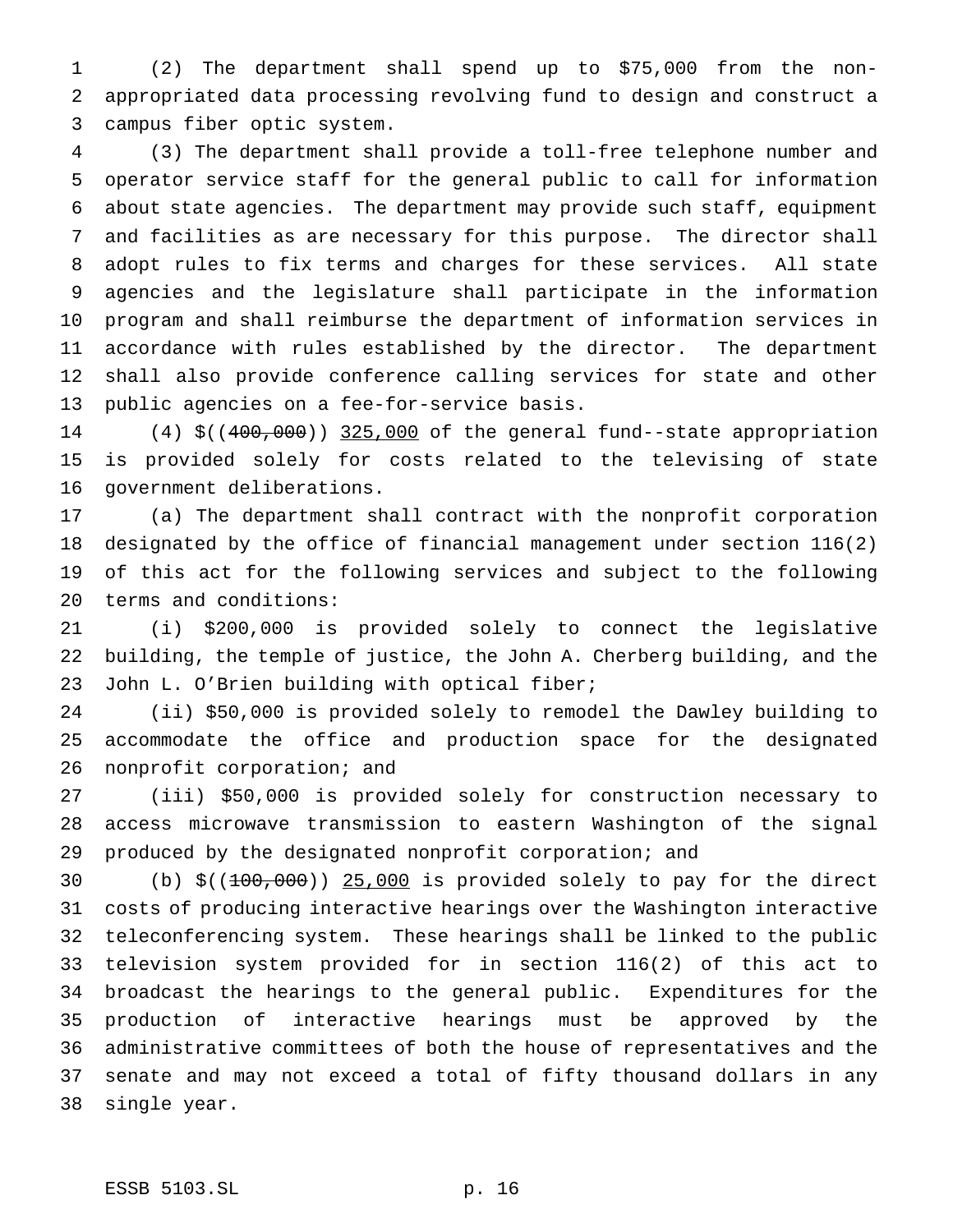(2) The department shall spend up to $75,000 from the non-appropriated data processing revolving fund to design and construct a campus fiber optic system.

(3) The department shall provide a toll-free telephone number and operator service staff for the general public to call for information about state agencies. The department may provide such staff, equipment and facilities as are necessary for this purpose. The director shall adopt rules to fix terms and charges for these services. All state agencies and the legislature shall participate in the information program and shall reimburse the department of information services in accordance with rules established by the director. The department shall also provide conference calling services for state and other public agencies on a fee-for-service basis.

(4) $((~~400,000~~)) <u>325,000</u> of the general fund--state appropriation is provided solely for costs related to the televising of state government deliberations.

(a) The department shall contract with the nonprofit corporation designated by the office of financial management under section 116(2) of this act for the following services and subject to the following terms and conditions:

(i) $200,000 is provided solely to connect the legislative building, the temple of justice, the John A. Cherberg building, and the John L. O'Brien building with optical fiber;

(ii) $50,000 is provided solely to remodel the Dawley building to accommodate the office and production space for the designated nonprofit corporation; and

(iii) $50,000 is provided solely for construction necessary to access microwave transmission to eastern Washington of the signal produced by the designated nonprofit corporation; and

(b) $((~~100,000~~)) <u>25,000</u> is provided solely to pay for the direct costs of producing interactive hearings over the Washington interactive teleconferencing system. These hearings shall be linked to the public television system provided for in section 116(2) of this act to broadcast the hearings to the general public. Expenditures for the production of interactive hearings must be approved by the administrative committees of both the house of representatives and the senate and may not exceed a total of fifty thousand dollars in any single year.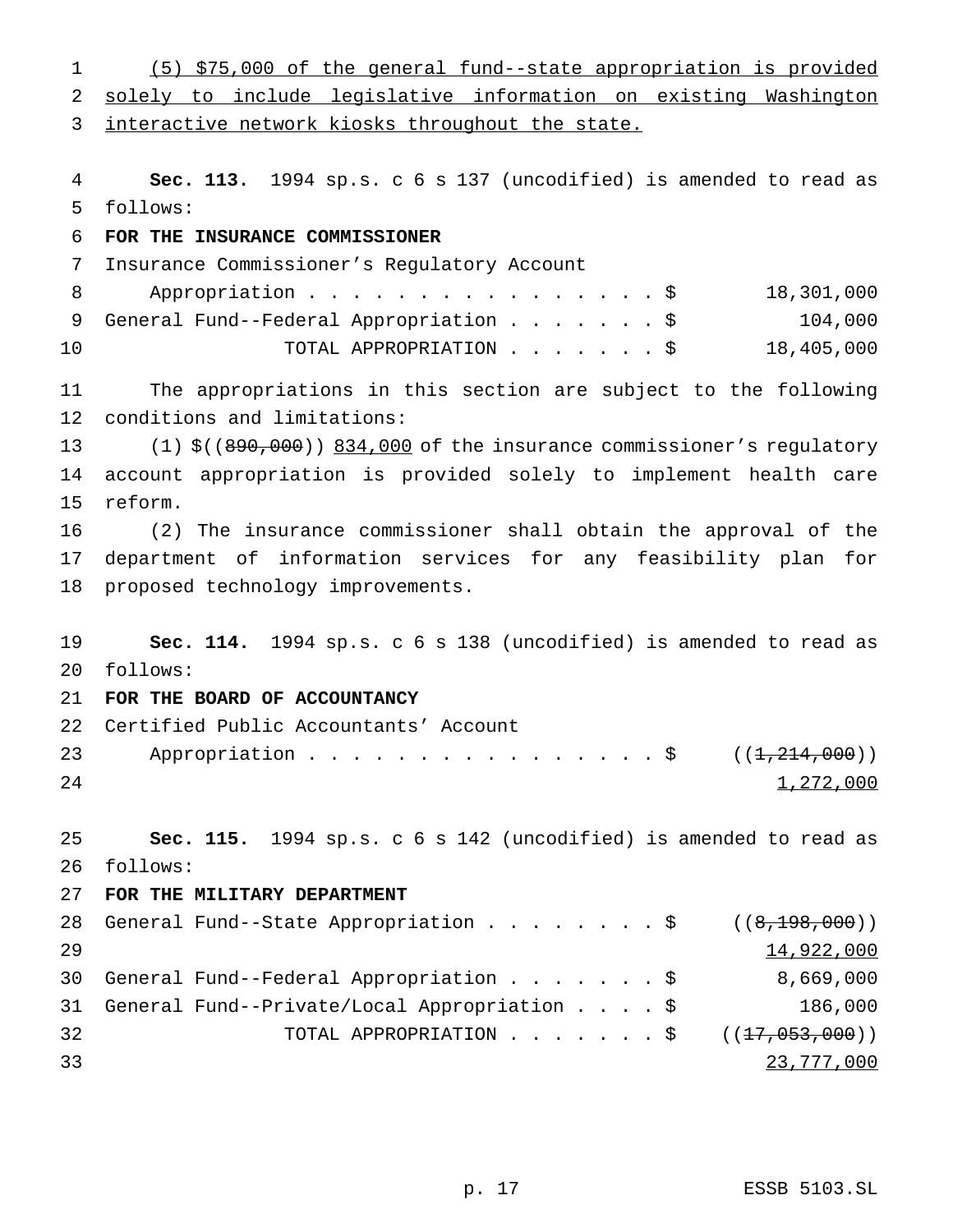(5) $75,000 of the general fund--state appropriation is provided solely to include legislative information on existing Washington interactive network kiosks throughout the state.

**Sec. 113.** 1994 sp.s. c 6 s 137 (uncodified) is amended to read as follows:

**FOR THE INSURANCE COMMISSIONER**

| | |
|---|---|
| Insurance Commissioner's Regulatory Account Appropriation . . . . . . . . . . . . . . . . . $ | 18,301,000 |
| General Fund--Federal Appropriation . . . . . . . $ | 104,000 |
| TOTAL APPROPRIATION . . . . . . . $ | 18,405,000 |

The appropriations in this section are subject to the following conditions and limitations:

(1) $((~~890,000~~)) 834,000 of the insurance commissioner's regulatory account appropriation is provided solely to implement health care reform.

(2) The insurance commissioner shall obtain the approval of the department of information services for any feasibility plan for proposed technology improvements.

**Sec. 114.** 1994 sp.s. c 6 s 138 (uncodified) is amended to read as follows:

**FOR THE BOARD OF ACCOUNTANCY**

| | |
|---|---|
| Certified Public Accountants' Account Appropriation . . . . . . . . . . . . . . . . . $ | ((~~1,214,000~~)) 1,272,000 |

**Sec. 115.** 1994 sp.s. c 6 s 142 (uncodified) is amended to read as follows:

**FOR THE MILITARY DEPARTMENT**

| | |
|---|---|
| General Fund--State Appropriation . . . . . . . . $ | ((~~8,198,000~~)) 14,922,000 |
| General Fund--Federal Appropriation . . . . . . . $ | 8,669,000 |
| General Fund--Private/Local Appropriation . . . . $ | 186,000 |
| TOTAL APPROPRIATION . . . . . . . $ | ((~~17,053,000~~)) 23,777,000 |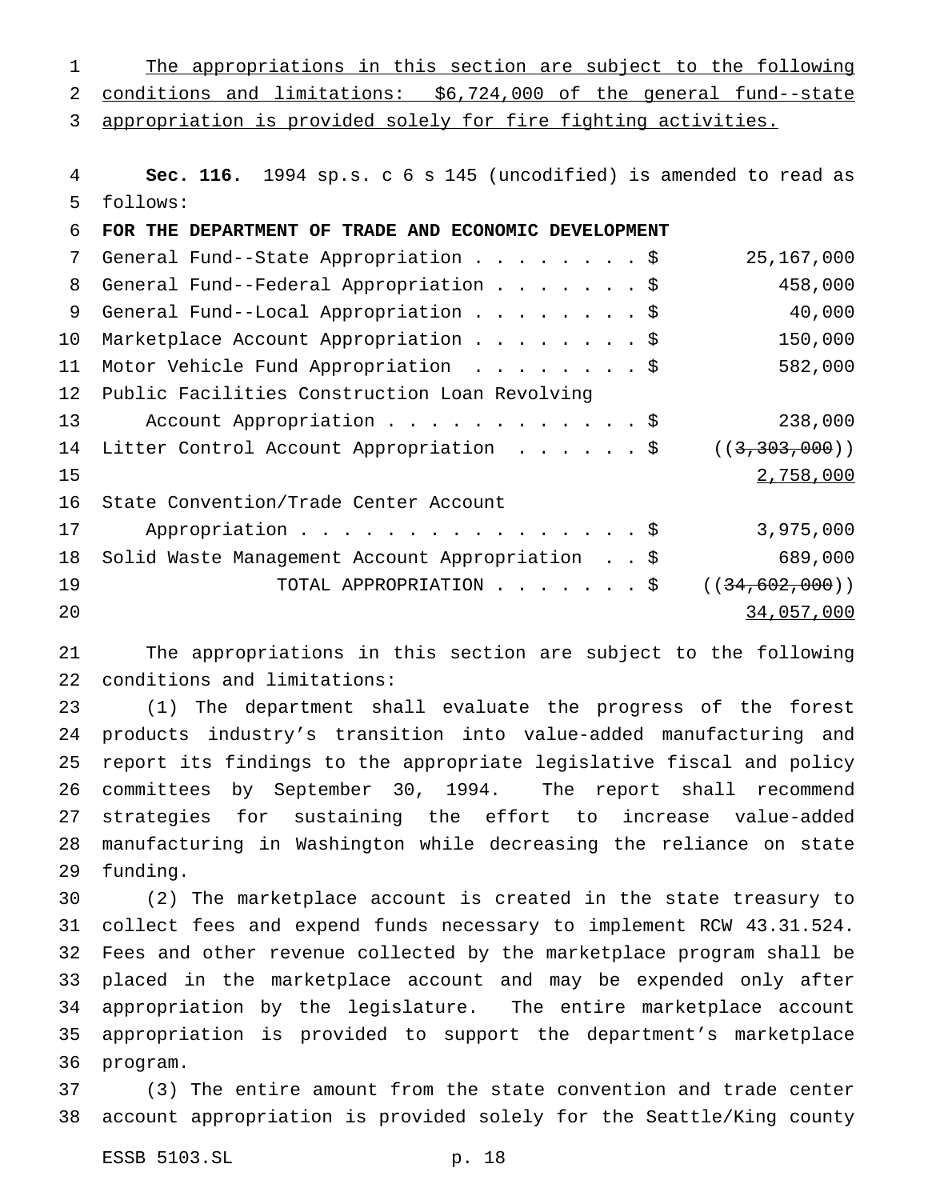The appropriations in this section are subject to the following conditions and limitations: $6,724,000 of the general fund--state appropriation is provided solely for fire fighting activities.

**Sec. 116.** 1994 sp.s. c 6 s 145 (uncodified) is amended to read as follows:

**FOR THE DEPARTMENT OF TRADE AND ECONOMIC DEVELOPMENT**

| | |
|---|---|
| General Fund--State Appropriation . . . . . . . . $ | 25,167,000 |
| General Fund--Federal Appropriation . . . . . . . $ | 458,000 |
| General Fund--Local Appropriation . . . . . . . . $ | 40,000 |
| Marketplace Account Appropriation . . . . . . . . $ | 150,000 |
| Motor Vehicle Fund Appropriation . . . . . . . . $ | 582,000 |
| Public Facilities Construction Loan Revolving Account Appropriation . . . . . . . . . . . . $ | 238,000 |
| Litter Control Account Appropriation . . . . . . $ | ((~~3,303,000~~)) 2,758,000 |
| State Convention/Trade Center Account Appropriation . . . . . . . . . . . . . . . . . $ | 3,975,000 |
| Solid Waste Management Account Appropriation . . $ | 689,000 |
| TOTAL APPROPRIATION . . . . . . . $ | ((~~34,602,000~~)) 34,057,000 |

The appropriations in this section are subject to the following conditions and limitations:

(1) The department shall evaluate the progress of the forest products industry's transition into value-added manufacturing and report its findings to the appropriate legislative fiscal and policy committees by September 30, 1994. The report shall recommend strategies for sustaining the effort to increase value-added manufacturing in Washington while decreasing the reliance on state funding.

(2) The marketplace account is created in the state treasury to collect fees and expend funds necessary to implement RCW 43.31.524. Fees and other revenue collected by the marketplace program shall be placed in the marketplace account and may be expended only after appropriation by the legislature. The entire marketplace account appropriation is provided to support the department's marketplace program.

(3) The entire amount from the state convention and trade center account appropriation is provided solely for the Seattle/King county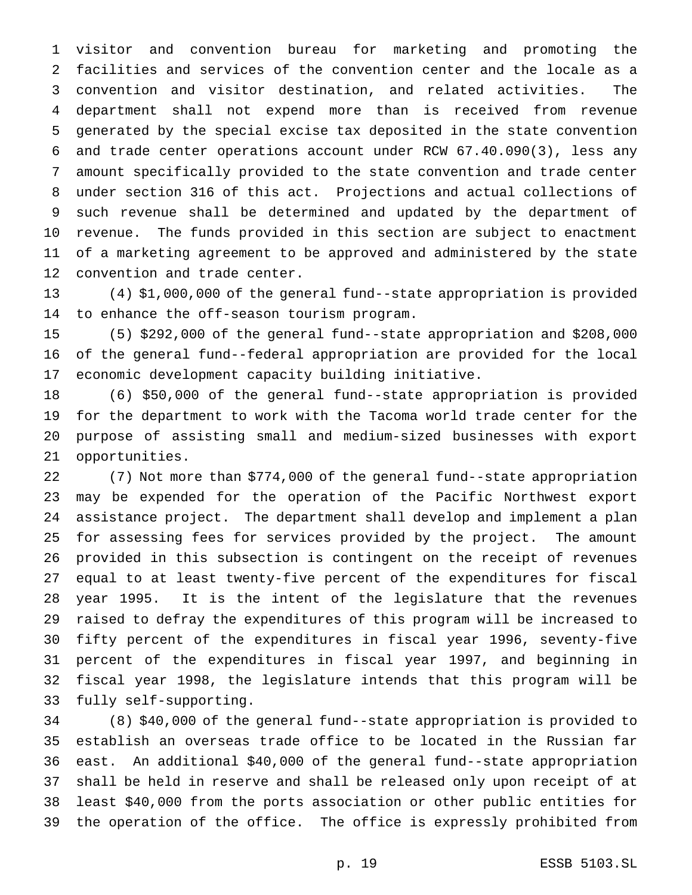visitor and convention bureau for marketing and promoting the facilities and services of the convention center and the locale as a convention and visitor destination, and related activities. The department shall not expend more than is received from revenue generated by the special excise tax deposited in the state convention and trade center operations account under RCW 67.40.090(3), less any amount specifically provided to the state convention and trade center under section 316 of this act. Projections and actual collections of such revenue shall be determined and updated by the department of revenue. The funds provided in this section are subject to enactment of a marketing agreement to be approved and administered by the state convention and trade center.

(4) $1,000,000 of the general fund--state appropriation is provided to enhance the off-season tourism program.

(5) $292,000 of the general fund--state appropriation and $208,000 of the general fund--federal appropriation are provided for the local economic development capacity building initiative.

(6) $50,000 of the general fund--state appropriation is provided for the department to work with the Tacoma world trade center for the purpose of assisting small and medium-sized businesses with export opportunities.

(7) Not more than $774,000 of the general fund--state appropriation may be expended for the operation of the Pacific Northwest export assistance project. The department shall develop and implement a plan for assessing fees for services provided by the project. The amount provided in this subsection is contingent on the receipt of revenues equal to at least twenty-five percent of the expenditures for fiscal year 1995. It is the intent of the legislature that the revenues raised to defray the expenditures of this program will be increased to fifty percent of the expenditures in fiscal year 1996, seventy-five percent of the expenditures in fiscal year 1997, and beginning in fiscal year 1998, the legislature intends that this program will be fully self-supporting.

(8) $40,000 of the general fund--state appropriation is provided to establish an overseas trade office to be located in the Russian far east. An additional $40,000 of the general fund--state appropriation shall be held in reserve and shall be released only upon receipt of at least $40,000 from the ports association or other public entities for the operation of the office. The office is expressly prohibited from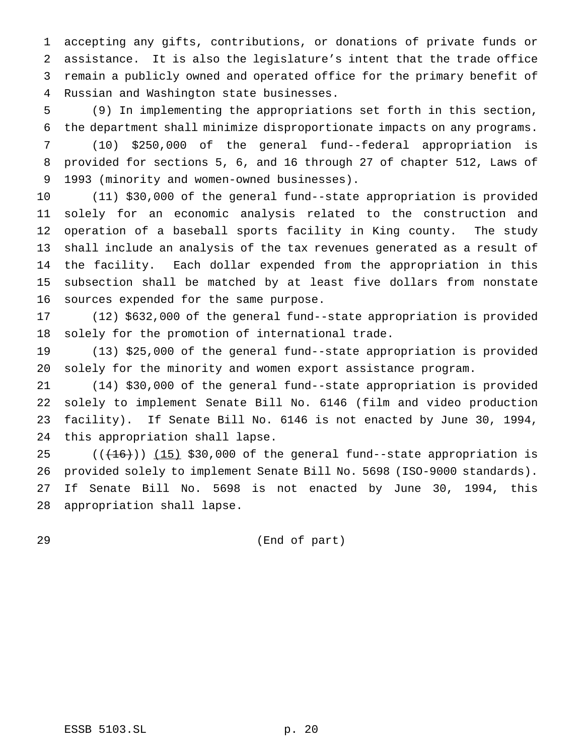accepting any gifts, contributions, or donations of private funds or assistance. It is also the legislature's intent that the trade office remain a publicly owned and operated office for the primary benefit of Russian and Washington state businesses.

(9) In implementing the appropriations set forth in this section, the department shall minimize disproportionate impacts on any programs.

(10) $250,000 of the general fund--federal appropriation is provided for sections 5, 6, and 16 through 27 of chapter 512, Laws of 1993 (minority and women-owned businesses).

(11) $30,000 of the general fund--state appropriation is provided solely for an economic analysis related to the construction and operation of a baseball sports facility in King county. The study shall include an analysis of the tax revenues generated as a result of the facility. Each dollar expended from the appropriation in this subsection shall be matched by at least five dollars from nonstate sources expended for the same purpose.

(12) $632,000 of the general fund--state appropriation is provided solely for the promotion of international trade.

(13) $25,000 of the general fund--state appropriation is provided solely for the minority and women export assistance program.

(14) $30,000 of the general fund--state appropriation is provided solely to implement Senate Bill No. 6146 (film and video production facility). If Senate Bill No. 6146 is not enacted by June 30, 1994, this appropriation shall lapse.

((~~(16)~~)) (15) $30,000 of the general fund--state appropriation is provided solely to implement Senate Bill No. 5698 (ISO-9000 standards). If Senate Bill No. 5698 is not enacted by June 30, 1994, this appropriation shall lapse.

(End of part)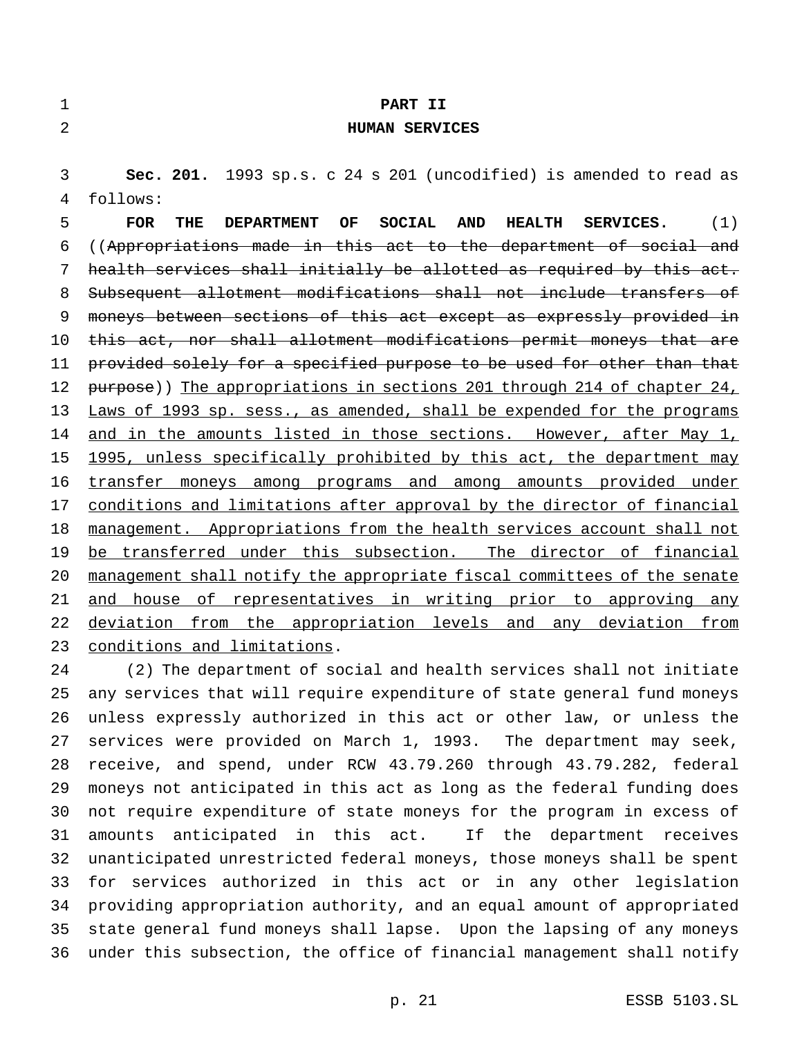# PART II
## HUMAN SERVICES

**Sec. 201.** 1993 sp.s. c 24 s 201 (uncodified) is amended to read as follows:

**FOR THE DEPARTMENT OF SOCIAL AND HEALTH SERVICES.** (1) ((~~Appropriations made in this act to the department of social and health services shall initially be allotted as required by this act. Subsequent allotment modifications shall not include transfers of moneys between sections of this act except as expressly provided in this act, nor shall allotment modifications permit moneys that are provided solely for a specified purpose to be used for other than that purpose~~)) <u>The appropriations in sections 201 through 214 of chapter 24, Laws of 1993 sp. sess., as amended, shall be expended for the programs and in the amounts listed in those sections. However, after May 1, 1995, unless specifically prohibited by this act, the department may transfer moneys among programs and among amounts provided under conditions and limitations after approval by the director of financial management. Appropriations from the health services account shall not be transferred under this subsection. The director of financial management shall notify the appropriate fiscal committees of the senate and house of representatives in writing prior to approving any deviation from the appropriation levels and any deviation from conditions and limitations</u>.

(2) The department of social and health services shall not initiate any services that will require expenditure of state general fund moneys unless expressly authorized in this act or other law, or unless the services were provided on March 1, 1993. The department may seek, receive, and spend, under RCW 43.79.260 through 43.79.282, federal moneys not anticipated in this act as long as the federal funding does not require expenditure of state moneys for the program in excess of amounts anticipated in this act. If the department receives unanticipated unrestricted federal moneys, those moneys shall be spent for services authorized in this act or in any other legislation providing appropriation authority, and an equal amount of appropriated state general fund moneys shall lapse. Upon the lapsing of any moneys under this subsection, the office of financial management shall notify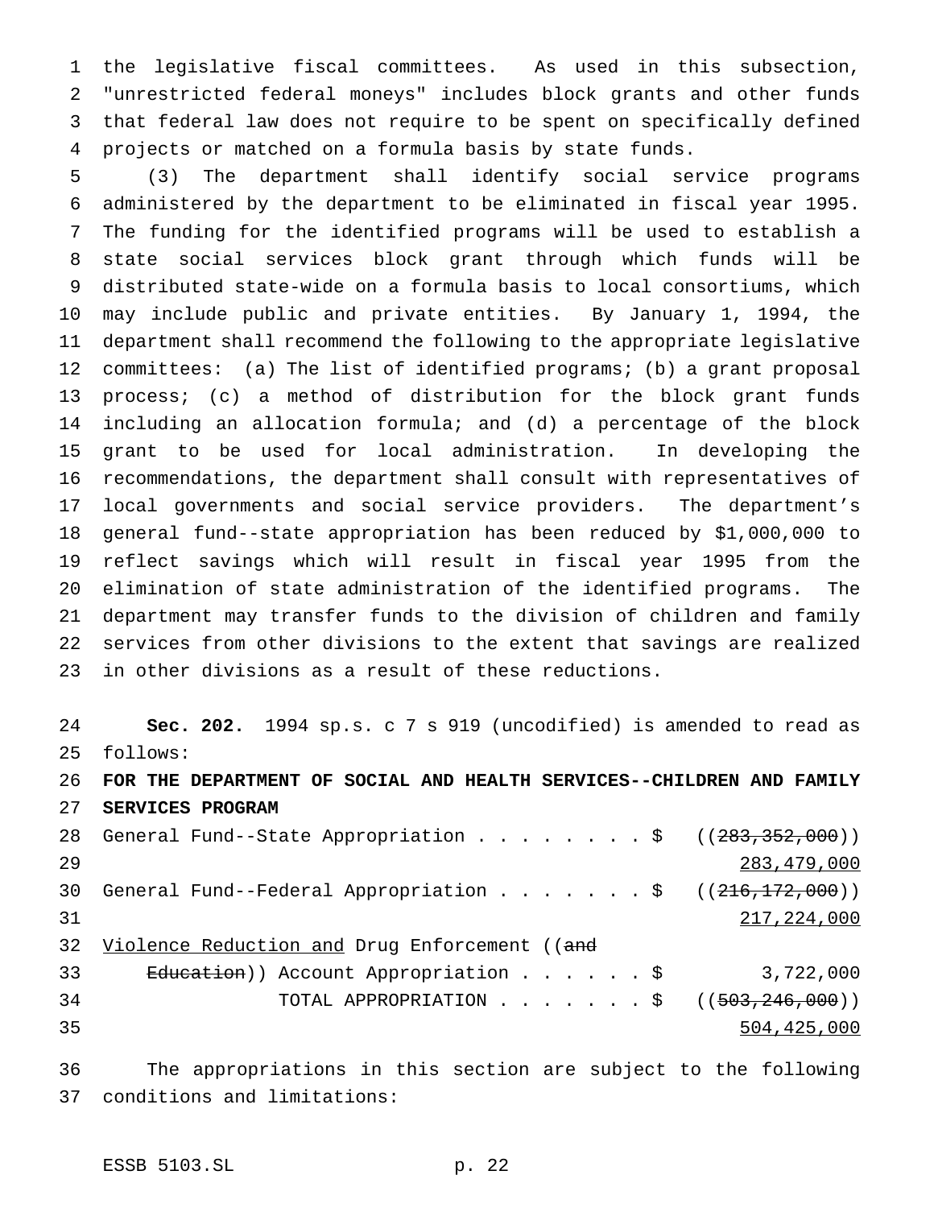the legislative fiscal committees. As used in this subsection, "unrestricted federal moneys" includes block grants and other funds that federal law does not require to be spent on specifically defined projects or matched on a formula basis by state funds.

(3) The department shall identify social service programs administered by the department to be eliminated in fiscal year 1995. The funding for the identified programs will be used to establish a state social services block grant through which funds will be distributed state-wide on a formula basis to local consortiums, which may include public and private entities. By January 1, 1994, the department shall recommend the following to the appropriate legislative committees: (a) The list of identified programs; (b) a grant proposal process; (c) a method of distribution for the block grant funds including an allocation formula; and (d) a percentage of the block grant to be used for local administration. In developing the recommendations, the department shall consult with representatives of local governments and social service providers. The department's general fund--state appropriation has been reduced by $1,000,000 to reflect savings which will result in fiscal year 1995 from the elimination of state administration of the identified programs. The department may transfer funds to the division of children and family services from other divisions to the extent that savings are realized in other divisions as a result of these reductions.

**Sec. 202.** 1994 sp.s. c 7 s 919 (uncodified) is amended to read as follows:

**FOR THE DEPARTMENT OF SOCIAL AND HEALTH SERVICES--CHILDREN AND FAMILY SERVICES PROGRAM**

| | |
|---|---|
| General Fund--State Appropriation . . . . . . . . $ | ((~~283,352,000~~)) <u>283,479,000</u> |
| General Fund--Federal Appropriation . . . . . . . $ | ((~~216,172,000~~)) <u>217,224,000</u> |
| <u>Violence Reduction and</u> Drug Enforcement ((~~and Education~~)) Account Appropriation . . . . . . $ | 3,722,000 |
| TOTAL APPROPRIATION . . . . . . . $ | ((~~503,246,000~~)) <u>504,425,000</u> |

The appropriations in this section are subject to the following conditions and limitations: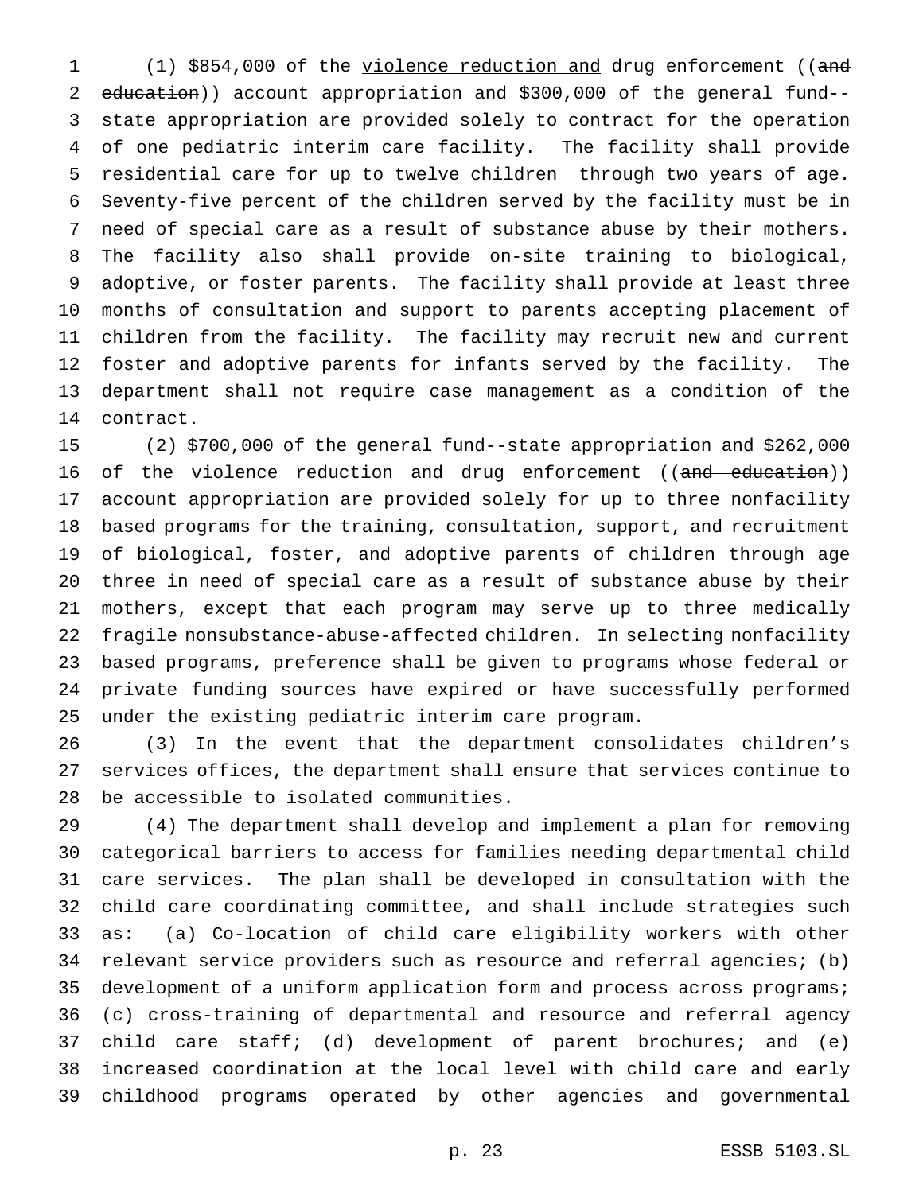(1) $854,000 of the violence reduction and drug enforcement ((~~and education~~)) account appropriation and $300,000 of the general fund--state appropriation are provided solely to contract for the operation of one pediatric interim care facility. The facility shall provide residential care for up to twelve children through two years of age. Seventy-five percent of the children served by the facility must be in need of special care as a result of substance abuse by their mothers. The facility also shall provide on-site training to biological, adoptive, or foster parents. The facility shall provide at least three months of consultation and support to parents accepting placement of children from the facility. The facility may recruit new and current foster and adoptive parents for infants served by the facility. The department shall not require case management as a condition of the contract.

(2) $700,000 of the general fund--state appropriation and $262,000 of the violence reduction and drug enforcement ((~~and education~~)) account appropriation are provided solely for up to three nonfacility based programs for the training, consultation, support, and recruitment of biological, foster, and adoptive parents of children through age three in need of special care as a result of substance abuse by their mothers, except that each program may serve up to three medically fragile nonsubstance-abuse-affected children. In selecting nonfacility based programs, preference shall be given to programs whose federal or private funding sources have expired or have successfully performed under the existing pediatric interim care program.

(3) In the event that the department consolidates children's services offices, the department shall ensure that services continue to be accessible to isolated communities.

(4) The department shall develop and implement a plan for removing categorical barriers to access for families needing departmental child care services. The plan shall be developed in consultation with the child care coordinating committee, and shall include strategies such as: (a) Co-location of child care eligibility workers with other relevant service providers such as resource and referral agencies; (b) development of a uniform application form and process across programs; (c) cross-training of departmental and resource and referral agency child care staff; (d) development of parent brochures; and (e) increased coordination at the local level with child care and early childhood programs operated by other agencies and governmental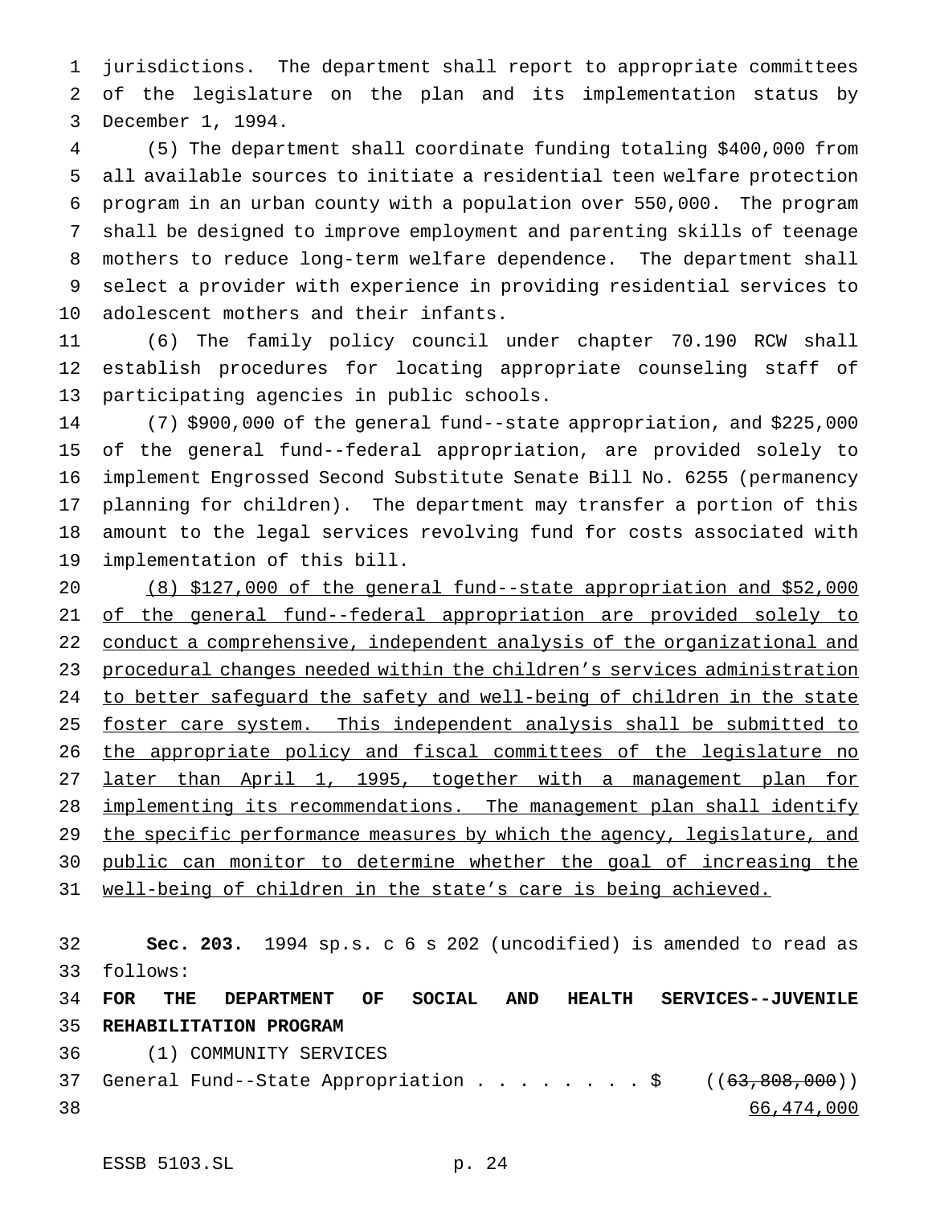jurisdictions. The department shall report to appropriate committees of the legislature on the plan and its implementation status by December 1, 1994.

(5) The department shall coordinate funding totaling $400,000 from all available sources to initiate a residential teen welfare protection program in an urban county with a population over 550,000. The program shall be designed to improve employment and parenting skills of teenage mothers to reduce long-term welfare dependence. The department shall select a provider with experience in providing residential services to adolescent mothers and their infants.

(6) The family policy council under chapter 70.190 RCW shall establish procedures for locating appropriate counseling staff of participating agencies in public schools.

(7) $900,000 of the general fund--state appropriation, and $225,000 of the general fund--federal appropriation, are provided solely to implement Engrossed Second Substitute Senate Bill No. 6255 (permanency planning for children). The department may transfer a portion of this amount to the legal services revolving fund for costs associated with implementation of this bill.

<u>(8) $127,000 of the general fund--state appropriation and $52,000 of the general fund--federal appropriation are provided solely to conduct a comprehensive, independent analysis of the organizational and procedural changes needed within the children's services administration to better safeguard the safety and well-being of children in the state foster care system. This independent analysis shall be submitted to the appropriate policy and fiscal committees of the legislature no later than April 1, 1995, together with a management plan for implementing its recommendations. The management plan shall identify the specific performance measures by which the agency, legislature, and public can monitor to determine whether the goal of increasing the well-being of children in the state's care is being achieved.</u>

**Sec. 203.** 1994 sp.s. c 6 s 202 (uncodified) is amended to read as follows:

**FOR THE DEPARTMENT OF SOCIAL AND HEALTH SERVICES--JUVENILE REHABILITATION PROGRAM**

(1) COMMUNITY SERVICES

General Fund--State Appropriation . . . . . . . . $ ((~~63,808,000~~))
<u>66,474,000</u>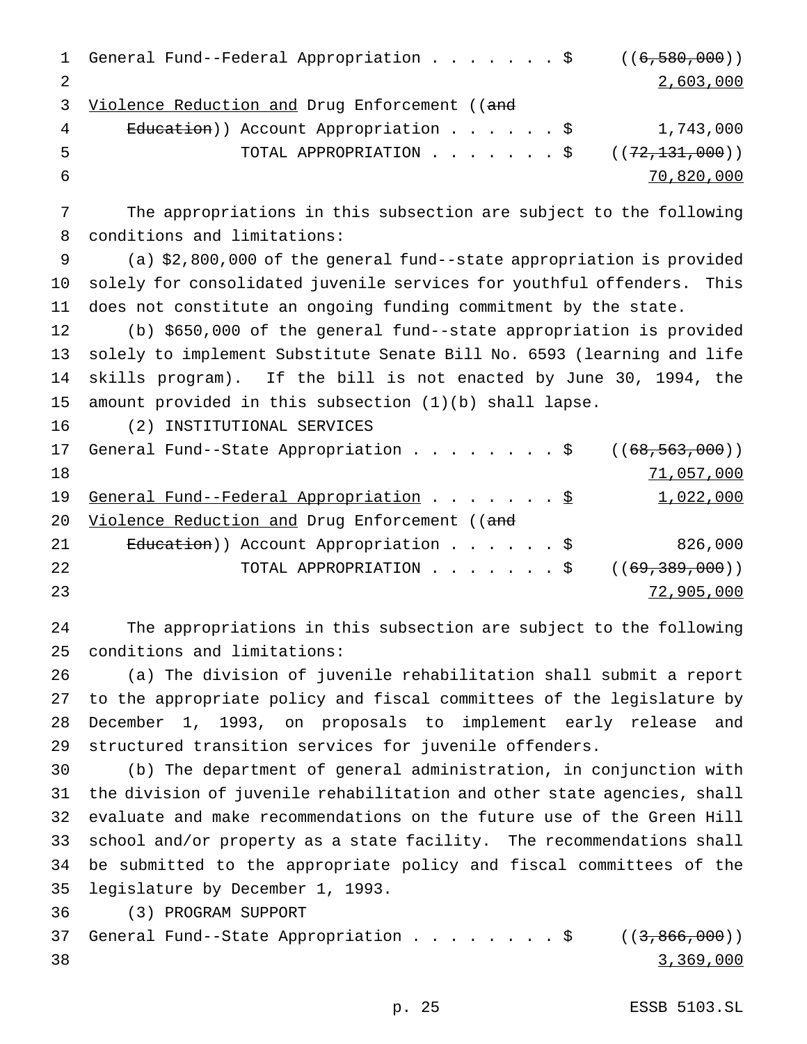General Fund--Federal Appropriation . . . . . . . $ ((~~6,580,000~~))
2,603,000

Violence Reduction and Drug Enforcement ((~~and Education~~)) Account Appropriation . . . . . . $ 1,743,000

TOTAL APPROPRIATION . . . . . . . $ ((~~72,131,000~~))
70,820,000

The appropriations in this subsection are subject to the following conditions and limitations:

(a) $2,800,000 of the general fund--state appropriation is provided solely for consolidated juvenile services for youthful offenders. This does not constitute an ongoing funding commitment by the state.

(b) $650,000 of the general fund--state appropriation is provided solely to implement Substitute Senate Bill No. 6593 (learning and life skills program). If the bill is not enacted by June 30, 1994, the amount provided in this subsection (1)(b) shall lapse.

(2) INSTITUTIONAL SERVICES

General Fund--State Appropriation . . . . . . . . $ ((~~68,563,000~~))
71,057,000

General Fund--Federal Appropriation . . . . . . . $ 1,022,000

Violence Reduction and Drug Enforcement ((~~and Education~~)) Account Appropriation . . . . . . $ 826,000

TOTAL APPROPRIATION . . . . . . . $ ((~~69,389,000~~))
72,905,000

The appropriations in this subsection are subject to the following conditions and limitations:

(a) The division of juvenile rehabilitation shall submit a report to the appropriate policy and fiscal committees of the legislature by December 1, 1993, on proposals to implement early release and structured transition services for juvenile offenders.

(b) The department of general administration, in conjunction with the division of juvenile rehabilitation and other state agencies, shall evaluate and make recommendations on the future use of the Green Hill school and/or property as a state facility. The recommendations shall be submitted to the appropriate policy and fiscal committees of the legislature by December 1, 1993.

(3) PROGRAM SUPPORT

General Fund--State Appropriation . . . . . . . . $ ((~~3,866,000~~))
3,369,000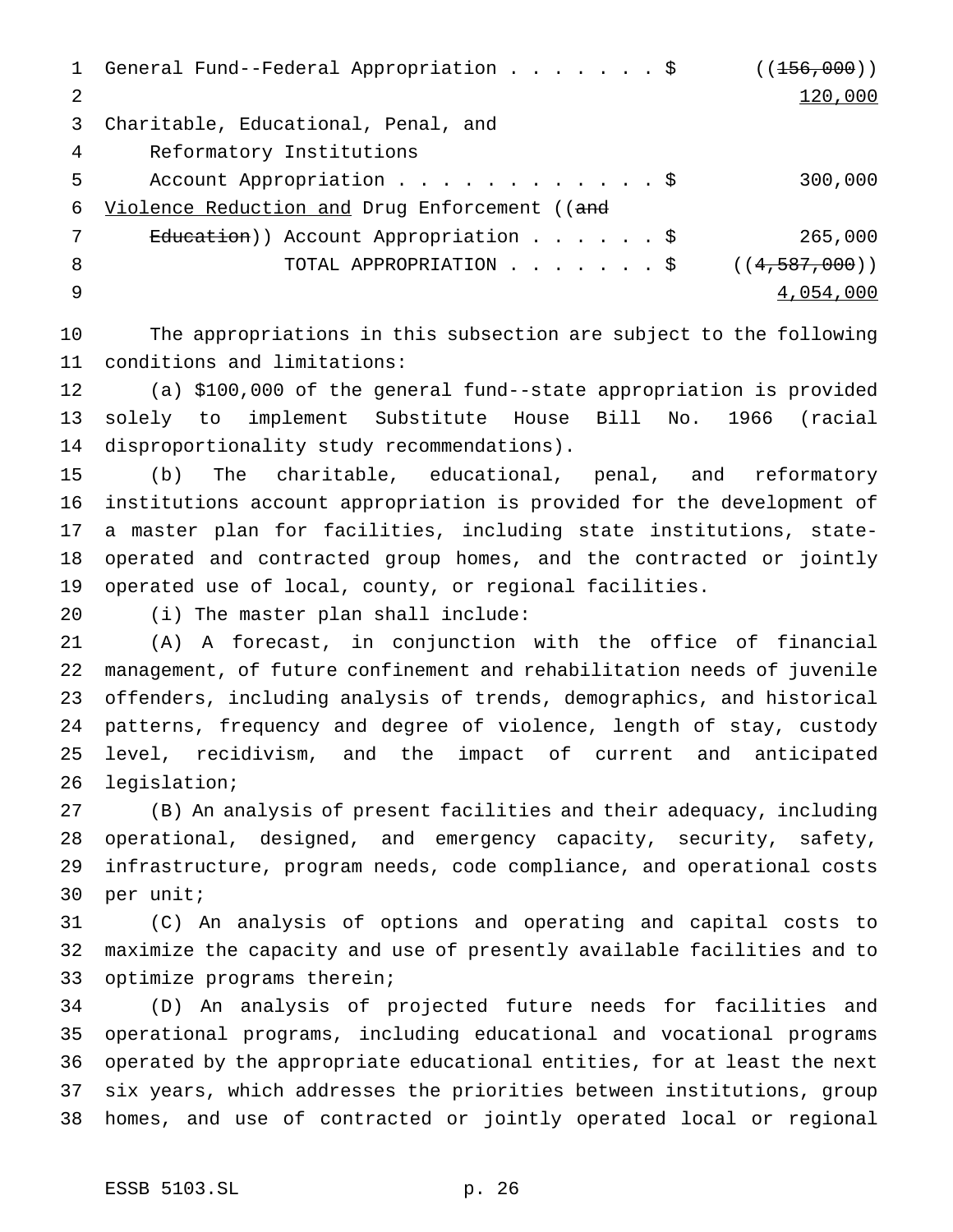General Fund--Federal Appropriation . . . . . . . $ ((~~156,000~~)) <u>120,000</u>

Charitable, Educational, Penal, and Reformatory Institutions Account Appropriation . . . . . . . . . . . . $ 300,000

<u>Violence Reduction and</u> Drug Enforcement ((~~and Education~~)) Account Appropriation . . . . . . $ 265,000

TOTAL APPROPRIATION . . . . . . . $ ((~~4,587,000~~)) <u>4,054,000</u>

The appropriations in this subsection are subject to the following conditions and limitations:

(a) $100,000 of the general fund--state appropriation is provided solely to implement Substitute House Bill No. 1966 (racial disproportionality study recommendations).

(b) The charitable, educational, penal, and reformatory institutions account appropriation is provided for the development of a master plan for facilities, including state institutions, state-operated and contracted group homes, and the contracted or jointly operated use of local, county, or regional facilities.

(i) The master plan shall include:

(A) A forecast, in conjunction with the office of financial management, of future confinement and rehabilitation needs of juvenile offenders, including analysis of trends, demographics, and historical patterns, frequency and degree of violence, length of stay, custody level, recidivism, and the impact of current and anticipated legislation;

(B) An analysis of present facilities and their adequacy, including operational, designed, and emergency capacity, security, safety, infrastructure, program needs, code compliance, and operational costs per unit;

(C) An analysis of options and operating and capital costs to maximize the capacity and use of presently available facilities and to optimize programs therein;

(D) An analysis of projected future needs for facilities and operational programs, including educational and vocational programs operated by the appropriate educational entities, for at least the next six years, which addresses the priorities between institutions, group homes, and use of contracted or jointly operated local or regional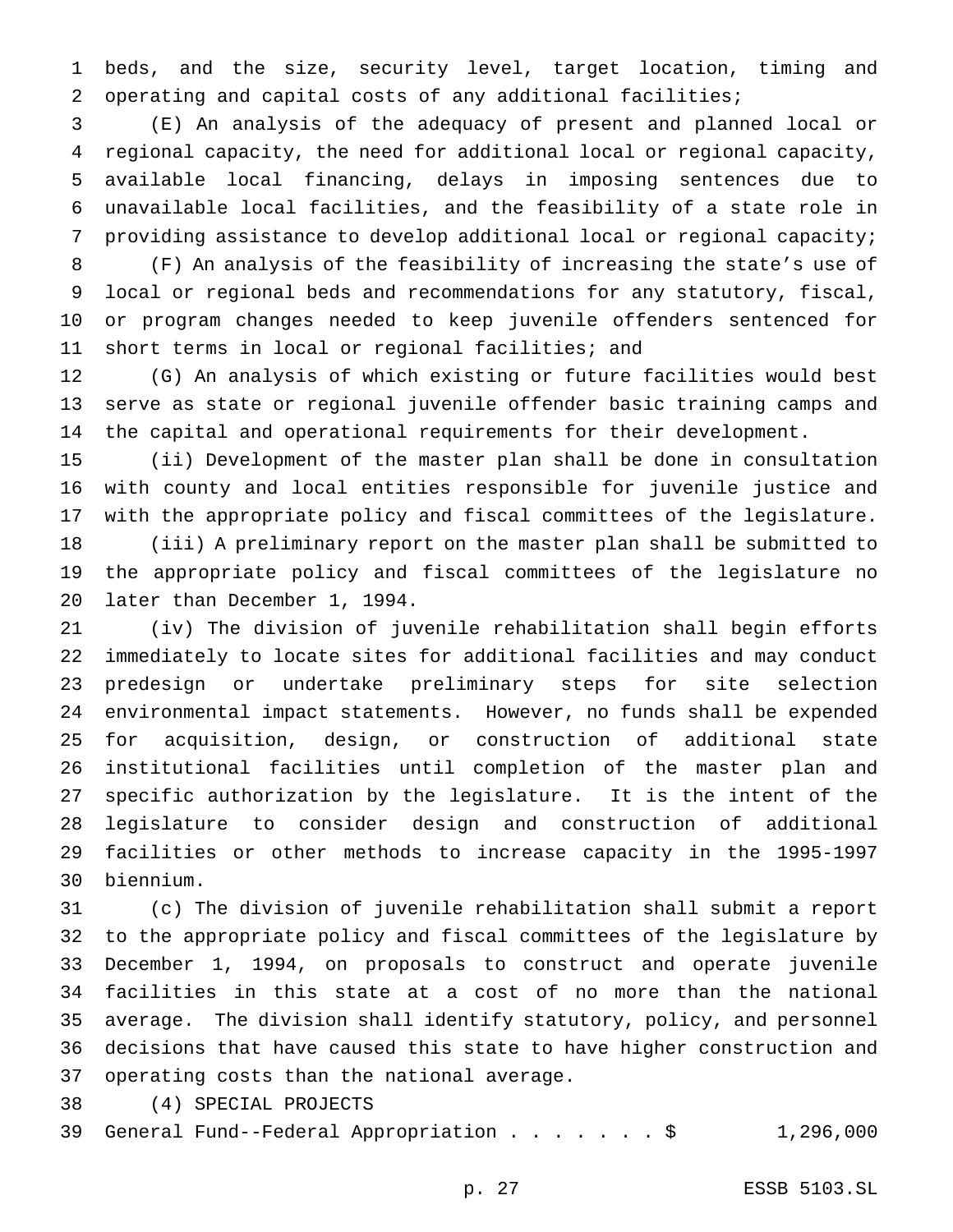beds, and the size, security level, target location, timing and operating and capital costs of any additional facilities;

(E) An analysis of the adequacy of present and planned local or regional capacity, the need for additional local or regional capacity, available local financing, delays in imposing sentences due to unavailable local facilities, and the feasibility of a state role in providing assistance to develop additional local or regional capacity;

(F) An analysis of the feasibility of increasing the state's use of local or regional beds and recommendations for any statutory, fiscal, or program changes needed to keep juvenile offenders sentenced for short terms in local or regional facilities; and

(G) An analysis of which existing or future facilities would best serve as state or regional juvenile offender basic training camps and the capital and operational requirements for their development.

(ii) Development of the master plan shall be done in consultation with county and local entities responsible for juvenile justice and with the appropriate policy and fiscal committees of the legislature.

(iii) A preliminary report on the master plan shall be submitted to the appropriate policy and fiscal committees of the legislature no later than December 1, 1994.

(iv) The division of juvenile rehabilitation shall begin efforts immediately to locate sites for additional facilities and may conduct predesign or undertake preliminary steps for site selection environmental impact statements. However, no funds shall be expended for acquisition, design, or construction of additional state institutional facilities until completion of the master plan and specific authorization by the legislature. It is the intent of the legislature to consider design and construction of additional facilities or other methods to increase capacity in the 1995-1997 biennium.

(c) The division of juvenile rehabilitation shall submit a report to the appropriate policy and fiscal committees of the legislature by December 1, 1994, on proposals to construct and operate juvenile facilities in this state at a cost of no more than the national average. The division shall identify statutory, policy, and personnel decisions that have caused this state to have higher construction and operating costs than the national average.

(4) SPECIAL PROJECTS

General Fund--Federal Appropriation . . . . . . . $ 1,296,000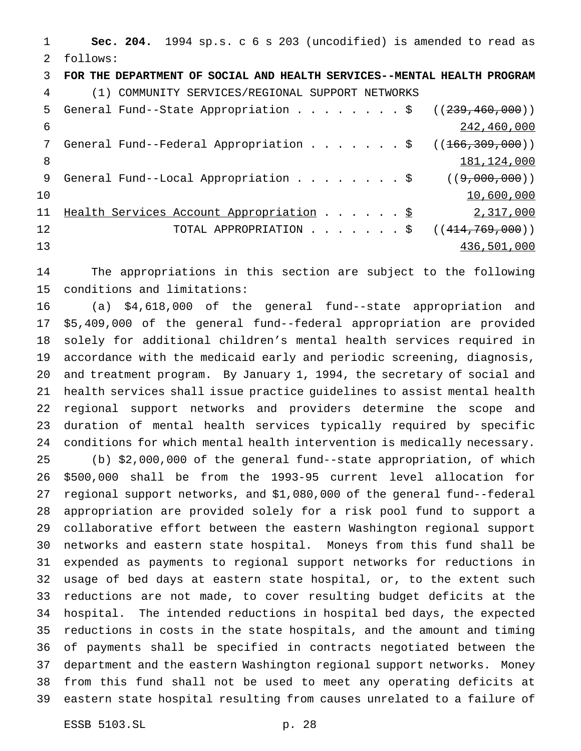**Sec. 204.** 1994 sp.s. c 6 s 203 (uncodified) is amended to read as follows:

**FOR THE DEPARTMENT OF SOCIAL AND HEALTH SERVICES--MENTAL HEALTH PROGRAM**

(1) COMMUNITY SERVICES/REGIONAL SUPPORT NETWORKS

| | | |
|---|---|---|
| General Fund--State Appropriation . . . . . . . . | $ | ((~~239,460,000~~)) <u>242,460,000</u> |
| General Fund--Federal Appropriation . . . . . . . | $ | ((~~166,309,000~~)) <u>181,124,000</u> |
| General Fund--Local Appropriation . . . . . . . . | $ | ((~~9,000,000~~)) <u>10,600,000</u> |
| <u>Health Services Account Appropriation</u> . . . . . . | <u>$</u> | <u>2,317,000</u> |
| TOTAL APPROPRIATION . . . . . . . | $ | ((~~414,769,000~~)) <u>436,501,000</u> |

The appropriations in this section are subject to the following conditions and limitations:

(a) $4,618,000 of the general fund--state appropriation and $5,409,000 of the general fund--federal appropriation are provided solely for additional children's mental health services required in accordance with the medicaid early and periodic screening, diagnosis, and treatment program. By January 1, 1994, the secretary of social and health services shall issue practice guidelines to assist mental health regional support networks and providers determine the scope and duration of mental health services typically required by specific conditions for which mental health intervention is medically necessary.

(b) $2,000,000 of the general fund--state appropriation, of which $500,000 shall be from the 1993-95 current level allocation for regional support networks, and $1,080,000 of the general fund--federal appropriation are provided solely for a risk pool fund to support a collaborative effort between the eastern Washington regional support networks and eastern state hospital. Moneys from this fund shall be expended as payments to regional support networks for reductions in usage of bed days at eastern state hospital, or, to the extent such reductions are not made, to cover resulting budget deficits at the hospital. The intended reductions in hospital bed days, the expected reductions in costs in the state hospitals, and the amount and timing of payments shall be specified in contracts negotiated between the department and the eastern Washington regional support networks. Money from this fund shall not be used to meet any operating deficits at eastern state hospital resulting from causes unrelated to a failure of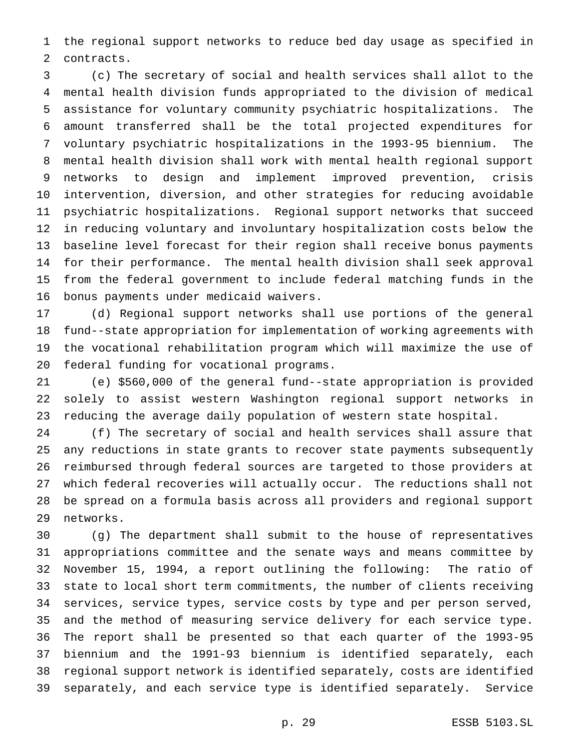the regional support networks to reduce bed day usage as specified in contracts.

(c) The secretary of social and health services shall allot to the mental health division funds appropriated to the division of medical assistance for voluntary community psychiatric hospitalizations. The amount transferred shall be the total projected expenditures for voluntary psychiatric hospitalizations in the 1993-95 biennium. The mental health division shall work with mental health regional support networks to design and implement improved prevention, crisis intervention, diversion, and other strategies for reducing avoidable psychiatric hospitalizations. Regional support networks that succeed in reducing voluntary and involuntary hospitalization costs below the baseline level forecast for their region shall receive bonus payments for their performance. The mental health division shall seek approval from the federal government to include federal matching funds in the bonus payments under medicaid waivers.

(d) Regional support networks shall use portions of the general fund--state appropriation for implementation of working agreements with the vocational rehabilitation program which will maximize the use of federal funding for vocational programs.

(e) $560,000 of the general fund--state appropriation is provided solely to assist western Washington regional support networks in reducing the average daily population of western state hospital.

(f) The secretary of social and health services shall assure that any reductions in state grants to recover state payments subsequently reimbursed through federal sources are targeted to those providers at which federal recoveries will actually occur. The reductions shall not be spread on a formula basis across all providers and regional support networks.

(g) The department shall submit to the house of representatives appropriations committee and the senate ways and means committee by November 15, 1994, a report outlining the following: The ratio of state to local short term commitments, the number of clients receiving services, service types, service costs by type and per person served, and the method of measuring service delivery for each service type. The report shall be presented so that each quarter of the 1993-95 biennium and the 1991-93 biennium is identified separately, each regional support network is identified separately, costs are identified separately, and each service type is identified separately. Service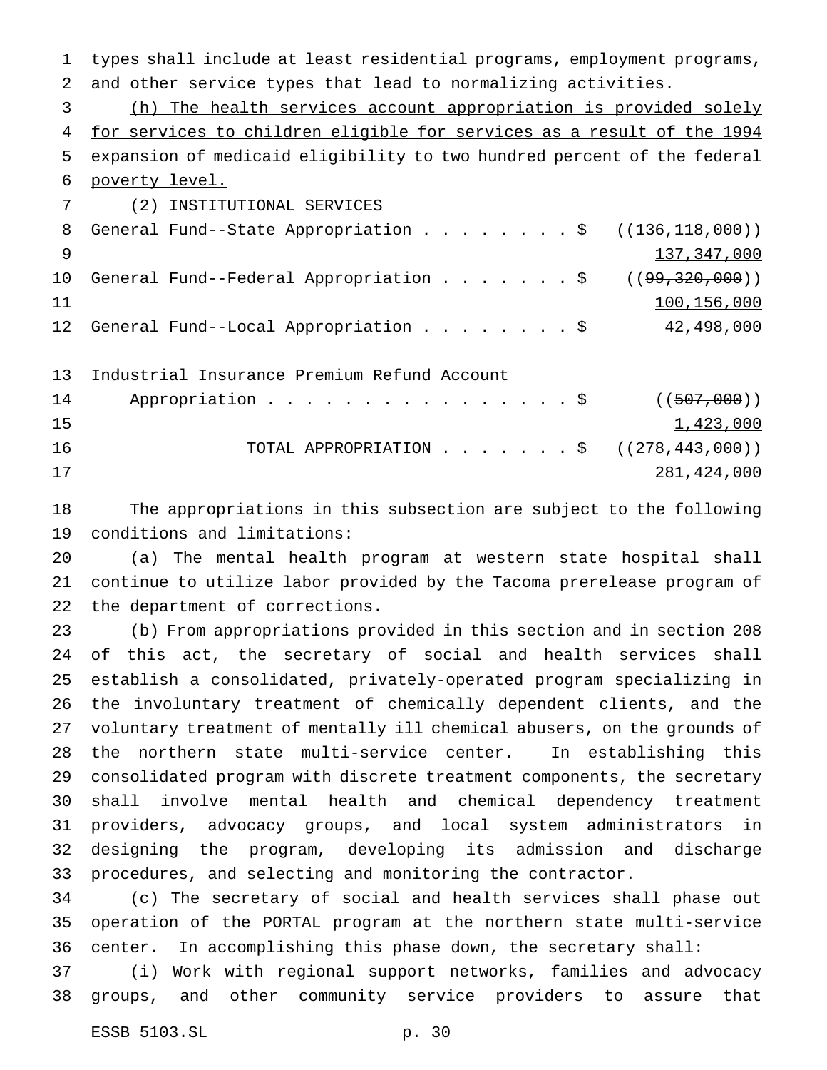types shall include at least residential programs, employment programs, and other service types that lead to normalizing activities.

<u>(h) The health services account appropriation is provided solely for services to children eligible for services as a result of the 1994 expansion of medicaid eligibility to two hundred percent of the federal poverty level.</u>

(2) INSTITUTIONAL SERVICES

| | |
|---|---|
| General Fund--State Appropriation . . . . . . . . $ | ((~~136,118,000~~)) <u>137,347,000</u> |
| General Fund--Federal Appropriation . . . . . . . $ | ((~~99,320,000~~)) <u>100,156,000</u> |
| General Fund--Local Appropriation . . . . . . . . $ | 42,498,000 |
| Industrial Insurance Premium Refund Account Appropriation . . . . . . . . . . . . . . . . . $ | ((~~507,000~~)) <u>1,423,000</u> |
| TOTAL APPROPRIATION . . . . . . . $ | ((~~278,443,000~~)) <u>281,424,000</u> |

The appropriations in this subsection are subject to the following conditions and limitations:

(a) The mental health program at western state hospital shall continue to utilize labor provided by the Tacoma prerelease program of the department of corrections.

(b) From appropriations provided in this section and in section 208 of this act, the secretary of social and health services shall establish a consolidated, privately-operated program specializing in the involuntary treatment of chemically dependent clients, and the voluntary treatment of mentally ill chemical abusers, on the grounds of the northern state multi-service center. In establishing this consolidated program with discrete treatment components, the secretary shall involve mental health and chemical dependency treatment providers, advocacy groups, and local system administrators in designing the program, developing its admission and discharge procedures, and selecting and monitoring the contractor.

(c) The secretary of social and health services shall phase out operation of the PORTAL program at the northern state multi-service center. In accomplishing this phase down, the secretary shall:

(i) Work with regional support networks, families and advocacy groups, and other community service providers to assure that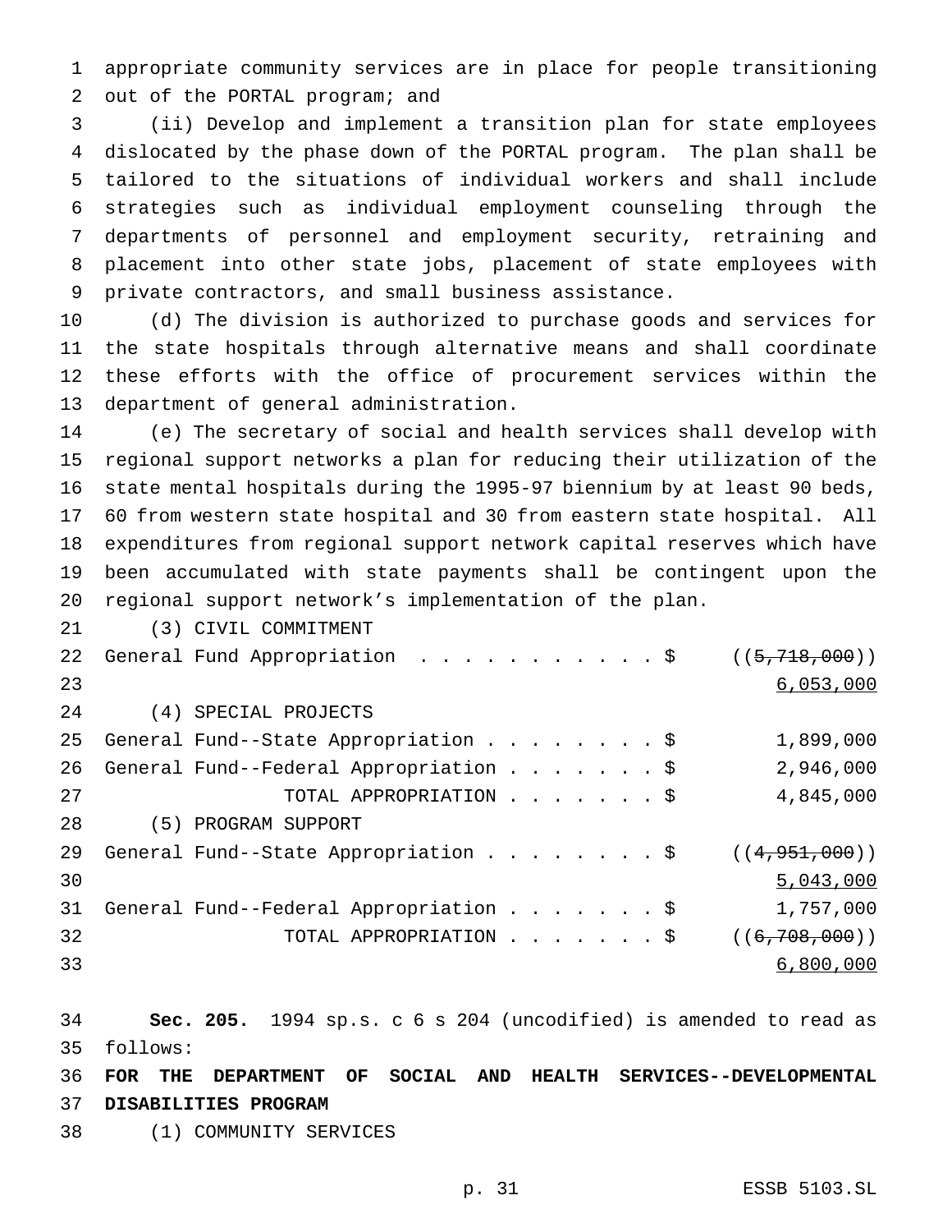appropriate community services are in place for people transitioning out of the PORTAL program; and

(ii) Develop and implement a transition plan for state employees dislocated by the phase down of the PORTAL program. The plan shall be tailored to the situations of individual workers and shall include strategies such as individual employment counseling through the departments of personnel and employment security, retraining and placement into other state jobs, placement of state employees with private contractors, and small business assistance.

(d) The division is authorized to purchase goods and services for the state hospitals through alternative means and shall coordinate these efforts with the office of procurement services within the department of general administration.

(e) The secretary of social and health services shall develop with regional support networks a plan for reducing their utilization of the state mental hospitals during the 1995-97 biennium by at least 90 beds, 60 from western state hospital and 30 from eastern state hospital. All expenditures from regional support network capital reserves which have been accumulated with state payments shall be contingent upon the regional support network's implementation of the plan.

(3) CIVIL COMMITMENT

| | |
|---|---|
| General Fund Appropriation . . . . . . . . . . . $ | ((~~5,718,000~~)) <u>6,053,000</u> |

(4) SPECIAL PROJECTS

| | |
|---|---|
| General Fund--State Appropriation . . . . . . . . $ | 1,899,000 |
| General Fund--Federal Appropriation . . . . . . . $ | 2,946,000 |
| TOTAL APPROPRIATION . . . . . . . $ | 4,845,000 |

(5) PROGRAM SUPPORT

| | |
|---|---|
| General Fund--State Appropriation . . . . . . . . $ | ((~~4,951,000~~)) <u>5,043,000</u> |
| General Fund--Federal Appropriation . . . . . . . $ | 1,757,000 |
| TOTAL APPROPRIATION . . . . . . . $ | ((~~6,708,000~~)) <u>6,800,000</u> |

**Sec. 205.** 1994 sp.s. c 6 s 204 (uncodified) is amended to read as follows:

**FOR THE DEPARTMENT OF SOCIAL AND HEALTH SERVICES--DEVELOPMENTAL DISABILITIES PROGRAM**

(1) COMMUNITY SERVICES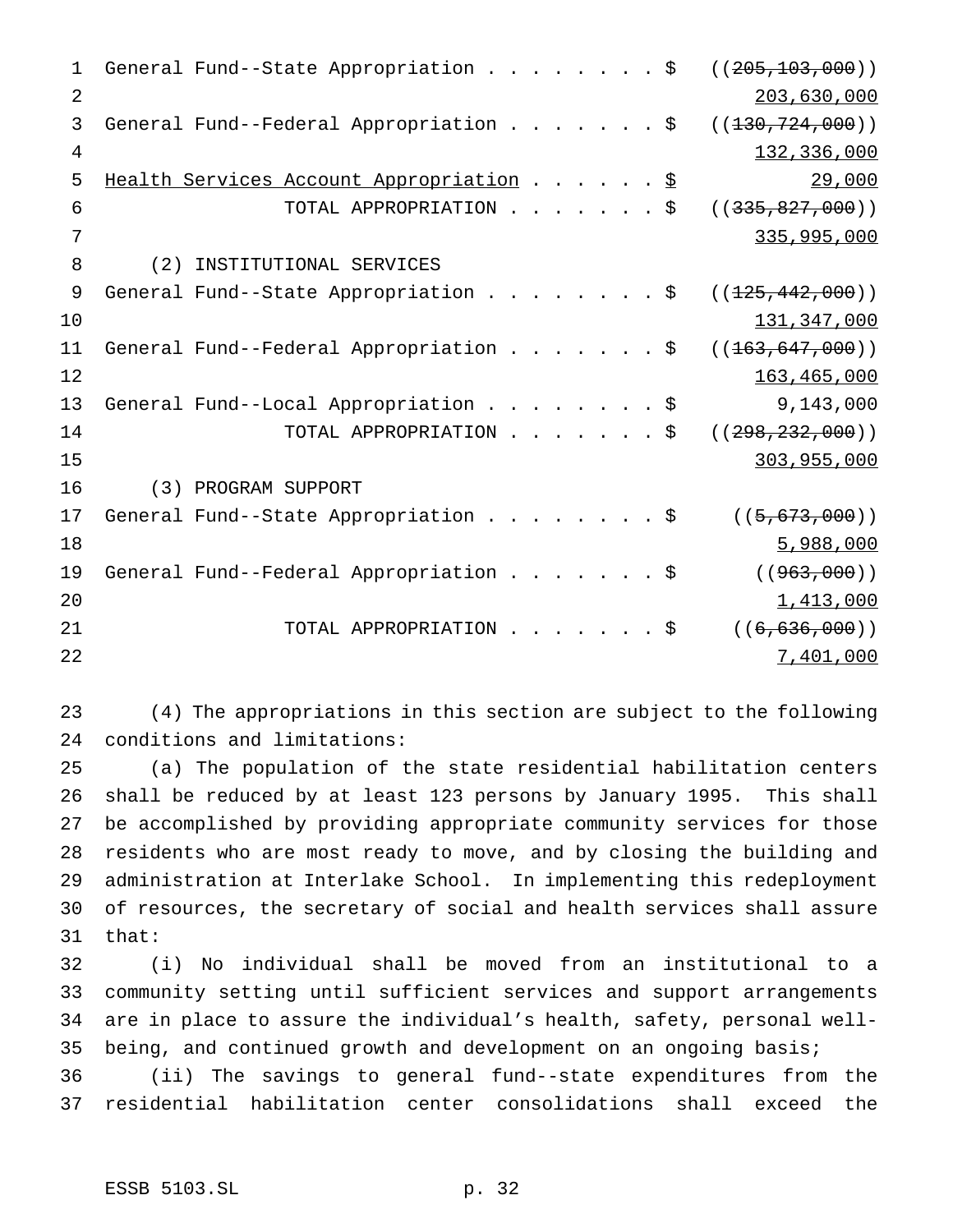General Fund--State Appropriation . . . . . . . . $ ((~~205,103,000~~)) 203,630,000

General Fund--Federal Appropriation . . . . . . . $ ((~~130,724,000~~)) 132,336,000

Health Services Account Appropriation . . . . . . $ 29,000

TOTAL APPROPRIATION . . . . . . . $ ((~~335,827,000~~)) 335,995,000

(2) INSTITUTIONAL SERVICES

General Fund--State Appropriation . . . . . . . . $ ((~~125,442,000~~)) 131,347,000

General Fund--Federal Appropriation . . . . . . . $ ((~~163,647,000~~)) 163,465,000

General Fund--Local Appropriation . . . . . . . . $ 9,143,000

TOTAL APPROPRIATION . . . . . . . $ ((~~298,232,000~~)) 303,955,000

(3) PROGRAM SUPPORT

General Fund--State Appropriation . . . . . . . . $ ((~~5,673,000~~)) 5,988,000

General Fund--Federal Appropriation . . . . . . . $ ((~~963,000~~)) 1,413,000

TOTAL APPROPRIATION . . . . . . . $ ((~~6,636,000~~)) 7,401,000

(4) The appropriations in this section are subject to the following conditions and limitations:

(a) The population of the state residential habilitation centers shall be reduced by at least 123 persons by January 1995. This shall be accomplished by providing appropriate community services for those residents who are most ready to move, and by closing the building and administration at Interlake School. In implementing this redeployment of resources, the secretary of social and health services shall assure that:

(i) No individual shall be moved from an institutional to a community setting until sufficient services and support arrangements are in place to assure the individual's health, safety, personal well-being, and continued growth and development on an ongoing basis;

(ii) The savings to general fund--state expenditures from the residential habilitation center consolidations shall exceed the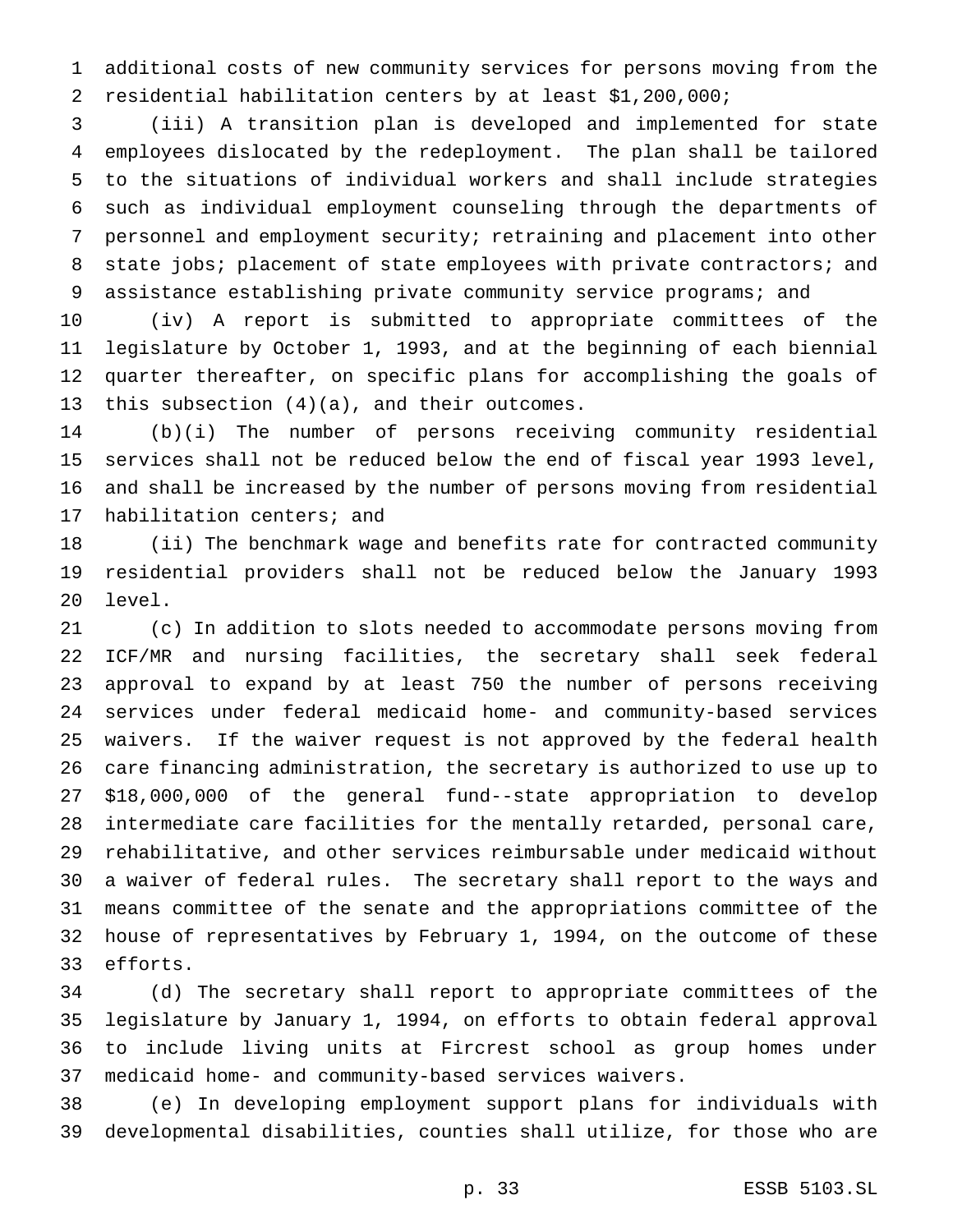additional costs of new community services for persons moving from the residential habilitation centers by at least $1,200,000;

(iii) A transition plan is developed and implemented for state employees dislocated by the redeployment. The plan shall be tailored to the situations of individual workers and shall include strategies such as individual employment counseling through the departments of personnel and employment security; retraining and placement into other state jobs; placement of state employees with private contractors; and assistance establishing private community service programs; and

(iv) A report is submitted to appropriate committees of the legislature by October 1, 1993, and at the beginning of each biennial quarter thereafter, on specific plans for accomplishing the goals of this subsection (4)(a), and their outcomes.

(b)(i) The number of persons receiving community residential services shall not be reduced below the end of fiscal year 1993 level, and shall be increased by the number of persons moving from residential habilitation centers; and

(ii) The benchmark wage and benefits rate for contracted community residential providers shall not be reduced below the January 1993 level.

(c) In addition to slots needed to accommodate persons moving from ICF/MR and nursing facilities, the secretary shall seek federal approval to expand by at least 750 the number of persons receiving services under federal medicaid home- and community-based services waivers. If the waiver request is not approved by the federal health care financing administration, the secretary is authorized to use up to $18,000,000 of the general fund--state appropriation to develop intermediate care facilities for the mentally retarded, personal care, rehabilitative, and other services reimbursable under medicaid without a waiver of federal rules. The secretary shall report to the ways and means committee of the senate and the appropriations committee of the house of representatives by February 1, 1994, on the outcome of these efforts.

(d) The secretary shall report to appropriate committees of the legislature by January 1, 1994, on efforts to obtain federal approval to include living units at Fircrest school as group homes under medicaid home- and community-based services waivers.

(e) In developing employment support plans for individuals with developmental disabilities, counties shall utilize, for those who are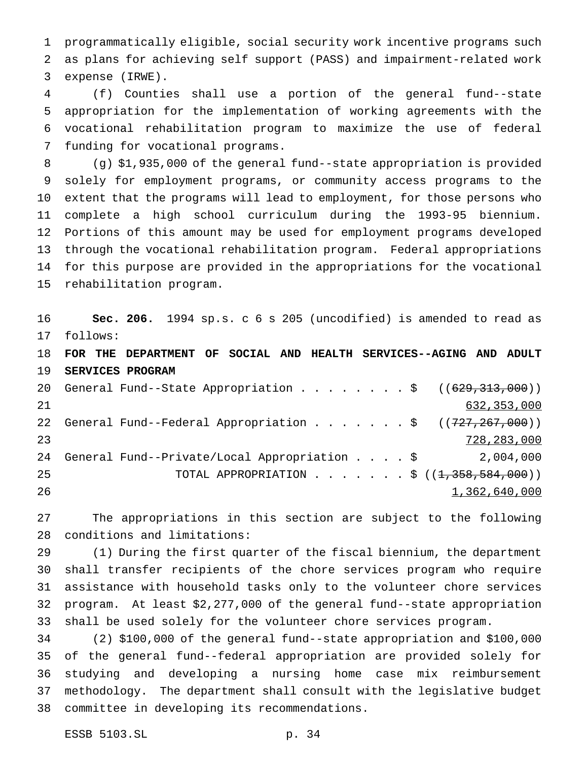programmatically eligible, social security work incentive programs such as plans for achieving self support (PASS) and impairment-related work expense (IRWE).

(f) Counties shall use a portion of the general fund--state appropriation for the implementation of working agreements with the vocational rehabilitation program to maximize the use of federal funding for vocational programs.

(g) $1,935,000 of the general fund--state appropriation is provided solely for employment programs, or community access programs to the extent that the programs will lead to employment, for those persons who complete a high school curriculum during the 1993-95 biennium. Portions of this amount may be used for employment programs developed through the vocational rehabilitation program. Federal appropriations for this purpose are provided in the appropriations for the vocational rehabilitation program.

**Sec. 206.** 1994 sp.s. c 6 s 205 (uncodified) is amended to read as follows:

**FOR THE DEPARTMENT OF SOCIAL AND HEALTH SERVICES--AGING AND ADULT SERVICES PROGRAM**

General Fund--State Appropriation . . . . . . . . $ ((~~629,313,000~~)) 632,353,000

General Fund--Federal Appropriation . . . . . . . $ ((~~727,267,000~~)) 728,283,000

General Fund--Private/Local Appropriation . . . . $ 2,004,000

TOTAL APPROPRIATION . . . . . . . $ ((~~1,358,584,000~~)) 1,362,640,000

The appropriations in this section are subject to the following conditions and limitations:

(1) During the first quarter of the fiscal biennium, the department shall transfer recipients of the chore services program who require assistance with household tasks only to the volunteer chore services program. At least $2,277,000 of the general fund--state appropriation shall be used solely for the volunteer chore services program.

(2) $100,000 of the general fund--state appropriation and $100,000 of the general fund--federal appropriation are provided solely for studying and developing a nursing home case mix reimbursement methodology. The department shall consult with the legislative budget committee in developing its recommendations.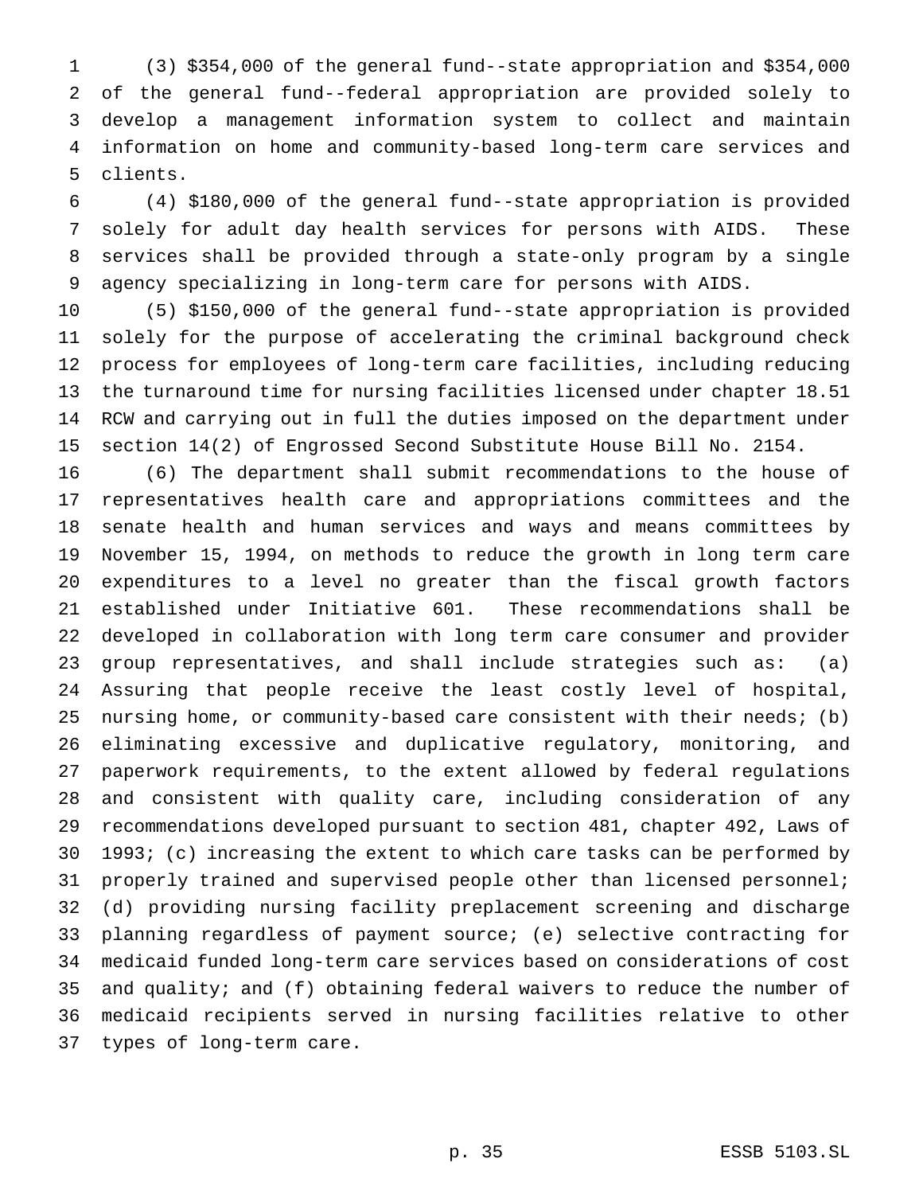(3) $354,000 of the general fund--state appropriation and $354,000 of the general fund--federal appropriation are provided solely to develop a management information system to collect and maintain information on home and community-based long-term care services and clients.

(4) $180,000 of the general fund--state appropriation is provided solely for adult day health services for persons with AIDS. These services shall be provided through a state-only program by a single agency specializing in long-term care for persons with AIDS.

(5) $150,000 of the general fund--state appropriation is provided solely for the purpose of accelerating the criminal background check process for employees of long-term care facilities, including reducing the turnaround time for nursing facilities licensed under chapter 18.51 RCW and carrying out in full the duties imposed on the department under section 14(2) of Engrossed Second Substitute House Bill No. 2154.

(6) The department shall submit recommendations to the house of representatives health care and appropriations committees and the senate health and human services and ways and means committees by November 15, 1994, on methods to reduce the growth in long term care expenditures to a level no greater than the fiscal growth factors established under Initiative 601. These recommendations shall be developed in collaboration with long term care consumer and provider group representatives, and shall include strategies such as: (a) Assuring that people receive the least costly level of hospital, nursing home, or community-based care consistent with their needs; (b) eliminating excessive and duplicative regulatory, monitoring, and paperwork requirements, to the extent allowed by federal regulations and consistent with quality care, including consideration of any recommendations developed pursuant to section 481, chapter 492, Laws of 1993; (c) increasing the extent to which care tasks can be performed by properly trained and supervised people other than licensed personnel; (d) providing nursing facility preplacement screening and discharge planning regardless of payment source; (e) selective contracting for medicaid funded long-term care services based on considerations of cost and quality; and (f) obtaining federal waivers to reduce the number of medicaid recipients served in nursing facilities relative to other types of long-term care.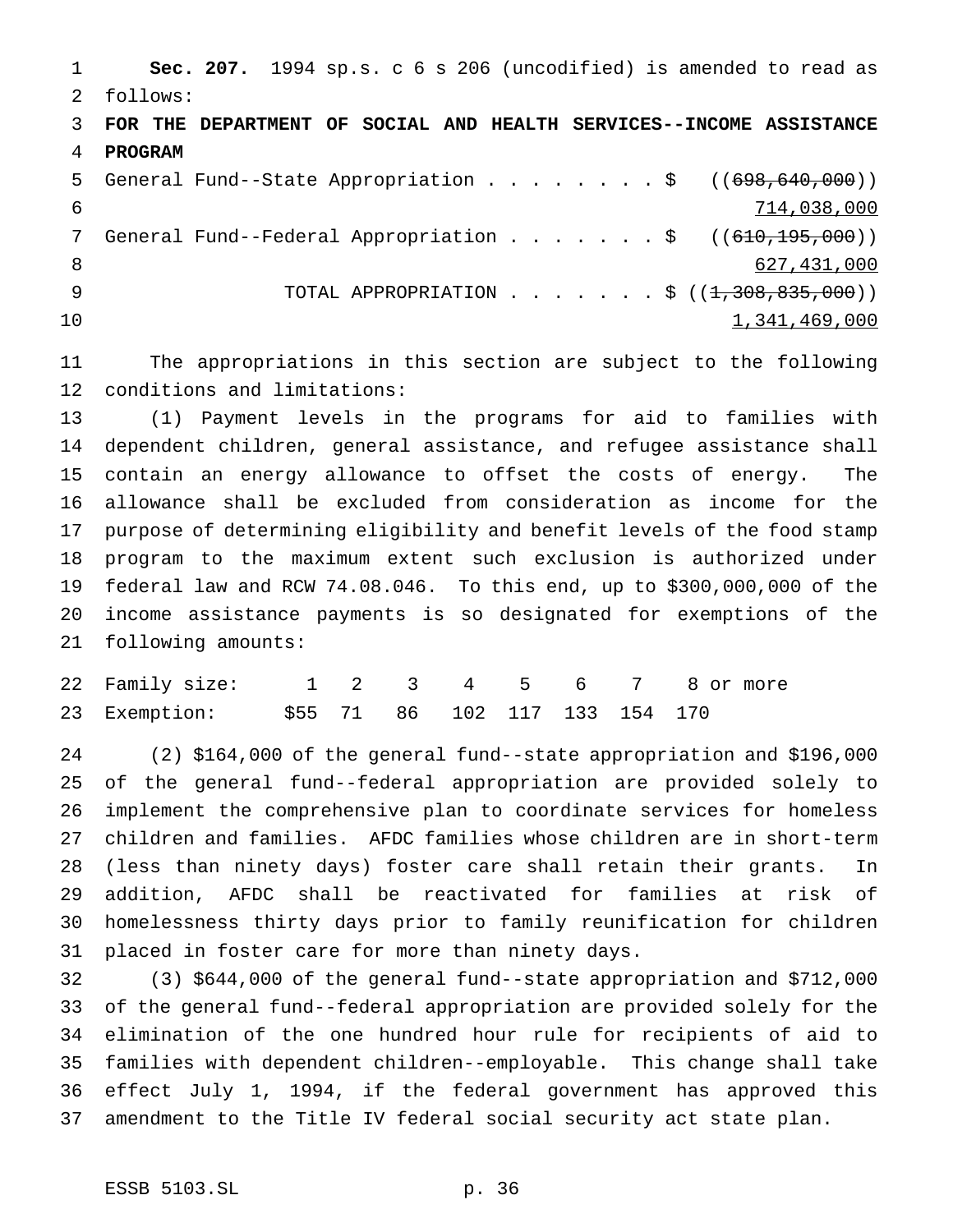**Sec. 207.** 1994 sp.s. c 6 s 206 (uncodified) is amended to read as follows:

**FOR THE DEPARTMENT OF SOCIAL AND HEALTH SERVICES--INCOME ASSISTANCE PROGRAM**

General Fund--State Appropriation . . . . . . . . $ ((~~698,640,000~~))
714,038,000

General Fund--Federal Appropriation . . . . . . . $ ((~~610,195,000~~))
627,431,000

TOTAL APPROPRIATION . . . . . . . $ ((~~1,308,835,000~~))
1,341,469,000

The appropriations in this section are subject to the following conditions and limitations:

(1) Payment levels in the programs for aid to families with dependent children, general assistance, and refugee assistance shall contain an energy allowance to offset the costs of energy. The allowance shall be excluded from consideration as income for the purpose of determining eligibility and benefit levels of the food stamp program to the maximum extent such exclusion is authorized under federal law and RCW 74.08.046. To this end, up to $300,000,000 of the income assistance payments is so designated for exemptions of the following amounts:

| Family size: | 1 | 2 | 3 | 4 | 5 | 6 | 7 | 8 or more |
|---|---|---|---|---|---|---|---|---|
| Exemption: | $55 | 71 | 86 | 102 | 117 | 133 | 154 | 170 |

(2) $164,000 of the general fund--state appropriation and $196,000 of the general fund--federal appropriation are provided solely to implement the comprehensive plan to coordinate services for homeless children and families. AFDC families whose children are in short-term (less than ninety days) foster care shall retain their grants. In addition, AFDC shall be reactivated for families at risk of homelessness thirty days prior to family reunification for children placed in foster care for more than ninety days.

(3) $644,000 of the general fund--state appropriation and $712,000 of the general fund--federal appropriation are provided solely for the elimination of the one hundred hour rule for recipients of aid to families with dependent children--employable. This change shall take effect July 1, 1994, if the federal government has approved this amendment to the Title IV federal social security act state plan.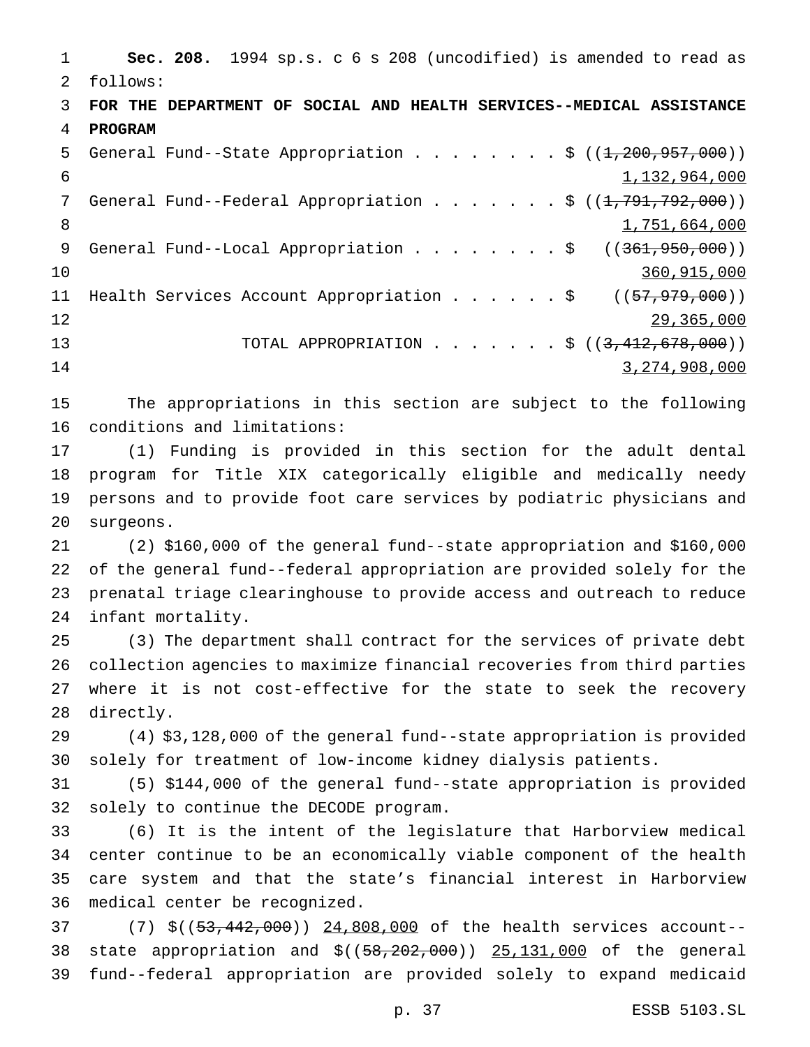**Sec. 208.** 1994 sp.s. c 6 s 208 (uncodified) is amended to read as follows:

**FOR THE DEPARTMENT OF SOCIAL AND HEALTH SERVICES--MEDICAL ASSISTANCE PROGRAM**

General Fund--State Appropriation . . . . . . . . $ ((~~1,200,957,000~~))
1,132,964,000

General Fund--Federal Appropriation . . . . . . . $ ((~~1,791,792,000~~))
1,751,664,000

General Fund--Local Appropriation . . . . . . . . $ ((~~361,950,000~~))
360,915,000

Health Services Account Appropriation . . . . . . $ ((~~57,979,000~~))
29,365,000

TOTAL APPROPRIATION . . . . . . . $ ((~~3,412,678,000~~))
3,274,908,000

The appropriations in this section are subject to the following conditions and limitations:

(1) Funding is provided in this section for the adult dental program for Title XIX categorically eligible and medically needy persons and to provide foot care services by podiatric physicians and surgeons.

(2) $160,000 of the general fund--state appropriation and $160,000 of the general fund--federal appropriation are provided solely for the prenatal triage clearinghouse to provide access and outreach to reduce infant mortality.

(3) The department shall contract for the services of private debt collection agencies to maximize financial recoveries from third parties where it is not cost-effective for the state to seek the recovery directly.

(4) $3,128,000 of the general fund--state appropriation is provided solely for treatment of low-income kidney dialysis patients.

(5) $144,000 of the general fund--state appropriation is provided solely to continue the DECODE program.

(6) It is the intent of the legislature that Harborview medical center continue to be an economically viable component of the health care system and that the state's financial interest in Harborview medical center be recognized.

(7) $((~~53,442,000~~)) 24,808,000 of the health services account--state appropriation and $((~~58,202,000~~)) 25,131,000 of the general fund--federal appropriation are provided solely to expand medicaid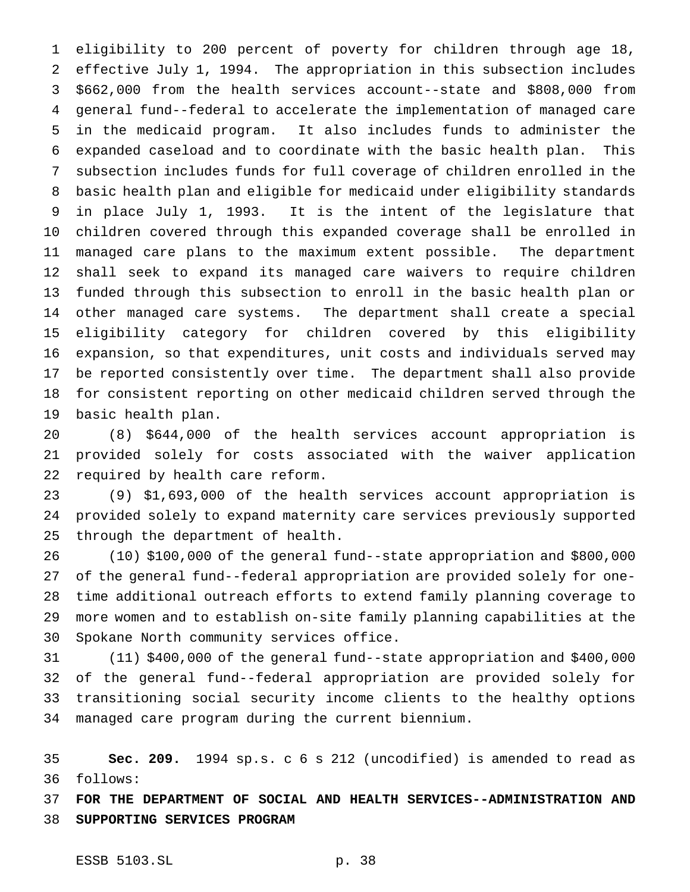eligibility to 200 percent of poverty for children through age 18, effective July 1, 1994. The appropriation in this subsection includes $662,000 from the health services account--state and $808,000 from general fund--federal to accelerate the implementation of managed care in the medicaid program. It also includes funds to administer the expanded caseload and to coordinate with the basic health plan. This subsection includes funds for full coverage of children enrolled in the basic health plan and eligible for medicaid under eligibility standards in place July 1, 1993. It is the intent of the legislature that children covered through this expanded coverage shall be enrolled in managed care plans to the maximum extent possible. The department shall seek to expand its managed care waivers to require children funded through this subsection to enroll in the basic health plan or other managed care systems. The department shall create a special eligibility category for children covered by this eligibility expansion, so that expenditures, unit costs and individuals served may be reported consistently over time. The department shall also provide for consistent reporting on other medicaid children served through the basic health plan.

(8) $644,000 of the health services account appropriation is provided solely for costs associated with the waiver application required by health care reform.

(9) $1,693,000 of the health services account appropriation is provided solely to expand maternity care services previously supported through the department of health.

(10) $100,000 of the general fund--state appropriation and $800,000 of the general fund--federal appropriation are provided solely for one-time additional outreach efforts to extend family planning coverage to more women and to establish on-site family planning capabilities at the Spokane North community services office.

(11) $400,000 of the general fund--state appropriation and $400,000 of the general fund--federal appropriation are provided solely for transitioning social security income clients to the healthy options managed care program during the current biennium.

**Sec. 209.** 1994 sp.s. c 6 s 212 (uncodified) is amended to read as follows:

**FOR THE DEPARTMENT OF SOCIAL AND HEALTH SERVICES--ADMINISTRATION AND SUPPORTING SERVICES PROGRAM**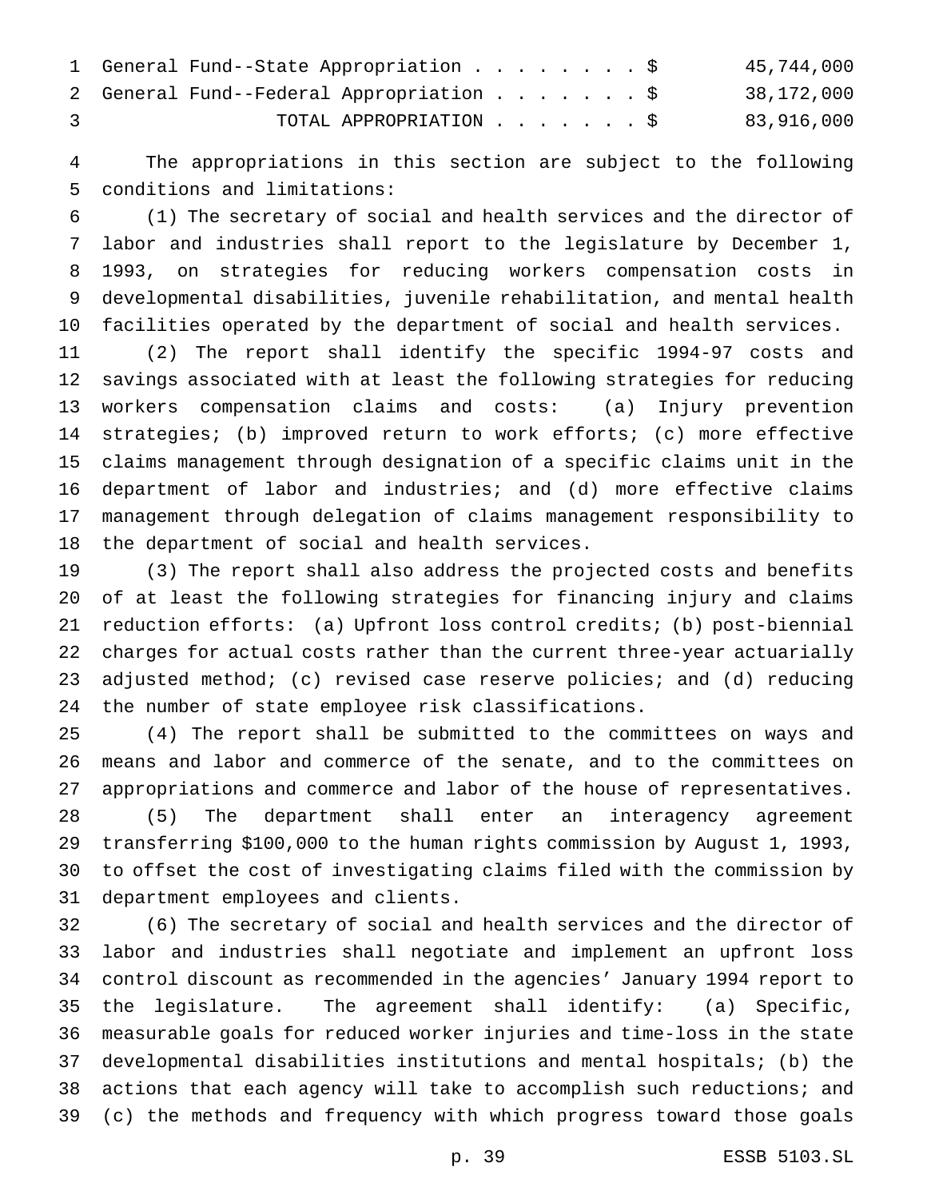| | | |
|---|---|---|
| General Fund--State Appropriation | $ | 45,744,000 |
| General Fund--Federal Appropriation | $ | 38,172,000 |
| TOTAL APPROPRIATION | $ | 83,916,000 |

The appropriations in this section are subject to the following conditions and limitations:

(1) The secretary of social and health services and the director of labor and industries shall report to the legislature by December 1, 1993, on strategies for reducing workers compensation costs in developmental disabilities, juvenile rehabilitation, and mental health facilities operated by the department of social and health services.

(2) The report shall identify the specific 1994-97 costs and savings associated with at least the following strategies for reducing workers compensation claims and costs: (a) Injury prevention strategies; (b) improved return to work efforts; (c) more effective claims management through designation of a specific claims unit in the department of labor and industries; and (d) more effective claims management through delegation of claims management responsibility to the department of social and health services.

(3) The report shall also address the projected costs and benefits of at least the following strategies for financing injury and claims reduction efforts: (a) Upfront loss control credits; (b) post-biennial charges for actual costs rather than the current three-year actuarially adjusted method; (c) revised case reserve policies; and (d) reducing the number of state employee risk classifications.

(4) The report shall be submitted to the committees on ways and means and labor and commerce of the senate, and to the committees on appropriations and commerce and labor of the house of representatives.

(5) The department shall enter an interagency agreement transferring $100,000 to the human rights commission by August 1, 1993, to offset the cost of investigating claims filed with the commission by department employees and clients.

(6) The secretary of social and health services and the director of labor and industries shall negotiate and implement an upfront loss control discount as recommended in the agencies' January 1994 report to the legislature. The agreement shall identify: (a) Specific, measurable goals for reduced worker injuries and time-loss in the state developmental disabilities institutions and mental hospitals; (b) the actions that each agency will take to accomplish such reductions; and (c) the methods and frequency with which progress toward those goals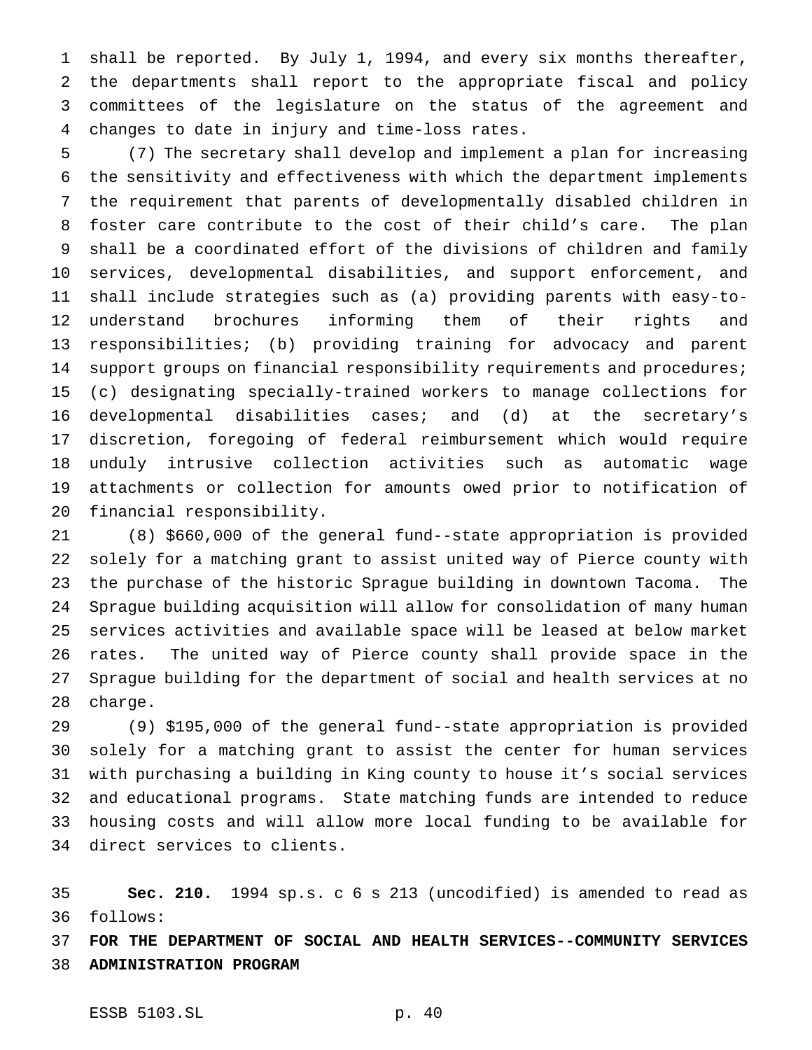shall be reported. By July 1, 1994, and every six months thereafter, the departments shall report to the appropriate fiscal and policy committees of the legislature on the status of the agreement and changes to date in injury and time-loss rates.

(7) The secretary shall develop and implement a plan for increasing the sensitivity and effectiveness with which the department implements the requirement that parents of developmentally disabled children in foster care contribute to the cost of their child's care. The plan shall be a coordinated effort of the divisions of children and family services, developmental disabilities, and support enforcement, and shall include strategies such as (a) providing parents with easy-to-understand brochures informing them of their rights and responsibilities; (b) providing training for advocacy and parent support groups on financial responsibility requirements and procedures; (c) designating specially-trained workers to manage collections for developmental disabilities cases; and (d) at the secretary's discretion, foregoing of federal reimbursement which would require unduly intrusive collection activities such as automatic wage attachments or collection for amounts owed prior to notification of financial responsibility.

(8) $660,000 of the general fund--state appropriation is provided solely for a matching grant to assist united way of Pierce county with the purchase of the historic Sprague building in downtown Tacoma. The Sprague building acquisition will allow for consolidation of many human services activities and available space will be leased at below market rates. The united way of Pierce county shall provide space in the Sprague building for the department of social and health services at no charge.

(9) $195,000 of the general fund--state appropriation is provided solely for a matching grant to assist the center for human services with purchasing a building in King county to house it's social services and educational programs. State matching funds are intended to reduce housing costs and will allow more local funding to be available for direct services to clients.

**Sec. 210.** 1994 sp.s. c 6 s 213 (uncodified) is amended to read as follows:

**FOR THE DEPARTMENT OF SOCIAL AND HEALTH SERVICES--COMMUNITY SERVICES ADMINISTRATION PROGRAM**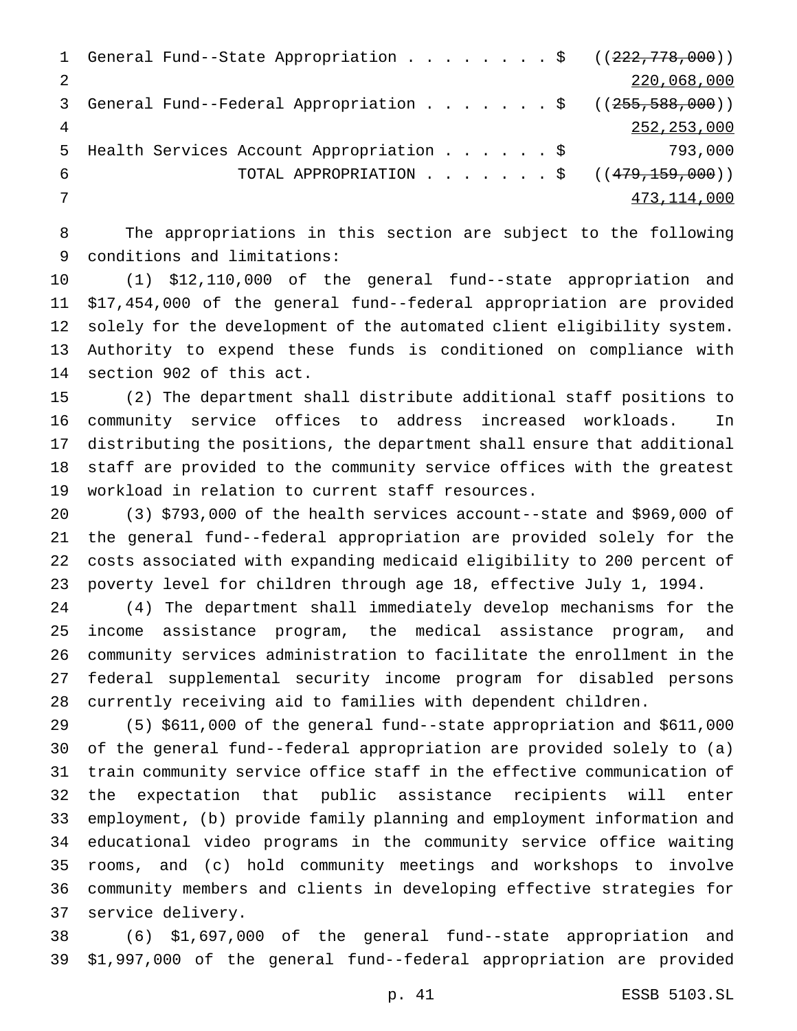| | | |
|---|---|---|
| General Fund--State Appropriation . . . . . . . . $ | ((~~222,778,000~~)) | |
| | <u>220,068,000</u> | |
| General Fund--Federal Appropriation . . . . . . . $ | ((~~255,588,000~~)) | |
| | <u>252,253,000</u> | |
| Health Services Account Appropriation . . . . . . $ | 793,000 | |
| TOTAL APPROPRIATION . . . . . . . $ | ((~~479,159,000~~)) | |
| | <u>473,114,000</u> | |

The appropriations in this section are subject to the following conditions and limitations:

(1) $12,110,000 of the general fund--state appropriation and $17,454,000 of the general fund--federal appropriation are provided solely for the development of the automated client eligibility system. Authority to expend these funds is conditioned on compliance with section 902 of this act.

(2) The department shall distribute additional staff positions to community service offices to address increased workloads. In distributing the positions, the department shall ensure that additional staff are provided to the community service offices with the greatest workload in relation to current staff resources.

(3) $793,000 of the health services account--state and $969,000 of the general fund--federal appropriation are provided solely for the costs associated with expanding medicaid eligibility to 200 percent of poverty level for children through age 18, effective July 1, 1994.

(4) The department shall immediately develop mechanisms for the income assistance program, the medical assistance program, and community services administration to facilitate the enrollment in the federal supplemental security income program for disabled persons currently receiving aid to families with dependent children.

(5) $611,000 of the general fund--state appropriation and $611,000 of the general fund--federal appropriation are provided solely to (a) train community service office staff in the effective communication of the expectation that public assistance recipients will enter employment, (b) provide family planning and employment information and educational video programs in the community service office waiting rooms, and (c) hold community meetings and workshops to involve community members and clients in developing effective strategies for service delivery.

(6) $1,697,000 of the general fund--state appropriation and $1,997,000 of the general fund--federal appropriation are provided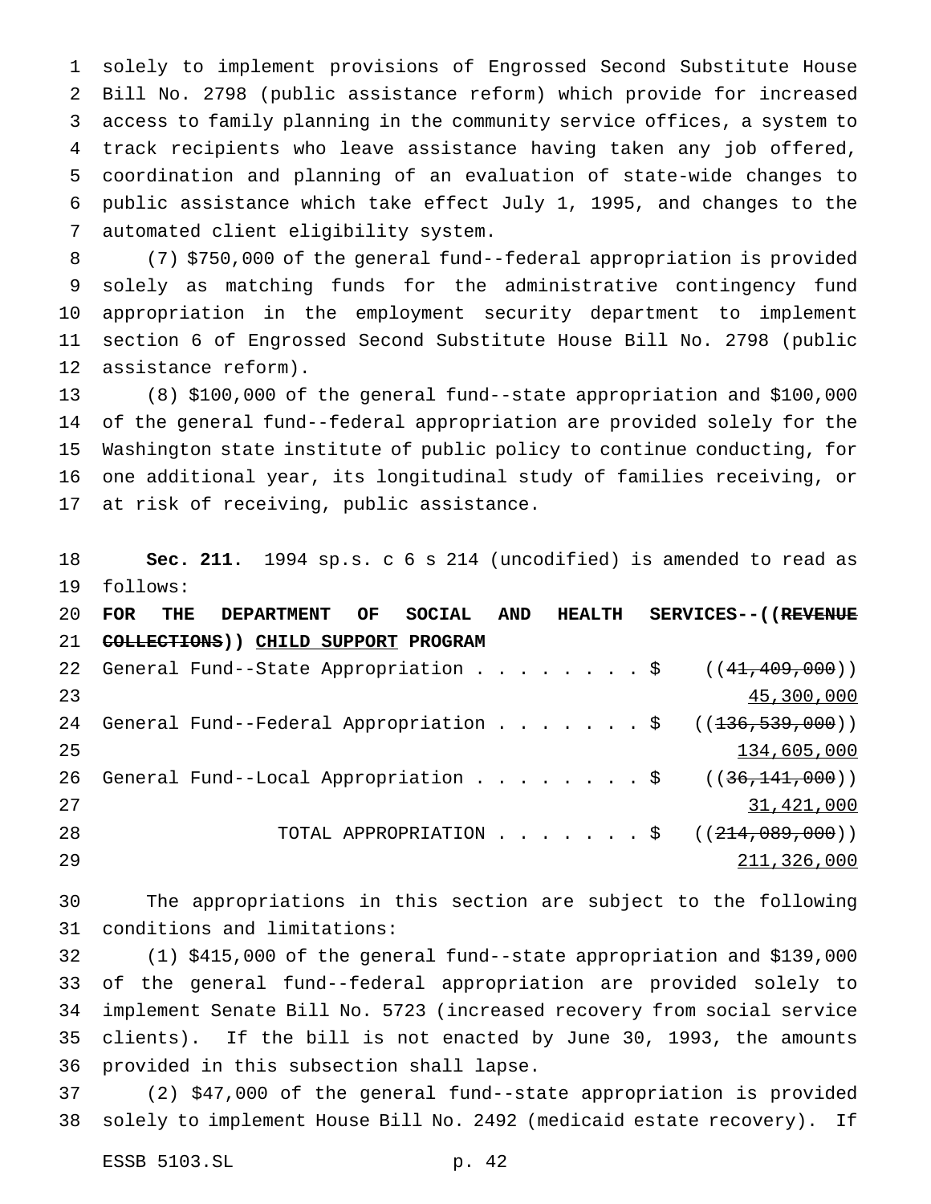solely to implement provisions of Engrossed Second Substitute House Bill No. 2798 (public assistance reform) which provide for increased access to family planning in the community service offices, a system to track recipients who leave assistance having taken any job offered, coordination and planning of an evaluation of state-wide changes to public assistance which take effect July 1, 1995, and changes to the automated client eligibility system.

(7) $750,000 of the general fund--federal appropriation is provided solely as matching funds for the administrative contingency fund appropriation in the employment security department to implement section 6 of Engrossed Second Substitute House Bill No. 2798 (public assistance reform).

(8) $100,000 of the general fund--state appropriation and $100,000 of the general fund--federal appropriation are provided solely for the Washington state institute of public policy to continue conducting, for one additional year, its longitudinal study of families receiving, or at risk of receiving, public assistance.

**Sec. 211.** 1994 sp.s. c 6 s 214 (uncodified) is amended to read as follows:

**FOR THE DEPARTMENT OF SOCIAL AND HEALTH SERVICES--((~~REVENUE COLLECTIONS~~)) <u>CHILD SUPPORT</u> PROGRAM**

| | |
|---|---|
| General Fund--State Appropriation . . . . . . . . $ | ((~~41,409,000~~)) <u>45,300,000</u> |
| General Fund--Federal Appropriation . . . . . . . $ | ((~~136,539,000~~)) <u>134,605,000</u> |
| General Fund--Local Appropriation . . . . . . . . $ | ((~~36,141,000~~)) <u>31,421,000</u> |
| TOTAL APPROPRIATION . . . . . . . $ | ((~~214,089,000~~)) <u>211,326,000</u> |

The appropriations in this section are subject to the following conditions and limitations:

(1) $415,000 of the general fund--state appropriation and $139,000 of the general fund--federal appropriation are provided solely to implement Senate Bill No. 5723 (increased recovery from social service clients). If the bill is not enacted by June 30, 1993, the amounts provided in this subsection shall lapse.

(2) $47,000 of the general fund--state appropriation is provided solely to implement House Bill No. 2492 (medicaid estate recovery). If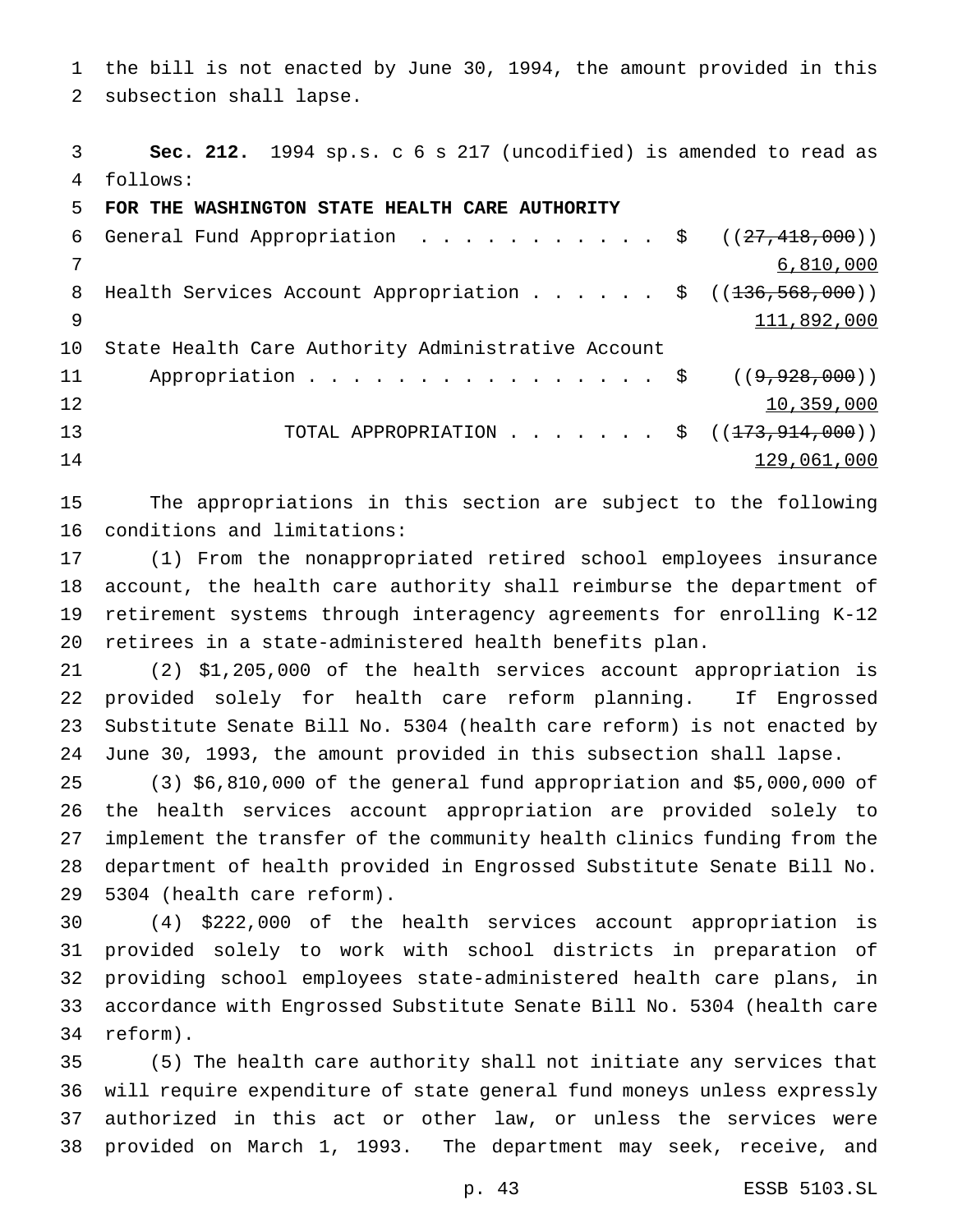the bill is not enacted by June 30, 1994, the amount provided in this subsection shall lapse.

**Sec. 212.** 1994 sp.s. c 6 s 217 (uncodified) is amended to read as follows:

**FOR THE WASHINGTON STATE HEALTH CARE AUTHORITY**

| | | |
|---|---|---|
| General Fund Appropriation | $ | ((~~27,418,000~~)) <u>6,810,000</u> |
| Health Services Account Appropriation | $ | ((~~136,568,000~~)) <u>111,892,000</u> |
| State Health Care Authority Administrative Account Appropriation | $ | ((~~9,928,000~~)) <u>10,359,000</u> |
| TOTAL APPROPRIATION | $ | ((~~173,914,000~~)) <u>129,061,000</u> |

The appropriations in this section are subject to the following conditions and limitations:

(1) From the nonappropriated retired school employees insurance account, the health care authority shall reimburse the department of retirement systems through interagency agreements for enrolling K-12 retirees in a state-administered health benefits plan.

(2) $1,205,000 of the health services account appropriation is provided solely for health care reform planning. If Engrossed Substitute Senate Bill No. 5304 (health care reform) is not enacted by June 30, 1993, the amount provided in this subsection shall lapse.

(3) $6,810,000 of the general fund appropriation and $5,000,000 of the health services account appropriation are provided solely to implement the transfer of the community health clinics funding from the department of health provided in Engrossed Substitute Senate Bill No. 5304 (health care reform).

(4) $222,000 of the health services account appropriation is provided solely to work with school districts in preparation of providing school employees state-administered health care plans, in accordance with Engrossed Substitute Senate Bill No. 5304 (health care reform).

(5) The health care authority shall not initiate any services that will require expenditure of state general fund moneys unless expressly authorized in this act or other law, or unless the services were provided on March 1, 1993. The department may seek, receive, and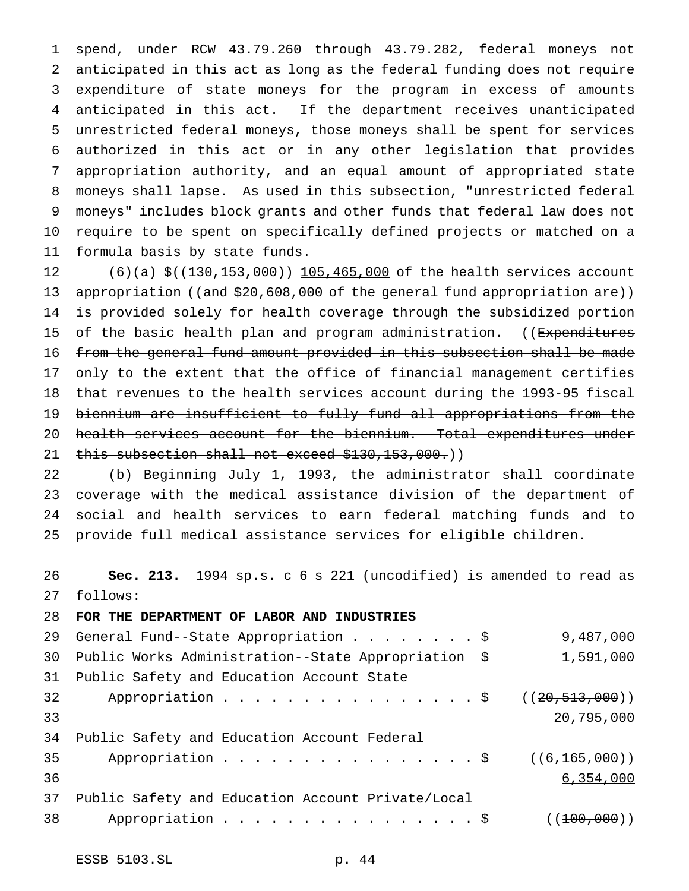spend, under RCW 43.79.260 through 43.79.282, federal moneys not anticipated in this act as long as the federal funding does not require expenditure of state moneys for the program in excess of amounts anticipated in this act. If the department receives unanticipated unrestricted federal moneys, those moneys shall be spent for services authorized in this act or in any other legislation that provides appropriation authority, and an equal amount of appropriated state moneys shall lapse. As used in this subsection, "unrestricted federal moneys" includes block grants and other funds that federal law does not require to be spent on specifically defined projects or matched on a formula basis by state funds.

(6)(a) $((~~130,153,000~~)) 105,465,000 of the health services account appropriation ((~~and $20,608,000 of the general fund appropriation are~~)) is provided solely for health coverage through the subsidized portion of the basic health plan and program administration. ((~~Expenditures from the general fund amount provided in this subsection shall be made only to the extent that the office of financial management certifies that revenues to the health services account during the 1993-95 fiscal biennium are insufficient to fully fund all appropriations from the health services account for the biennium. Total expenditures under this subsection shall not exceed $130,153,000.~~))

(b) Beginning July 1, 1993, the administrator shall coordinate coverage with the medical assistance division of the department of social and health services to earn federal matching funds and to provide full medical assistance services for eligible children.

**Sec. 213.** 1994 sp.s. c 6 s 221 (uncodified) is amended to read as follows:

**FOR THE DEPARTMENT OF LABOR AND INDUSTRIES**

General Fund--State Appropriation . . . . . . . . $ 9,487,000

Public Works Administration--State Appropriation $ 1,591,000

Public Safety and Education Account State Appropriation . . . . . . . . . . . . . . . . $ ((~~20,513,000~~)) 20,795,000

Public Safety and Education Account Federal Appropriation . . . . . . . . . . . . . . . . $ ((~~6,165,000~~)) 6,354,000

Public Safety and Education Account Private/Local Appropriation . . . . . . . . . . . . . . . . $ ((~~100,000~~))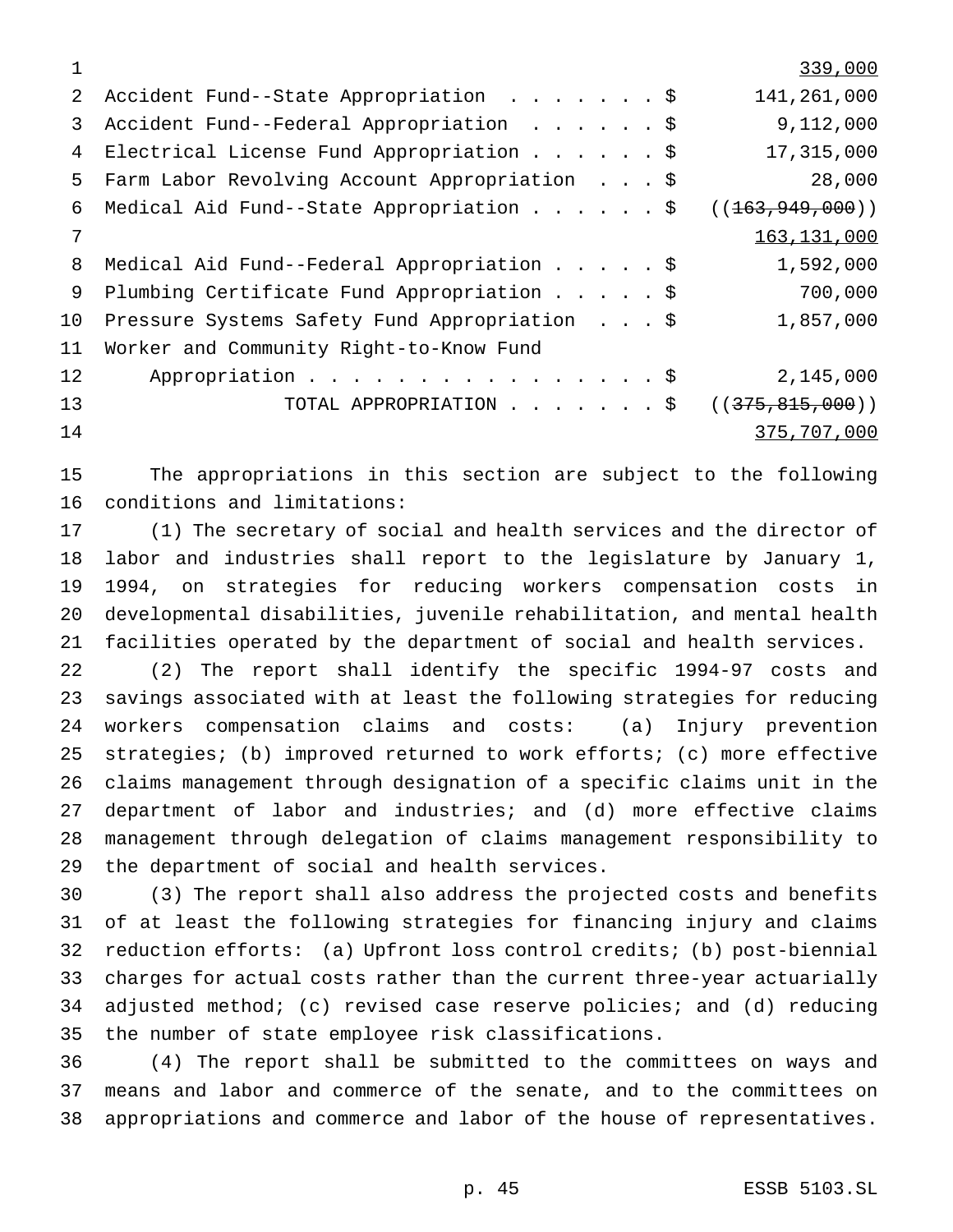339,000

| | |
|---|---|
| Accident Fund--State Appropriation . . . . . . . $ | 141,261,000 |
| Accident Fund--Federal Appropriation . . . . . . $ | 9,112,000 |
| Electrical License Fund Appropriation . . . . . . $ | 17,315,000 |
| Farm Labor Revolving Account Appropriation . . . $ | 28,000 |
| Medical Aid Fund--State Appropriation . . . . . . $ | ((~~163,949,000~~)) 163,131,000 |
| Medical Aid Fund--Federal Appropriation . . . . . $ | 1,592,000 |
| Plumbing Certificate Fund Appropriation . . . . . $ | 700,000 |
| Pressure Systems Safety Fund Appropriation . . . $ | 1,857,000 |
| Worker and Community Right-to-Know Fund Appropriation . . . . . . . . . . . . . . . . . $ | 2,145,000 |
| TOTAL APPROPRIATION . . . . . . . $ | ((~~375,815,000~~)) 375,707,000 |

The appropriations in this section are subject to the following conditions and limitations:

(1) The secretary of social and health services and the director of labor and industries shall report to the legislature by January 1, 1994, on strategies for reducing workers compensation costs in developmental disabilities, juvenile rehabilitation, and mental health facilities operated by the department of social and health services.

(2) The report shall identify the specific 1994-97 costs and savings associated with at least the following strategies for reducing workers compensation claims and costs: (a) Injury prevention strategies; (b) improved returned to work efforts; (c) more effective claims management through designation of a specific claims unit in the department of labor and industries; and (d) more effective claims management through delegation of claims management responsibility to the department of social and health services.

(3) The report shall also address the projected costs and benefits of at least the following strategies for financing injury and claims reduction efforts: (a) Upfront loss control credits; (b) post-biennial charges for actual costs rather than the current three-year actuarially adjusted method; (c) revised case reserve policies; and (d) reducing the number of state employee risk classifications.

(4) The report shall be submitted to the committees on ways and means and labor and commerce of the senate, and to the committees on appropriations and commerce and labor of the house of representatives.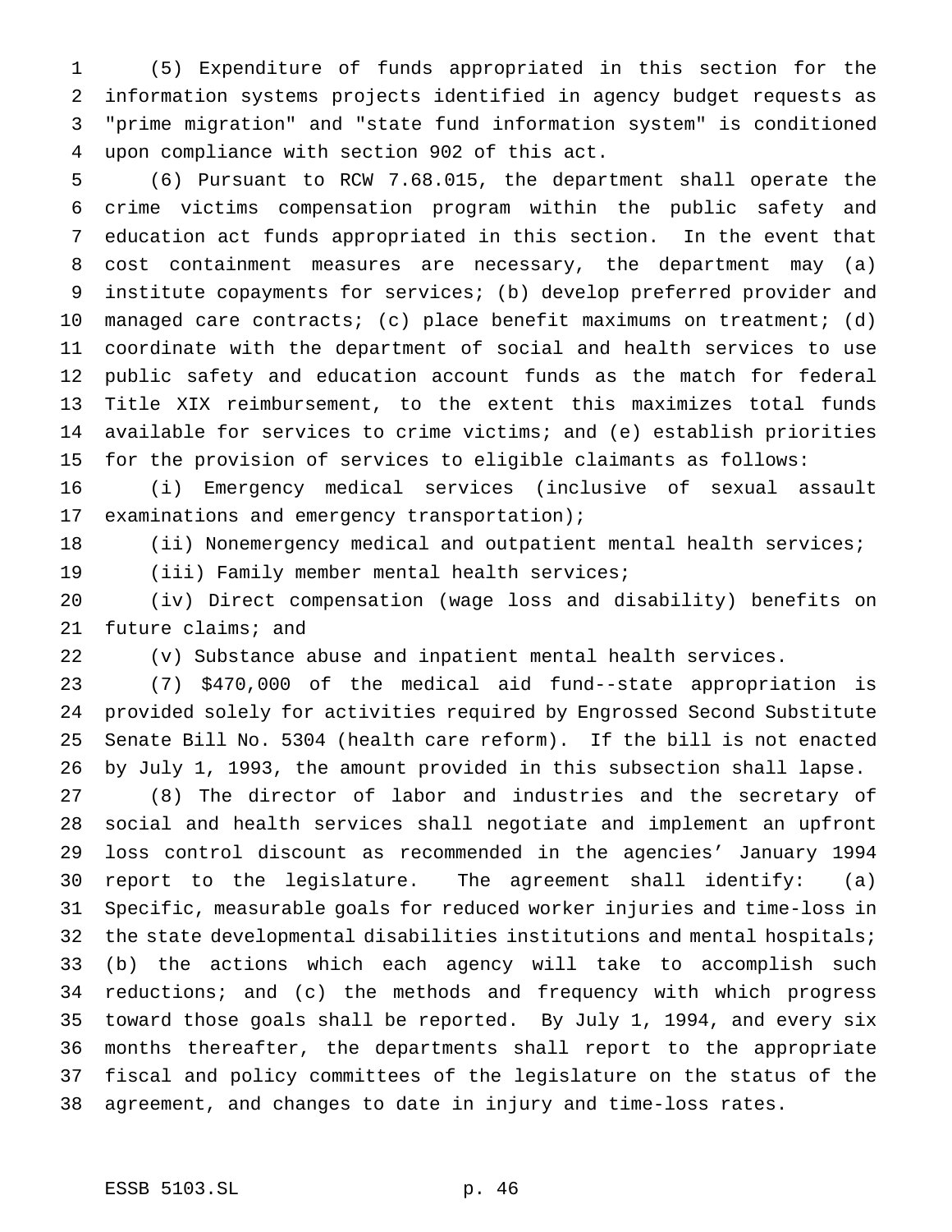(5) Expenditure of funds appropriated in this section for the information systems projects identified in agency budget requests as "prime migration" and "state fund information system" is conditioned upon compliance with section 902 of this act.

(6) Pursuant to RCW 7.68.015, the department shall operate the crime victims compensation program within the public safety and education act funds appropriated in this section. In the event that cost containment measures are necessary, the department may (a) institute copayments for services; (b) develop preferred provider and managed care contracts; (c) place benefit maximums on treatment; (d) coordinate with the department of social and health services to use public safety and education account funds as the match for federal Title XIX reimbursement, to the extent this maximizes total funds available for services to crime victims; and (e) establish priorities for the provision of services to eligible claimants as follows:

(i) Emergency medical services (inclusive of sexual assault examinations and emergency transportation);

(ii) Nonemergency medical and outpatient mental health services;

(iii) Family member mental health services;

(iv) Direct compensation (wage loss and disability) benefits on future claims; and

(v) Substance abuse and inpatient mental health services.

(7) $470,000 of the medical aid fund--state appropriation is provided solely for activities required by Engrossed Second Substitute Senate Bill No. 5304 (health care reform). If the bill is not enacted by July 1, 1993, the amount provided in this subsection shall lapse.

(8) The director of labor and industries and the secretary of social and health services shall negotiate and implement an upfront loss control discount as recommended in the agencies' January 1994 report to the legislature. The agreement shall identify: (a) Specific, measurable goals for reduced worker injuries and time-loss in the state developmental disabilities institutions and mental hospitals; (b) the actions which each agency will take to accomplish such reductions; and (c) the methods and frequency with which progress toward those goals shall be reported. By July 1, 1994, and every six months thereafter, the departments shall report to the appropriate fiscal and policy committees of the legislature on the status of the agreement, and changes to date in injury and time-loss rates.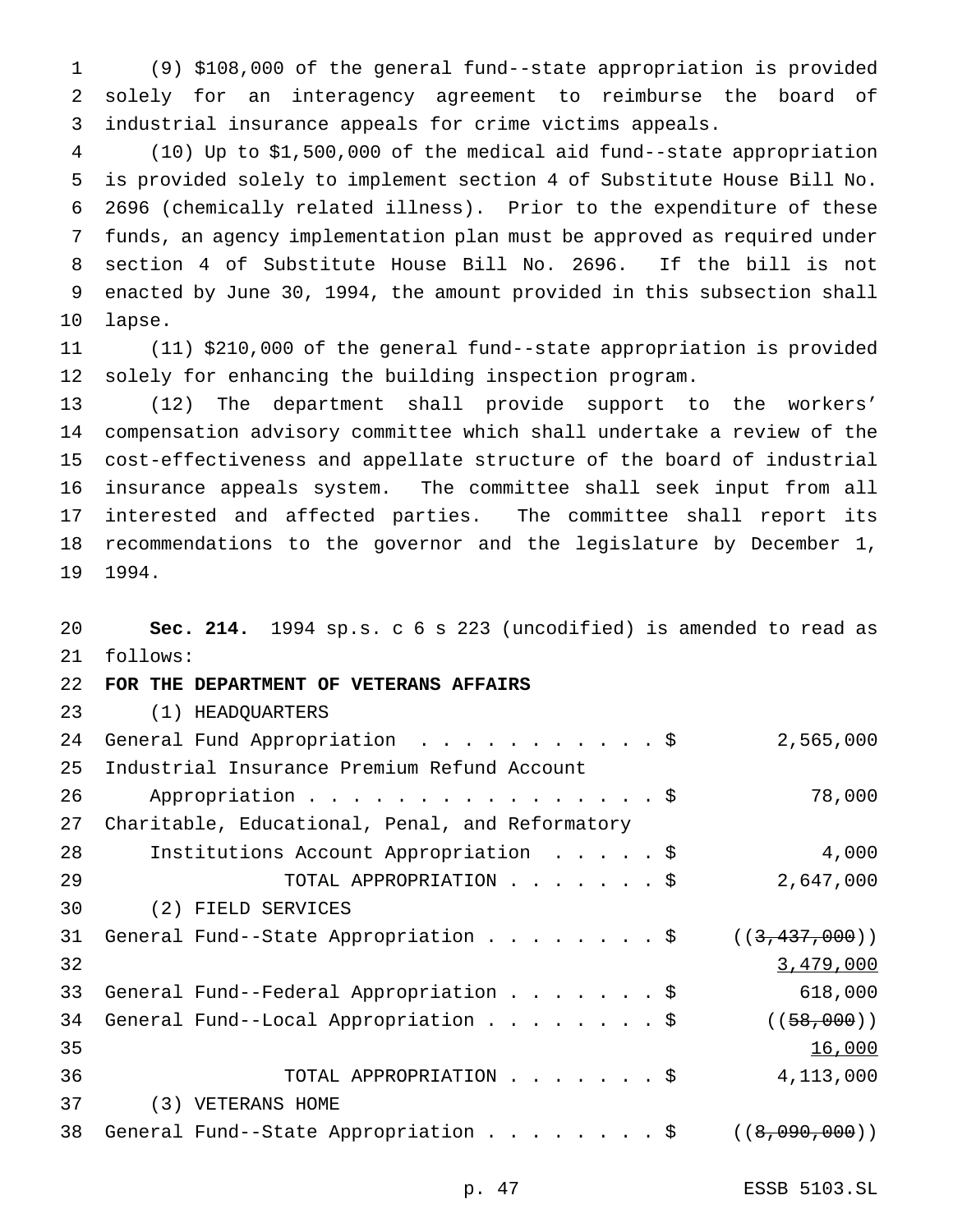(9) $108,000 of the general fund--state appropriation is provided solely for an interagency agreement to reimburse the board of industrial insurance appeals for crime victims appeals.

(10) Up to $1,500,000 of the medical aid fund--state appropriation is provided solely to implement section 4 of Substitute House Bill No. 2696 (chemically related illness). Prior to the expenditure of these funds, an agency implementation plan must be approved as required under section 4 of Substitute House Bill No. 2696. If the bill is not enacted by June 30, 1994, the amount provided in this subsection shall lapse.

(11) $210,000 of the general fund--state appropriation is provided solely for enhancing the building inspection program.

(12) The department shall provide support to the workers' compensation advisory committee which shall undertake a review of the cost-effectiveness and appellate structure of the board of industrial insurance appeals system. The committee shall seek input from all interested and affected parties. The committee shall report its recommendations to the governor and the legislature by December 1, 1994.

**Sec. 214.** 1994 sp.s. c 6 s 223 (uncodified) is amended to read as follows:

**FOR THE DEPARTMENT OF VETERANS AFFAIRS**

(1) HEADQUARTERS

| | |
|---|---|
| General Fund Appropriation . . . . . . . . . . . $ | 2,565,000 |
| Industrial Insurance Premium Refund Account Appropriation . . . . . . . . . . . . . . . . . $ | 78,000 |
| Charitable, Educational, Penal, and Reformatory Institutions Account Appropriation . . . . . $ | 4,000 |
| TOTAL APPROPRIATION . . . . . . . $ | 2,647,000 |

(2) FIELD SERVICES

| | |
|---|---|
| General Fund--State Appropriation . . . . . . . . $ | ((~~3,437,000~~)) <u>3,479,000</u> |
| General Fund--Federal Appropriation . . . . . . . $ | 618,000 |
| General Fund--Local Appropriation . . . . . . . . $ | ((~~58,000~~)) <u>16,000</u> |
| TOTAL APPROPRIATION . . . . . . . $ | 4,113,000 |

(3) VETERANS HOME

| | |
|---|---|
| General Fund--State Appropriation . . . . . . . . $ | ((~~8,090,000~~)) |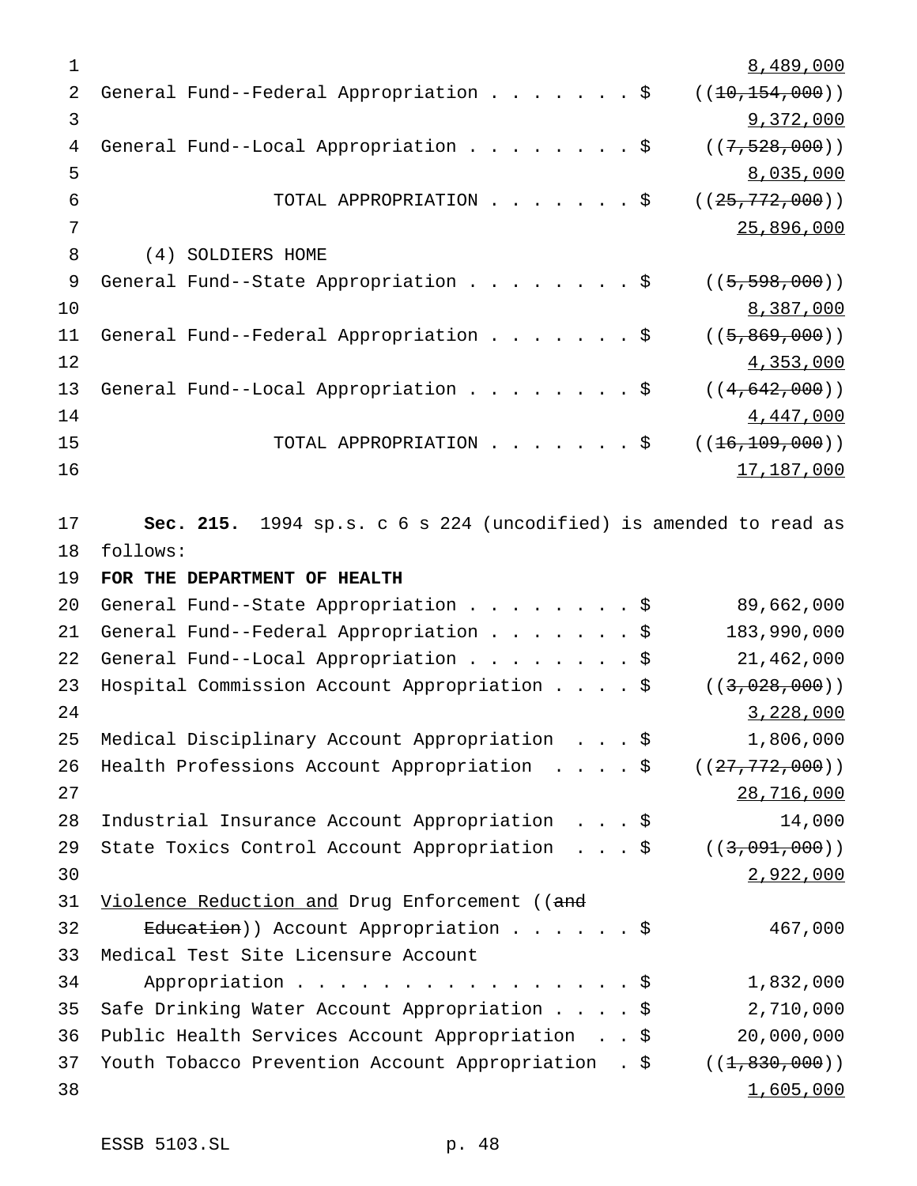8,489,000

General Fund--Federal Appropriation . . . . . . . $ ((~~10,154,000~~))
9,372,000

General Fund--Local Appropriation . . . . . . . . $ ((~~7,528,000~~))
8,035,000

TOTAL APPROPRIATION . . . . . . . $ ((~~25,772,000~~))
25,896,000

(4) SOLDIERS HOME

General Fund--State Appropriation . . . . . . . . $ ((~~5,598,000~~))
8,387,000

General Fund--Federal Appropriation . . . . . . . $ ((~~5,869,000~~))
4,353,000

General Fund--Local Appropriation . . . . . . . . $ ((~~4,642,000~~))
4,447,000

TOTAL APPROPRIATION . . . . . . . $ ((~~16,109,000~~))
17,187,000

**Sec. 215.** 1994 sp.s. c 6 s 224 (uncodified) is amended to read as follows:

**FOR THE DEPARTMENT OF HEALTH**

General Fund--State Appropriation . . . . . . . . $ 89,662,000

General Fund--Federal Appropriation . . . . . . . $ 183,990,000

General Fund--Local Appropriation . . . . . . . . $ 21,462,000

Hospital Commission Account Appropriation . . . . $ ((~~3,028,000~~))
3,228,000

Medical Disciplinary Account Appropriation . . . $ 1,806,000

Health Professions Account Appropriation . . . . $ ((~~27,772,000~~))
28,716,000

Industrial Insurance Account Appropriation . . . $ 14,000

State Toxics Control Account Appropriation . . . $ ((~~3,091,000~~))
2,922,000

Violence Reduction and Drug Enforcement ((~~and Education~~)) Account Appropriation . . . . . . $ 467,000

Medical Test Site Licensure Account Appropriation . . . . . . . . . . . . . . . . $ 1,832,000

Safe Drinking Water Account Appropriation . . . . $ 2,710,000

Public Health Services Account Appropriation . . $ 20,000,000

Youth Tobacco Prevention Account Appropriation . $ ((~~1,830,000~~))
1,605,000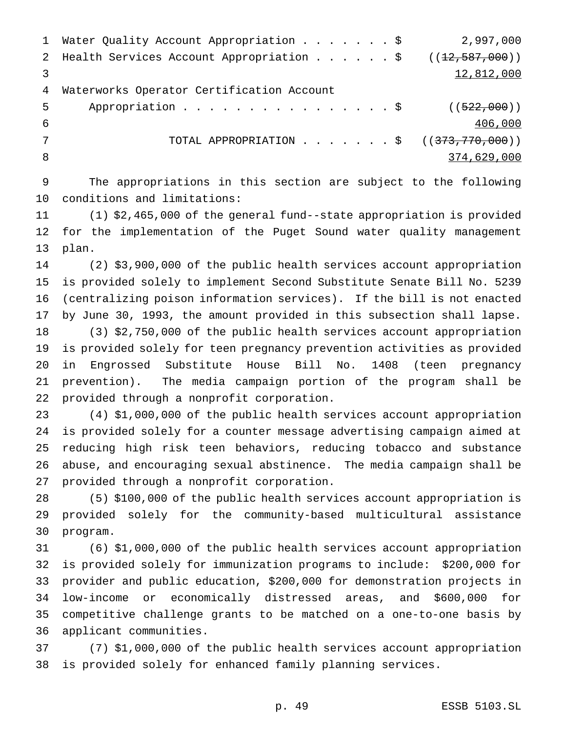Water Quality Account Appropriation . . . . . . . $ 2,997,000

Health Services Account Appropriation . . . . . . $ ((~~12,587,000~~)) 12,812,000

Waterworks Operator Certification Account Appropriation . . . . . . . . . . . . . . . . . $ ((~~522,000~~)) 406,000

TOTAL APPROPRIATION . . . . . . . $ ((~~373,770,000~~)) 374,629,000

The appropriations in this section are subject to the following conditions and limitations:

(1) $2,465,000 of the general fund--state appropriation is provided for the implementation of the Puget Sound water quality management plan.

(2) $3,900,000 of the public health services account appropriation is provided solely to implement Second Substitute Senate Bill No. 5239 (centralizing poison information services). If the bill is not enacted by June 30, 1993, the amount provided in this subsection shall lapse.

(3) $2,750,000 of the public health services account appropriation is provided solely for teen pregnancy prevention activities as provided in Engrossed Substitute House Bill No. 1408 (teen pregnancy prevention). The media campaign portion of the program shall be provided through a nonprofit corporation.

(4) $1,000,000 of the public health services account appropriation is provided solely for a counter message advertising campaign aimed at reducing high risk teen behaviors, reducing tobacco and substance abuse, and encouraging sexual abstinence. The media campaign shall be provided through a nonprofit corporation.

(5) $100,000 of the public health services account appropriation is provided solely for the community-based multicultural assistance program.

(6) $1,000,000 of the public health services account appropriation is provided solely for immunization programs to include: $200,000 for provider and public education, $200,000 for demonstration projects in low-income or economically distressed areas, and $600,000 for competitive challenge grants to be matched on a one-to-one basis by applicant communities.

(7) $1,000,000 of the public health services account appropriation is provided solely for enhanced family planning services.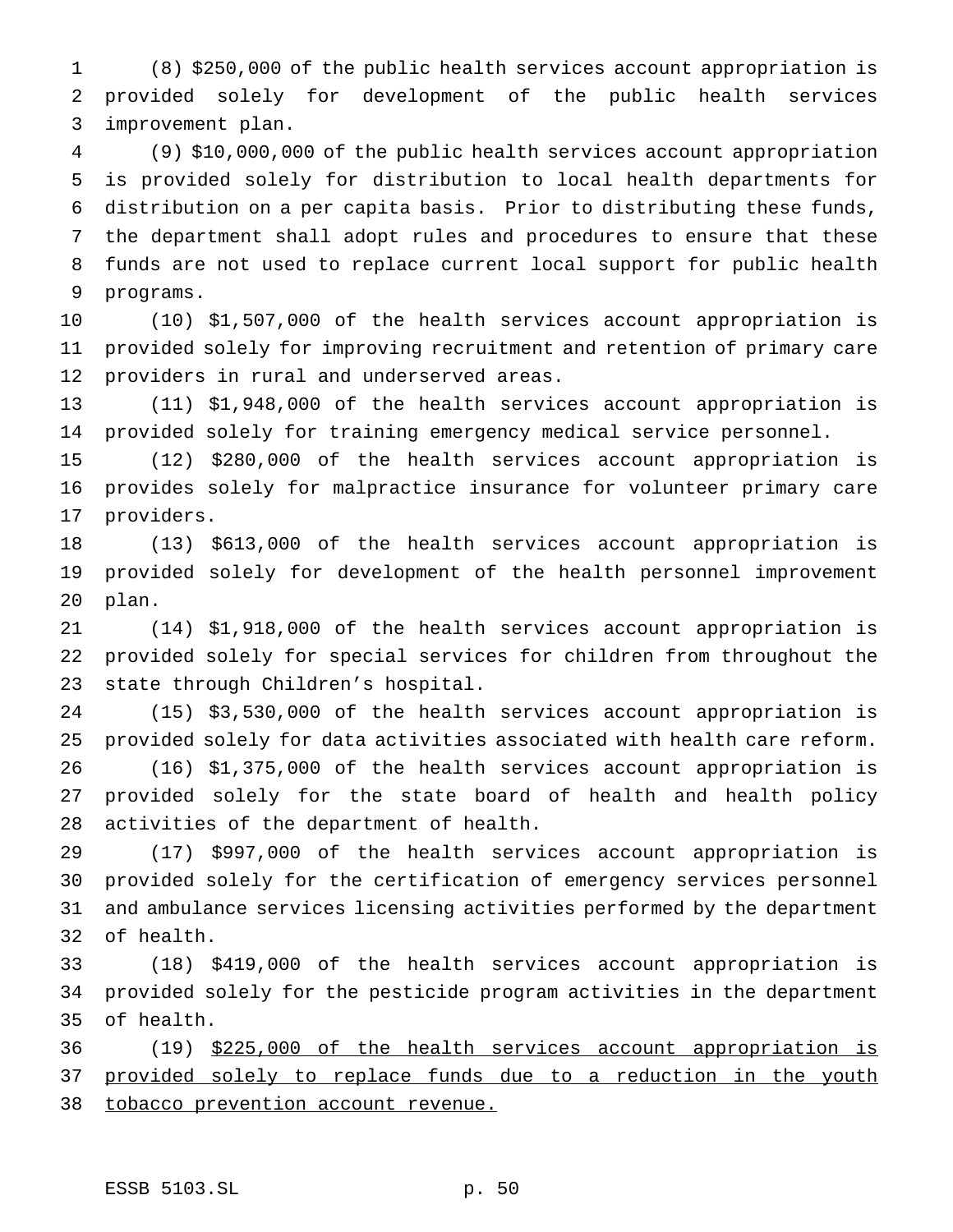(8) $250,000 of the public health services account appropriation is provided solely for development of the public health services improvement plan.

(9) $10,000,000 of the public health services account appropriation is provided solely for distribution to local health departments for distribution on a per capita basis. Prior to distributing these funds, the department shall adopt rules and procedures to ensure that these funds are not used to replace current local support for public health programs.

(10) $1,507,000 of the health services account appropriation is provided solely for improving recruitment and retention of primary care providers in rural and underserved areas.

(11) $1,948,000 of the health services account appropriation is provided solely for training emergency medical service personnel.

(12) $280,000 of the health services account appropriation is provides solely for malpractice insurance for volunteer primary care providers.

(13) $613,000 of the health services account appropriation is provided solely for development of the health personnel improvement plan.

(14) $1,918,000 of the health services account appropriation is provided solely for special services for children from throughout the state through Children's hospital.

(15) $3,530,000 of the health services account appropriation is provided solely for data activities associated with health care reform.

(16) $1,375,000 of the health services account appropriation is provided solely for the state board of health and health policy activities of the department of health.

(17) $997,000 of the health services account appropriation is provided solely for the certification of emergency services personnel and ambulance services licensing activities performed by the department of health.

(18) $419,000 of the health services account appropriation is provided solely for the pesticide program activities in the department of health.

(19) <u>$225,000 of the health services account appropriation is provided solely to replace funds due to a reduction in the youth tobacco prevention account revenue.</u>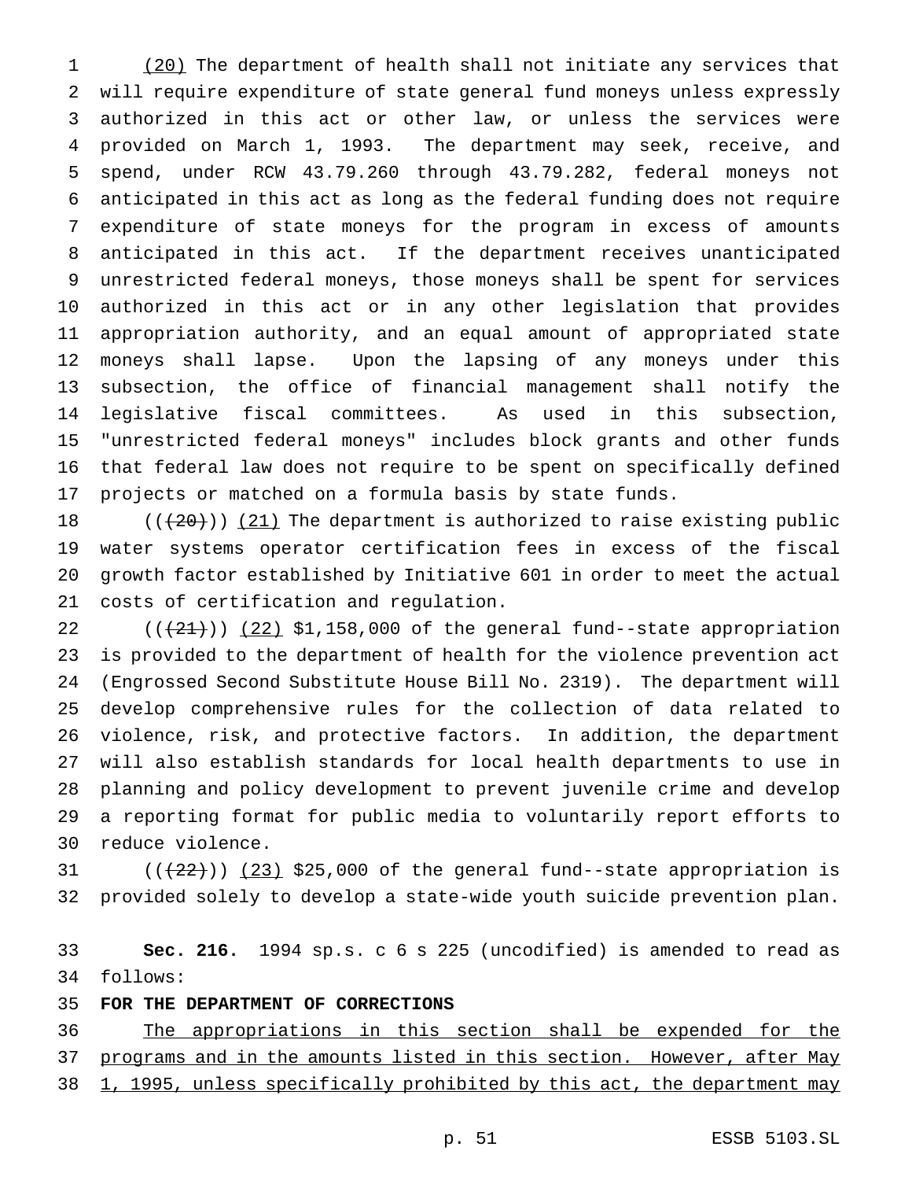(20) The department of health shall not initiate any services that will require expenditure of state general fund moneys unless expressly authorized in this act or other law, or unless the services were provided on March 1, 1993. The department may seek, receive, and spend, under RCW 43.79.260 through 43.79.282, federal moneys not anticipated in this act as long as the federal funding does not require expenditure of state moneys for the program in excess of amounts anticipated in this act. If the department receives unanticipated unrestricted federal moneys, those moneys shall be spent for services authorized in this act or in any other legislation that provides appropriation authority, and an equal amount of appropriated state moneys shall lapse. Upon the lapsing of any moneys under this subsection, the office of financial management shall notify the legislative fiscal committees. As used in this subsection, "unrestricted federal moneys" includes block grants and other funds that federal law does not require to be spent on specifically defined projects or matched on a formula basis by state funds.

(((20))) (21) The department is authorized to raise existing public water systems operator certification fees in excess of the fiscal growth factor established by Initiative 601 in order to meet the actual costs of certification and regulation.

(((21))) (22) $1,158,000 of the general fund--state appropriation is provided to the department of health for the violence prevention act (Engrossed Second Substitute House Bill No. 2319). The department will develop comprehensive rules for the collection of data related to violence, risk, and protective factors. In addition, the department will also establish standards for local health departments to use in planning and policy development to prevent juvenile crime and develop a reporting format for public media to voluntarily report efforts to reduce violence.

(((22))) (23) $25,000 of the general fund--state appropriation is provided solely to develop a state-wide youth suicide prevention plan.

**Sec. 216.** 1994 sp.s. c 6 s 225 (uncodified) is amended to read as follows:

**FOR THE DEPARTMENT OF CORRECTIONS**

The appropriations in this section shall be expended for the programs and in the amounts listed in this section. However, after May 1, 1995, unless specifically prohibited by this act, the department may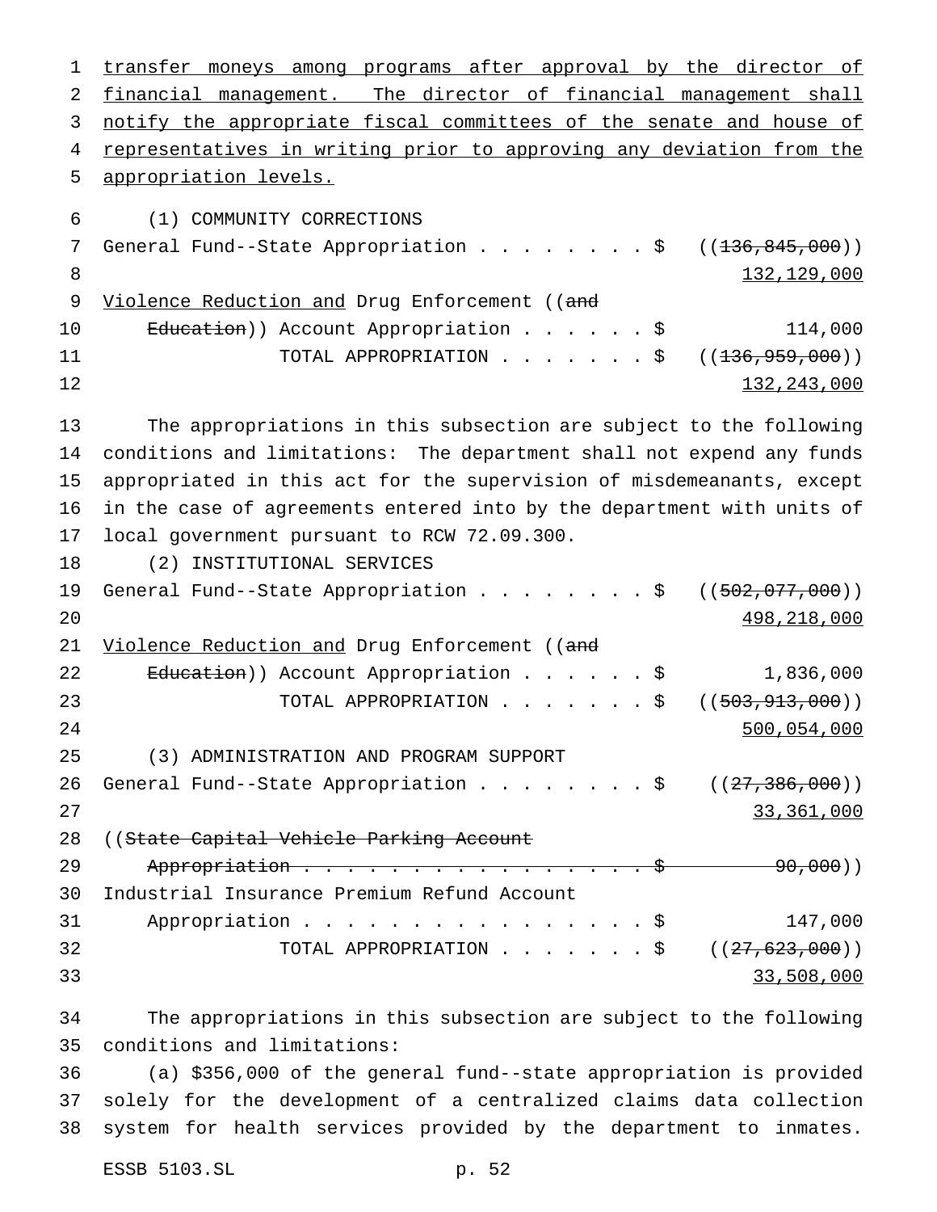transfer moneys among programs after approval by the director of financial management. The director of financial management shall notify the appropriate fiscal committees of the senate and house of representatives in writing prior to approving any deviation from the appropriation levels.

(1) COMMUNITY CORRECTIONS

General Fund--State Appropriation . . . . . . . . $ ((~~136,845,000~~)) 132,129,000

Violence Reduction and Drug Enforcement ((~~and Education~~)) Account Appropriation . . . . . . $ 114,000

TOTAL APPROPRIATION . . . . . . . $ ((~~136,959,000~~)) 132,243,000

The appropriations in this subsection are subject to the following conditions and limitations: The department shall not expend any funds appropriated in this act for the supervision of misdemeanants, except in the case of agreements entered into by the department with units of local government pursuant to RCW 72.09.300.

(2) INSTITUTIONAL SERVICES

General Fund--State Appropriation . . . . . . . . $ ((~~502,077,000~~)) 498,218,000

Violence Reduction and Drug Enforcement ((~~and Education~~)) Account Appropriation . . . . . . $ 1,836,000

TOTAL APPROPRIATION . . . . . . . $ ((~~503,913,000~~)) 500,054,000

(3) ADMINISTRATION AND PROGRAM SUPPORT

General Fund--State Appropriation . . . . . . . . $ ((~~27,386,000~~)) 33,361,000

((~~State Capital Vehicle Parking Account Appropriation . . . . . . . . . . . . . . . . . $ 90,000~~))

Industrial Insurance Premium Refund Account Appropriation . . . . . . . . . . . . . . . . . $ 147,000

TOTAL APPROPRIATION . . . . . . . $ ((~~27,623,000~~)) 33,508,000

The appropriations in this subsection are subject to the following conditions and limitations:

(a) $356,000 of the general fund--state appropriation is provided solely for the development of a centralized claims data collection system for health services provided by the department to inmates.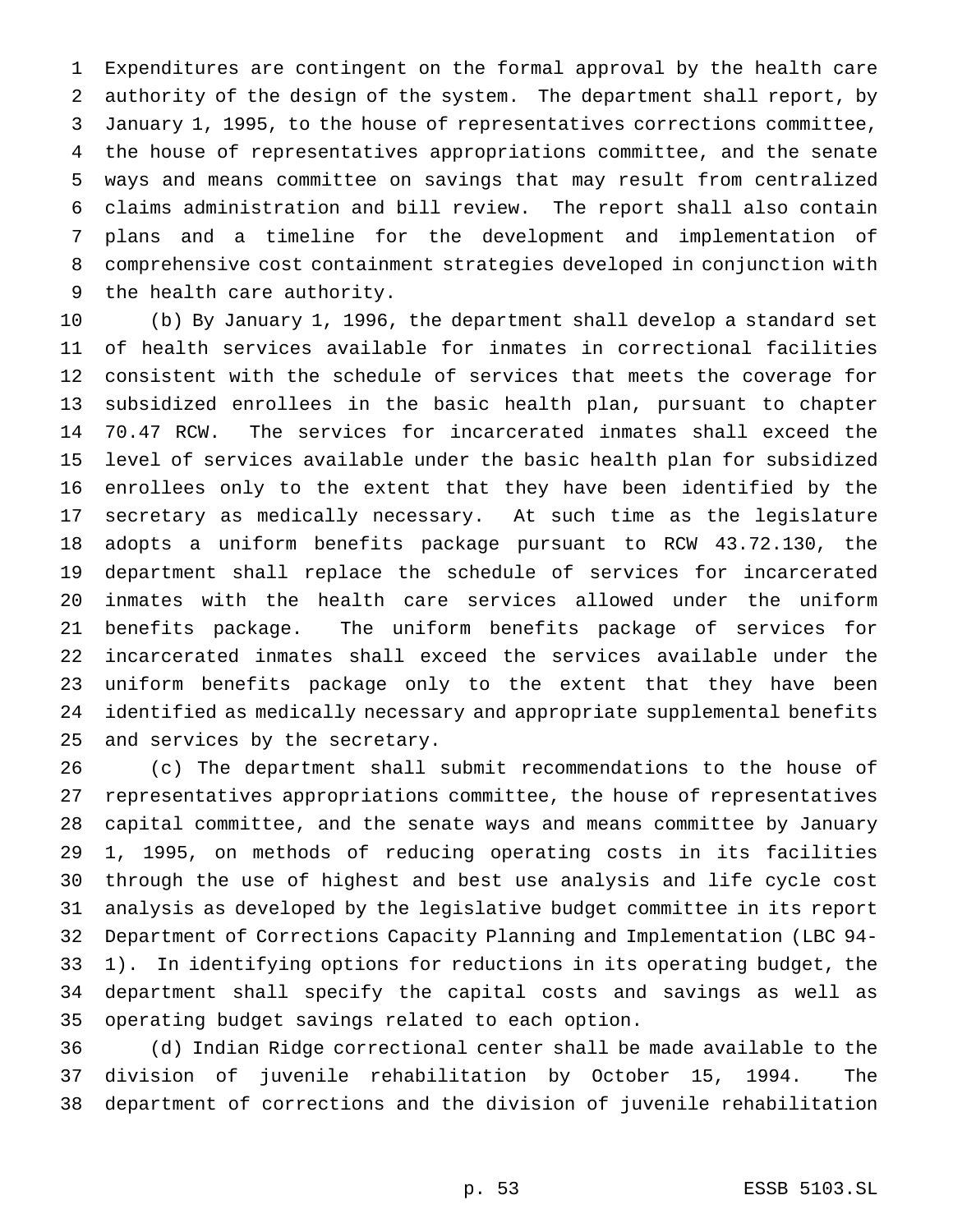Expenditures are contingent on the formal approval by the health care authority of the design of the system. The department shall report, by January 1, 1995, to the house of representatives corrections committee, the house of representatives appropriations committee, and the senate ways and means committee on savings that may result from centralized claims administration and bill review. The report shall also contain plans and a timeline for the development and implementation of comprehensive cost containment strategies developed in conjunction with the health care authority.

(b) By January 1, 1996, the department shall develop a standard set of health services available for inmates in correctional facilities consistent with the schedule of services that meets the coverage for subsidized enrollees in the basic health plan, pursuant to chapter 70.47 RCW. The services for incarcerated inmates shall exceed the level of services available under the basic health plan for subsidized enrollees only to the extent that they have been identified by the secretary as medically necessary. At such time as the legislature adopts a uniform benefits package pursuant to RCW 43.72.130, the department shall replace the schedule of services for incarcerated inmates with the health care services allowed under the uniform benefits package. The uniform benefits package of services for incarcerated inmates shall exceed the services available under the uniform benefits package only to the extent that they have been identified as medically necessary and appropriate supplemental benefits and services by the secretary.

(c) The department shall submit recommendations to the house of representatives appropriations committee, the house of representatives capital committee, and the senate ways and means committee by January 1, 1995, on methods of reducing operating costs in its facilities through the use of highest and best use analysis and life cycle cost analysis as developed by the legislative budget committee in its report Department of Corrections Capacity Planning and Implementation (LBC 94-1). In identifying options for reductions in its operating budget, the department shall specify the capital costs and savings as well as operating budget savings related to each option.

(d) Indian Ridge correctional center shall be made available to the division of juvenile rehabilitation by October 15, 1994. The department of corrections and the division of juvenile rehabilitation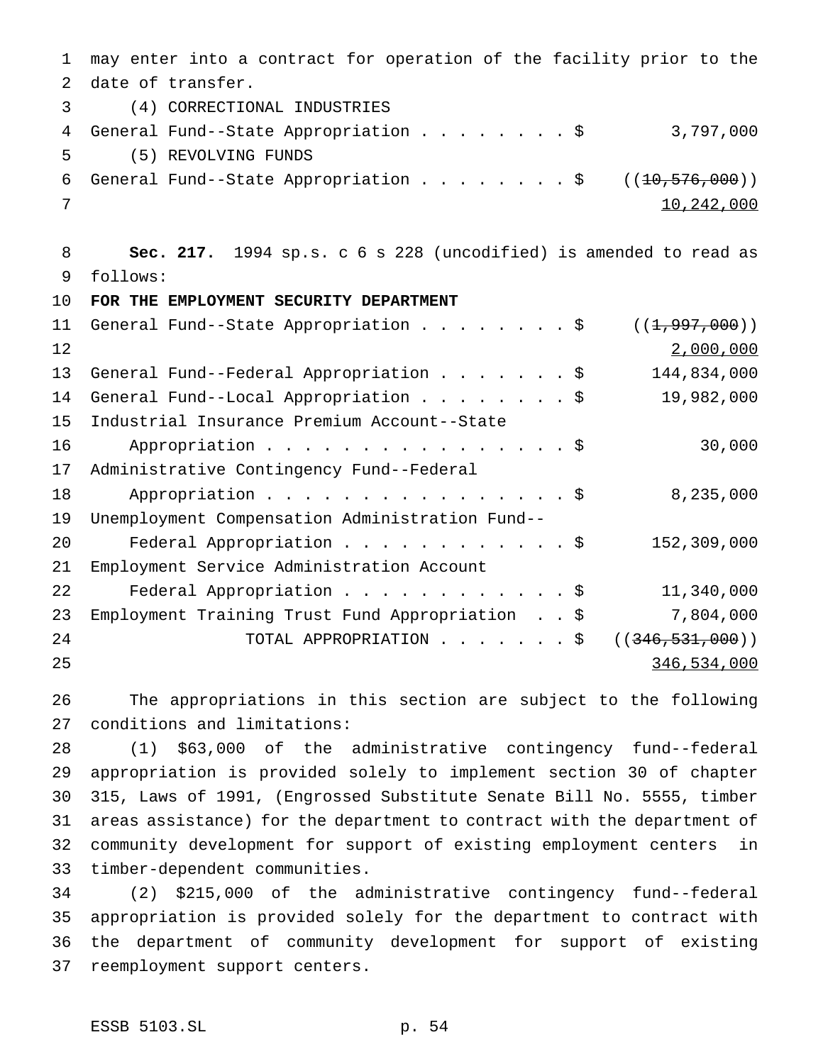may enter into a contract for operation of the facility prior to the date of transfer.

(4) CORRECTIONAL INDUSTRIES

| | |
|---|---|
| General Fund--State Appropriation . . . . . . . . $ | 3,797,000 |

(5) REVOLVING FUNDS

| | |
|---|---|
| General Fund--State Appropriation . . . . . . . . $ | ((~~10,576,000~~)) |
| | <u>10,242,000</u> |

**Sec. 217.** 1994 sp.s. c 6 s 228 (uncodified) is amended to read as follows:

**FOR THE EMPLOYMENT SECURITY DEPARTMENT**

| | |
|---|---|
| General Fund--State Appropriation . . . . . . . . $ | ((~~1,997,000~~)) |
| | <u>2,000,000</u> |
| General Fund--Federal Appropriation . . . . . . . $ | 144,834,000 |
| General Fund--Local Appropriation . . . . . . . . $ | 19,982,000 |
| Industrial Insurance Premium Account--State Appropriation . . . . . . . . . . . . . . . . . $ | 30,000 |
| Administrative Contingency Fund--Federal Appropriation . . . . . . . . . . . . . . . . . $ | 8,235,000 |
| Unemployment Compensation Administration Fund--Federal Appropriation . . . . . . . . . . . . $ | 152,309,000 |
| Employment Service Administration Account Federal Appropriation . . . . . . . . . . . . $ | 11,340,000 |
| Employment Training Trust Fund Appropriation . . $ | 7,804,000 |
| TOTAL APPROPRIATION . . . . . . . $ | ((~~346,531,000~~)) |
| | <u>346,534,000</u> |

The appropriations in this section are subject to the following conditions and limitations:

(1) $63,000 of the administrative contingency fund--federal appropriation is provided solely to implement section 30 of chapter 315, Laws of 1991, (Engrossed Substitute Senate Bill No. 5555, timber areas assistance) for the department to contract with the department of community development for support of existing employment centers in timber-dependent communities.

(2) $215,000 of the administrative contingency fund--federal appropriation is provided solely for the department to contract with the department of community development for support of existing reemployment support centers.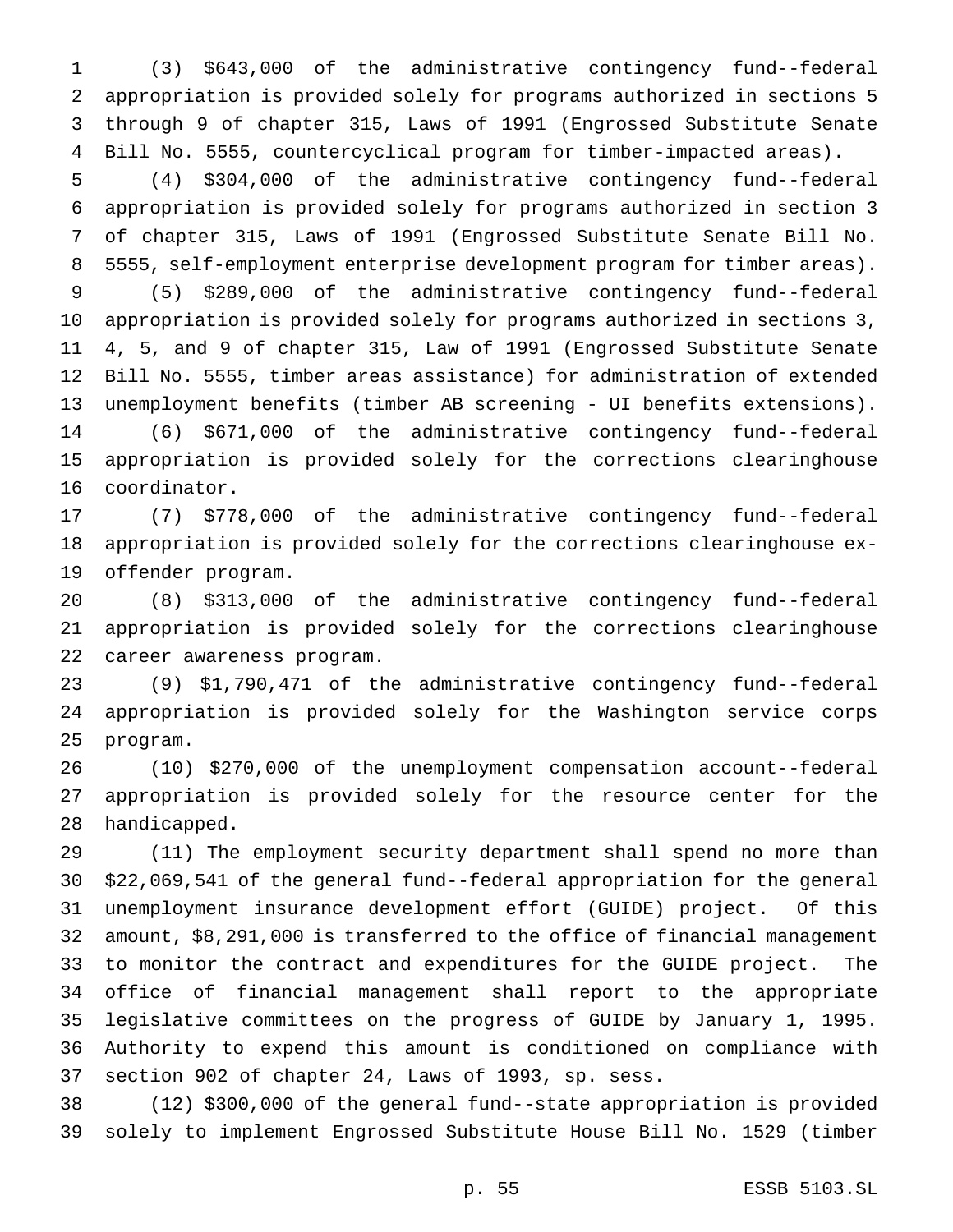(3) $643,000 of the administrative contingency fund--federal appropriation is provided solely for programs authorized in sections 5 through 9 of chapter 315, Laws of 1991 (Engrossed Substitute Senate Bill No. 5555, countercyclical program for timber-impacted areas).

(4) $304,000 of the administrative contingency fund--federal appropriation is provided solely for programs authorized in section 3 of chapter 315, Laws of 1991 (Engrossed Substitute Senate Bill No. 5555, self-employment enterprise development program for timber areas).

(5) $289,000 of the administrative contingency fund--federal appropriation is provided solely for programs authorized in sections 3, 4, 5, and 9 of chapter 315, Law of 1991 (Engrossed Substitute Senate Bill No. 5555, timber areas assistance) for administration of extended unemployment benefits (timber AB screening - UI benefits extensions).

(6) $671,000 of the administrative contingency fund--federal appropriation is provided solely for the corrections clearinghouse coordinator.

(7) $778,000 of the administrative contingency fund--federal appropriation is provided solely for the corrections clearinghouse ex-offender program.

(8) $313,000 of the administrative contingency fund--federal appropriation is provided solely for the corrections clearinghouse career awareness program.

(9) $1,790,471 of the administrative contingency fund--federal appropriation is provided solely for the Washington service corps program.

(10) $270,000 of the unemployment compensation account--federal appropriation is provided solely for the resource center for the handicapped.

(11) The employment security department shall spend no more than $22,069,541 of the general fund--federal appropriation for the general unemployment insurance development effort (GUIDE) project. Of this amount, $8,291,000 is transferred to the office of financial management to monitor the contract and expenditures for the GUIDE project. The office of financial management shall report to the appropriate legislative committees on the progress of GUIDE by January 1, 1995. Authority to expend this amount is conditioned on compliance with section 902 of chapter 24, Laws of 1993, sp. sess.

(12) $300,000 of the general fund--state appropriation is provided solely to implement Engrossed Substitute House Bill No. 1529 (timber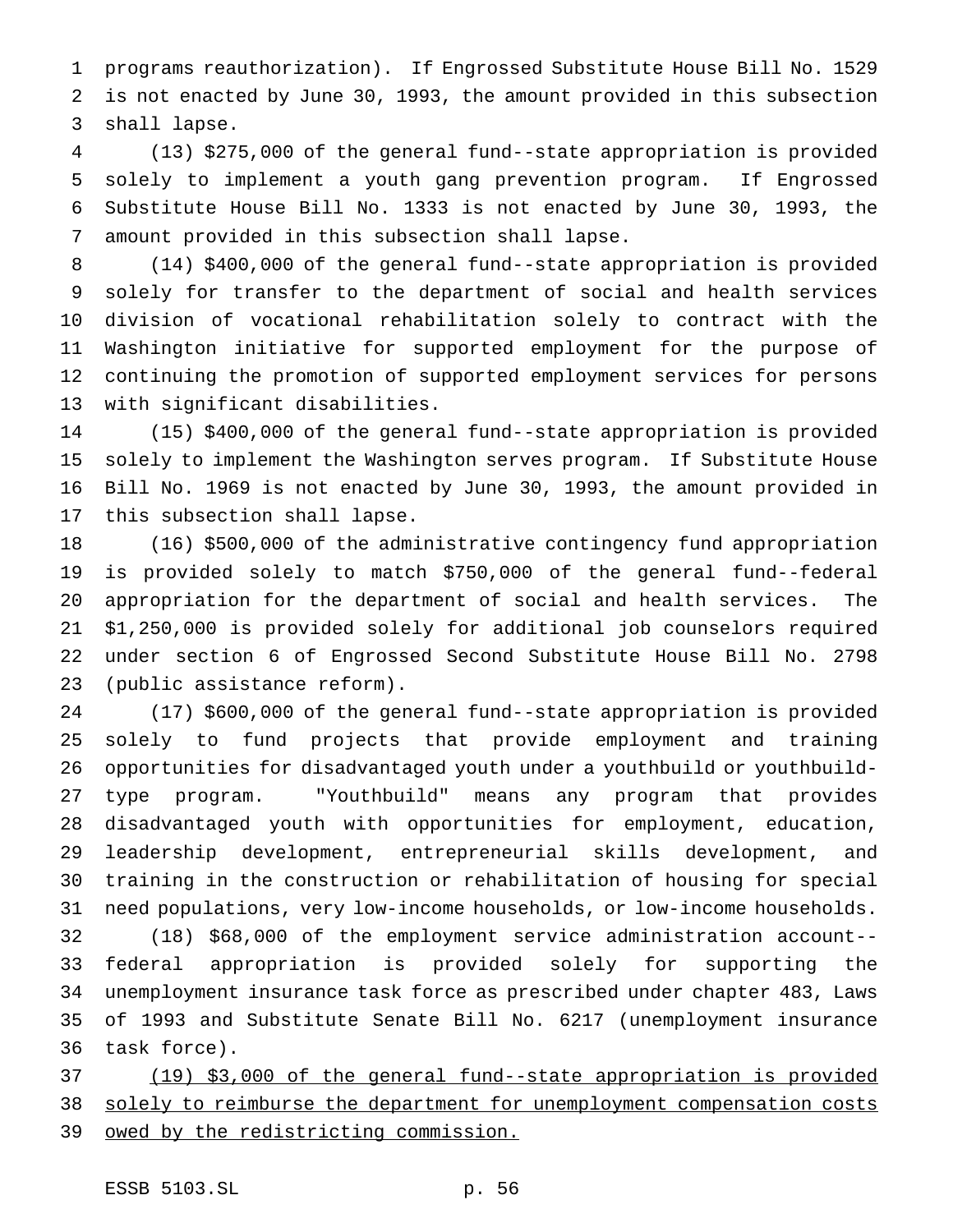programs reauthorization). If Engrossed Substitute House Bill No. 1529 is not enacted by June 30, 1993, the amount provided in this subsection shall lapse.

(13) $275,000 of the general fund--state appropriation is provided solely to implement a youth gang prevention program. If Engrossed Substitute House Bill No. 1333 is not enacted by June 30, 1993, the amount provided in this subsection shall lapse.

(14) $400,000 of the general fund--state appropriation is provided solely for transfer to the department of social and health services division of vocational rehabilitation solely to contract with the Washington initiative for supported employment for the purpose of continuing the promotion of supported employment services for persons with significant disabilities.

(15) $400,000 of the general fund--state appropriation is provided solely to implement the Washington serves program. If Substitute House Bill No. 1969 is not enacted by June 30, 1993, the amount provided in this subsection shall lapse.

(16) $500,000 of the administrative contingency fund appropriation is provided solely to match $750,000 of the general fund--federal appropriation for the department of social and health services. The $1,250,000 is provided solely for additional job counselors required under section 6 of Engrossed Second Substitute House Bill No. 2798 (public assistance reform).

(17) $600,000 of the general fund--state appropriation is provided solely to fund projects that provide employment and training opportunities for disadvantaged youth under a youthbuild or youthbuild-type program. "Youthbuild" means any program that provides disadvantaged youth with opportunities for employment, education, leadership development, entrepreneurial skills development, and training in the construction or rehabilitation of housing for special need populations, very low-income households, or low-income households.

(18) $68,000 of the employment service administration account--federal appropriation is provided solely for supporting the unemployment insurance task force as prescribed under chapter 483, Laws of 1993 and Substitute Senate Bill No. 6217 (unemployment insurance task force).

<u>(19) $3,000 of the general fund--state appropriation is provided solely to reimburse the department for unemployment compensation costs owed by the redistricting commission.</u>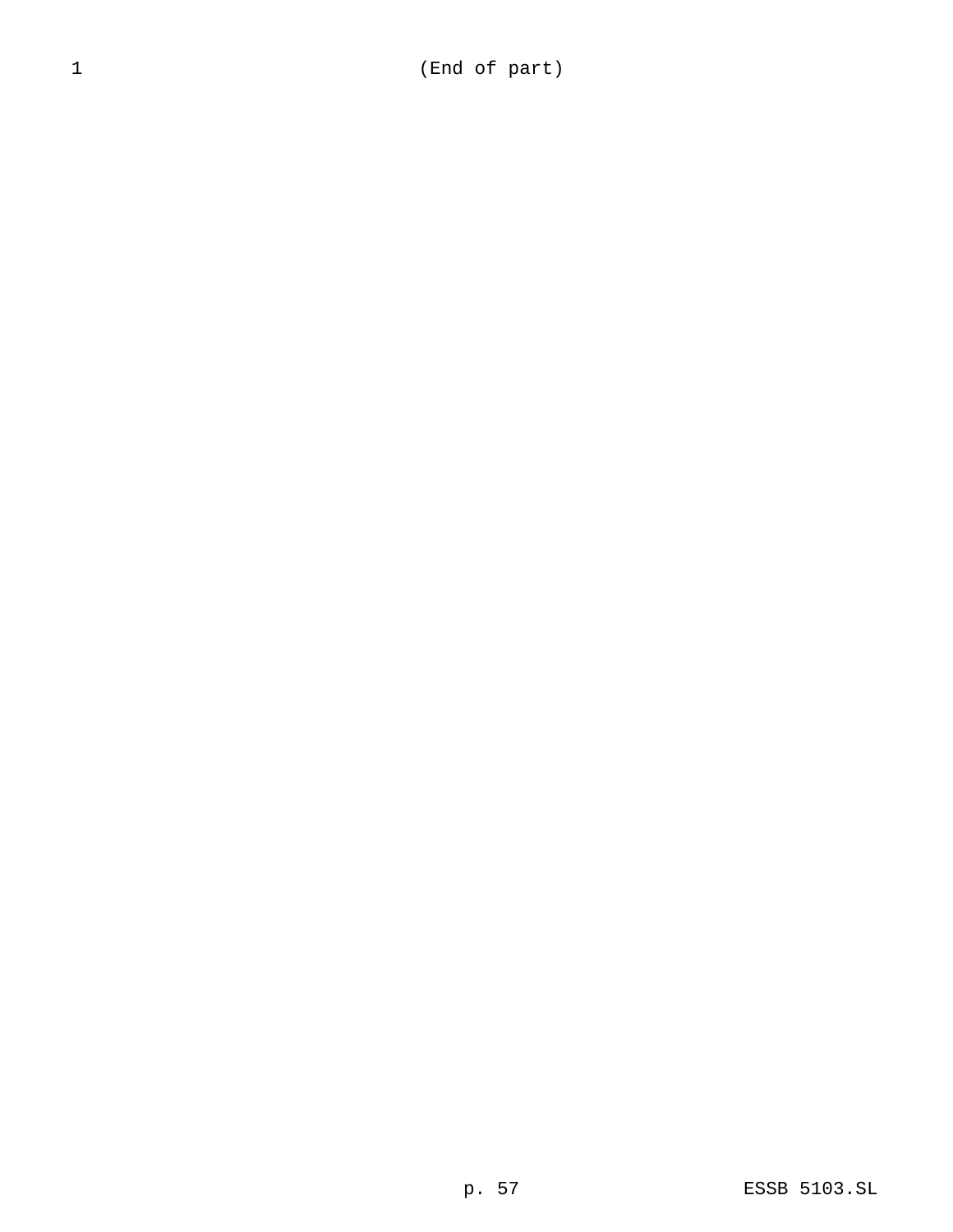(End of part)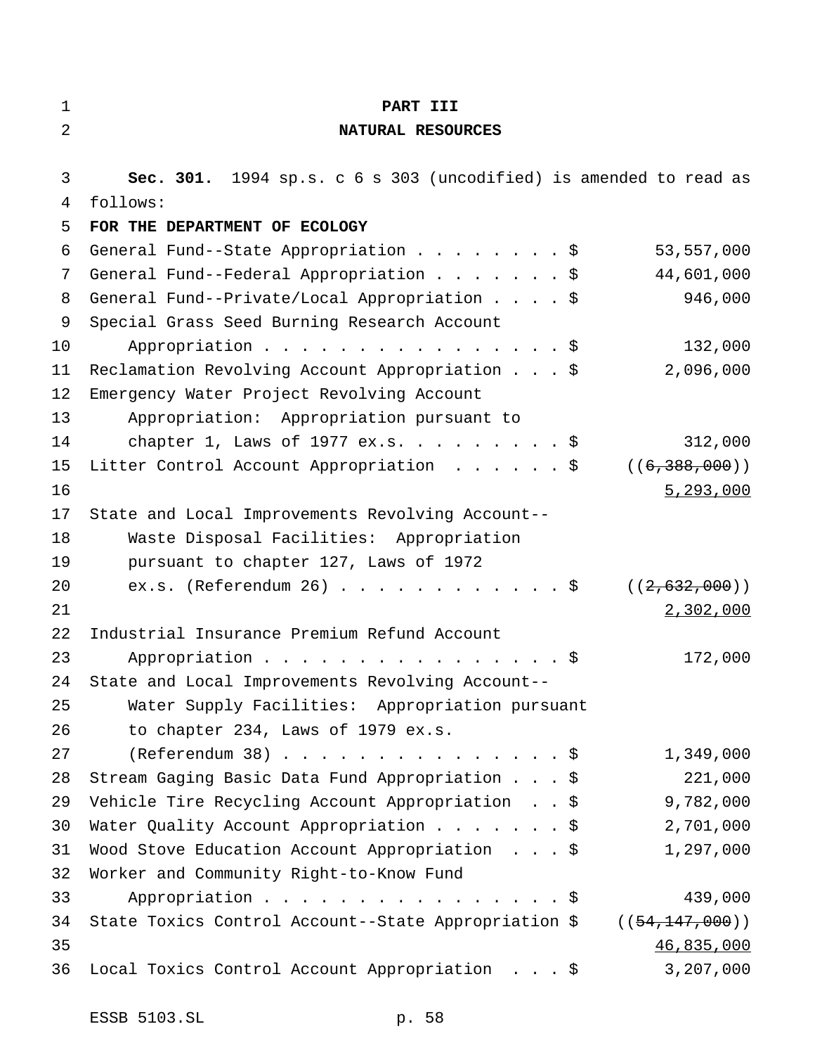# PART III

# NATURAL RESOURCES

**Sec. 301.** 1994 sp.s. c 6 s 303 (uncodified) is amended to read as follows:

**FOR THE DEPARTMENT OF ECOLOGY**

| | |
|---|---|
| General Fund--State Appropriation . . . . . . . . $ | 53,557,000 |
| General Fund--Federal Appropriation . . . . . . . $ | 44,601,000 |
| General Fund--Private/Local Appropriation . . . . $ | 946,000 |
| Special Grass Seed Burning Research Account Appropriation . . . . . . . . . . . . . . . . . $ | 132,000 |
| Reclamation Revolving Account Appropriation . . . $ | 2,096,000 |
| Emergency Water Project Revolving Account Appropriation: Appropriation pursuant to chapter 1, Laws of 1977 ex.s. . . . . . . . . $ | 312,000 |
| Litter Control Account Appropriation . . . . . . $ | ((~~6,388,000~~)) <u>5,293,000</u> |
| State and Local Improvements Revolving Account--Waste Disposal Facilities: Appropriation pursuant to chapter 127, Laws of 1972 ex.s. (Referendum 26) . . . . . . . . . . . . $ | ((~~2,632,000~~)) <u>2,302,000</u> |
| Industrial Insurance Premium Refund Account Appropriation . . . . . . . . . . . . . . . . . $ | 172,000 |
| State and Local Improvements Revolving Account--Water Supply Facilities: Appropriation pursuant to chapter 234, Laws of 1979 ex.s. (Referendum 38) . . . . . . . . . . . . . . . $ | 1,349,000 |
| Stream Gaging Basic Data Fund Appropriation . . . $ | 221,000 |
| Vehicle Tire Recycling Account Appropriation . . $ | 9,782,000 |
| Water Quality Account Appropriation . . . . . . . $ | 2,701,000 |
| Wood Stove Education Account Appropriation . . . $ | 1,297,000 |
| Worker and Community Right-to-Know Fund Appropriation . . . . . . . . . . . . . . . . . $ | 439,000 |
| State Toxics Control Account--State Appropriation $ | ((~~54,147,000~~)) <u>46,835,000</u> |
| Local Toxics Control Account Appropriation . . . $ | 3,207,000 |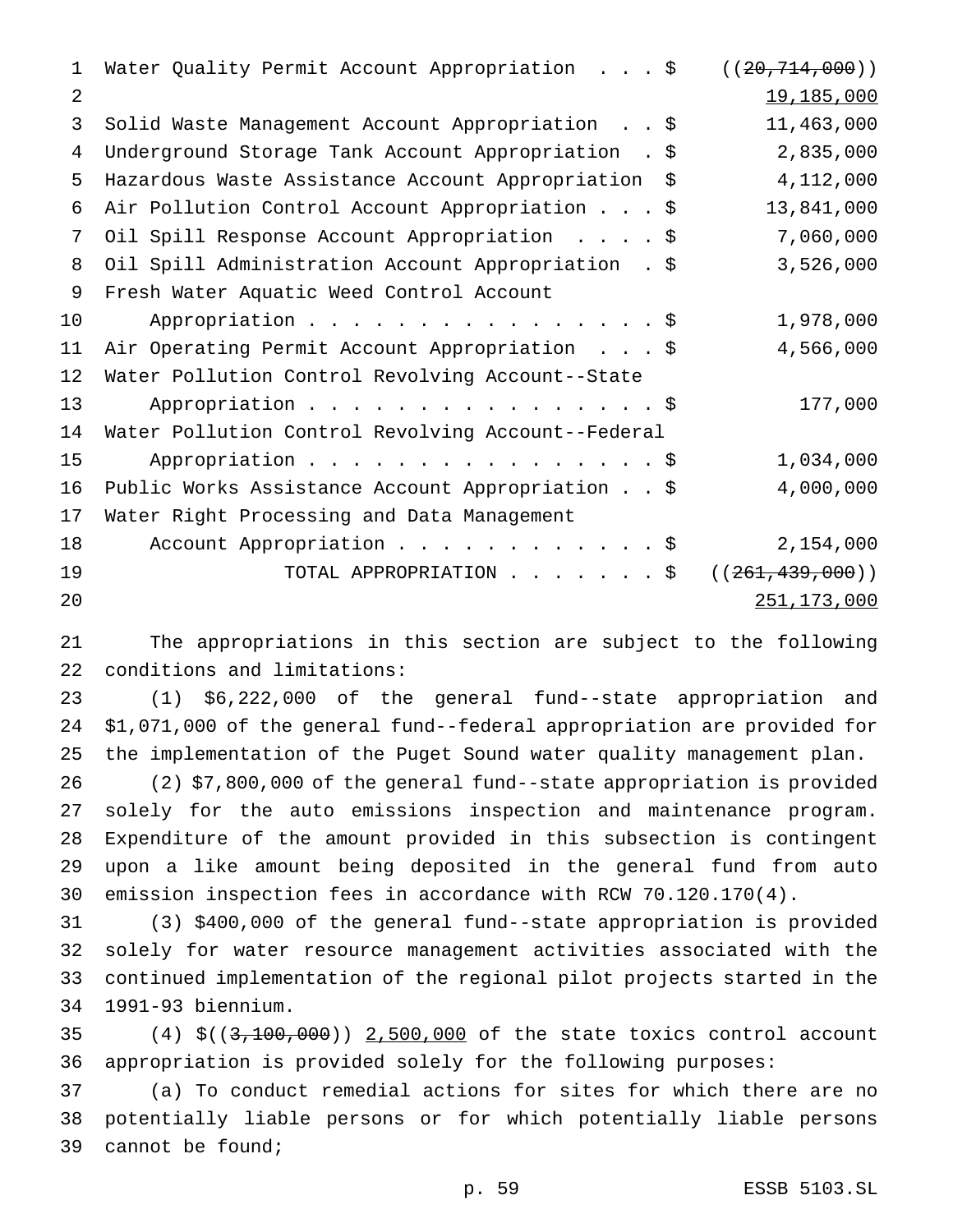| | |
|---|---|
| Water Quality Permit Account Appropriation . . . $ | ((~~20,714,000~~)) 19,185,000 |
| Solid Waste Management Account Appropriation . . $ | 11,463,000 |
| Underground Storage Tank Account Appropriation . $ | 2,835,000 |
| Hazardous Waste Assistance Account Appropriation $ | 4,112,000 |
| Air Pollution Control Account Appropriation . . . $ | 13,841,000 |
| Oil Spill Response Account Appropriation . . . . $ | 7,060,000 |
| Oil Spill Administration Account Appropriation . $ | 3,526,000 |
| Fresh Water Aquatic Weed Control Account Appropriation . . . . . . . . . . . . . . . . $ | 1,978,000 |
| Air Operating Permit Account Appropriation . . . $ | 4,566,000 |
| Water Pollution Control Revolving Account--State Appropriation . . . . . . . . . . . . . . . . $ | 177,000 |
| Water Pollution Control Revolving Account--Federal Appropriation . . . . . . . . . . . . . . . . $ | 1,034,000 |
| Public Works Assistance Account Appropriation . . $ | 4,000,000 |
| Water Right Processing and Data Management Account Appropriation . . . . . . . . . . . . $ | 2,154,000 |
| TOTAL APPROPRIATION . . . . . . . $ | ((~~261,439,000~~)) 251,173,000 |

The appropriations in this section are subject to the following conditions and limitations:

(1) $6,222,000 of the general fund--state appropriation and $1,071,000 of the general fund--federal appropriation are provided for the implementation of the Puget Sound water quality management plan.

(2) $7,800,000 of the general fund--state appropriation is provided solely for the auto emissions inspection and maintenance program. Expenditure of the amount provided in this subsection is contingent upon a like amount being deposited in the general fund from auto emission inspection fees in accordance with RCW 70.120.170(4).

(3) $400,000 of the general fund--state appropriation is provided solely for water resource management activities associated with the continued implementation of the regional pilot projects started in the 1991-93 biennium.

(4) $((~~3,100,000~~)) 2,500,000 of the state toxics control account appropriation is provided solely for the following purposes:

(a) To conduct remedial actions for sites for which there are no potentially liable persons or for which potentially liable persons cannot be found;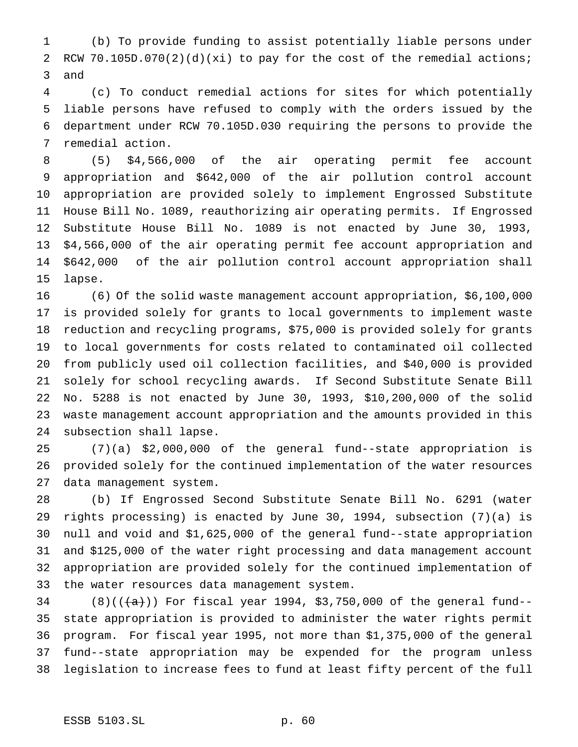(b) To provide funding to assist potentially liable persons under RCW 70.105D.070(2)(d)(xi) to pay for the cost of the remedial actions; and

(c) To conduct remedial actions for sites for which potentially liable persons have refused to comply with the orders issued by the department under RCW 70.105D.030 requiring the persons to provide the remedial action.

(5) $4,566,000 of the air operating permit fee account appropriation and $642,000 of the air pollution control account appropriation are provided solely to implement Engrossed Substitute House Bill No. 1089, reauthorizing air operating permits. If Engrossed Substitute House Bill No. 1089 is not enacted by June 30, 1993, $4,566,000 of the air operating permit fee account appropriation and $642,000 of the air pollution control account appropriation shall lapse.

(6) Of the solid waste management account appropriation, $6,100,000 is provided solely for grants to local governments to implement waste reduction and recycling programs, $75,000 is provided solely for grants to local governments for costs related to contaminated oil collected from publicly used oil collection facilities, and $40,000 is provided solely for school recycling awards. If Second Substitute Senate Bill No. 5288 is not enacted by June 30, 1993, $10,200,000 of the solid waste management account appropriation and the amounts provided in this subsection shall lapse.

(7)(a) $2,000,000 of the general fund--state appropriation is provided solely for the continued implementation of the water resources data management system.

(b) If Engrossed Second Substitute Senate Bill No. 6291 (water rights processing) is enacted by June 30, 1994, subsection (7)(a) is null and void and $1,625,000 of the general fund--state appropriation and $125,000 of the water right processing and data management account appropriation are provided solely for the continued implementation of the water resources data management system.

(8)((~~(a)~~)) For fiscal year 1994, $3,750,000 of the general fund--state appropriation is provided to administer the water rights permit program. For fiscal year 1995, not more than $1,375,000 of the general fund--state appropriation may be expended for the program unless legislation to increase fees to fund at least fifty percent of the full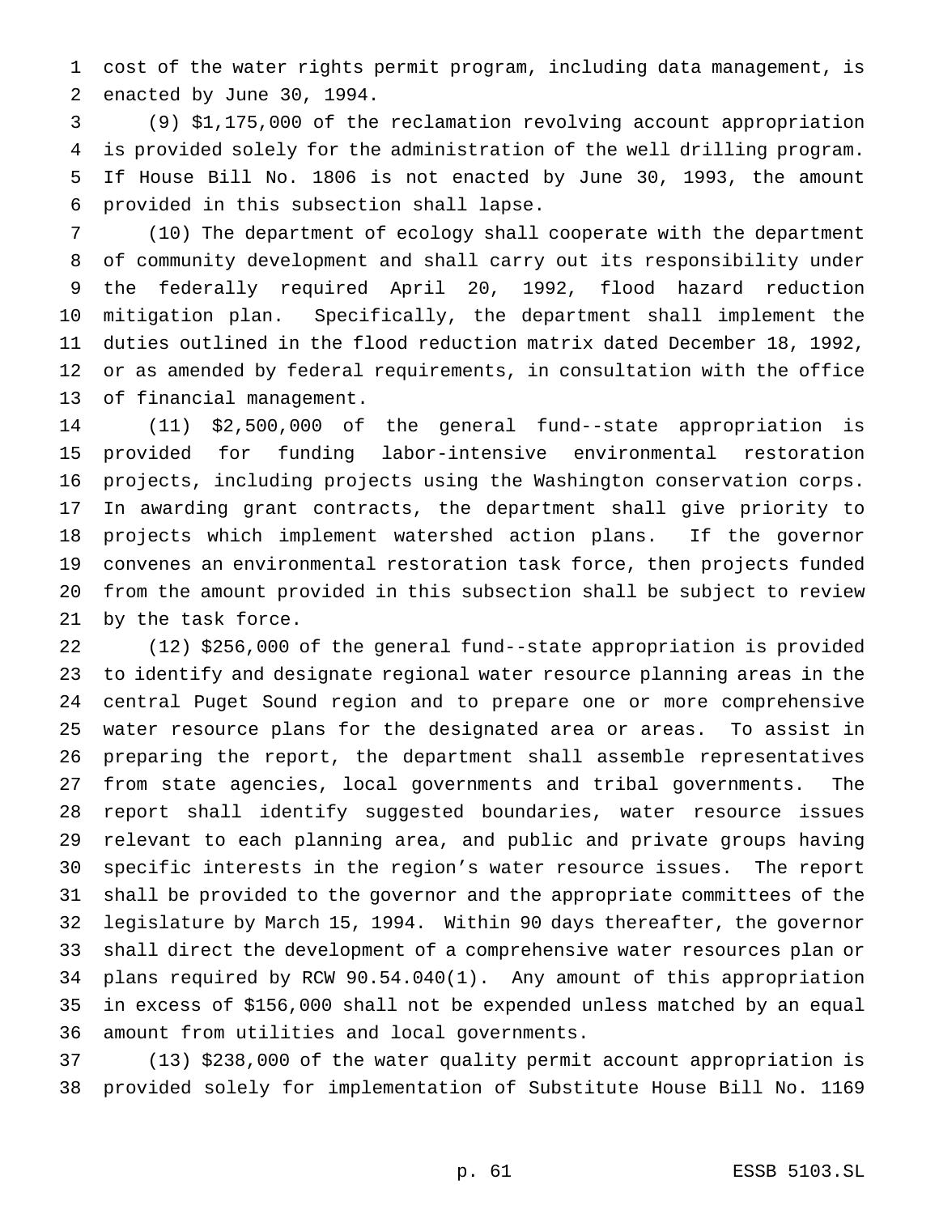cost of the water rights permit program, including data management, is enacted by June 30, 1994.

(9) $1,175,000 of the reclamation revolving account appropriation is provided solely for the administration of the well drilling program. If House Bill No. 1806 is not enacted by June 30, 1993, the amount provided in this subsection shall lapse.

(10) The department of ecology shall cooperate with the department of community development and shall carry out its responsibility under the federally required April 20, 1992, flood hazard reduction mitigation plan. Specifically, the department shall implement the duties outlined in the flood reduction matrix dated December 18, 1992, or as amended by federal requirements, in consultation with the office of financial management.

(11) $2,500,000 of the general fund--state appropriation is provided for funding labor-intensive environmental restoration projects, including projects using the Washington conservation corps. In awarding grant contracts, the department shall give priority to projects which implement watershed action plans. If the governor convenes an environmental restoration task force, then projects funded from the amount provided in this subsection shall be subject to review by the task force.

(12) $256,000 of the general fund--state appropriation is provided to identify and designate regional water resource planning areas in the central Puget Sound region and to prepare one or more comprehensive water resource plans for the designated area or areas. To assist in preparing the report, the department shall assemble representatives from state agencies, local governments and tribal governments. The report shall identify suggested boundaries, water resource issues relevant to each planning area, and public and private groups having specific interests in the region's water resource issues. The report shall be provided to the governor and the appropriate committees of the legislature by March 15, 1994. Within 90 days thereafter, the governor shall direct the development of a comprehensive water resources plan or plans required by RCW 90.54.040(1). Any amount of this appropriation in excess of $156,000 shall not be expended unless matched by an equal amount from utilities and local governments.

(13) $238,000 of the water quality permit account appropriation is provided solely for implementation of Substitute House Bill No. 1169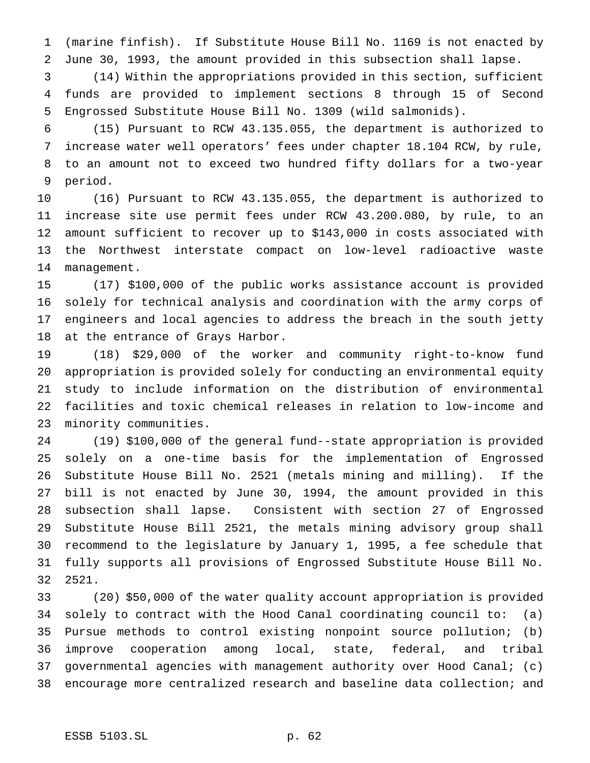(marine finfish). If Substitute House Bill No. 1169 is not enacted by June 30, 1993, the amount provided in this subsection shall lapse.

(14) Within the appropriations provided in this section, sufficient funds are provided to implement sections 8 through 15 of Second Engrossed Substitute House Bill No. 1309 (wild salmonids).

(15) Pursuant to RCW 43.135.055, the department is authorized to increase water well operators' fees under chapter 18.104 RCW, by rule, to an amount not to exceed two hundred fifty dollars for a two-year period.

(16) Pursuant to RCW 43.135.055, the department is authorized to increase site use permit fees under RCW 43.200.080, by rule, to an amount sufficient to recover up to $143,000 in costs associated with the Northwest interstate compact on low-level radioactive waste management.

(17) $100,000 of the public works assistance account is provided solely for technical analysis and coordination with the army corps of engineers and local agencies to address the breach in the south jetty at the entrance of Grays Harbor.

(18) $29,000 of the worker and community right-to-know fund appropriation is provided solely for conducting an environmental equity study to include information on the distribution of environmental facilities and toxic chemical releases in relation to low-income and minority communities.

(19) $100,000 of the general fund--state appropriation is provided solely on a one-time basis for the implementation of Engrossed Substitute House Bill No. 2521 (metals mining and milling). If the bill is not enacted by June 30, 1994, the amount provided in this subsection shall lapse. Consistent with section 27 of Engrossed Substitute House Bill 2521, the metals mining advisory group shall recommend to the legislature by January 1, 1995, a fee schedule that fully supports all provisions of Engrossed Substitute House Bill No. 2521.

(20) $50,000 of the water quality account appropriation is provided solely to contract with the Hood Canal coordinating council to: (a) Pursue methods to control existing nonpoint source pollution; (b) improve cooperation among local, state, federal, and tribal governmental agencies with management authority over Hood Canal; (c) encourage more centralized research and baseline data collection; and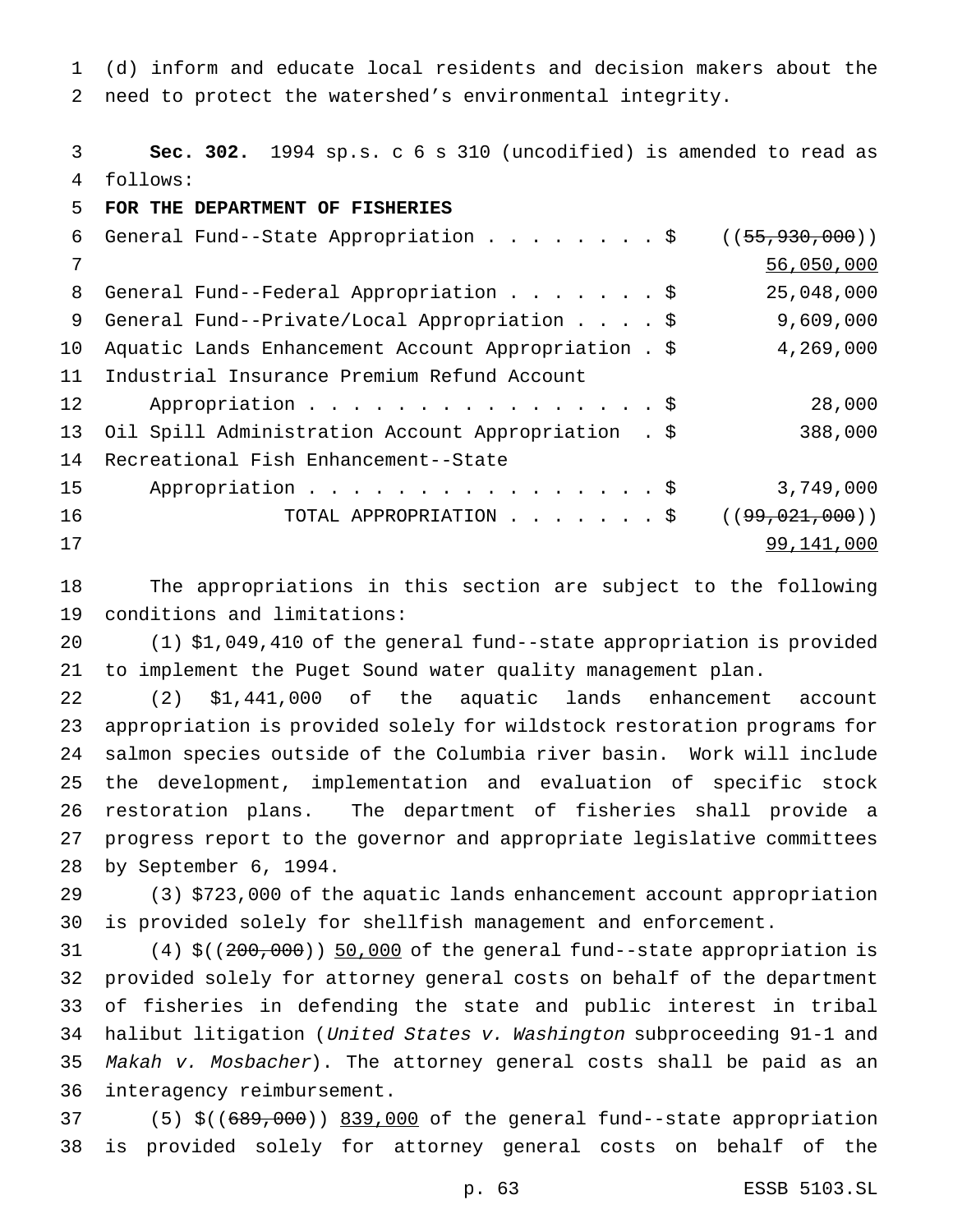(d) inform and educate local residents and decision makers about the need to protect the watershed's environmental integrity.

**Sec. 302.** 1994 sp.s. c 6 s 310 (uncodified) is amended to read as follows:

**FOR THE DEPARTMENT OF FISHERIES**

| | |
|---|---|
| General Fund--State Appropriation . . . . . . . . $ | ((~~55,930,000~~)) <u>56,050,000</u> |
| General Fund--Federal Appropriation . . . . . . . $ | 25,048,000 |
| General Fund--Private/Local Appropriation . . . . $ | 9,609,000 |
| Aquatic Lands Enhancement Account Appropriation . $ | 4,269,000 |
| Industrial Insurance Premium Refund Account Appropriation . . . . . . . . . . . . . . . . $ | 28,000 |
| Oil Spill Administration Account Appropriation . $ | 388,000 |
| Recreational Fish Enhancement--State Appropriation . . . . . . . . . . . . . . . . $ | 3,749,000 |
| TOTAL APPROPRIATION . . . . . . . $ | ((~~99,021,000~~)) <u>99,141,000</u> |

The appropriations in this section are subject to the following conditions and limitations:

(1) $1,049,410 of the general fund--state appropriation is provided to implement the Puget Sound water quality management plan.

(2) $1,441,000 of the aquatic lands enhancement account appropriation is provided solely for wildstock restoration programs for salmon species outside of the Columbia river basin. Work will include the development, implementation and evaluation of specific stock restoration plans. The department of fisheries shall provide a progress report to the governor and appropriate legislative committees by September 6, 1994.

(3) $723,000 of the aquatic lands enhancement account appropriation is provided solely for shellfish management and enforcement.

(4) $((~~200,000~~)) <u>50,000</u> of the general fund--state appropriation is provided solely for attorney general costs on behalf of the department of fisheries in defending the state and public interest in tribal halibut litigation (*United States v. Washington* subproceeding 91-1 and *Makah v. Mosbacher*). The attorney general costs shall be paid as an interagency reimbursement.

(5) $((~~689,000~~)) <u>839,000</u> of the general fund--state appropriation is provided solely for attorney general costs on behalf of the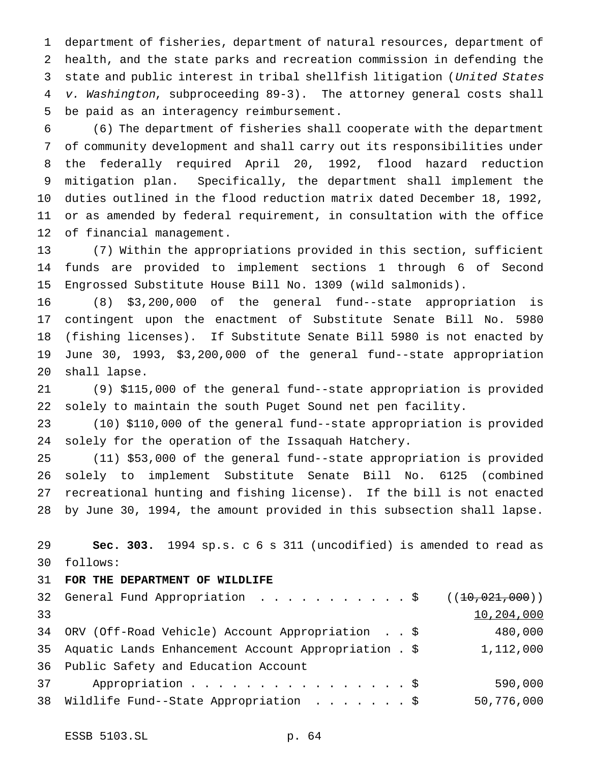department of fisheries, department of natural resources, department of health, and the state parks and recreation commission in defending the state and public interest in tribal shellfish litigation (*United States v. Washington*, subproceeding 89-3). The attorney general costs shall be paid as an interagency reimbursement.

(6) The department of fisheries shall cooperate with the department of community development and shall carry out its responsibilities under the federally required April 20, 1992, flood hazard reduction mitigation plan. Specifically, the department shall implement the duties outlined in the flood reduction matrix dated December 18, 1992, or as amended by federal requirement, in consultation with the office of financial management.

(7) Within the appropriations provided in this section, sufficient funds are provided to implement sections 1 through 6 of Second Engrossed Substitute House Bill No. 1309 (wild salmonids).

(8) $3,200,000 of the general fund--state appropriation is contingent upon the enactment of Substitute Senate Bill No. 5980 (fishing licenses). If Substitute Senate Bill 5980 is not enacted by June 30, 1993, $3,200,000 of the general fund--state appropriation shall lapse.

(9) $115,000 of the general fund--state appropriation is provided solely to maintain the south Puget Sound net pen facility.

(10) $110,000 of the general fund--state appropriation is provided solely for the operation of the Issaquah Hatchery.

(11) $53,000 of the general fund--state appropriation is provided solely to implement Substitute Senate Bill No. 6125 (combined recreational hunting and fishing license). If the bill is not enacted by June 30, 1994, the amount provided in this subsection shall lapse.

**Sec. 303.** 1994 sp.s. c 6 s 311 (uncodified) is amended to read as follows:

**FOR THE DEPARTMENT OF WILDLIFE**

| | |
|---|---|
| General Fund Appropriation . . . . . . . . . . . $ | ((~~10,021,000~~)) <u>10,204,000</u> |
| ORV (Off-Road Vehicle) Account Appropriation . . $ | 480,000 |
| Aquatic Lands Enhancement Account Appropriation . $ | 1,112,000 |
| Public Safety and Education Account Appropriation . . . . . . . . . . . . . . . . $ | 590,000 |
| Wildlife Fund--State Appropriation . . . . . . . $ | 50,776,000 |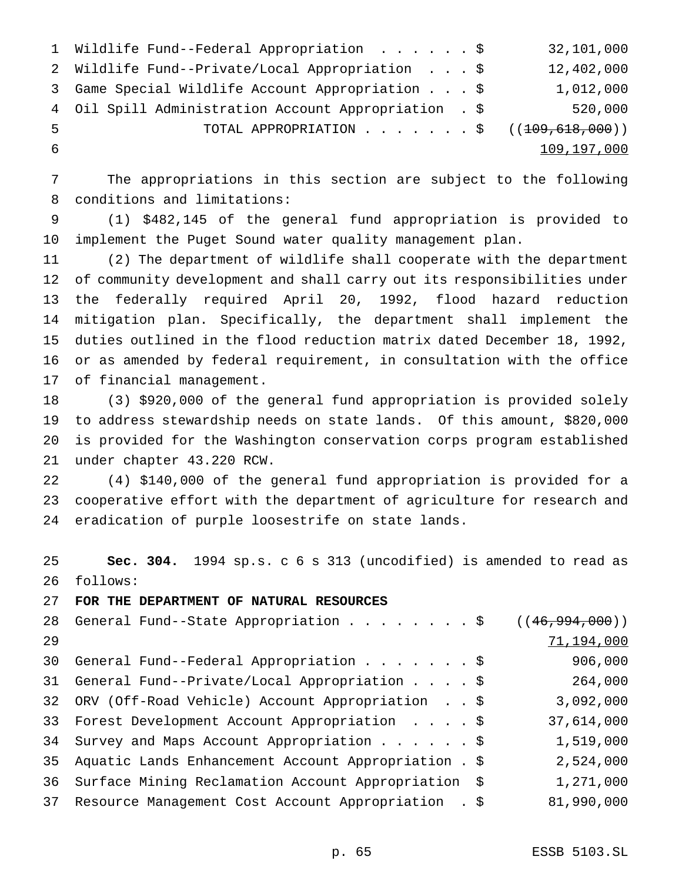| | |
|---|---|
| Wildlife Fund--Federal Appropriation . . . . . . $ | 32,101,000 |
| Wildlife Fund--Private/Local Appropriation . . . $ | 12,402,000 |
| Game Special Wildlife Account Appropriation . . . $ | 1,012,000 |
| Oil Spill Administration Account Appropriation . $ | 520,000 |
| TOTAL APPROPRIATION . . . . . . . $ | ((~~109,618,000~~)) <u>109,197,000</u> |

The appropriations in this section are subject to the following conditions and limitations:

(1) $482,145 of the general fund appropriation is provided to implement the Puget Sound water quality management plan.

(2) The department of wildlife shall cooperate with the department of community development and shall carry out its responsibilities under the federally required April 20, 1992, flood hazard reduction mitigation plan. Specifically, the department shall implement the duties outlined in the flood reduction matrix dated December 18, 1992, or as amended by federal requirement, in consultation with the office of financial management.

(3) $920,000 of the general fund appropriation is provided solely to address stewardship needs on state lands. Of this amount, $820,000 is provided for the Washington conservation corps program established under chapter 43.220 RCW.

(4) $140,000 of the general fund appropriation is provided for a cooperative effort with the department of agriculture for research and eradication of purple loosestrife on state lands.

**Sec. 304.** 1994 sp.s. c 6 s 313 (uncodified) is amended to read as follows:

**FOR THE DEPARTMENT OF NATURAL RESOURCES**

| | |
|---|---|
| General Fund--State Appropriation . . . . . . . . $ | ((~~46,994,000~~)) <u>71,194,000</u> |
| General Fund--Federal Appropriation . . . . . . . $ | 906,000 |
| General Fund--Private/Local Appropriation . . . . $ | 264,000 |
| ORV (Off-Road Vehicle) Account Appropriation . . $ | 3,092,000 |
| Forest Development Account Appropriation . . . . $ | 37,614,000 |
| Survey and Maps Account Appropriation . . . . . . $ | 1,519,000 |
| Aquatic Lands Enhancement Account Appropriation . $ | 2,524,000 |
| Surface Mining Reclamation Account Appropriation $ | 1,271,000 |
| Resource Management Cost Account Appropriation . $ | 81,990,000 |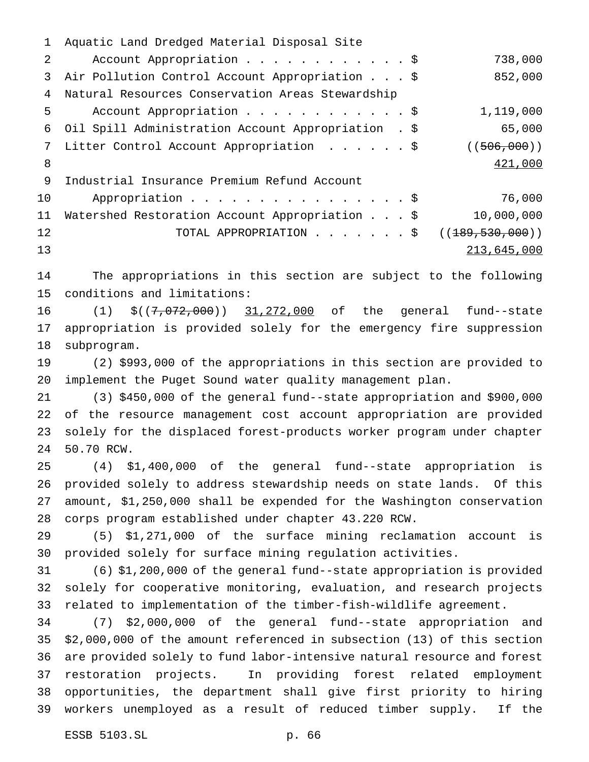Aquatic Land Dredged Material Disposal Site Account Appropriation . . . . . . . . . . . . $ 738,000
Air Pollution Control Account Appropriation . . . $ 852,000
Natural Resources Conservation Areas Stewardship Account Appropriation . . . . . . . . . . . . $ 1,119,000
Oil Spill Administration Account Appropriation . $ 65,000
Litter Control Account Appropriation . . . . . . $ ((~~506,000~~))
421,000
Industrial Insurance Premium Refund Account Appropriation . . . . . . . . . . . . . . . . $ 76,000
Watershed Restoration Account Appropriation . . . $ 10,000,000
TOTAL APPROPRIATION . . . . . . . $ ((~~189,530,000~~))
213,645,000

The appropriations in this section are subject to the following conditions and limitations:

(1) $((~~7,072,000~~)) 31,272,000 of the general fund--state appropriation is provided solely for the emergency fire suppression subprogram.

(2) $993,000 of the appropriations in this section are provided to implement the Puget Sound water quality management plan.

(3) $450,000 of the general fund--state appropriation and $900,000 of the resource management cost account appropriation are provided solely for the displaced forest-products worker program under chapter 50.70 RCW.

(4) $1,400,000 of the general fund--state appropriation is provided solely to address stewardship needs on state lands. Of this amount, $1,250,000 shall be expended for the Washington conservation corps program established under chapter 43.220 RCW.

(5) $1,271,000 of the surface mining reclamation account is provided solely for surface mining regulation activities.

(6) $1,200,000 of the general fund--state appropriation is provided solely for cooperative monitoring, evaluation, and research projects related to implementation of the timber-fish-wildlife agreement.

(7) $2,000,000 of the general fund--state appropriation and $2,000,000 of the amount referenced in subsection (13) of this section are provided solely to fund labor-intensive natural resource and forest restoration projects. In providing forest related employment opportunities, the department shall give first priority to hiring workers unemployed as a result of reduced timber supply. If the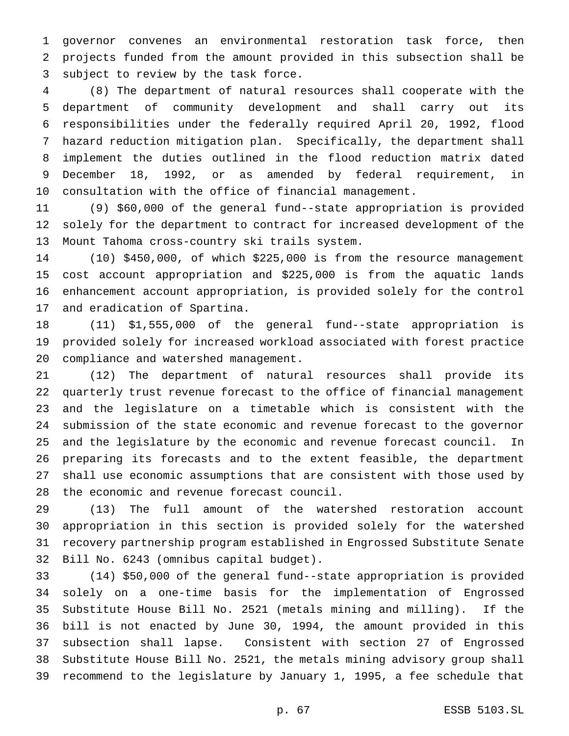governor convenes an environmental restoration task force, then projects funded from the amount provided in this subsection shall be subject to review by the task force.

(8) The department of natural resources shall cooperate with the department of community development and shall carry out its responsibilities under the federally required April 20, 1992, flood hazard reduction mitigation plan. Specifically, the department shall implement the duties outlined in the flood reduction matrix dated December 18, 1992, or as amended by federal requirement, in consultation with the office of financial management.

(9) $60,000 of the general fund--state appropriation is provided solely for the department to contract for increased development of the Mount Tahoma cross-country ski trails system.

(10) $450,000, of which $225,000 is from the resource management cost account appropriation and $225,000 is from the aquatic lands enhancement account appropriation, is provided solely for the control and eradication of Spartina.

(11) $1,555,000 of the general fund--state appropriation is provided solely for increased workload associated with forest practice compliance and watershed management.

(12) The department of natural resources shall provide its quarterly trust revenue forecast to the office of financial management and the legislature on a timetable which is consistent with the submission of the state economic and revenue forecast to the governor and the legislature by the economic and revenue forecast council. In preparing its forecasts and to the extent feasible, the department shall use economic assumptions that are consistent with those used by the economic and revenue forecast council.

(13) The full amount of the watershed restoration account appropriation in this section is provided solely for the watershed recovery partnership program established in Engrossed Substitute Senate Bill No. 6243 (omnibus capital budget).

(14) $50,000 of the general fund--state appropriation is provided solely on a one-time basis for the implementation of Engrossed Substitute House Bill No. 2521 (metals mining and milling). If the bill is not enacted by June 30, 1994, the amount provided in this subsection shall lapse. Consistent with section 27 of Engrossed Substitute House Bill No. 2521, the metals mining advisory group shall recommend to the legislature by January 1, 1995, a fee schedule that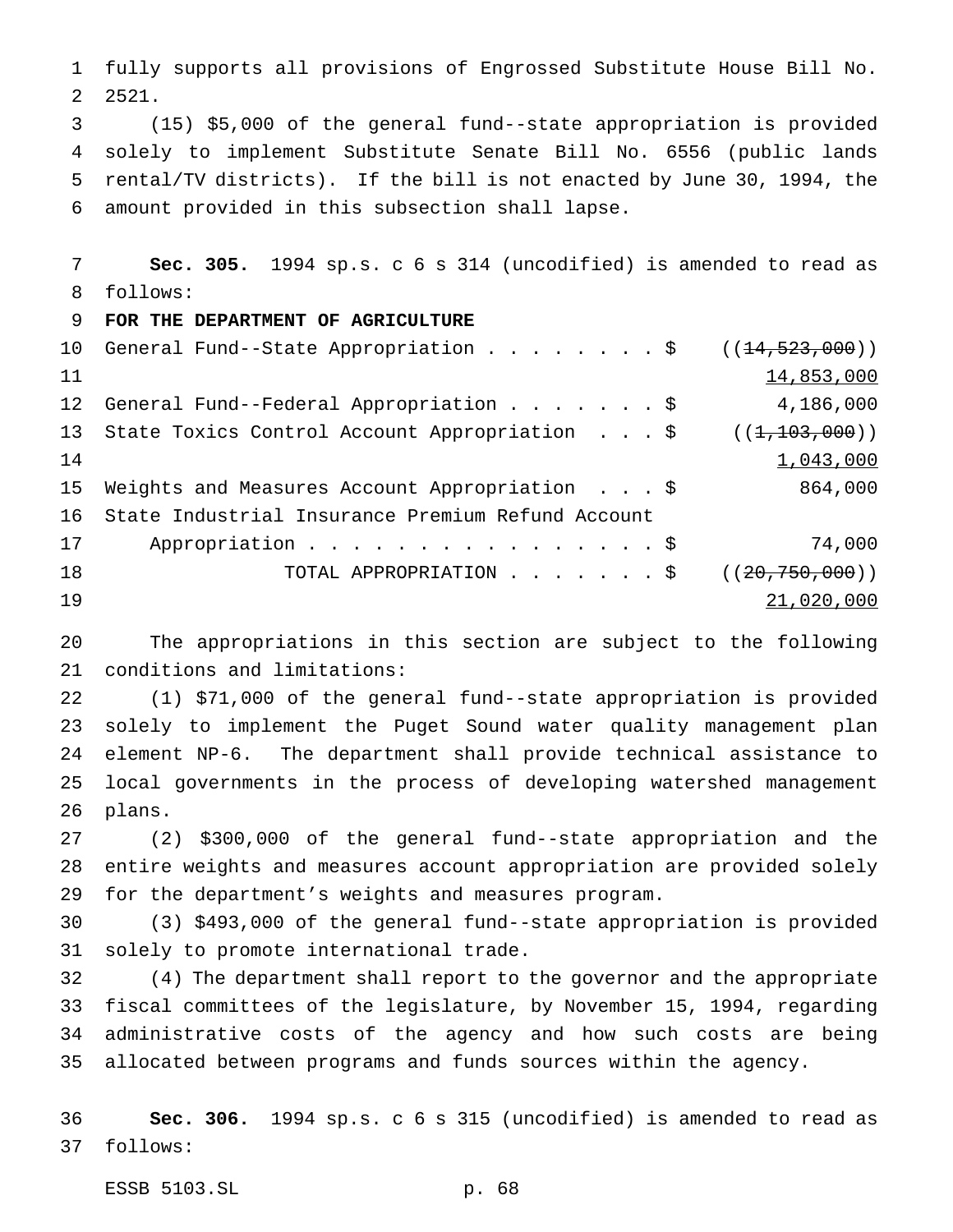fully supports all provisions of Engrossed Substitute House Bill No. 2521.

(15) $5,000 of the general fund--state appropriation is provided solely to implement Substitute Senate Bill No. 6556 (public lands rental/TV districts). If the bill is not enacted by June 30, 1994, the amount provided in this subsection shall lapse.

**Sec. 305.** 1994 sp.s. c 6 s 314 (uncodified) is amended to read as follows:

**FOR THE DEPARTMENT OF AGRICULTURE**

| | |
|---|---|
| General Fund--State Appropriation . . . . . . . . $ | ((~~14,523,000~~)) <u>14,853,000</u> |
| General Fund--Federal Appropriation . . . . . . . $ | 4,186,000 |
| State Toxics Control Account Appropriation . . . $ | ((~~1,103,000~~)) <u>1,043,000</u> |
| Weights and Measures Account Appropriation . . . $ | 864,000 |
| State Industrial Insurance Premium Refund Account Appropriation . . . . . . . . . . . . . . . . . $ | 74,000 |
| TOTAL APPROPRIATION . . . . . . . $ | ((~~20,750,000~~)) <u>21,020,000</u> |

The appropriations in this section are subject to the following conditions and limitations:

(1) $71,000 of the general fund--state appropriation is provided solely to implement the Puget Sound water quality management plan element NP-6. The department shall provide technical assistance to local governments in the process of developing watershed management plans.

(2) $300,000 of the general fund--state appropriation and the entire weights and measures account appropriation are provided solely for the department's weights and measures program.

(3) $493,000 of the general fund--state appropriation is provided solely to promote international trade.

(4) The department shall report to the governor and the appropriate fiscal committees of the legislature, by November 15, 1994, regarding administrative costs of the agency and how such costs are being allocated between programs and funds sources within the agency.

**Sec. 306.** 1994 sp.s. c 6 s 315 (uncodified) is amended to read as follows: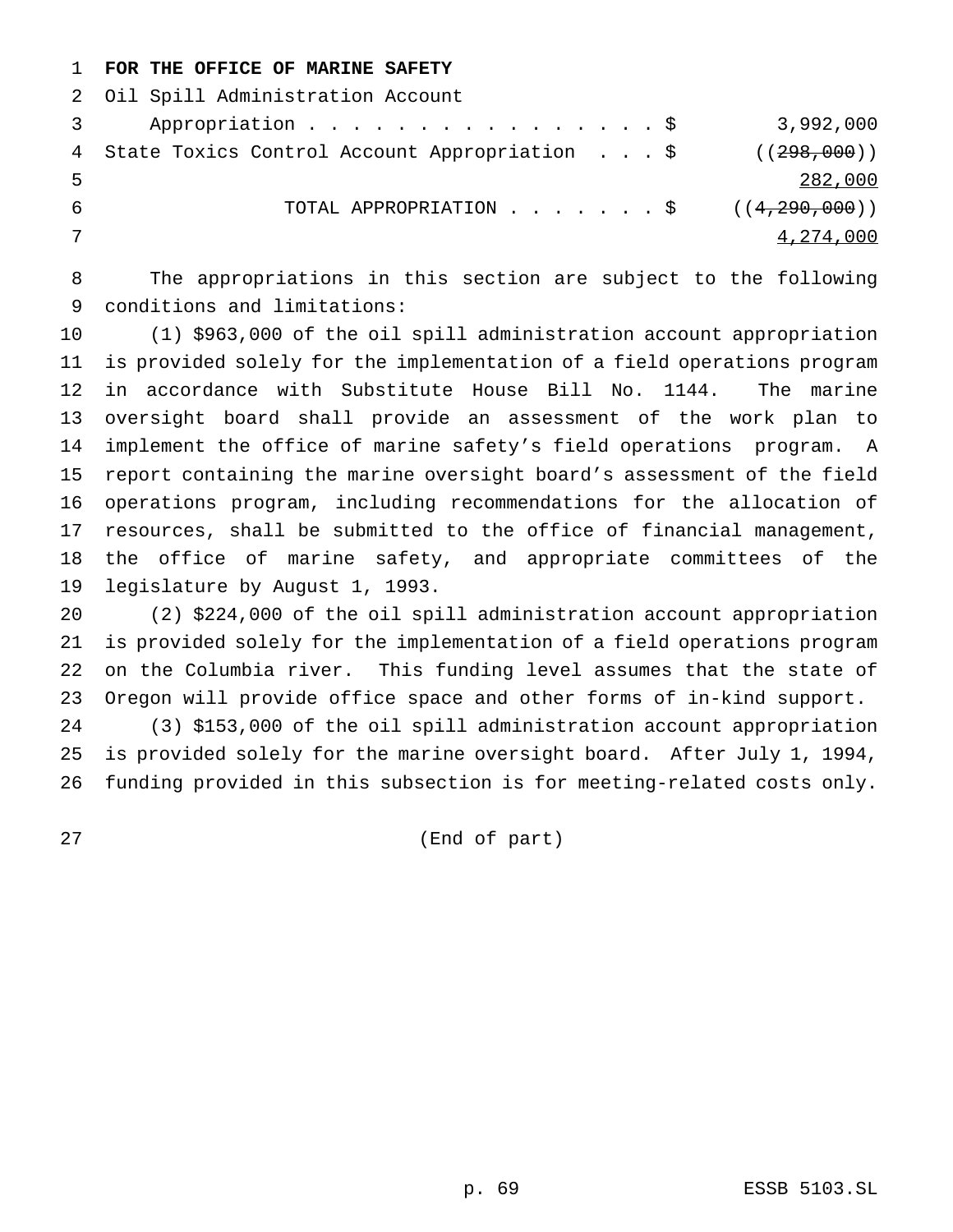**FOR THE OFFICE OF MARINE SAFETY**

| | |
|---|---|
| Oil Spill Administration Account Appropriation . . . . . . . . . . . . . . . . $ | 3,992,000 |
| State Toxics Control Account Appropriation . . . $ | ((~~298,000~~)) 282,000 |
| TOTAL APPROPRIATION . . . . . . . $ | ((~~4,290,000~~)) 4,274,000 |

The appropriations in this section are subject to the following conditions and limitations:

(1) $963,000 of the oil spill administration account appropriation is provided solely for the implementation of a field operations program in accordance with Substitute House Bill No. 1144. The marine oversight board shall provide an assessment of the work plan to implement the office of marine safety's field operations program. A report containing the marine oversight board's assessment of the field operations program, including recommendations for the allocation of resources, shall be submitted to the office of financial management, the office of marine safety, and appropriate committees of the legislature by August 1, 1993.

(2) $224,000 of the oil spill administration account appropriation is provided solely for the implementation of a field operations program on the Columbia river. This funding level assumes that the state of Oregon will provide office space and other forms of in-kind support.

(3) $153,000 of the oil spill administration account appropriation is provided solely for the marine oversight board. After July 1, 1994, funding provided in this subsection is for meeting-related costs only.

(End of part)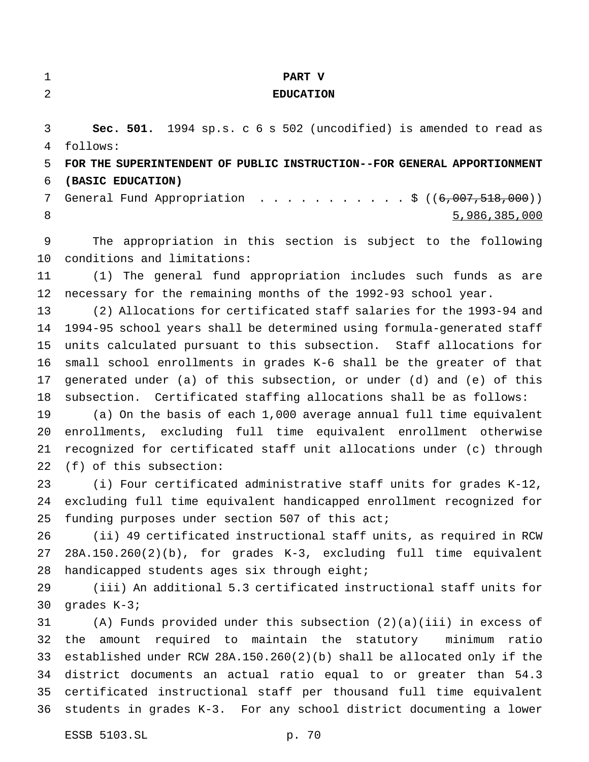# PART V

# EDUCATION

**Sec. 501.** 1994 sp.s. c 6 s 502 (uncodified) is amended to read as follows:

**FOR THE SUPERINTENDENT OF PUBLIC INSTRUCTION--FOR GENERAL APPORTIONMENT (BASIC EDUCATION)**

General Fund Appropriation . . . . . . . . . . . $ ((~~6,007,518,000~~))
<u>5,986,385,000</u>

The appropriation in this section is subject to the following conditions and limitations:

(1) The general fund appropriation includes such funds as are necessary for the remaining months of the 1992-93 school year.

(2) Allocations for certificated staff salaries for the 1993-94 and 1994-95 school years shall be determined using formula-generated staff units calculated pursuant to this subsection. Staff allocations for small school enrollments in grades K-6 shall be the greater of that generated under (a) of this subsection, or under (d) and (e) of this subsection. Certificated staffing allocations shall be as follows:

(a) On the basis of each 1,000 average annual full time equivalent enrollments, excluding full time equivalent enrollment otherwise recognized for certificated staff unit allocations under (c) through (f) of this subsection:

(i) Four certificated administrative staff units for grades K-12, excluding full time equivalent handicapped enrollment recognized for funding purposes under section 507 of this act;

(ii) 49 certificated instructional staff units, as required in RCW 28A.150.260(2)(b), for grades K-3, excluding full time equivalent handicapped students ages six through eight;

(iii) An additional 5.3 certificated instructional staff units for grades K-3;

(A) Funds provided under this subsection (2)(a)(iii) in excess of the amount required to maintain the statutory minimum ratio established under RCW 28A.150.260(2)(b) shall be allocated only if the district documents an actual ratio equal to or greater than 54.3 certificated instructional staff per thousand full time equivalent students in grades K-3. For any school district documenting a lower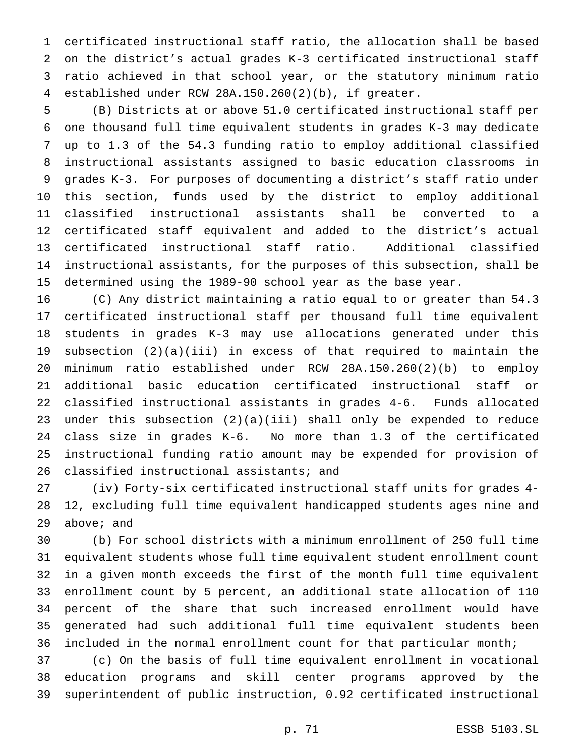certificated instructional staff ratio, the allocation shall be based on the district's actual grades K-3 certificated instructional staff ratio achieved in that school year, or the statutory minimum ratio established under RCW 28A.150.260(2)(b), if greater.

(B) Districts at or above 51.0 certificated instructional staff per one thousand full time equivalent students in grades K-3 may dedicate up to 1.3 of the 54.3 funding ratio to employ additional classified instructional assistants assigned to basic education classrooms in grades K-3. For purposes of documenting a district's staff ratio under this section, funds used by the district to employ additional classified instructional assistants shall be converted to a certificated staff equivalent and added to the district's actual certificated instructional staff ratio. Additional classified instructional assistants, for the purposes of this subsection, shall be determined using the 1989-90 school year as the base year.

(C) Any district maintaining a ratio equal to or greater than 54.3 certificated instructional staff per thousand full time equivalent students in grades K-3 may use allocations generated under this subsection (2)(a)(iii) in excess of that required to maintain the minimum ratio established under RCW 28A.150.260(2)(b) to employ additional basic education certificated instructional staff or classified instructional assistants in grades 4-6. Funds allocated under this subsection (2)(a)(iii) shall only be expended to reduce class size in grades K-6. No more than 1.3 of the certificated instructional funding ratio amount may be expended for provision of classified instructional assistants; and

(iv) Forty-six certificated instructional staff units for grades 4-12, excluding full time equivalent handicapped students ages nine and above; and

(b) For school districts with a minimum enrollment of 250 full time equivalent students whose full time equivalent student enrollment count in a given month exceeds the first of the month full time equivalent enrollment count by 5 percent, an additional state allocation of 110 percent of the share that such increased enrollment would have generated had such additional full time equivalent students been included in the normal enrollment count for that particular month;

(c) On the basis of full time equivalent enrollment in vocational education programs and skill center programs approved by the superintendent of public instruction, 0.92 certificated instructional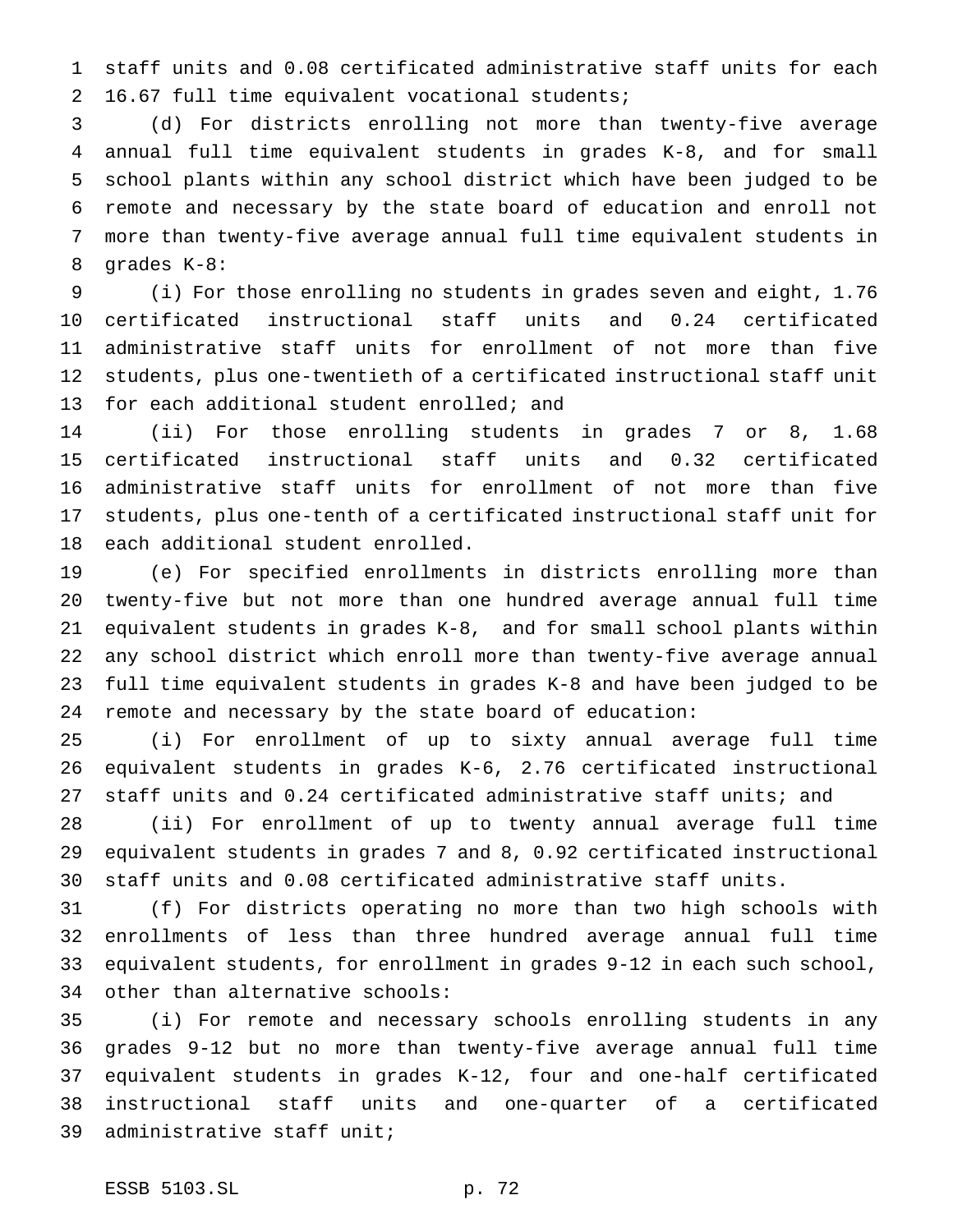staff units and 0.08 certificated administrative staff units for each 16.67 full time equivalent vocational students;

(d) For districts enrolling not more than twenty-five average annual full time equivalent students in grades K-8, and for small school plants within any school district which have been judged to be remote and necessary by the state board of education and enroll not more than twenty-five average annual full time equivalent students in grades K-8:

(i) For those enrolling no students in grades seven and eight, 1.76 certificated instructional staff units and 0.24 certificated administrative staff units for enrollment of not more than five students, plus one-twentieth of a certificated instructional staff unit for each additional student enrolled; and

(ii) For those enrolling students in grades 7 or 8, 1.68 certificated instructional staff units and 0.32 certificated administrative staff units for enrollment of not more than five students, plus one-tenth of a certificated instructional staff unit for each additional student enrolled.

(e) For specified enrollments in districts enrolling more than twenty-five but not more than one hundred average annual full time equivalent students in grades K-8, and for small school plants within any school district which enroll more than twenty-five average annual full time equivalent students in grades K-8 and have been judged to be remote and necessary by the state board of education:

(i) For enrollment of up to sixty annual average full time equivalent students in grades K-6, 2.76 certificated instructional staff units and 0.24 certificated administrative staff units; and

(ii) For enrollment of up to twenty annual average full time equivalent students in grades 7 and 8, 0.92 certificated instructional staff units and 0.08 certificated administrative staff units.

(f) For districts operating no more than two high schools with enrollments of less than three hundred average annual full time equivalent students, for enrollment in grades 9-12 in each such school, other than alternative schools:

(i) For remote and necessary schools enrolling students in any grades 9-12 but no more than twenty-five average annual full time equivalent students in grades K-12, four and one-half certificated instructional staff units and one-quarter of a certificated administrative staff unit;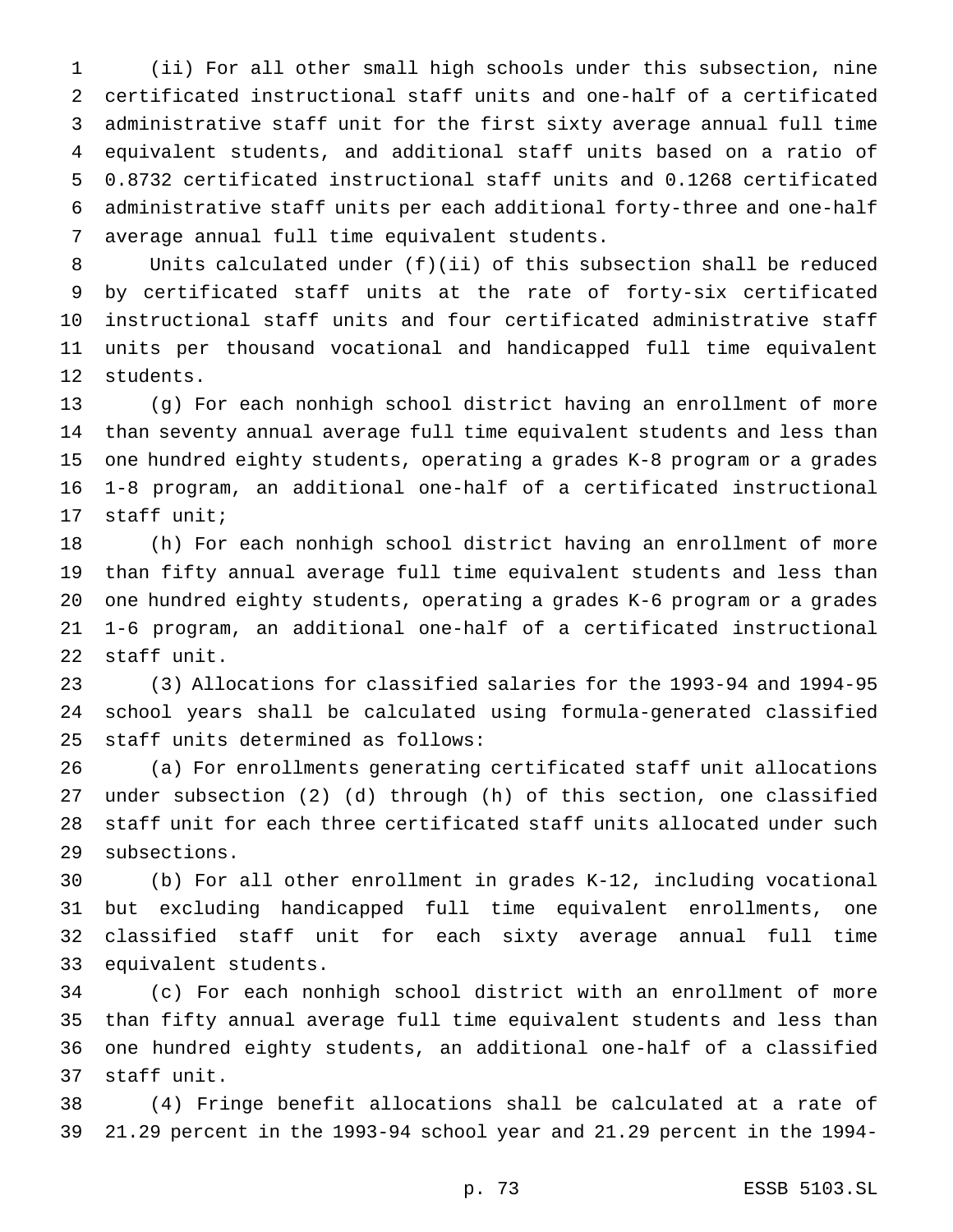(ii) For all other small high schools under this subsection, nine certificated instructional staff units and one-half of a certificated administrative staff unit for the first sixty average annual full time equivalent students, and additional staff units based on a ratio of 0.8732 certificated instructional staff units and 0.1268 certificated administrative staff units per each additional forty-three and one-half average annual full time equivalent students.

Units calculated under (f)(ii) of this subsection shall be reduced by certificated staff units at the rate of forty-six certificated instructional staff units and four certificated administrative staff units per thousand vocational and handicapped full time equivalent students.

(g) For each nonhigh school district having an enrollment of more than seventy annual average full time equivalent students and less than one hundred eighty students, operating a grades K-8 program or a grades 1-8 program, an additional one-half of a certificated instructional staff unit;

(h) For each nonhigh school district having an enrollment of more than fifty annual average full time equivalent students and less than one hundred eighty students, operating a grades K-6 program or a grades 1-6 program, an additional one-half of a certificated instructional staff unit.

(3) Allocations for classified salaries for the 1993-94 and 1994-95 school years shall be calculated using formula-generated classified staff units determined as follows:

(a) For enrollments generating certificated staff unit allocations under subsection (2) (d) through (h) of this section, one classified staff unit for each three certificated staff units allocated under such subsections.

(b) For all other enrollment in grades K-12, including vocational but excluding handicapped full time equivalent enrollments, one classified staff unit for each sixty average annual full time equivalent students.

(c) For each nonhigh school district with an enrollment of more than fifty annual average full time equivalent students and less than one hundred eighty students, an additional one-half of a classified staff unit.

(4) Fringe benefit allocations shall be calculated at a rate of 21.29 percent in the 1993-94 school year and 21.29 percent in the 1994-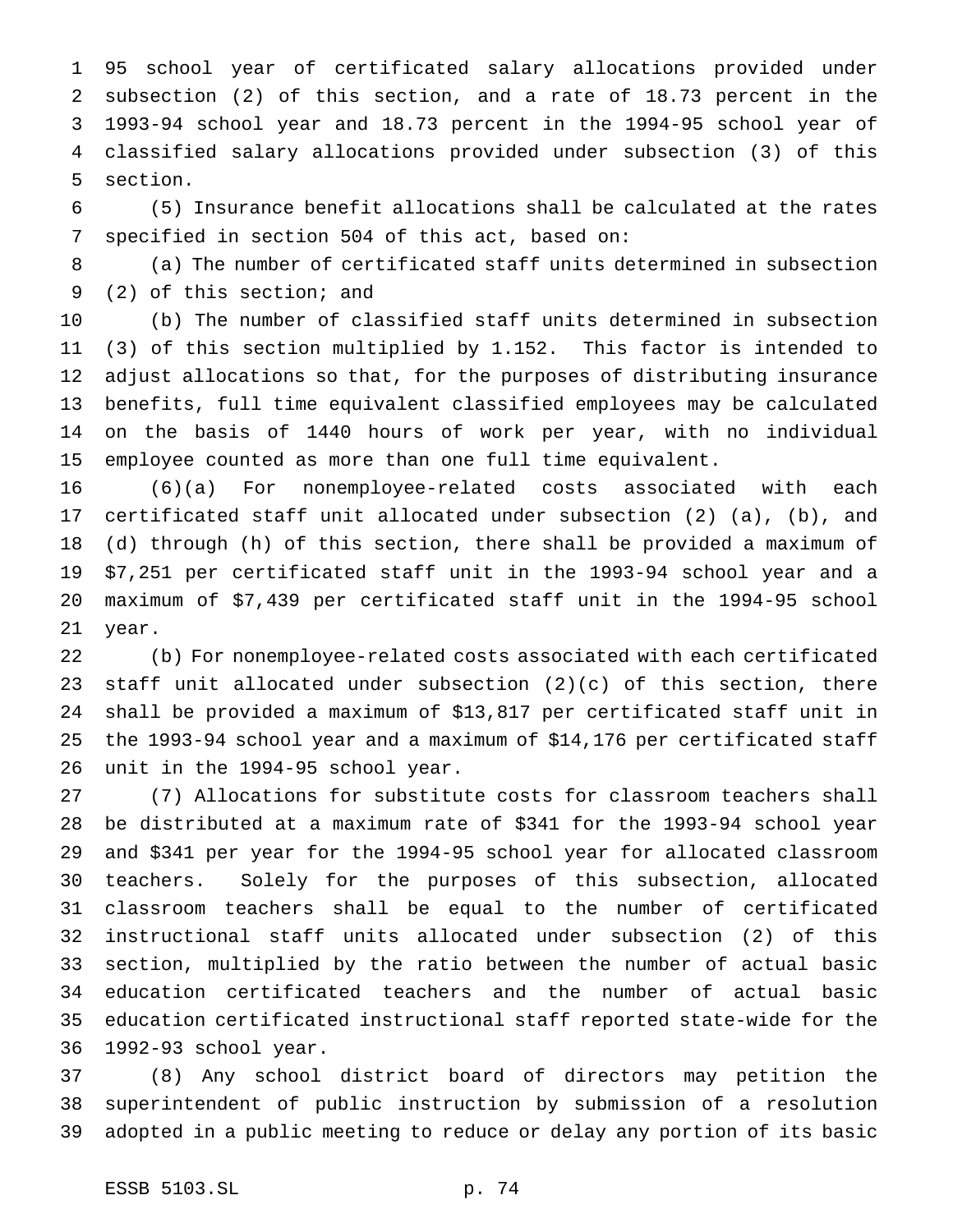95 school year of certificated salary allocations provided under subsection (2) of this section, and a rate of 18.73 percent in the 1993-94 school year and 18.73 percent in the 1994-95 school year of classified salary allocations provided under subsection (3) of this section.

(5) Insurance benefit allocations shall be calculated at the rates specified in section 504 of this act, based on:

(a) The number of certificated staff units determined in subsection (2) of this section; and

(b) The number of classified staff units determined in subsection (3) of this section multiplied by 1.152. This factor is intended to adjust allocations so that, for the purposes of distributing insurance benefits, full time equivalent classified employees may be calculated on the basis of 1440 hours of work per year, with no individual employee counted as more than one full time equivalent.

(6)(a) For nonemployee-related costs associated with each certificated staff unit allocated under subsection (2) (a), (b), and (d) through (h) of this section, there shall be provided a maximum of $7,251 per certificated staff unit in the 1993-94 school year and a maximum of $7,439 per certificated staff unit in the 1994-95 school year.

(b) For nonemployee-related costs associated with each certificated staff unit allocated under subsection (2)(c) of this section, there shall be provided a maximum of $13,817 per certificated staff unit in the 1993-94 school year and a maximum of $14,176 per certificated staff unit in the 1994-95 school year.

(7) Allocations for substitute costs for classroom teachers shall be distributed at a maximum rate of $341 for the 1993-94 school year and $341 per year for the 1994-95 school year for allocated classroom teachers. Solely for the purposes of this subsection, allocated classroom teachers shall be equal to the number of certificated instructional staff units allocated under subsection (2) of this section, multiplied by the ratio between the number of actual basic education certificated teachers and the number of actual basic education certificated instructional staff reported state-wide for the 1992-93 school year.

(8) Any school district board of directors may petition the superintendent of public instruction by submission of a resolution adopted in a public meeting to reduce or delay any portion of its basic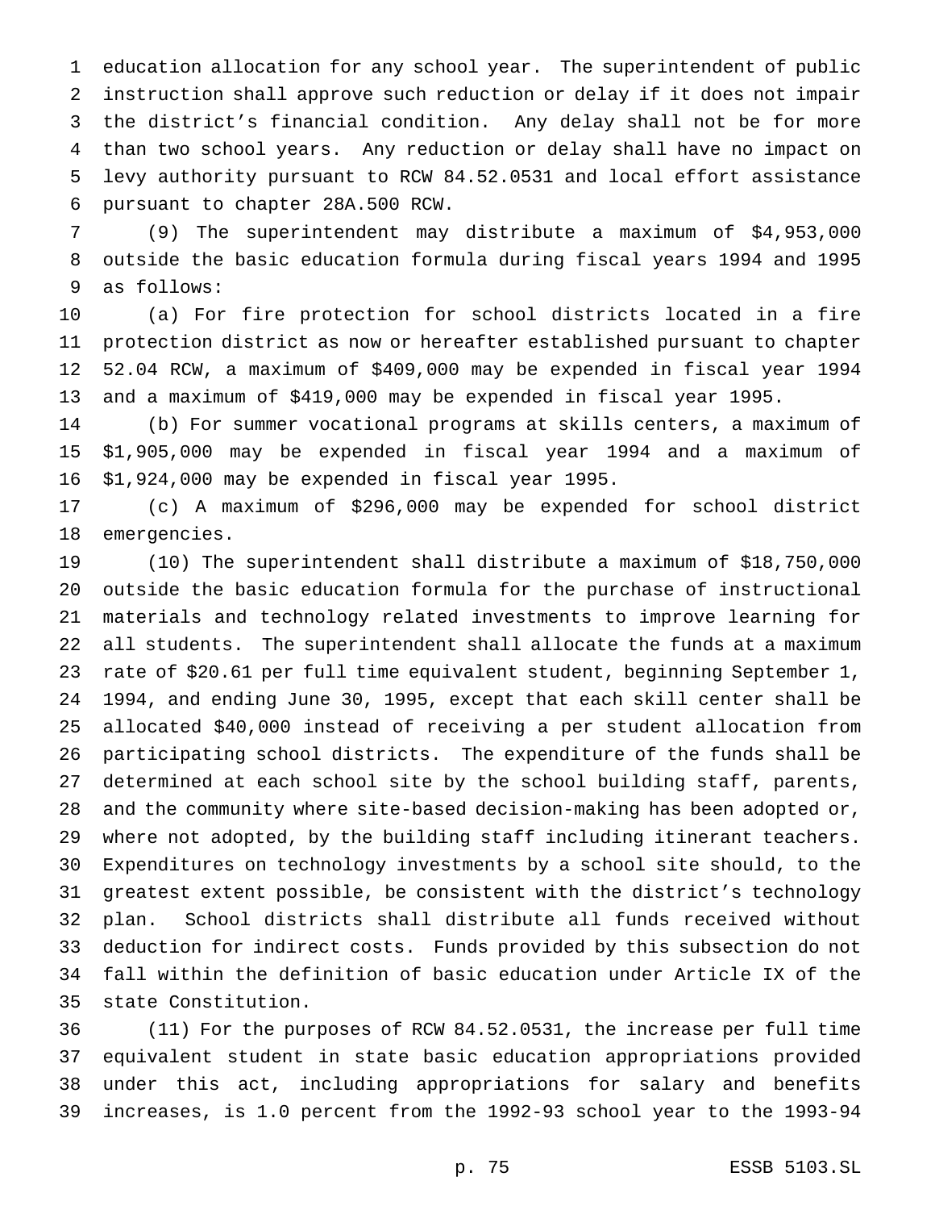education allocation for any school year. The superintendent of public instruction shall approve such reduction or delay if it does not impair the district's financial condition. Any delay shall not be for more than two school years. Any reduction or delay shall have no impact on levy authority pursuant to RCW 84.52.0531 and local effort assistance pursuant to chapter 28A.500 RCW.

(9) The superintendent may distribute a maximum of $4,953,000 outside the basic education formula during fiscal years 1994 and 1995 as follows:

(a) For fire protection for school districts located in a fire protection district as now or hereafter established pursuant to chapter 52.04 RCW, a maximum of $409,000 may be expended in fiscal year 1994 and a maximum of $419,000 may be expended in fiscal year 1995.

(b) For summer vocational programs at skills centers, a maximum of $1,905,000 may be expended in fiscal year 1994 and a maximum of $1,924,000 may be expended in fiscal year 1995.

(c) A maximum of $296,000 may be expended for school district emergencies.

(10) The superintendent shall distribute a maximum of $18,750,000 outside the basic education formula for the purchase of instructional materials and technology related investments to improve learning for all students. The superintendent shall allocate the funds at a maximum rate of $20.61 per full time equivalent student, beginning September 1, 1994, and ending June 30, 1995, except that each skill center shall be allocated $40,000 instead of receiving a per student allocation from participating school districts. The expenditure of the funds shall be determined at each school site by the school building staff, parents, and the community where site-based decision-making has been adopted or, where not adopted, by the building staff including itinerant teachers. Expenditures on technology investments by a school site should, to the greatest extent possible, be consistent with the district's technology plan. School districts shall distribute all funds received without deduction for indirect costs. Funds provided by this subsection do not fall within the definition of basic education under Article IX of the state Constitution.

(11) For the purposes of RCW 84.52.0531, the increase per full time equivalent student in state basic education appropriations provided under this act, including appropriations for salary and benefits increases, is 1.0 percent from the 1992-93 school year to the 1993-94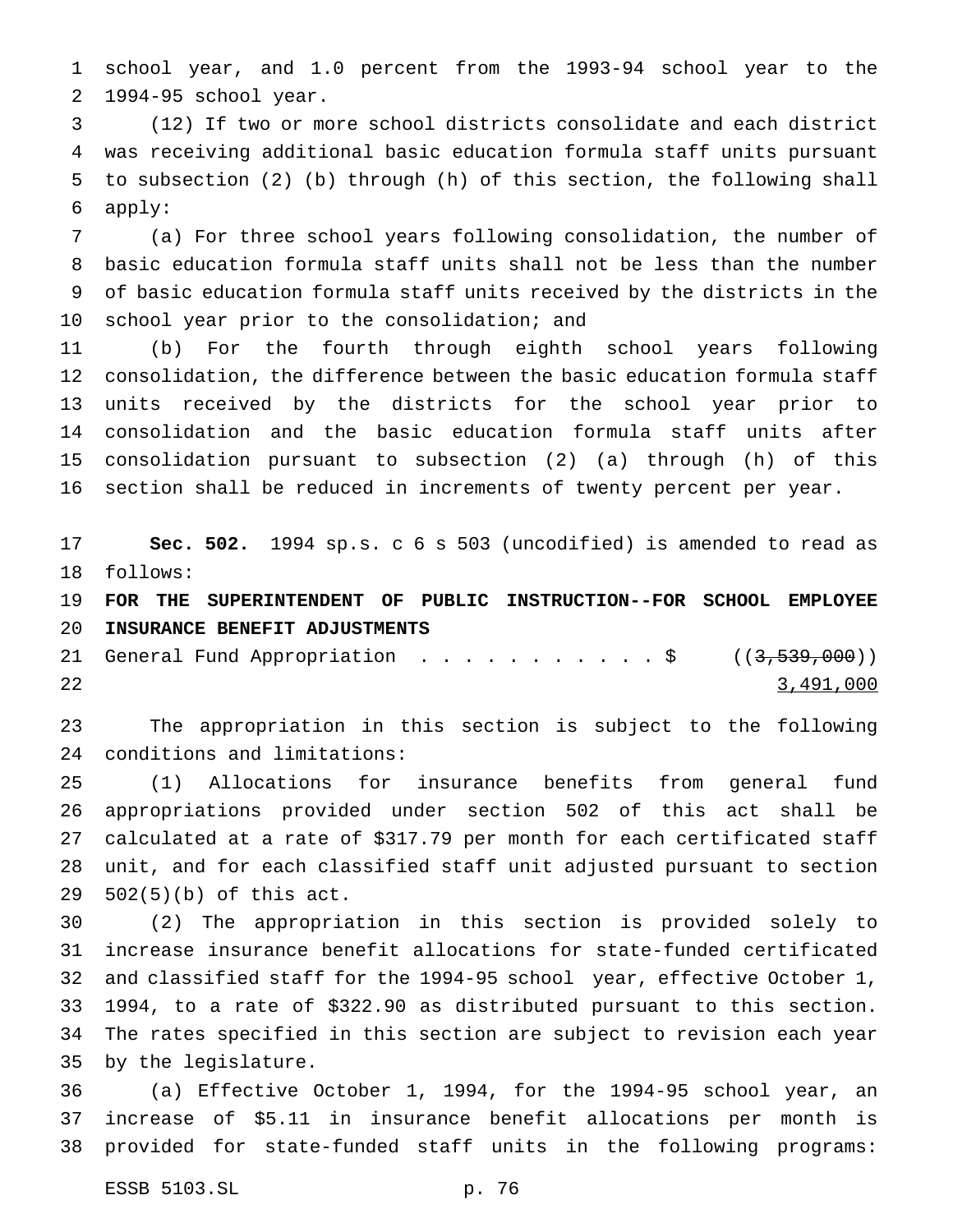school year, and 1.0 percent from the 1993-94 school year to the 1994-95 school year.

(12) If two or more school districts consolidate and each district was receiving additional basic education formula staff units pursuant to subsection (2) (b) through (h) of this section, the following shall apply:

(a) For three school years following consolidation, the number of basic education formula staff units shall not be less than the number of basic education formula staff units received by the districts in the school year prior to the consolidation; and

(b) For the fourth through eighth school years following consolidation, the difference between the basic education formula staff units received by the districts for the school year prior to consolidation and the basic education formula staff units after consolidation pursuant to subsection (2) (a) through (h) of this section shall be reduced in increments of twenty percent per year.

**Sec. 502.** 1994 sp.s. c 6 s 503 (uncodified) is amended to read as follows:

**FOR THE SUPERINTENDENT OF PUBLIC INSTRUCTION--FOR SCHOOL EMPLOYEE INSURANCE BENEFIT ADJUSTMENTS**

General Fund Appropriation . . . . . . . . . . . $ ((~~3,539,000~~))
3,491,000

The appropriation in this section is subject to the following conditions and limitations:

(1) Allocations for insurance benefits from general fund appropriations provided under section 502 of this act shall be calculated at a rate of $317.79 per month for each certificated staff unit, and for each classified staff unit adjusted pursuant to section 502(5)(b) of this act.

(2) The appropriation in this section is provided solely to increase insurance benefit allocations for state-funded certificated and classified staff for the 1994-95 school year, effective October 1, 1994, to a rate of $322.90 as distributed pursuant to this section. The rates specified in this section are subject to revision each year by the legislature.

(a) Effective October 1, 1994, for the 1994-95 school year, an increase of $5.11 in insurance benefit allocations per month is provided for state-funded staff units in the following programs: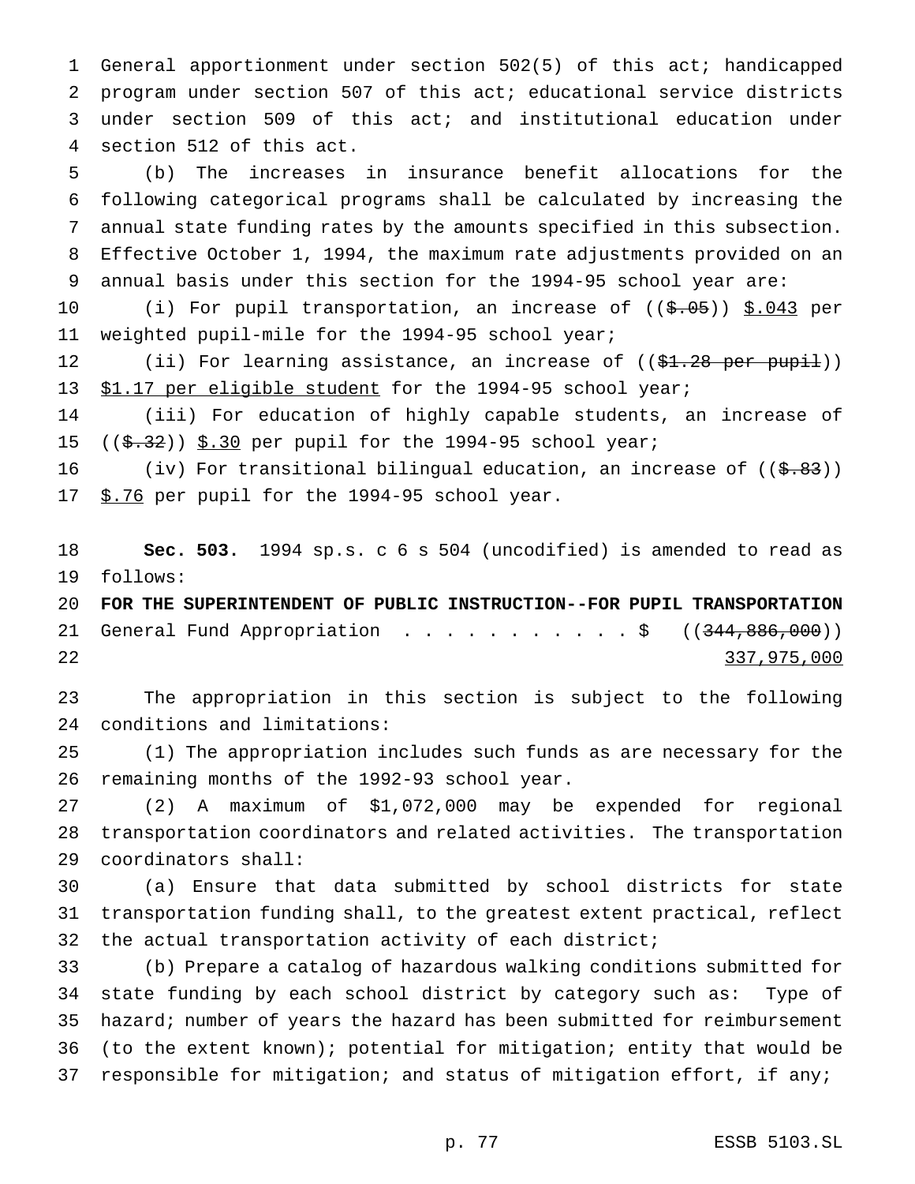General apportionment under section 502(5) of this act; handicapped program under section 507 of this act; educational service districts under section 509 of this act; and institutional education under section 512 of this act.

(b) The increases in insurance benefit allocations for the following categorical programs shall be calculated by increasing the annual state funding rates by the amounts specified in this subsection. Effective October 1, 1994, the maximum rate adjustments provided on an annual basis under this section for the 1994-95 school year are:

(i) For pupil transportation, an increase of ((~~$.05~~)) <u>$.043</u> per weighted pupil-mile for the 1994-95 school year;

(ii) For learning assistance, an increase of ((~~$1.28 per pupil~~)) <u>$1.17 per eligible student</u> for the 1994-95 school year;

(iii) For education of highly capable students, an increase of ((~~$.32~~)) <u>$.30</u> per pupil for the 1994-95 school year;

(iv) For transitional bilingual education, an increase of ((~~$.83~~)) <u>$.76</u> per pupil for the 1994-95 school year.

**Sec. 503.** 1994 sp.s. c 6 s 504 (uncodified) is amended to read as follows:

**FOR THE SUPERINTENDENT OF PUBLIC INSTRUCTION--FOR PUPIL TRANSPORTATION**

General Fund Appropriation . . . . . . . . . . . $ ((~~344,886,000~~)) <u>337,975,000</u>

The appropriation in this section is subject to the following conditions and limitations:

(1) The appropriation includes such funds as are necessary for the remaining months of the 1992-93 school year.

(2) A maximum of $1,072,000 may be expended for regional transportation coordinators and related activities. The transportation coordinators shall:

(a) Ensure that data submitted by school districts for state transportation funding shall, to the greatest extent practical, reflect the actual transportation activity of each district;

(b) Prepare a catalog of hazardous walking conditions submitted for state funding by each school district by category such as: Type of hazard; number of years the hazard has been submitted for reimbursement (to the extent known); potential for mitigation; entity that would be responsible for mitigation; and status of mitigation effort, if any;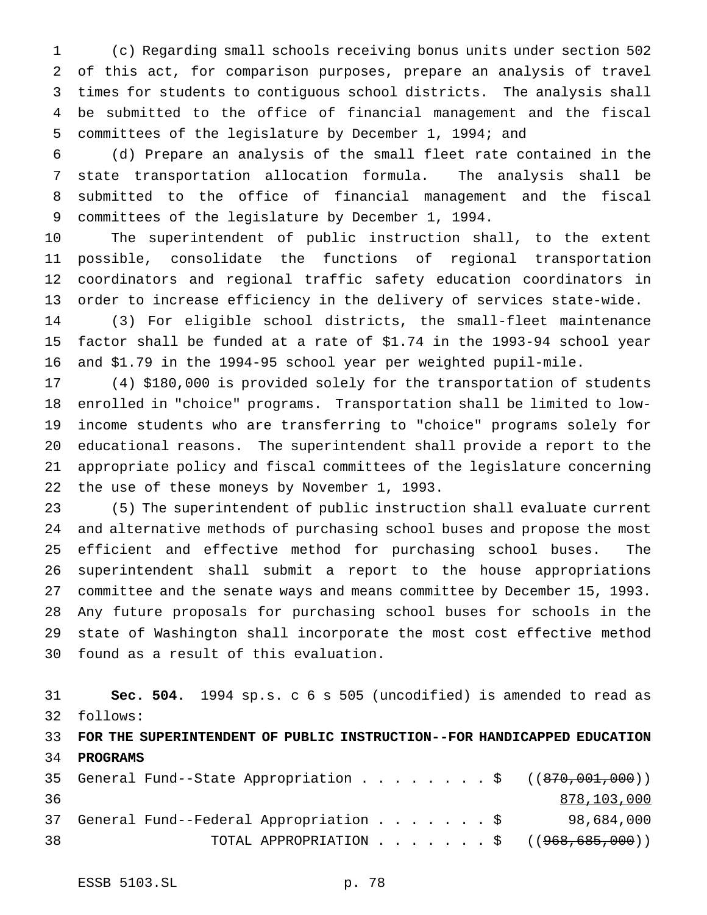(c) Regarding small schools receiving bonus units under section 502 of this act, for comparison purposes, prepare an analysis of travel times for students to contiguous school districts. The analysis shall be submitted to the office of financial management and the fiscal committees of the legislature by December 1, 1994; and

(d) Prepare an analysis of the small fleet rate contained in the state transportation allocation formula. The analysis shall be submitted to the office of financial management and the fiscal committees of the legislature by December 1, 1994.

The superintendent of public instruction shall, to the extent possible, consolidate the functions of regional transportation coordinators and regional traffic safety education coordinators in order to increase efficiency in the delivery of services state-wide.

(3) For eligible school districts, the small-fleet maintenance factor shall be funded at a rate of $1.74 in the 1993-94 school year and $1.79 in the 1994-95 school year per weighted pupil-mile.

(4) $180,000 is provided solely for the transportation of students enrolled in "choice" programs. Transportation shall be limited to low-income students who are transferring to "choice" programs solely for educational reasons. The superintendent shall provide a report to the appropriate policy and fiscal committees of the legislature concerning the use of these moneys by November 1, 1993.

(5) The superintendent of public instruction shall evaluate current and alternative methods of purchasing school buses and propose the most efficient and effective method for purchasing school buses. The superintendent shall submit a report to the house appropriations committee and the senate ways and means committee by December 15, 1993. Any future proposals for purchasing school buses for schools in the state of Washington shall incorporate the most cost effective method found as a result of this evaluation.

**Sec. 504.** 1994 sp.s. c 6 s 505 (uncodified) is amended to read as follows:

**FOR THE SUPERINTENDENT OF PUBLIC INSTRUCTION--FOR HANDICAPPED EDUCATION PROGRAMS**

| | |
|---|---|
| General Fund--State Appropriation . . . . . . . . $ | ((~~870,001,000~~)) |
| | <u>878,103,000</u> |
| General Fund--Federal Appropriation . . . . . . . $ | 98,684,000 |
| TOTAL APPROPRIATION . . . . . . . $ | ((~~968,685,000~~)) |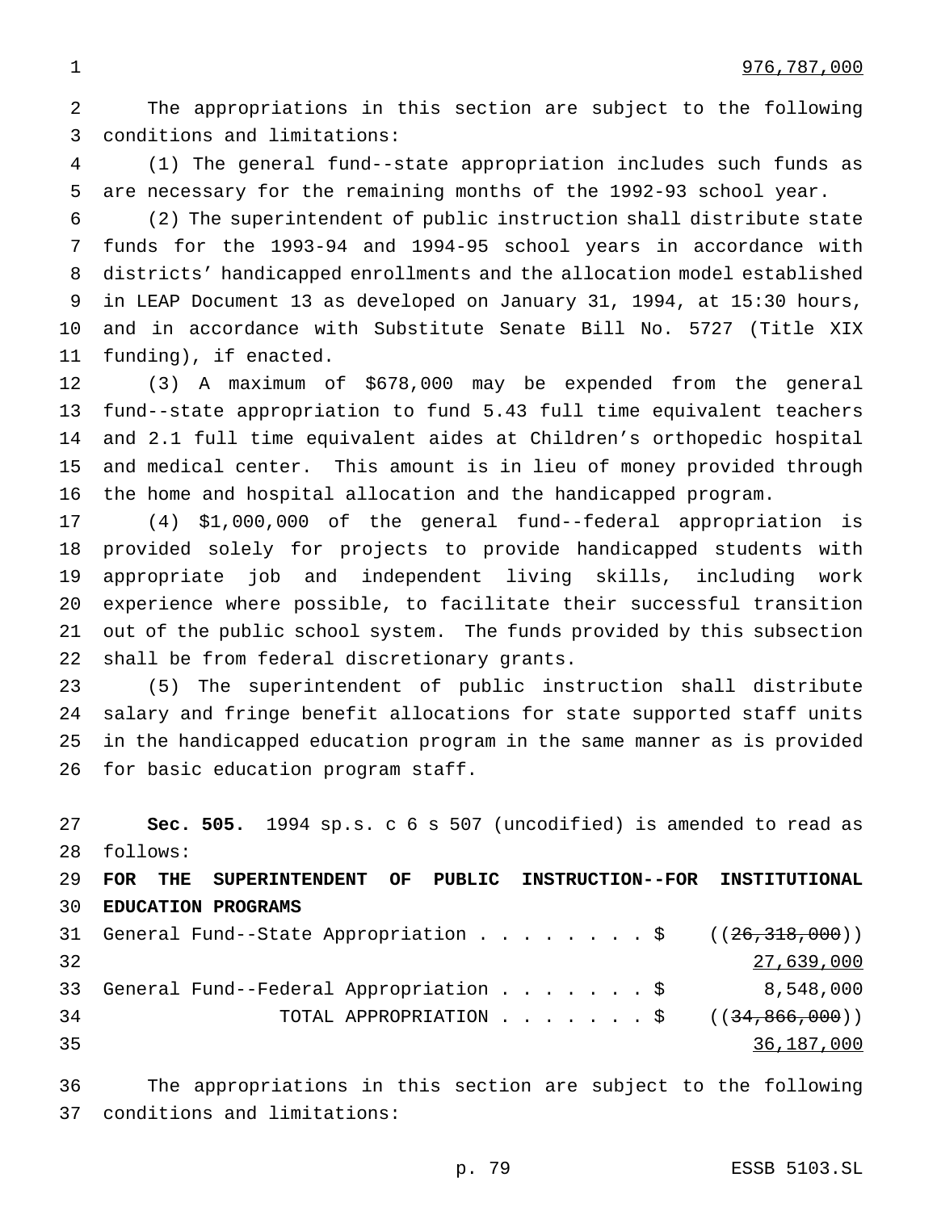976,787,000

The appropriations in this section are subject to the following conditions and limitations:

(1) The general fund--state appropriation includes such funds as are necessary for the remaining months of the 1992-93 school year.

(2) The superintendent of public instruction shall distribute state funds for the 1993-94 and 1994-95 school years in accordance with districts' handicapped enrollments and the allocation model established in LEAP Document 13 as developed on January 31, 1994, at 15:30 hours, and in accordance with Substitute Senate Bill No. 5727 (Title XIX funding), if enacted.

(3) A maximum of $678,000 may be expended from the general fund--state appropriation to fund 5.43 full time equivalent teachers and 2.1 full time equivalent aides at Children's orthopedic hospital and medical center. This amount is in lieu of money provided through the home and hospital allocation and the handicapped program.

(4) $1,000,000 of the general fund--federal appropriation is provided solely for projects to provide handicapped students with appropriate job and independent living skills, including work experience where possible, to facilitate their successful transition out of the public school system. The funds provided by this subsection shall be from federal discretionary grants.

(5) The superintendent of public instruction shall distribute salary and fringe benefit allocations for state supported staff units in the handicapped education program in the same manner as is provided for basic education program staff.

**Sec. 505.** 1994 sp.s. c 6 s 507 (uncodified) is amended to read as follows:

**FOR THE SUPERINTENDENT OF PUBLIC INSTRUCTION--FOR INSTITUTIONAL EDUCATION PROGRAMS**

| | |
|---|---|
| General Fund--State Appropriation . . . . . . . . $ | ((~~26,318,000~~)) |
| | 27,639,000 |
| General Fund--Federal Appropriation . . . . . . . $ | 8,548,000 |
| TOTAL APPROPRIATION . . . . . . . $ | ((~~34,866,000~~)) |
| | 36,187,000 |

The appropriations in this section are subject to the following conditions and limitations: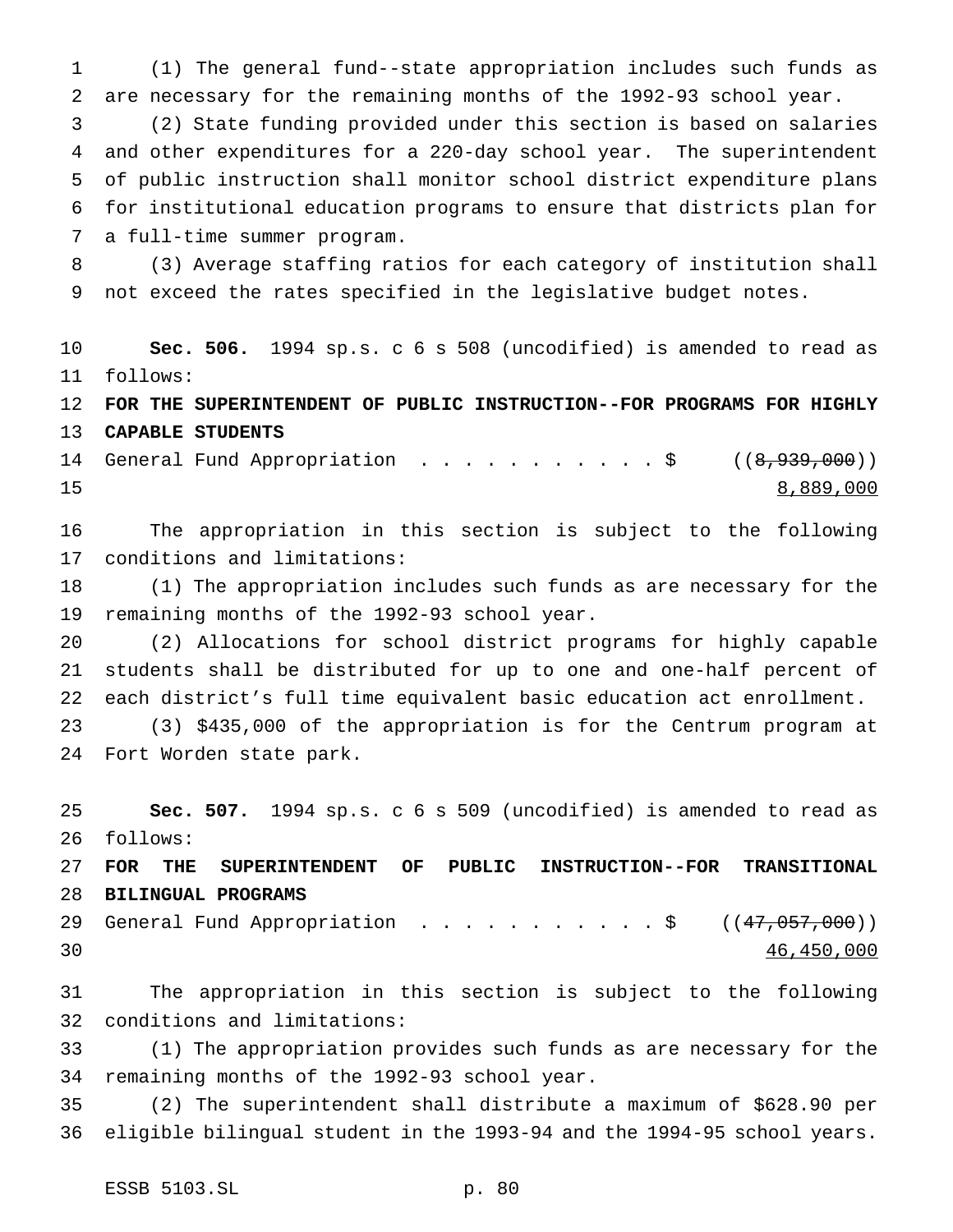(1) The general fund--state appropriation includes such funds as are necessary for the remaining months of the 1992-93 school year.

(2) State funding provided under this section is based on salaries and other expenditures for a 220-day school year. The superintendent of public instruction shall monitor school district expenditure plans for institutional education programs to ensure that districts plan for a full-time summer program.

(3) Average staffing ratios for each category of institution shall not exceed the rates specified in the legislative budget notes.

**Sec. 506.** 1994 sp.s. c 6 s 508 (uncodified) is amended to read as follows:

**FOR THE SUPERINTENDENT OF PUBLIC INSTRUCTION--FOR PROGRAMS FOR HIGHLY CAPABLE STUDENTS**

General Fund Appropriation . . . . . . . . . . . $ ((~~8,939,000~~))
8,889,000

The appropriation in this section is subject to the following conditions and limitations:

(1) The appropriation includes such funds as are necessary for the remaining months of the 1992-93 school year.

(2) Allocations for school district programs for highly capable students shall be distributed for up to one and one-half percent of each district's full time equivalent basic education act enrollment.

(3) $435,000 of the appropriation is for the Centrum program at Fort Worden state park.

**Sec. 507.** 1994 sp.s. c 6 s 509 (uncodified) is amended to read as follows:

**FOR THE SUPERINTENDENT OF PUBLIC INSTRUCTION--FOR TRANSITIONAL BILINGUAL PROGRAMS**

General Fund Appropriation . . . . . . . . . . . $ ((~~47,057,000~~))
46,450,000

The appropriation in this section is subject to the following conditions and limitations:

(1) The appropriation provides such funds as are necessary for the remaining months of the 1992-93 school year.

(2) The superintendent shall distribute a maximum of $628.90 per eligible bilingual student in the 1993-94 and the 1994-95 school years.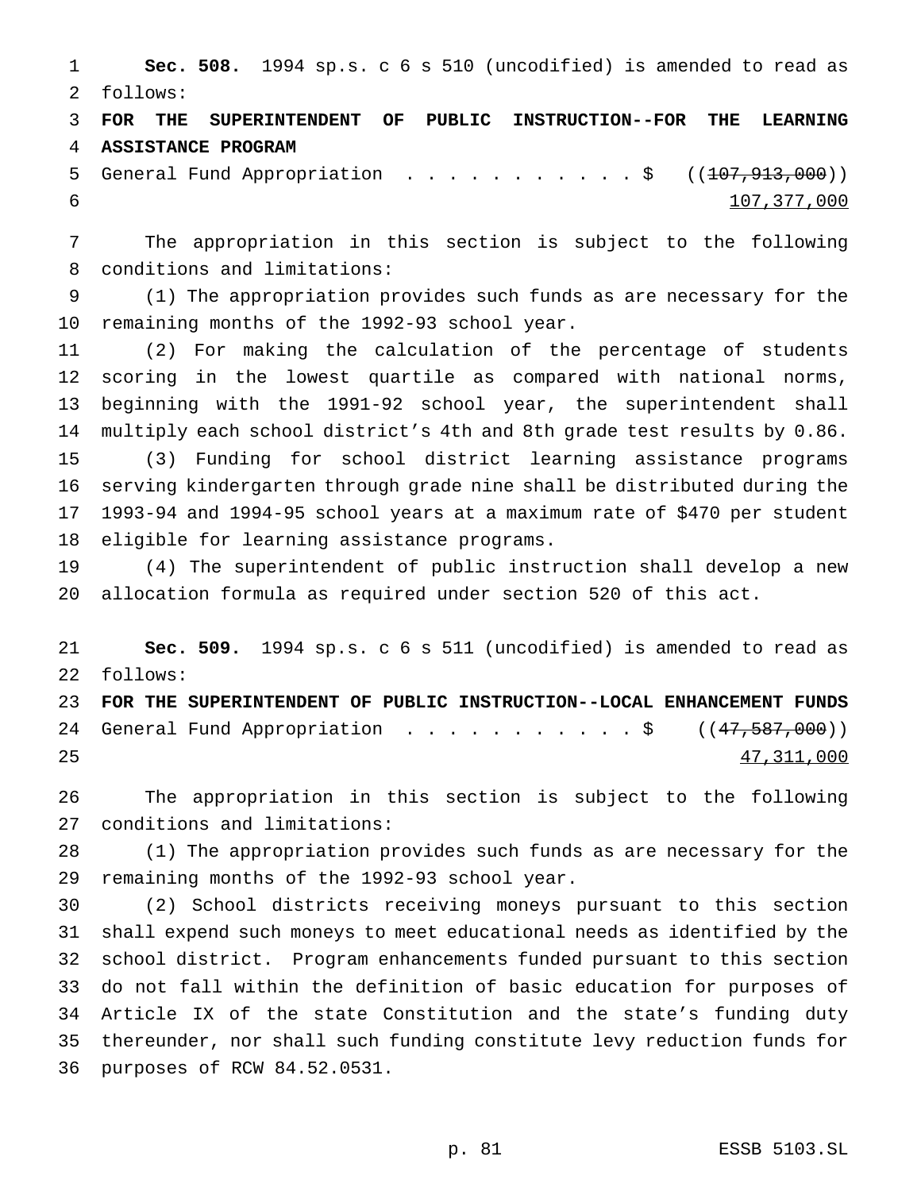**Sec. 508.** 1994 sp.s. c 6 s 510 (uncodified) is amended to read as follows:

**FOR THE SUPERINTENDENT OF PUBLIC INSTRUCTION--FOR THE LEARNING ASSISTANCE PROGRAM**

General Fund Appropriation . . . . . . . . . . . $ ((~~107,913,000~~))
107,377,000

The appropriation in this section is subject to the following conditions and limitations:

(1) The appropriation provides such funds as are necessary for the remaining months of the 1992-93 school year.

(2) For making the calculation of the percentage of students scoring in the lowest quartile as compared with national norms, beginning with the 1991-92 school year, the superintendent shall multiply each school district's 4th and 8th grade test results by 0.86.

(3) Funding for school district learning assistance programs serving kindergarten through grade nine shall be distributed during the 1993-94 and 1994-95 school years at a maximum rate of $470 per student eligible for learning assistance programs.

(4) The superintendent of public instruction shall develop a new allocation formula as required under section 520 of this act.

**Sec. 509.** 1994 sp.s. c 6 s 511 (uncodified) is amended to read as follows:

**FOR THE SUPERINTENDENT OF PUBLIC INSTRUCTION--LOCAL ENHANCEMENT FUNDS**

General Fund Appropriation . . . . . . . . . . . $ ((~~47,587,000~~))
47,311,000

The appropriation in this section is subject to the following conditions and limitations:

(1) The appropriation provides such funds as are necessary for the remaining months of the 1992-93 school year.

(2) School districts receiving moneys pursuant to this section shall expend such moneys to meet educational needs as identified by the school district. Program enhancements funded pursuant to this section do not fall within the definition of basic education for purposes of Article IX of the state Constitution and the state's funding duty thereunder, nor shall such funding constitute levy reduction funds for purposes of RCW 84.52.0531.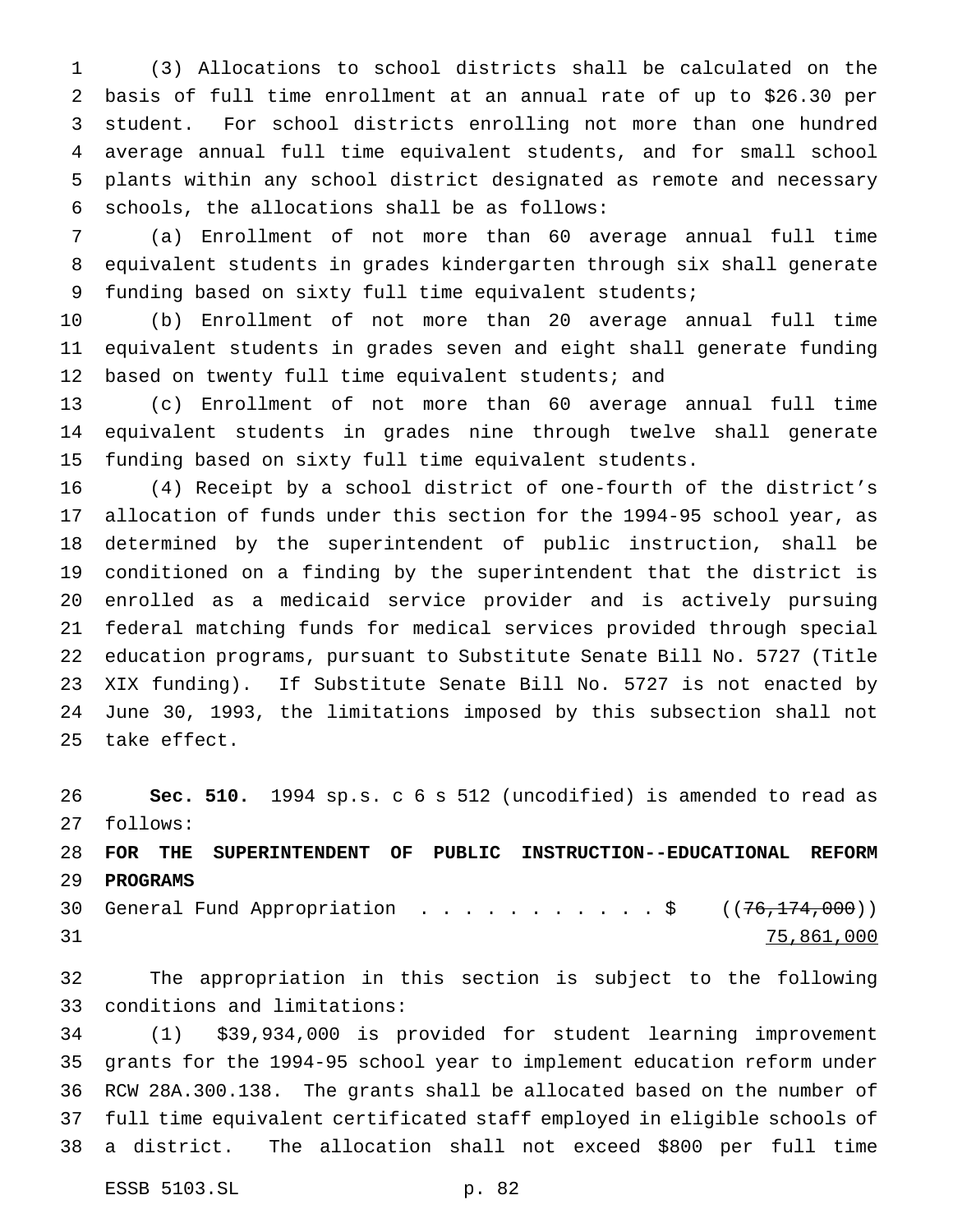(3) Allocations to school districts shall be calculated on the basis of full time enrollment at an annual rate of up to $26.30 per student. For school districts enrolling not more than one hundred average annual full time equivalent students, and for small school plants within any school district designated as remote and necessary schools, the allocations shall be as follows:

(a) Enrollment of not more than 60 average annual full time equivalent students in grades kindergarten through six shall generate funding based on sixty full time equivalent students;

(b) Enrollment of not more than 20 average annual full time equivalent students in grades seven and eight shall generate funding based on twenty full time equivalent students; and

(c) Enrollment of not more than 60 average annual full time equivalent students in grades nine through twelve shall generate funding based on sixty full time equivalent students.

(4) Receipt by a school district of one-fourth of the district's allocation of funds under this section for the 1994-95 school year, as determined by the superintendent of public instruction, shall be conditioned on a finding by the superintendent that the district is enrolled as a medicaid service provider and is actively pursuing federal matching funds for medical services provided through special education programs, pursuant to Substitute Senate Bill No. 5727 (Title XIX funding). If Substitute Senate Bill No. 5727 is not enacted by June 30, 1993, the limitations imposed by this subsection shall not take effect.

**Sec. 510.** 1994 sp.s. c 6 s 512 (uncodified) is amended to read as follows:

**FOR THE SUPERINTENDENT OF PUBLIC INSTRUCTION--EDUCATIONAL REFORM PROGRAMS**

General Fund Appropriation . . . . . . . . . . . $ ((~~76,174,000~~))
<u>75,861,000</u>

The appropriation in this section is subject to the following conditions and limitations:

(1) $39,934,000 is provided for student learning improvement grants for the 1994-95 school year to implement education reform under RCW 28A.300.138. The grants shall be allocated based on the number of full time equivalent certificated staff employed in eligible schools of a district. The allocation shall not exceed $800 per full time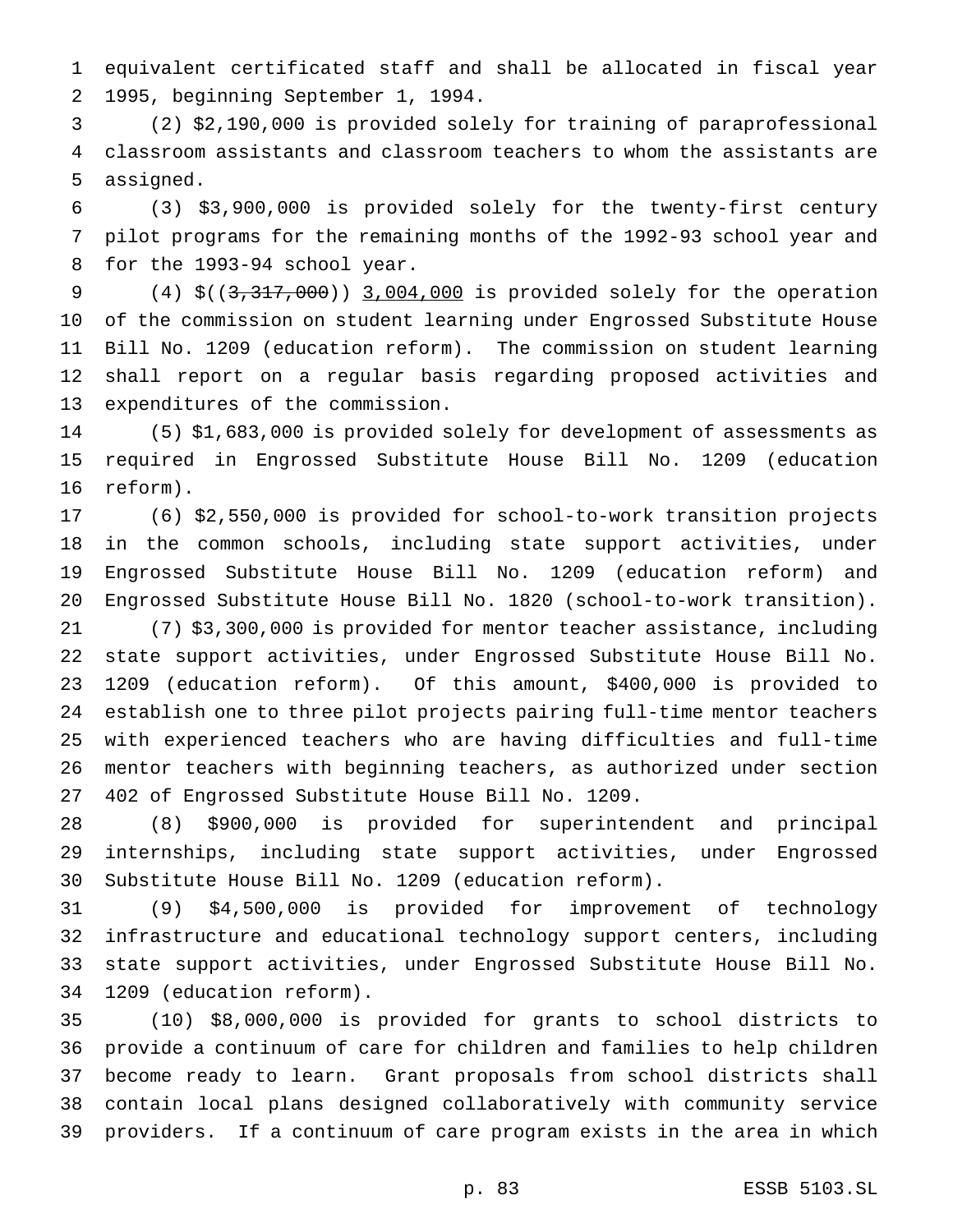equivalent certificated staff and shall be allocated in fiscal year 1995, beginning September 1, 1994.

(2) $2,190,000 is provided solely for training of paraprofessional classroom assistants and classroom teachers to whom the assistants are assigned.

(3) $3,900,000 is provided solely for the twenty-first century pilot programs for the remaining months of the 1992-93 school year and for the 1993-94 school year.

(4) $((~~3,317,000~~)) <u>3,004,000</u> is provided solely for the operation of the commission on student learning under Engrossed Substitute House Bill No. 1209 (education reform). The commission on student learning shall report on a regular basis regarding proposed activities and expenditures of the commission.

(5) $1,683,000 is provided solely for development of assessments as required in Engrossed Substitute House Bill No. 1209 (education reform).

(6) $2,550,000 is provided for school-to-work transition projects in the common schools, including state support activities, under Engrossed Substitute House Bill No. 1209 (education reform) and Engrossed Substitute House Bill No. 1820 (school-to-work transition).

(7) $3,300,000 is provided for mentor teacher assistance, including state support activities, under Engrossed Substitute House Bill No. 1209 (education reform). Of this amount, $400,000 is provided to establish one to three pilot projects pairing full-time mentor teachers with experienced teachers who are having difficulties and full-time mentor teachers with beginning teachers, as authorized under section 402 of Engrossed Substitute House Bill No. 1209.

(8) $900,000 is provided for superintendent and principal internships, including state support activities, under Engrossed Substitute House Bill No. 1209 (education reform).

(9) $4,500,000 is provided for improvement of technology infrastructure and educational technology support centers, including state support activities, under Engrossed Substitute House Bill No. 1209 (education reform).

(10) $8,000,000 is provided for grants to school districts to provide a continuum of care for children and families to help children become ready to learn. Grant proposals from school districts shall contain local plans designed collaboratively with community service providers. If a continuum of care program exists in the area in which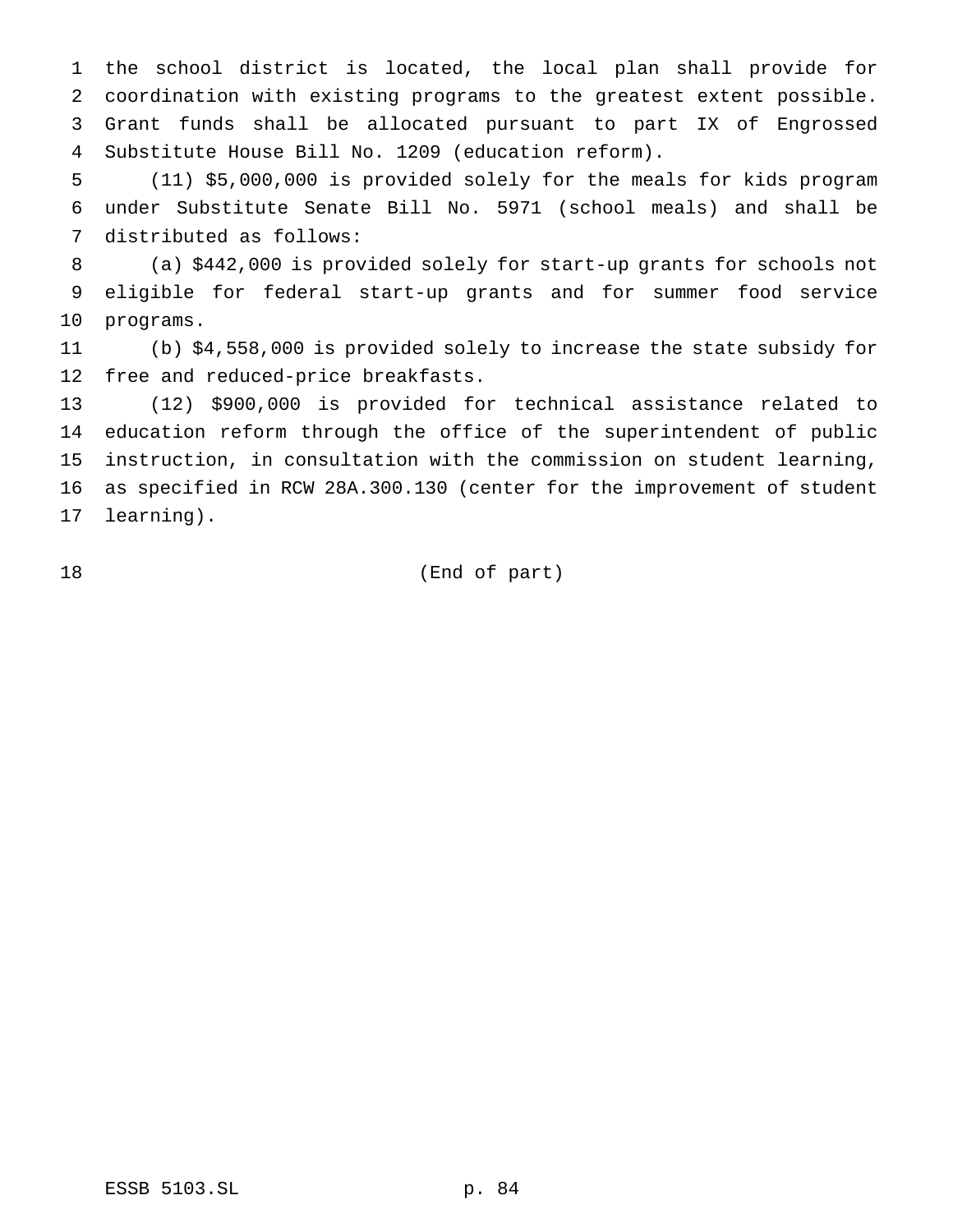the school district is located, the local plan shall provide for coordination with existing programs to the greatest extent possible. Grant funds shall be allocated pursuant to part IX of Engrossed Substitute House Bill No. 1209 (education reform).

(11) $5,000,000 is provided solely for the meals for kids program under Substitute Senate Bill No. 5971 (school meals) and shall be distributed as follows:

(a) $442,000 is provided solely for start-up grants for schools not eligible for federal start-up grants and for summer food service programs.

(b) $4,558,000 is provided solely to increase the state subsidy for free and reduced-price breakfasts.

(12) $900,000 is provided for technical assistance related to education reform through the office of the superintendent of public instruction, in consultation with the commission on student learning, as specified in RCW 28A.300.130 (center for the improvement of student learning).

(End of part)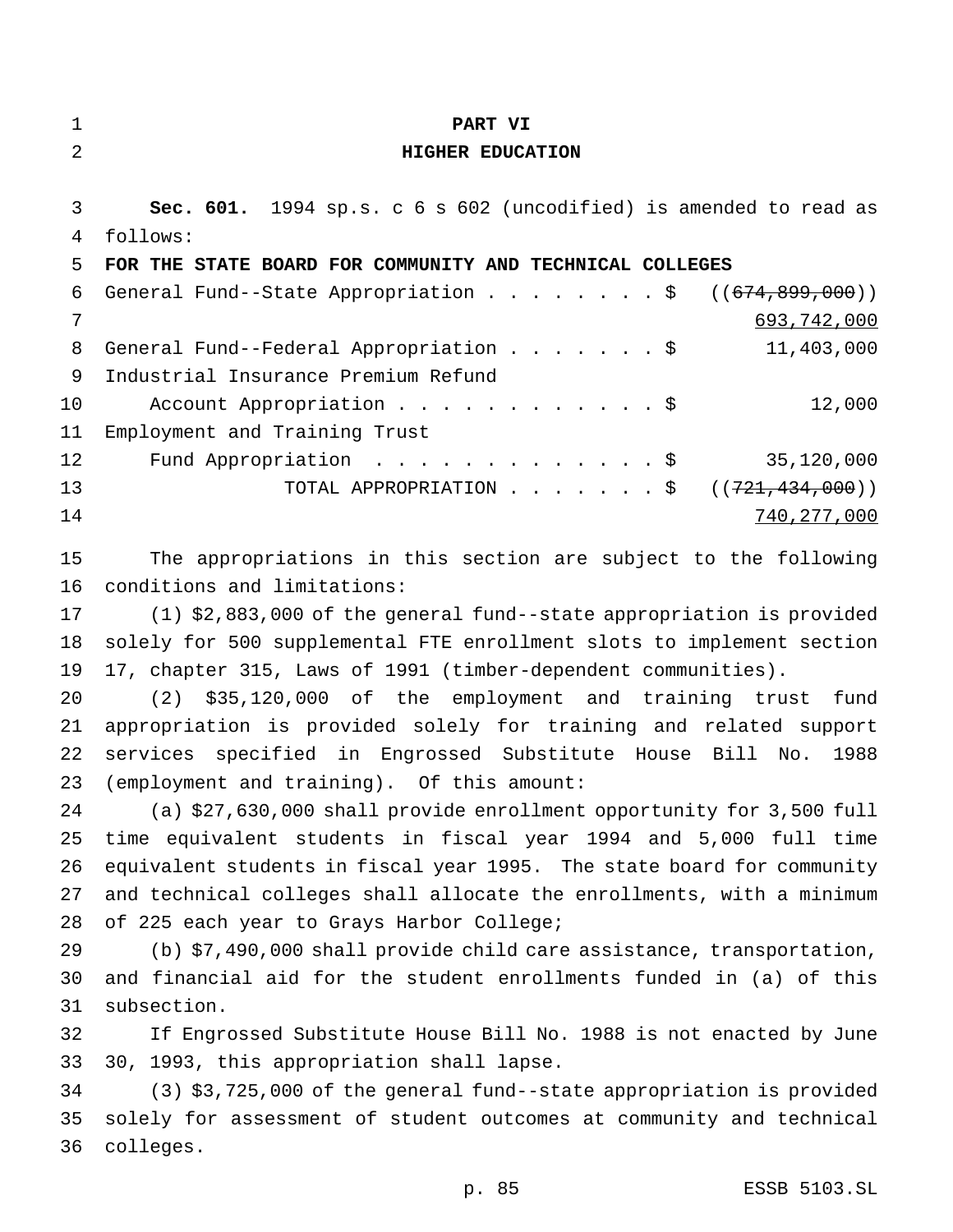# PART VI
## HIGHER EDUCATION

**Sec. 601.** 1994 sp.s. c 6 s 602 (uncodified) is amended to read as follows:

**FOR THE STATE BOARD FOR COMMUNITY AND TECHNICAL COLLEGES**

| | |
|---|---|
| General Fund--State Appropriation . . . . . . . . $ | ((~~674,899,000~~)) <u>693,742,000</u> |
| General Fund--Federal Appropriation . . . . . . . $ | 11,403,000 |
| Industrial Insurance Premium Refund Account Appropriation . . . . . . . . . . . . $ | 12,000 |
| Employment and Training Trust Fund Appropriation . . . . . . . . . . . . . $ | 35,120,000 |
| TOTAL APPROPRIATION . . . . . . . $ | ((~~721,434,000~~)) <u>740,277,000</u> |

The appropriations in this section are subject to the following conditions and limitations:

(1) $2,883,000 of the general fund--state appropriation is provided solely for 500 supplemental FTE enrollment slots to implement section 17, chapter 315, Laws of 1991 (timber-dependent communities).

(2) $35,120,000 of the employment and training trust fund appropriation is provided solely for training and related support services specified in Engrossed Substitute House Bill No. 1988 (employment and training). Of this amount:

(a) $27,630,000 shall provide enrollment opportunity for 3,500 full time equivalent students in fiscal year 1994 and 5,000 full time equivalent students in fiscal year 1995. The state board for community and technical colleges shall allocate the enrollments, with a minimum of 225 each year to Grays Harbor College;

(b) $7,490,000 shall provide child care assistance, transportation, and financial aid for the student enrollments funded in (a) of this subsection.

If Engrossed Substitute House Bill No. 1988 is not enacted by June 30, 1993, this appropriation shall lapse.

(3) $3,725,000 of the general fund--state appropriation is provided solely for assessment of student outcomes at community and technical colleges.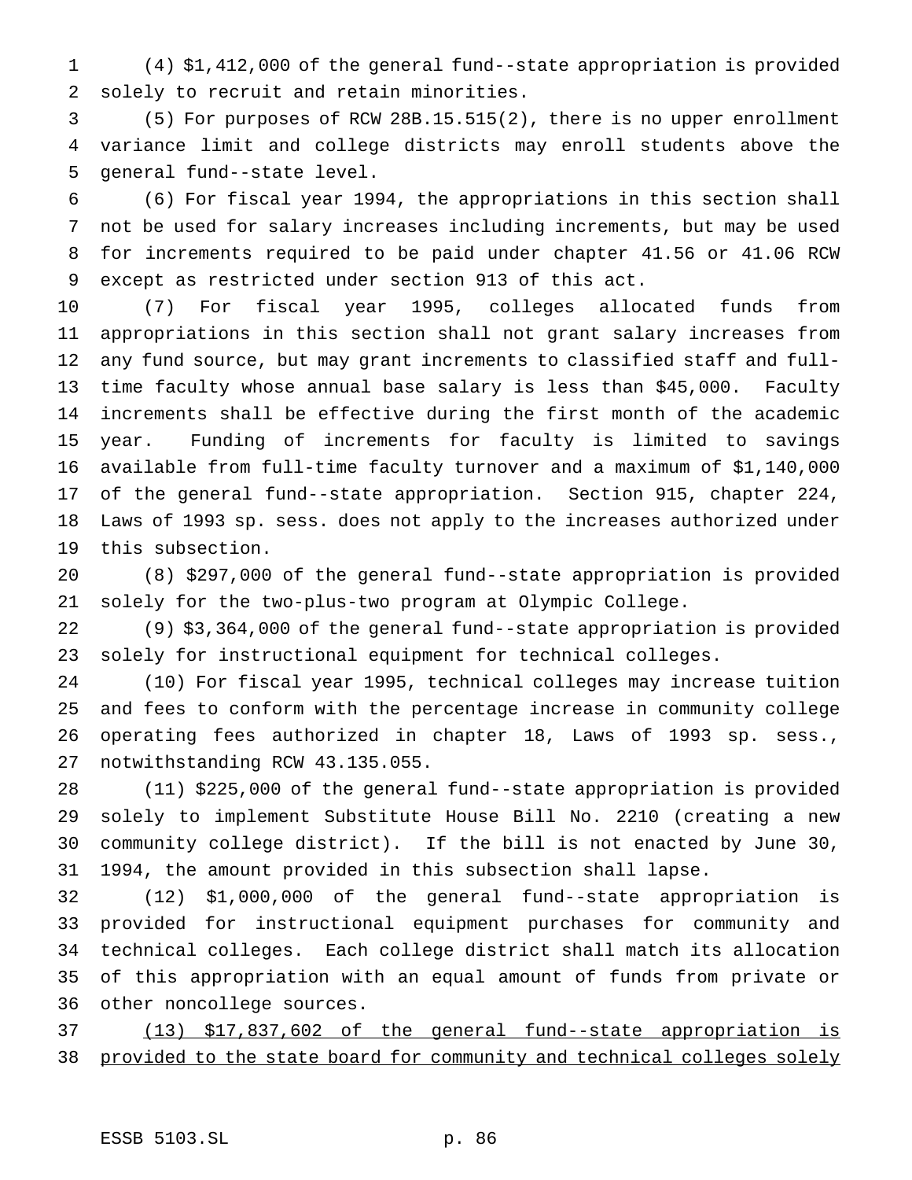(4) $1,412,000 of the general fund--state appropriation is provided solely to recruit and retain minorities.

(5) For purposes of RCW 28B.15.515(2), there is no upper enrollment variance limit and college districts may enroll students above the general fund--state level.

(6) For fiscal year 1994, the appropriations in this section shall not be used for salary increases including increments, but may be used for increments required to be paid under chapter 41.56 or 41.06 RCW except as restricted under section 913 of this act.

(7) For fiscal year 1995, colleges allocated funds from appropriations in this section shall not grant salary increases from any fund source, but may grant increments to classified staff and full-time faculty whose annual base salary is less than $45,000. Faculty increments shall be effective during the first month of the academic year. Funding of increments for faculty is limited to savings available from full-time faculty turnover and a maximum of $1,140,000 of the general fund--state appropriation. Section 915, chapter 224, Laws of 1993 sp. sess. does not apply to the increases authorized under this subsection.

(8) $297,000 of the general fund--state appropriation is provided solely for the two-plus-two program at Olympic College.

(9) $3,364,000 of the general fund--state appropriation is provided solely for instructional equipment for technical colleges.

(10) For fiscal year 1995, technical colleges may increase tuition and fees to conform with the percentage increase in community college operating fees authorized in chapter 18, Laws of 1993 sp. sess., notwithstanding RCW 43.135.055.

(11) $225,000 of the general fund--state appropriation is provided solely to implement Substitute House Bill No. 2210 (creating a new community college district). If the bill is not enacted by June 30, 1994, the amount provided in this subsection shall lapse.

(12) $1,000,000 of the general fund--state appropriation is provided for instructional equipment purchases for community and technical colleges. Each college district shall match its allocation of this appropriation with an equal amount of funds from private or other noncollege sources.

<u>(13) $17,837,602 of the general fund--state appropriation is provided to the state board for community and technical colleges solely</u>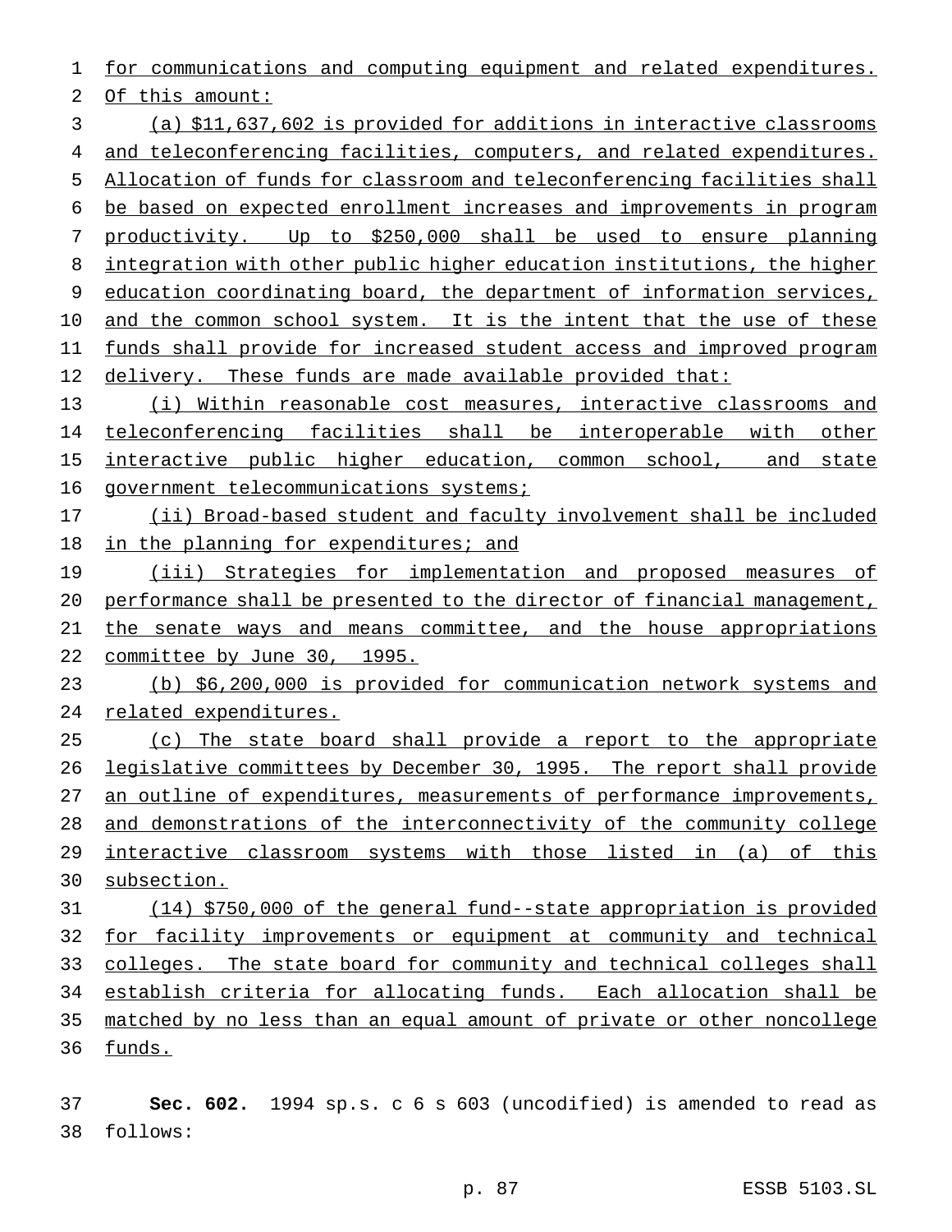for communications and computing equipment and related expenditures. Of this amount:

(a) $11,637,602 is provided for additions in interactive classrooms and teleconferencing facilities, computers, and related expenditures. Allocation of funds for classroom and teleconferencing facilities shall be based on expected enrollment increases and improvements in program productivity. Up to $250,000 shall be used to ensure planning integration with other public higher education institutions, the higher education coordinating board, the department of information services, and the common school system. It is the intent that the use of these funds shall provide for increased student access and improved program delivery. These funds are made available provided that:

(i) Within reasonable cost measures, interactive classrooms and teleconferencing facilities shall be interoperable with other interactive public higher education, common school, and state government telecommunications systems;

(ii) Broad-based student and faculty involvement shall be included in the planning for expenditures; and

(iii) Strategies for implementation and proposed measures of performance shall be presented to the director of financial management, the senate ways and means committee, and the house appropriations committee by June 30, 1995.

(b) $6,200,000 is provided for communication network systems and related expenditures.

(c) The state board shall provide a report to the appropriate legislative committees by December 30, 1995. The report shall provide an outline of expenditures, measurements of performance improvements, and demonstrations of the interconnectivity of the community college interactive classroom systems with those listed in (a) of this subsection.

(14) $750,000 of the general fund--state appropriation is provided for facility improvements or equipment at community and technical colleges. The state board for community and technical colleges shall establish criteria for allocating funds. Each allocation shall be matched by no less than an equal amount of private or other noncollege funds.

**Sec. 602.** 1994 sp.s. c 6 s 603 (uncodified) is amended to read as follows: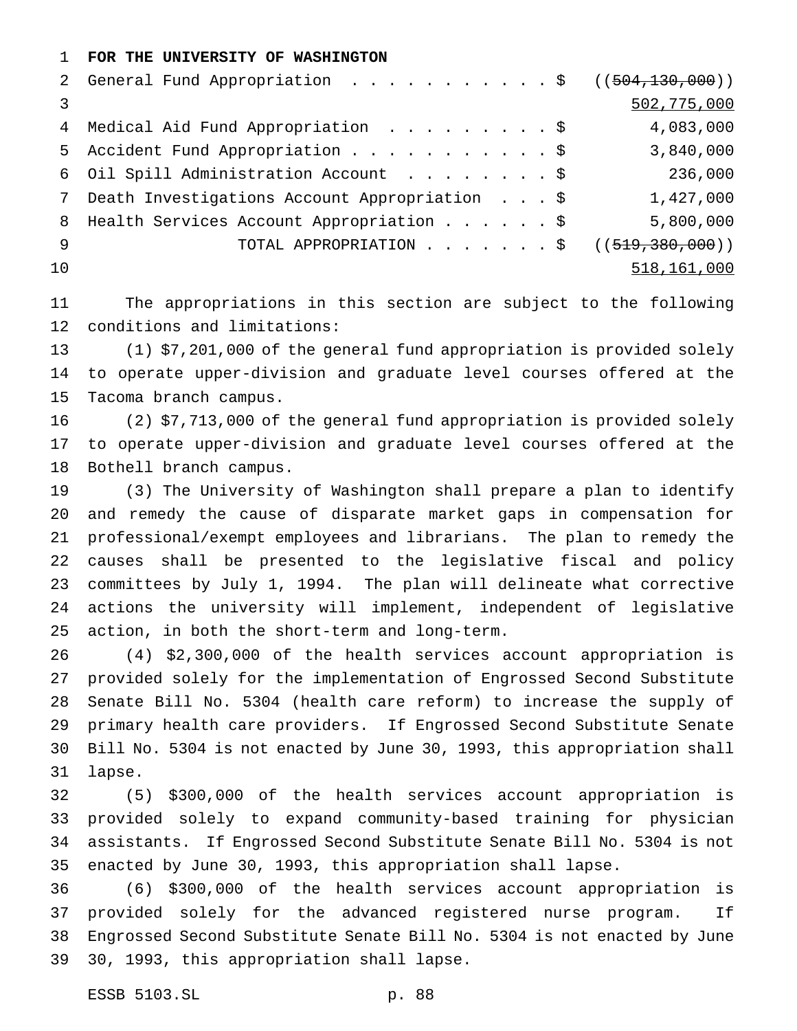**FOR THE UNIVERSITY OF WASHINGTON**

| | |
|---|---|
| General Fund Appropriation . . . . . . . . . . . $ | ((~~504,130,000~~)) <u>502,775,000</u> |
| Medical Aid Fund Appropriation . . . . . . . . . $ | 4,083,000 |
| Accident Fund Appropriation . . . . . . . . . . . $ | 3,840,000 |
| Oil Spill Administration Account . . . . . . . . $ | 236,000 |
| Death Investigations Account Appropriation . . . $ | 1,427,000 |
| Health Services Account Appropriation . . . . . . $ | 5,800,000 |
| TOTAL APPROPRIATION . . . . . . . $ | ((~~519,380,000~~)) <u>518,161,000</u> |

The appropriations in this section are subject to the following conditions and limitations:

(1) $7,201,000 of the general fund appropriation is provided solely to operate upper-division and graduate level courses offered at the Tacoma branch campus.

(2) $7,713,000 of the general fund appropriation is provided solely to operate upper-division and graduate level courses offered at the Bothell branch campus.

(3) The University of Washington shall prepare a plan to identify and remedy the cause of disparate market gaps in compensation for professional/exempt employees and librarians. The plan to remedy the causes shall be presented to the legislative fiscal and policy committees by July 1, 1994. The plan will delineate what corrective actions the university will implement, independent of legislative action, in both the short-term and long-term.

(4) $2,300,000 of the health services account appropriation is provided solely for the implementation of Engrossed Second Substitute Senate Bill No. 5304 (health care reform) to increase the supply of primary health care providers. If Engrossed Second Substitute Senate Bill No. 5304 is not enacted by June 30, 1993, this appropriation shall lapse.

(5) $300,000 of the health services account appropriation is provided solely to expand community-based training for physician assistants. If Engrossed Second Substitute Senate Bill No. 5304 is not enacted by June 30, 1993, this appropriation shall lapse.

(6) $300,000 of the health services account appropriation is provided solely for the advanced registered nurse program. If Engrossed Second Substitute Senate Bill No. 5304 is not enacted by June 30, 1993, this appropriation shall lapse.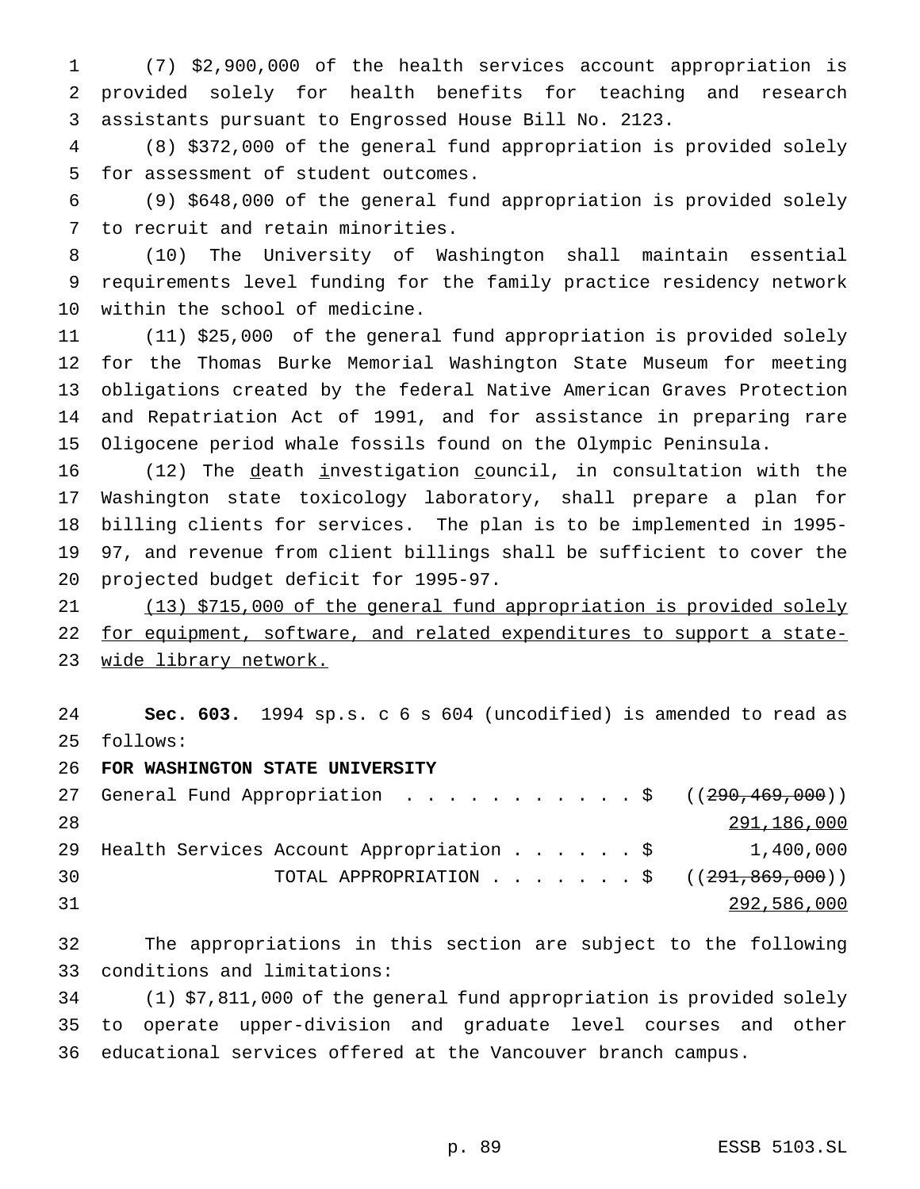(7) $2,900,000 of the health services account appropriation is provided solely for health benefits for teaching and research assistants pursuant to Engrossed House Bill No. 2123.

(8) $372,000 of the general fund appropriation is provided solely for assessment of student outcomes.

(9) $648,000 of the general fund appropriation is provided solely to recruit and retain minorities.

(10) The University of Washington shall maintain essential requirements level funding for the family practice residency network within the school of medicine.

(11) $25,000 of the general fund appropriation is provided solely for the Thomas Burke Memorial Washington State Museum for meeting obligations created by the federal Native American Graves Protection and Repatriation Act of 1991, and for assistance in preparing rare Oligocene period whale fossils found on the Olympic Peninsula.

(12) The death investigation council, in consultation with the Washington state toxicology laboratory, shall prepare a plan for billing clients for services. The plan is to be implemented in 1995-97, and revenue from client billings shall be sufficient to cover the projected budget deficit for 1995-97.

(13) $715,000 of the general fund appropriation is provided solely for equipment, software, and related expenditures to support a state-wide library network.

**Sec. 603.** 1994 sp.s. c 6 s 604 (uncodified) is amended to read as follows:

**FOR WASHINGTON STATE UNIVERSITY**

| | |
|---|---|
| General Fund Appropriation . . . . . . . . . . . . $ | ((~~290,469,000~~)) 291,186,000 |
| Health Services Account Appropriation . . . . . . $ | 1,400,000 |
| TOTAL APPROPRIATION . . . . . . . $ | ((~~291,869,000~~)) 292,586,000 |

The appropriations in this section are subject to the following conditions and limitations:

(1) $7,811,000 of the general fund appropriation is provided solely to operate upper-division and graduate level courses and other educational services offered at the Vancouver branch campus.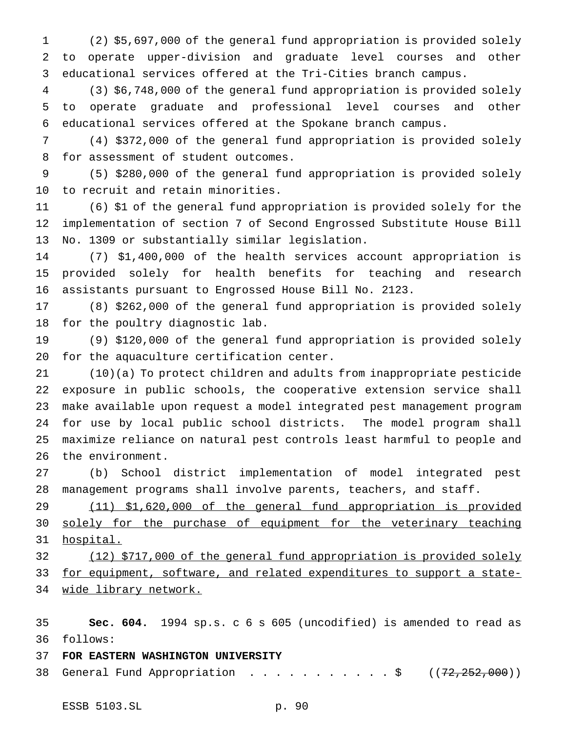(2) $5,697,000 of the general fund appropriation is provided solely to operate upper-division and graduate level courses and other educational services offered at the Tri-Cities branch campus.

(3) $6,748,000 of the general fund appropriation is provided solely to operate graduate and professional level courses and other educational services offered at the Spokane branch campus.

(4) $372,000 of the general fund appropriation is provided solely for assessment of student outcomes.

(5) $280,000 of the general fund appropriation is provided solely to recruit and retain minorities.

(6) $1 of the general fund appropriation is provided solely for the implementation of section 7 of Second Engrossed Substitute House Bill No. 1309 or substantially similar legislation.

(7) $1,400,000 of the health services account appropriation is provided solely for health benefits for teaching and research assistants pursuant to Engrossed House Bill No. 2123.

(8) $262,000 of the general fund appropriation is provided solely for the poultry diagnostic lab.

(9) $120,000 of the general fund appropriation is provided solely for the aquaculture certification center.

(10)(a) To protect children and adults from inappropriate pesticide exposure in public schools, the cooperative extension service shall make available upon request a model integrated pest management program for use by local public school districts. The model program shall maximize reliance on natural pest controls least harmful to people and the environment.

(b) School district implementation of model integrated pest management programs shall involve parents, teachers, and staff.

<u>(11) $1,620,000 of the general fund appropriation is provided solely for the purchase of equipment for the veterinary teaching hospital.</u>

<u>(12) $717,000 of the general fund appropriation is provided solely for equipment, software, and related expenditures to support a state-wide library network.</u>

**Sec. 604.** 1994 sp.s. c 6 s 605 (uncodified) is amended to read as follows:

**FOR EASTERN WASHINGTON UNIVERSITY**

General Fund Appropriation . . . . . . . . . . . $ ((~~72,252,000~~))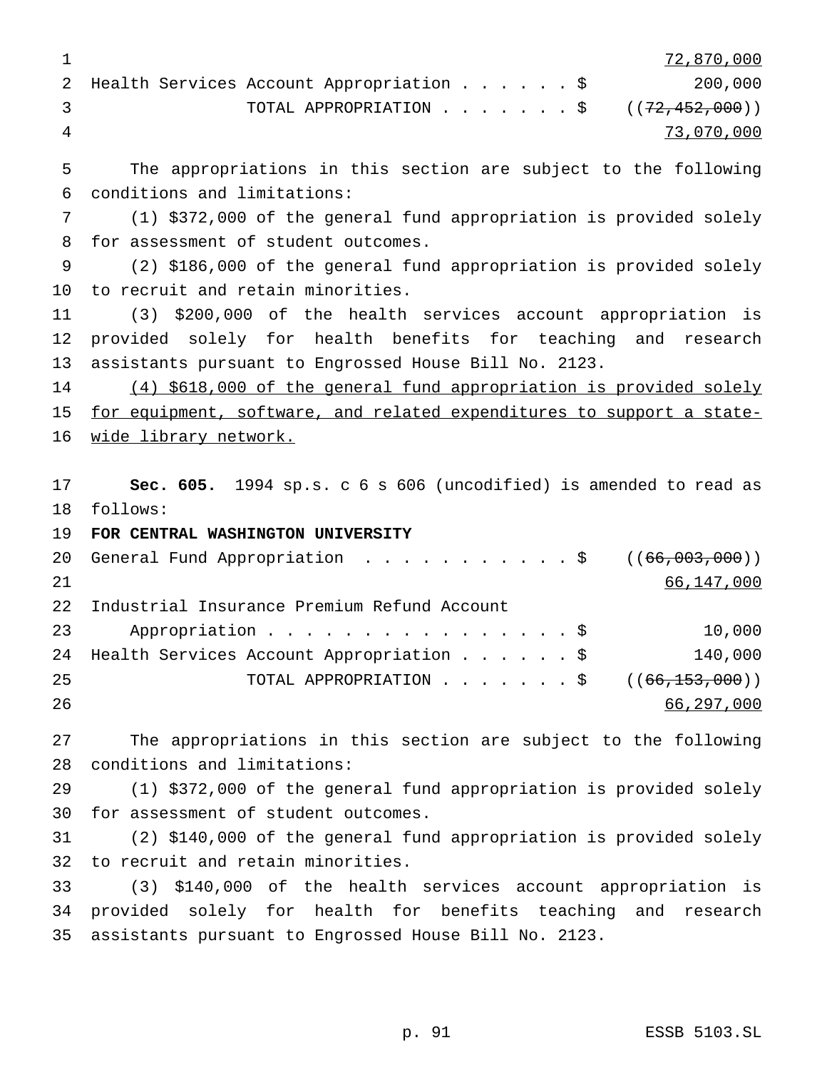72,870,000

Health Services Account Appropriation . . . . . . $ 200,000

TOTAL APPROPRIATION . . . . . . . $ ((~~72,452,000~~))

73,070,000

The appropriations in this section are subject to the following conditions and limitations:

(1) $372,000 of the general fund appropriation is provided solely for assessment of student outcomes.

(2) $186,000 of the general fund appropriation is provided solely to recruit and retain minorities.

(3) $200,000 of the health services account appropriation is provided solely for health benefits for teaching and research assistants pursuant to Engrossed House Bill No. 2123.

(4) $618,000 of the general fund appropriation is provided solely for equipment, software, and related expenditures to support a state-wide library network.

**Sec. 605.** 1994 sp.s. c 6 s 606 (uncodified) is amended to read as follows:

**FOR CENTRAL WASHINGTON UNIVERSITY**

General Fund Appropriation . . . . . . . . . . . $ ((~~66,003,000~~))

66,147,000

Industrial Insurance Premium Refund Account Appropriation . . . . . . . . . . . . . . . . . $ 10,000

Health Services Account Appropriation . . . . . . $ 140,000

TOTAL APPROPRIATION . . . . . . . $ ((~~66,153,000~~))

66,297,000

The appropriations in this section are subject to the following conditions and limitations:

(1) $372,000 of the general fund appropriation is provided solely for assessment of student outcomes.

(2) $140,000 of the general fund appropriation is provided solely to recruit and retain minorities.

(3) $140,000 of the health services account appropriation is provided solely for health for benefits teaching and research assistants pursuant to Engrossed House Bill No. 2123.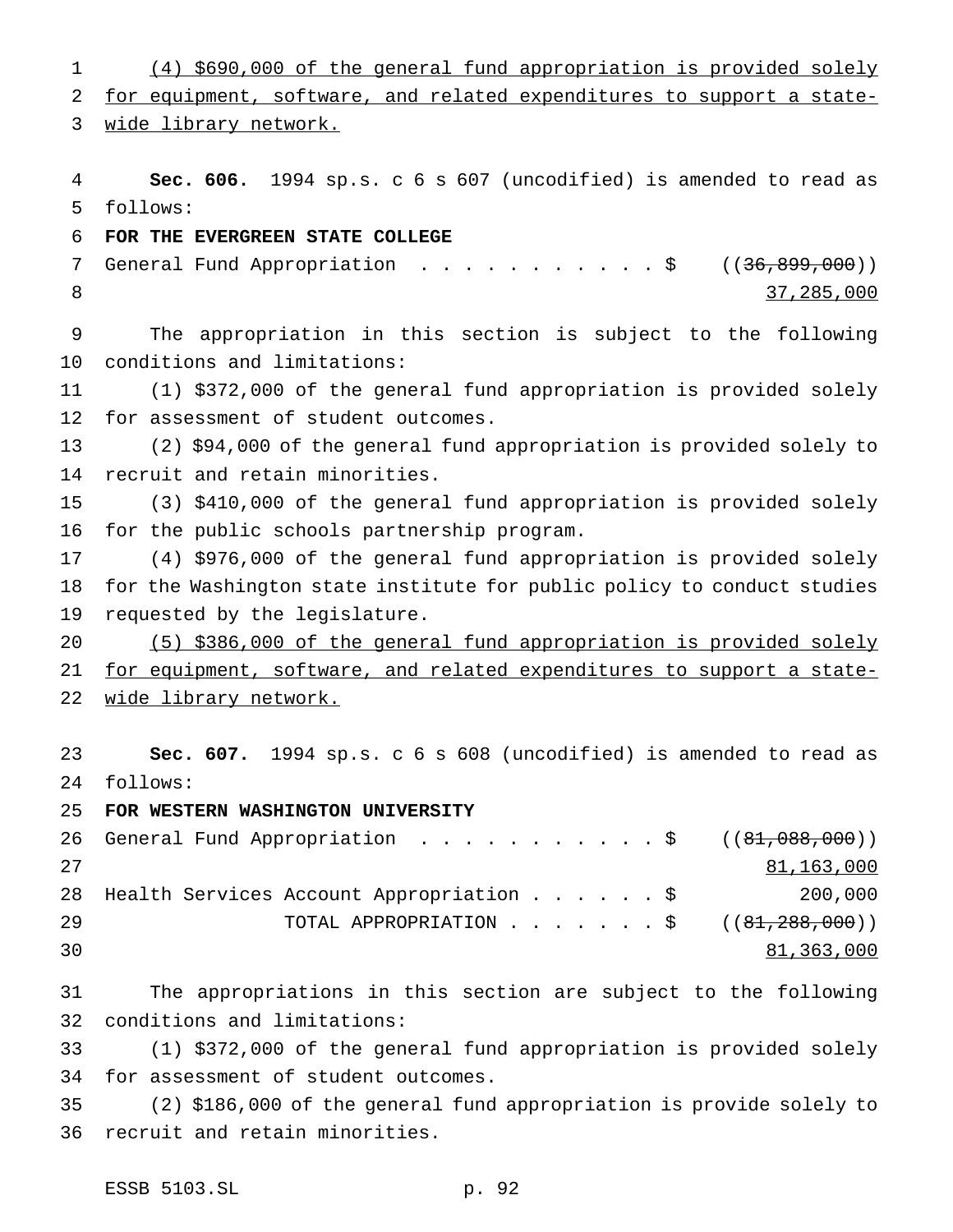(4) $690,000 of the general fund appropriation is provided solely for equipment, software, and related expenditures to support a statewide library network.

**Sec. 606.** 1994 sp.s. c 6 s 607 (uncodified) is amended to read as follows:

**FOR THE EVERGREEN STATE COLLEGE**

| | |
|---|---|
| General Fund Appropriation . . . . . . . . . . . $ | ((~~36,899,000~~)) 37,285,000 |

The appropriation in this section is subject to the following conditions and limitations:

(1) $372,000 of the general fund appropriation is provided solely for assessment of student outcomes.

(2) $94,000 of the general fund appropriation is provided solely to recruit and retain minorities.

(3) $410,000 of the general fund appropriation is provided solely for the public schools partnership program.

(4) $976,000 of the general fund appropriation is provided solely for the Washington state institute for public policy to conduct studies requested by the legislature.

(5) $386,000 of the general fund appropriation is provided solely for equipment, software, and related expenditures to support a statewide library network.

**Sec. 607.** 1994 sp.s. c 6 s 608 (uncodified) is amended to read as follows:

**FOR WESTERN WASHINGTON UNIVERSITY**

| | |
|---|---|
| General Fund Appropriation . . . . . . . . . . . $ | ((~~81,088,000~~)) 81,163,000 |
| Health Services Account Appropriation . . . . . . $ | 200,000 |
| TOTAL APPROPRIATION . . . . . . . $ | ((~~81,288,000~~)) 81,363,000 |

The appropriations in this section are subject to the following conditions and limitations:

(1) $372,000 of the general fund appropriation is provided solely for assessment of student outcomes.

(2) $186,000 of the general fund appropriation is provide solely to recruit and retain minorities.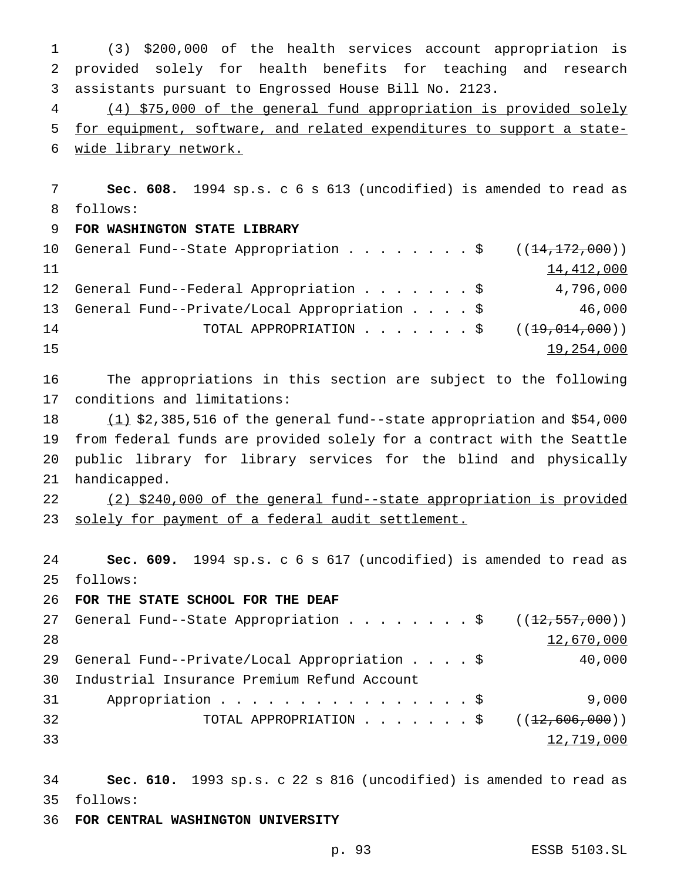(3) $200,000 of the health services account appropriation is provided solely for health benefits for teaching and research assistants pursuant to Engrossed House Bill No. 2123.

(4) $75,000 of the general fund appropriation is provided solely for equipment, software, and related expenditures to support a state-wide library network.

**Sec. 608.** 1994 sp.s. c 6 s 613 (uncodified) is amended to read as follows:

**FOR WASHINGTON STATE LIBRARY**

| | |
|---|---|
| General Fund--State Appropriation . . . . . . . . $ | ((~~14,172,000~~)) 14,412,000 |
| General Fund--Federal Appropriation . . . . . . . $ | 4,796,000 |
| General Fund--Private/Local Appropriation . . . . $ | 46,000 |
| TOTAL APPROPRIATION . . . . . . . $ | ((~~19,014,000~~)) 19,254,000 |

The appropriations in this section are subject to the following conditions and limitations:

(1) $2,385,516 of the general fund--state appropriation and $54,000 from federal funds are provided solely for a contract with the Seattle public library for library services for the blind and physically handicapped.

(2) $240,000 of the general fund--state appropriation is provided solely for payment of a federal audit settlement.

**Sec. 609.** 1994 sp.s. c 6 s 617 (uncodified) is amended to read as follows:

**FOR THE STATE SCHOOL FOR THE DEAF**

| | |
|---|---|
| General Fund--State Appropriation . . . . . . . . $ | ((~~12,557,000~~)) 12,670,000 |
| General Fund--Private/Local Appropriation . . . . $ | 40,000 |
| Industrial Insurance Premium Refund Account Appropriation . . . . . . . . . . . . . . . . . $ | 9,000 |
| TOTAL APPROPRIATION . . . . . . . $ | ((~~12,606,000~~)) 12,719,000 |

**Sec. 610.** 1993 sp.s. c 22 s 816 (uncodified) is amended to read as follows:

**FOR CENTRAL WASHINGTON UNIVERSITY**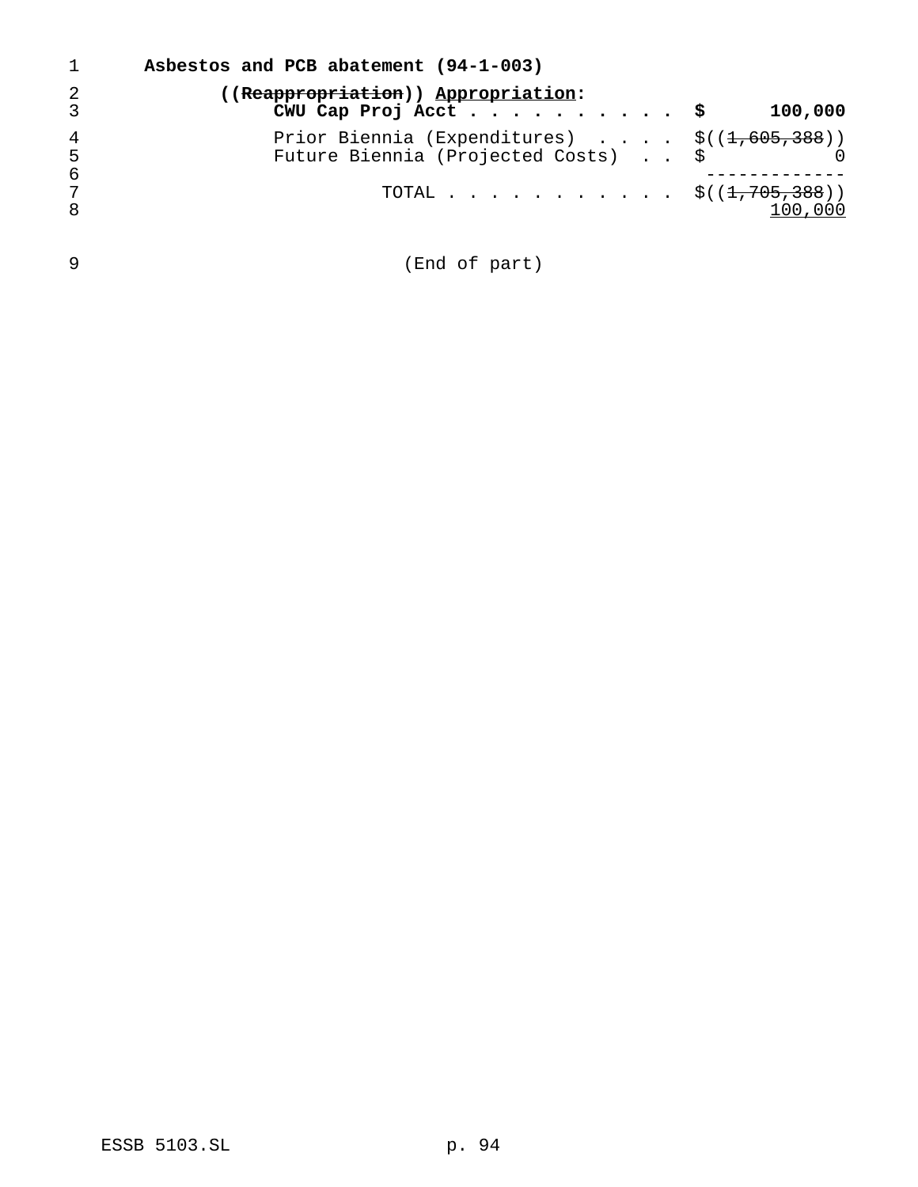**Asbestos and PCB abatement (94-1-003)**

**((~~Reappropriation~~)) Appropriation:**

| | |
|---|---|
| **CWU Cap Proj Acct . . . . . . . . . .** | **$ 100,000** |
| Prior Biennia (Expenditures) . . . . | $((~~1,605,388~~)) |
| Future Biennia (Projected Costs) . . | $ 0 |
| TOTAL . . . . . . . . . . . | $((~~1,705,388~~)) 100,000 |

(End of part)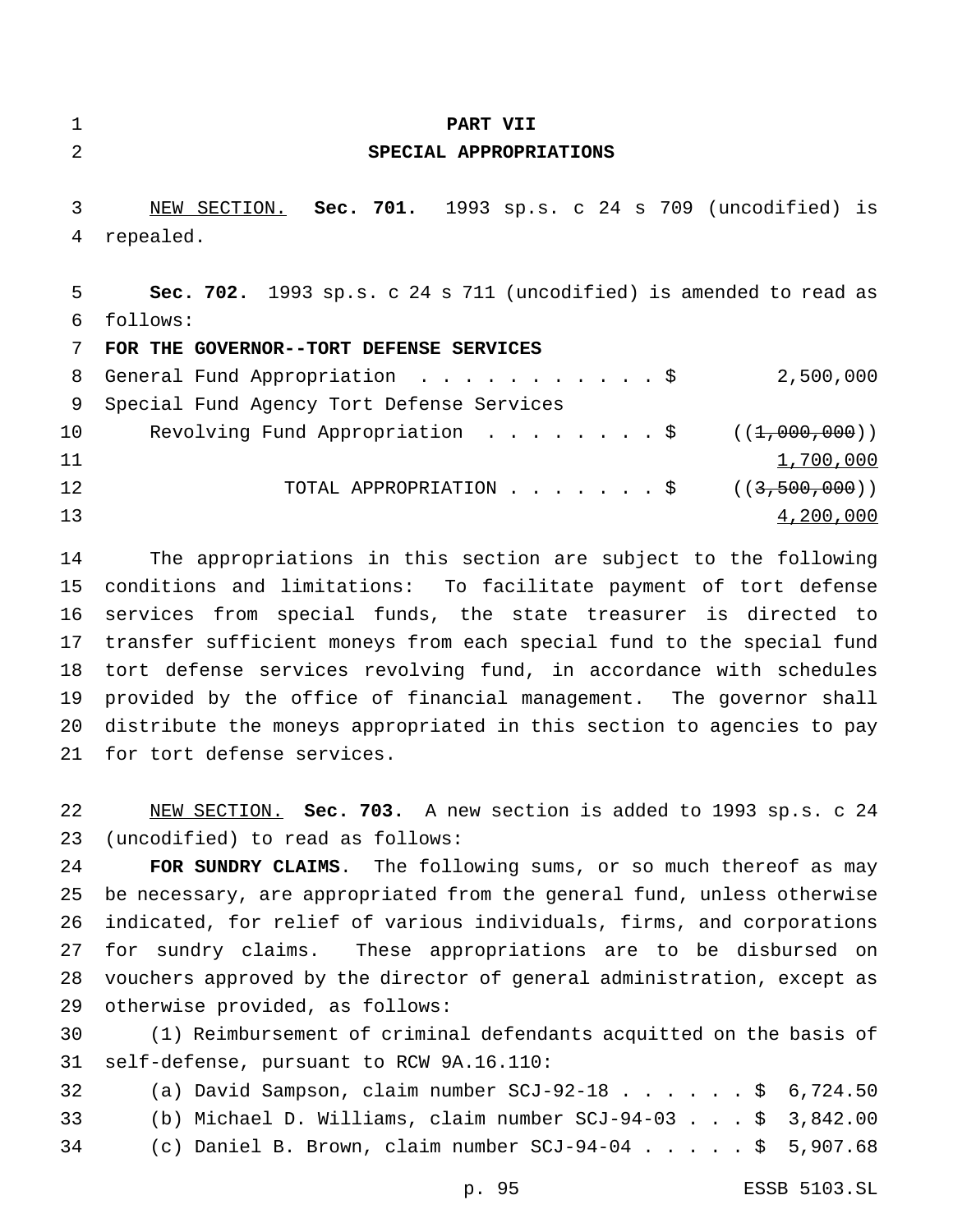# PART VII

## SPECIAL APPROPRIATIONS

NEW SECTION. **Sec. 701.** 1993 sp.s. c 24 s 709 (uncodified) is repealed.

**Sec. 702.** 1993 sp.s. c 24 s 711 (uncodified) is amended to read as follows:

**FOR THE GOVERNOR--TORT DEFENSE SERVICES**

| | |
|---|---|
| General Fund Appropriation . . . . . . . . . . . $ | 2,500,000 |
| Special Fund Agency Tort Defense Services Revolving Fund Appropriation . . . . . . . . $ | ((~~1,000,000~~)) 1,700,000 |
| TOTAL APPROPRIATION . . . . . . . $ | ((~~3,500,000~~)) 4,200,000 |

The appropriations in this section are subject to the following conditions and limitations: To facilitate payment of tort defense services from special funds, the state treasurer is directed to transfer sufficient moneys from each special fund to the special fund tort defense services revolving fund, in accordance with schedules provided by the office of financial management. The governor shall distribute the moneys appropriated in this section to agencies to pay for tort defense services.

NEW SECTION. **Sec. 703.** A new section is added to 1993 sp.s. c 24 (uncodified) to read as follows:

**FOR SUNDRY CLAIMS**. The following sums, or so much thereof as may be necessary, are appropriated from the general fund, unless otherwise indicated, for relief of various individuals, firms, and corporations for sundry claims. These appropriations are to be disbursed on vouchers approved by the director of general administration, except as otherwise provided, as follows:

(1) Reimbursement of criminal defendants acquitted on the basis of self-defense, pursuant to RCW 9A.16.110:

(a) David Sampson, claim number SCJ-92-18 . . . . . . $ 6,724.50

(b) Michael D. Williams, claim number SCJ-94-03 . . . $ 3,842.00

(c) Daniel B. Brown, claim number SCJ-94-04 . . . . . $ 5,907.68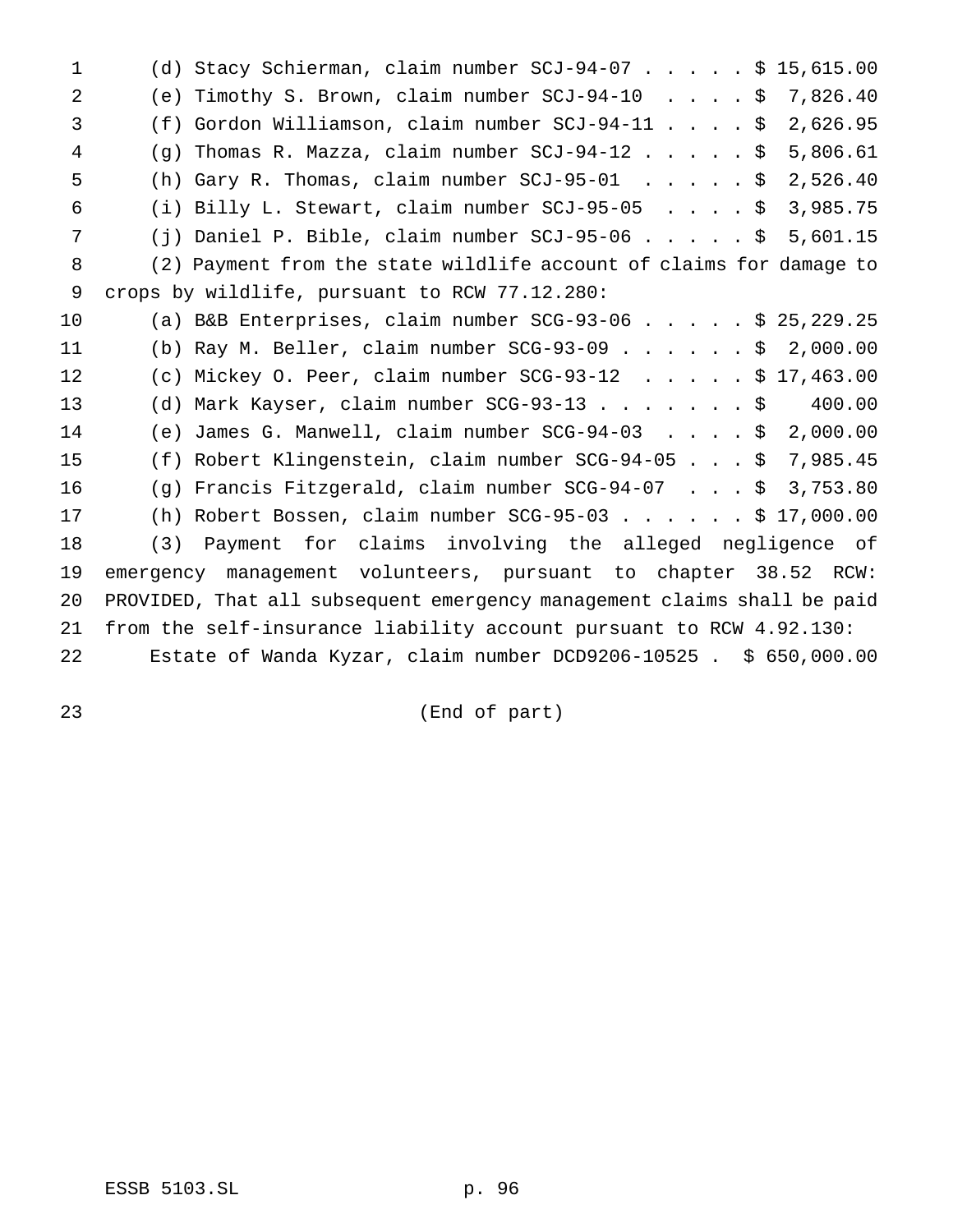(d) Stacy Schierman, claim number SCJ-94-07 . . . . . $ 15,615.00

(e) Timothy S. Brown, claim number SCJ-94-10 . . . . $ 7,826.40

(f) Gordon Williamson, claim number SCJ-94-11 . . . . $ 2,626.95

(g) Thomas R. Mazza, claim number SCJ-94-12 . . . . . $ 5,806.61

(h) Gary R. Thomas, claim number SCJ-95-01 . . . . . $ 2,526.40

(i) Billy L. Stewart, claim number SCJ-95-05 . . . . $ 3,985.75

(j) Daniel P. Bible, claim number SCJ-95-06 . . . . . $ 5,601.15

(2) Payment from the state wildlife account of claims for damage to crops by wildlife, pursuant to RCW 77.12.280:

(a) B&B Enterprises, claim number SCG-93-06 . . . . . $ 25,229.25

(b) Ray M. Beller, claim number SCG-93-09 . . . . . . $ 2,000.00

(c) Mickey O. Peer, claim number SCG-93-12 . . . . . $ 17,463.00

(d) Mark Kayser, claim number SCG-93-13 . . . . . . . $ 400.00

(e) James G. Manwell, claim number SCG-94-03 . . . . $ 2,000.00

(f) Robert Klingenstein, claim number SCG-94-05 . . . $ 7,985.45

(g) Francis Fitzgerald, claim number SCG-94-07 . . . $ 3,753.80

(h) Robert Bossen, claim number SCG-95-03 . . . . . . $ 17,000.00

(3) Payment for claims involving the alleged negligence of emergency management volunteers, pursuant to chapter 38.52 RCW: PROVIDED, That all subsequent emergency management claims shall be paid from the self-insurance liability account pursuant to RCW 4.92.130:

Estate of Wanda Kyzar, claim number DCD9206-10525 . $ 650,000.00

(End of part)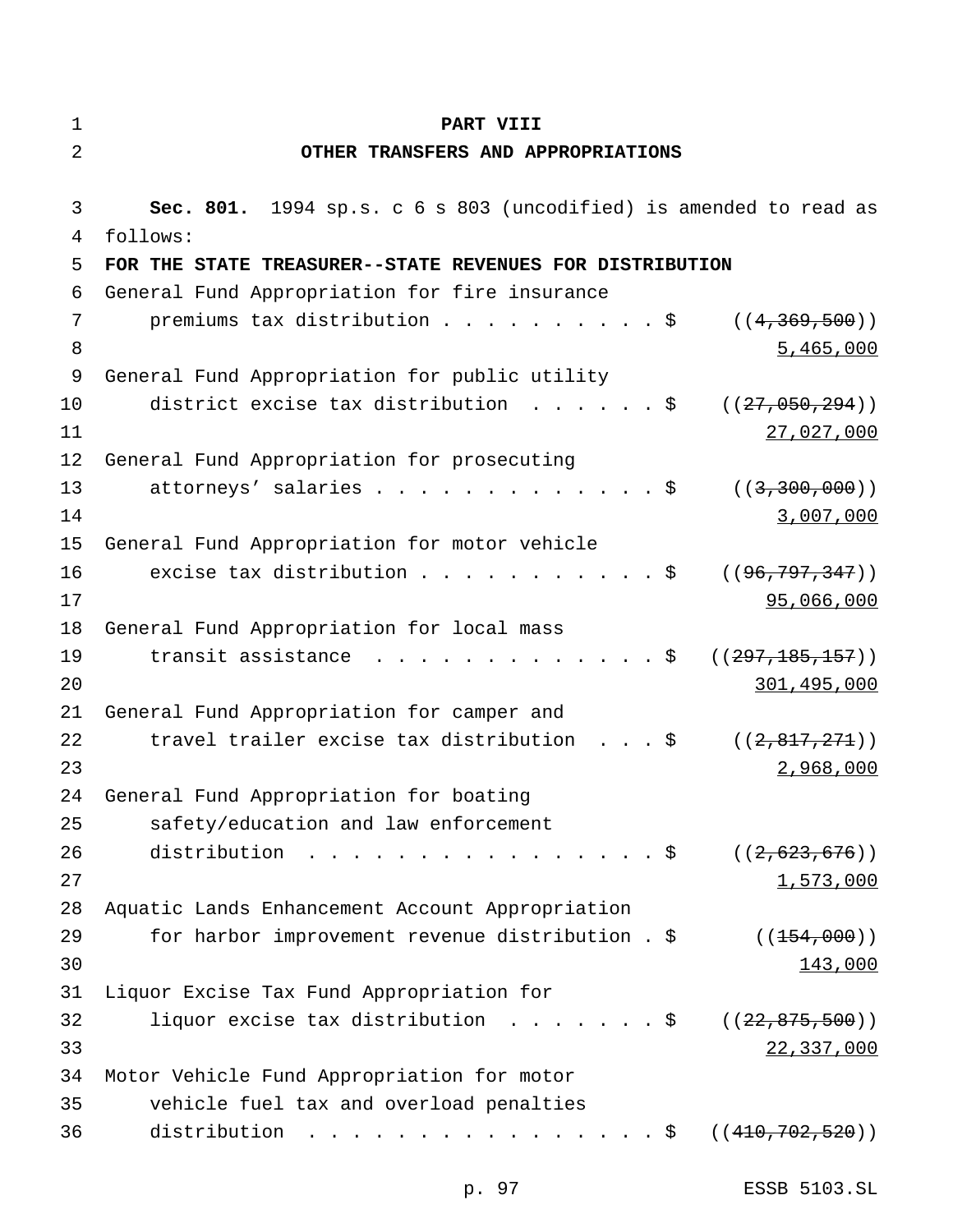# PART VIII

## OTHER TRANSFERS AND APPROPRIATIONS

**Sec. 801.** 1994 sp.s. c 6 s 803 (uncodified) is amended to read as follows:

**FOR THE STATE TREASURER--STATE REVENUES FOR DISTRIBUTION**

General Fund Appropriation for fire insurance premiums tax distribution . . . . . . . . . . $ ((~~4,369,500~~)) 5,465,000

General Fund Appropriation for public utility district excise tax distribution . . . . . . $ ((~~27,050,294~~)) 27,027,000

General Fund Appropriation for prosecuting attorneys' salaries . . . . . . . . . . . . . $ ((~~3,300,000~~)) 3,007,000

General Fund Appropriation for motor vehicle excise tax distribution . . . . . . . . . . . $ ((~~96,797,347~~)) 95,066,000

General Fund Appropriation for local mass transit assistance . . . . . . . . . . . . . $ ((~~297,185,157~~)) 301,495,000

General Fund Appropriation for camper and travel trailer excise tax distribution . . . $ ((~~2,817,271~~)) 2,968,000

General Fund Appropriation for boating safety/education and law enforcement distribution . . . . . . . . . . . . . . . . $ ((~~2,623,676~~)) 1,573,000

Aquatic Lands Enhancement Account Appropriation for harbor improvement revenue distribution . $ ((~~154,000~~)) 143,000

Liquor Excise Tax Fund Appropriation for liquor excise tax distribution . . . . . . . $ ((~~22,875,500~~)) 22,337,000

Motor Vehicle Fund Appropriation for motor vehicle fuel tax and overload penalties distribution . . . . . . . . . . . . . . . . $ ((~~410,702,520~~))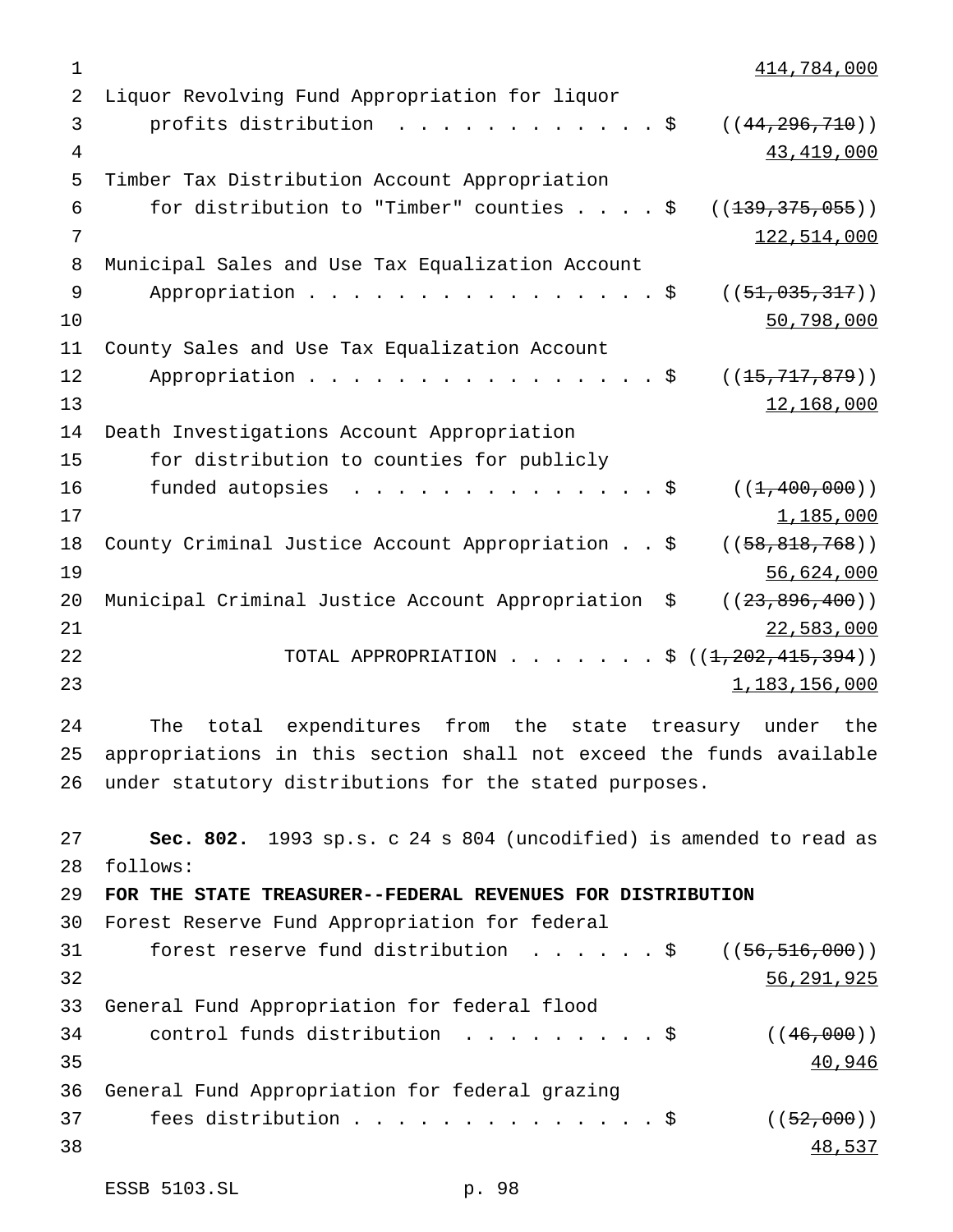414,784,000

Liquor Revolving Fund Appropriation for liquor profits distribution . . . . . . . . . . . . $ ((~~44,296,710~~))
43,419,000

Timber Tax Distribution Account Appropriation for distribution to "Timber" counties . . . . $ ((~~139,375,055~~))
122,514,000

Municipal Sales and Use Tax Equalization Account Appropriation . . . . . . . . . . . . . . . . . $ ((~~51,035,317~~))
50,798,000

County Sales and Use Tax Equalization Account Appropriation . . . . . . . . . . . . . . . . . $ ((~~15,717,879~~))
12,168,000

Death Investigations Account Appropriation for distribution to counties for publicly funded autopsies . . . . . . . . . . . . . . . $ ((~~1,400,000~~))
1,185,000

County Criminal Justice Account Appropriation . . $ ((~~58,818,768~~))
56,624,000

Municipal Criminal Justice Account Appropriation $ ((~~23,896,400~~))
22,583,000

TOTAL APPROPRIATION . . . . . . . $ ((~~1,202,415,394~~))
1,183,156,000

The total expenditures from the state treasury under the appropriations in this section shall not exceed the funds available under statutory distributions for the stated purposes.

**Sec. 802.** 1993 sp.s. c 24 s 804 (uncodified) is amended to read as follows:

**FOR THE STATE TREASURER--FEDERAL REVENUES FOR DISTRIBUTION**

Forest Reserve Fund Appropriation for federal forest reserve fund distribution . . . . . . $ ((~~56,516,000~~))
56,291,925

General Fund Appropriation for federal flood control funds distribution . . . . . . . . . $ ((~~46,000~~))
40,946

General Fund Appropriation for federal grazing fees distribution . . . . . . . . . . . . . . . $ ((~~52,000~~))
48,537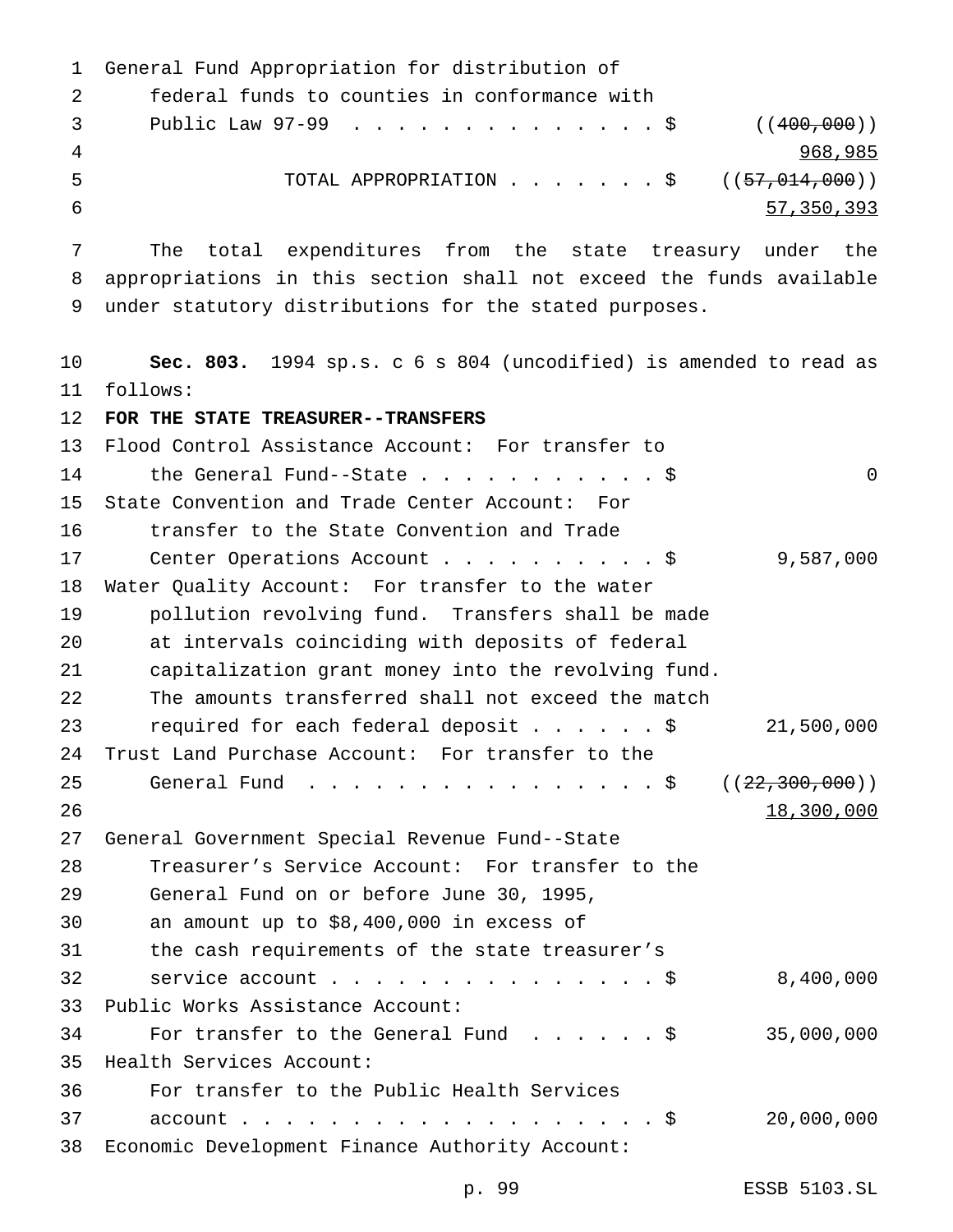General Fund Appropriation for distribution of federal funds to counties in conformance with Public Law 97-99 . . . . . . . . . . . . . . $ ((~~400,000~~)) 968,985

TOTAL APPROPRIATION . . . . . . . $ ((~~57,014,000~~)) 57,350,393

The total expenditures from the state treasury under the appropriations in this section shall not exceed the funds available under statutory distributions for the stated purposes.

**Sec. 803.** 1994 sp.s. c 6 s 804 (uncodified) is amended to read as follows:

**FOR THE STATE TREASURER--TRANSFERS**

Flood Control Assistance Account: For transfer to the General Fund--State . . . . . . . . . . . $ 0

State Convention and Trade Center Account: For transfer to the State Convention and Trade Center Operations Account . . . . . . . . . . $ 9,587,000

Water Quality Account: For transfer to the water pollution revolving fund. Transfers shall be made at intervals coinciding with deposits of federal capitalization grant money into the revolving fund. The amounts transferred shall not exceed the match required for each federal deposit . . . . . . $ 21,500,000

Trust Land Purchase Account: For transfer to the General Fund . . . . . . . . . . . . . . . . $ ((~~22,300,000~~)) 18,300,000

General Government Special Revenue Fund--State Treasurer's Service Account: For transfer to the General Fund on or before June 30, 1995, an amount up to $8,400,000 in excess of the cash requirements of the state treasurer's service account . . . . . . . . . . . . . . . . $ 8,400,000

Public Works Assistance Account: For transfer to the General Fund . . . . . . $ 35,000,000

Health Services Account: For transfer to the Public Health Services account . . . . . . . . . . . . . . . . . . . . $ 20,000,000

Economic Development Finance Authority Account: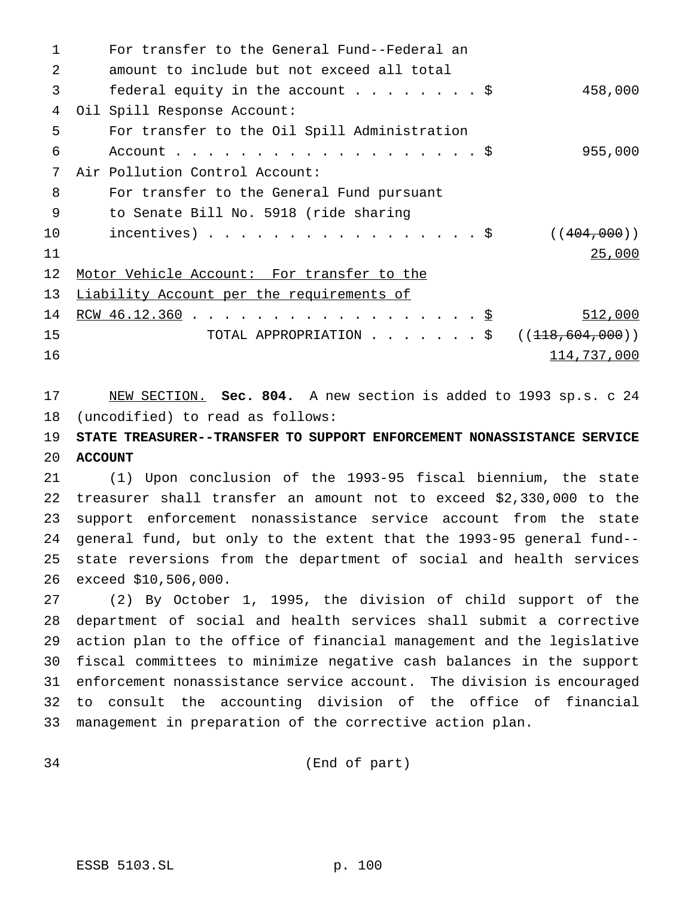For transfer to the General Fund--Federal an amount to include but not exceed all total federal equity in the account . . . . . . . . $ 458,000

Oil Spill Response Account:

For transfer to the Oil Spill Administration Account . . . . . . . . . . . . . . . . . . . $ 955,000

Air Pollution Control Account:

For transfer to the General Fund pursuant to Senate Bill No. 5918 (ride sharing incentives) . . . . . . . . . . . . . . . . . $ ((~~404,000~~)) <u>25,000</u>

<u>Motor Vehicle Account: For transfer to the Liability Account per the requirements of RCW 46.12.360 . . . . . . . . . . . . . . . . . . . $ 512,000</u>

TOTAL APPROPRIATION . . . . . . . $ ((~~118,604,000~~)) <u>114,737,000</u>

<u>NEW SECTION.</u> **Sec. 804.** A new section is added to 1993 sp.s. c 24 (uncodified) to read as follows:

**STATE TREASURER--TRANSFER TO SUPPORT ENFORCEMENT NONASSISTANCE SERVICE ACCOUNT**

(1) Upon conclusion of the 1993-95 fiscal biennium, the state treasurer shall transfer an amount not to exceed $2,330,000 to the support enforcement nonassistance service account from the state general fund, but only to the extent that the 1993-95 general fund--state reversions from the department of social and health services exceed $10,506,000.

(2) By October 1, 1995, the division of child support of the department of social and health services shall submit a corrective action plan to the office of financial management and the legislative fiscal committees to minimize negative cash balances in the support enforcement nonassistance service account. The division is encouraged to consult the accounting division of the office of financial management in preparation of the corrective action plan.

(End of part)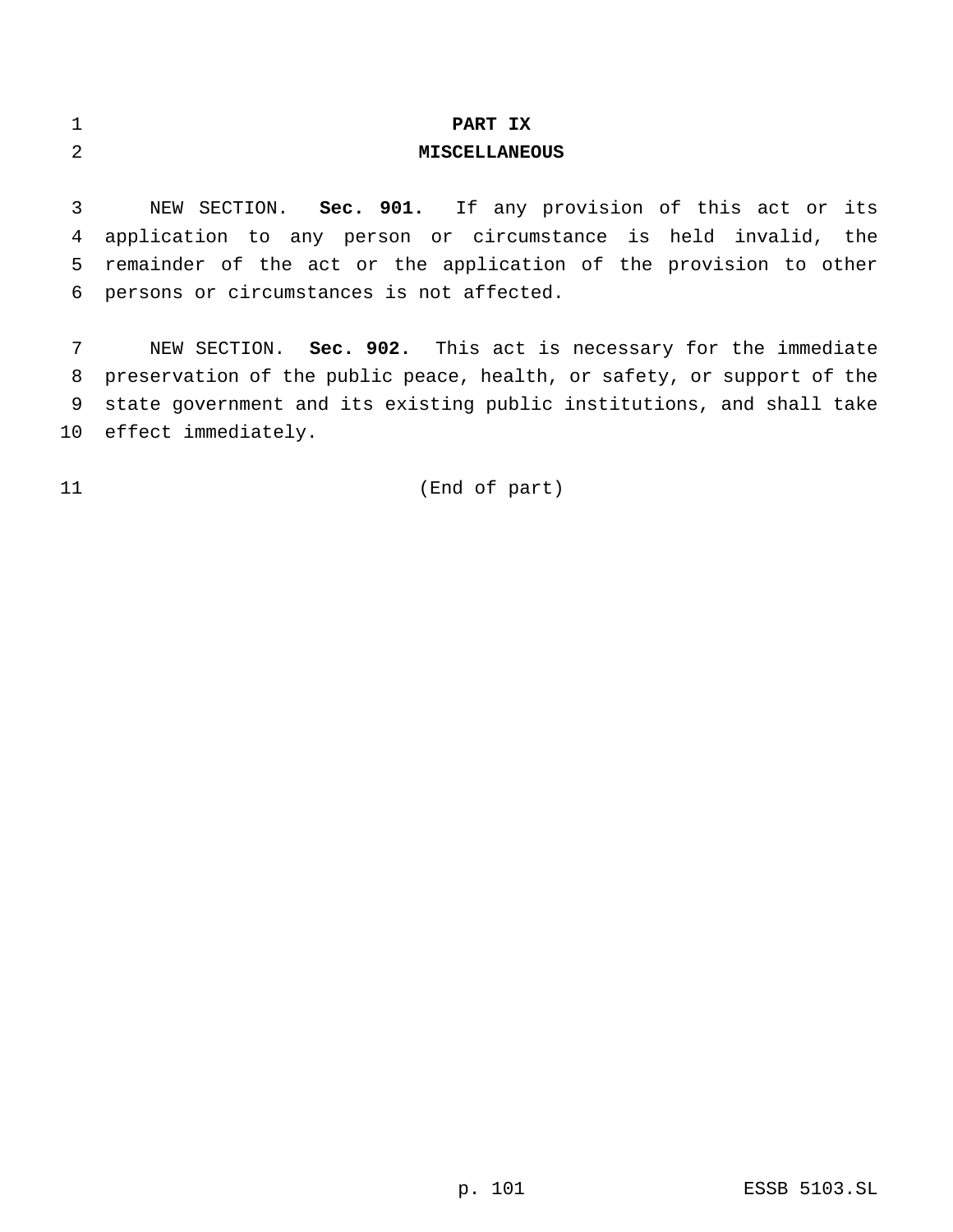# PART IX
# MISCELLANEOUS

NEW SECTION. **Sec. 901.** If any provision of this act or its application to any person or circumstance is held invalid, the remainder of the act or the application of the provision to other persons or circumstances is not affected.

NEW SECTION. **Sec. 902.** This act is necessary for the immediate preservation of the public peace, health, or safety, or support of the state government and its existing public institutions, and shall take effect immediately.

(End of part)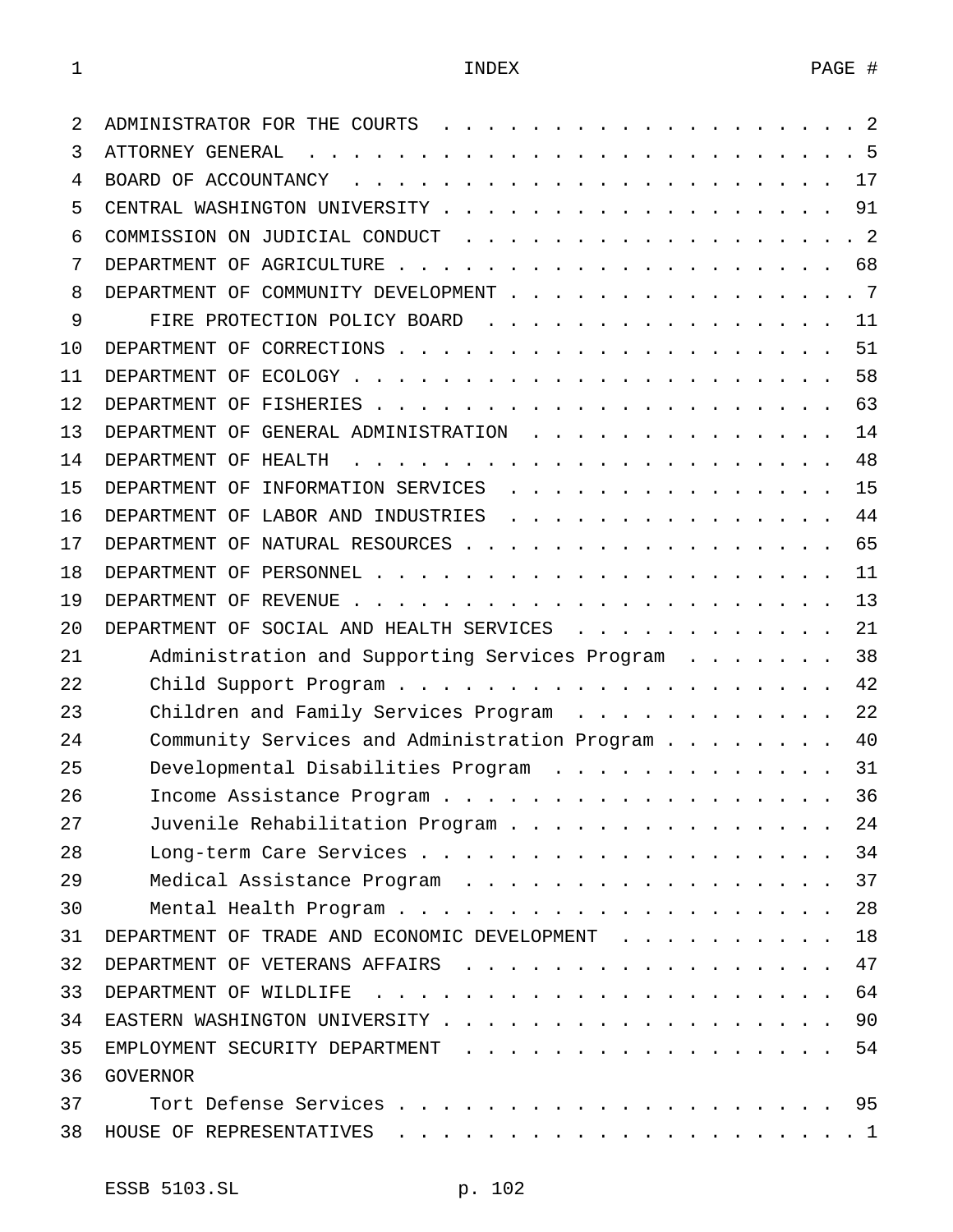# INDEX

| | PAGE # |
|---|---|
| ADMINISTRATOR FOR THE COURTS | 2 |
| ATTORNEY GENERAL | 5 |
| BOARD OF ACCOUNTANCY | 17 |
| CENTRAL WASHINGTON UNIVERSITY | 91 |
| COMMISSION ON JUDICIAL CONDUCT | 2 |
| DEPARTMENT OF AGRICULTURE | 68 |
| DEPARTMENT OF COMMUNITY DEVELOPMENT | 7 |
| FIRE PROTECTION POLICY BOARD | 11 |
| DEPARTMENT OF CORRECTIONS | 51 |
| DEPARTMENT OF ECOLOGY | 58 |
| DEPARTMENT OF FISHERIES | 63 |
| DEPARTMENT OF GENERAL ADMINISTRATION | 14 |
| DEPARTMENT OF HEALTH | 48 |
| DEPARTMENT OF INFORMATION SERVICES | 15 |
| DEPARTMENT OF LABOR AND INDUSTRIES | 44 |
| DEPARTMENT OF NATURAL RESOURCES | 65 |
| DEPARTMENT OF PERSONNEL | 11 |
| DEPARTMENT OF REVENUE | 13 |
| DEPARTMENT OF SOCIAL AND HEALTH SERVICES | 21 |
| Administration and Supporting Services Program | 38 |
| Child Support Program | 42 |
| Children and Family Services Program | 22 |
| Community Services and Administration Program | 40 |
| Developmental Disabilities Program | 31 |
| Income Assistance Program | 36 |
| Juvenile Rehabilitation Program | 24 |
| Long-term Care Services | 34 |
| Medical Assistance Program | 37 |
| Mental Health Program | 28 |
| DEPARTMENT OF TRADE AND ECONOMIC DEVELOPMENT | 18 |
| DEPARTMENT OF VETERANS AFFAIRS | 47 |
| DEPARTMENT OF WILDLIFE | 64 |
| EASTERN WASHINGTON UNIVERSITY | 90 |
| EMPLOYMENT SECURITY DEPARTMENT | 54 |
| GOVERNOR | |
| Tort Defense Services | 95 |
| HOUSE OF REPRESENTATIVES | 1 |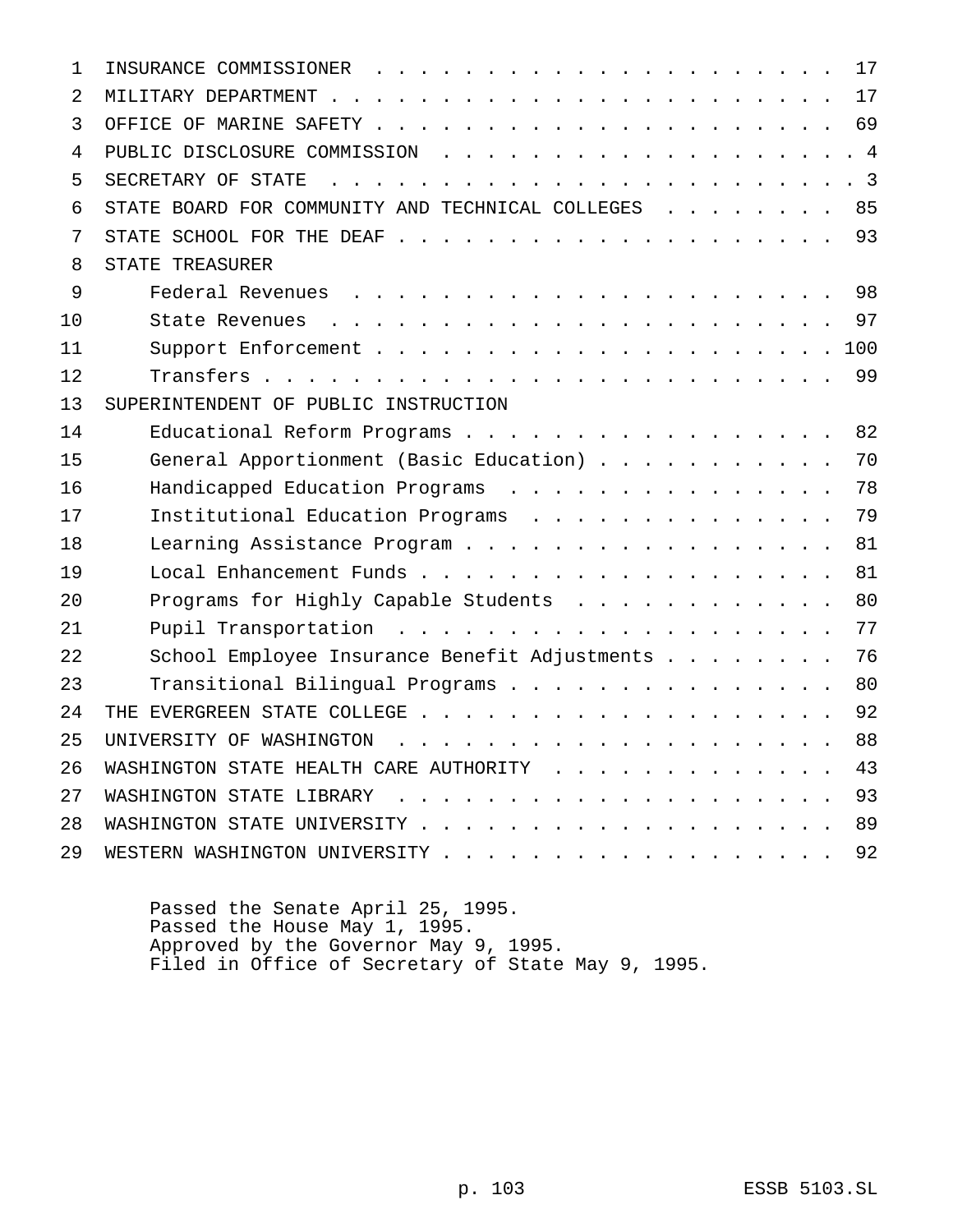| | |
|---|---|
| INSURANCE COMMISSIONER | 17 |
| MILITARY DEPARTMENT | 17 |
| OFFICE OF MARINE SAFETY | 69 |
| PUBLIC DISCLOSURE COMMISSION | 4 |
| SECRETARY OF STATE | 3 |
| STATE BOARD FOR COMMUNITY AND TECHNICAL COLLEGES | 85 |
| STATE SCHOOL FOR THE DEAF | 93 |
| STATE TREASURER | |
| Federal Revenues | 98 |
| State Revenues | 97 |
| Support Enforcement | 100 |
| Transfers | 99 |
| SUPERINTENDENT OF PUBLIC INSTRUCTION | |
| Educational Reform Programs | 82 |
| General Apportionment (Basic Education) | 70 |
| Handicapped Education Programs | 78 |
| Institutional Education Programs | 79 |
| Learning Assistance Program | 81 |
| Local Enhancement Funds | 81 |
| Programs for Highly Capable Students | 80 |
| Pupil Transportation | 77 |
| School Employee Insurance Benefit Adjustments | 76 |
| Transitional Bilingual Programs | 80 |
| THE EVERGREEN STATE COLLEGE | 92 |
| UNIVERSITY OF WASHINGTON | 88 |
| WASHINGTON STATE HEALTH CARE AUTHORITY | 43 |
| WASHINGTON STATE LIBRARY | 93 |
| WASHINGTON STATE UNIVERSITY | 89 |
| WESTERN WASHINGTON UNIVERSITY | 92 |

Passed the Senate April 25, 1995.
Passed the House May 1, 1995.
Approved by the Governor May 9, 1995.
Filed in Office of Secretary of State May 9, 1995.